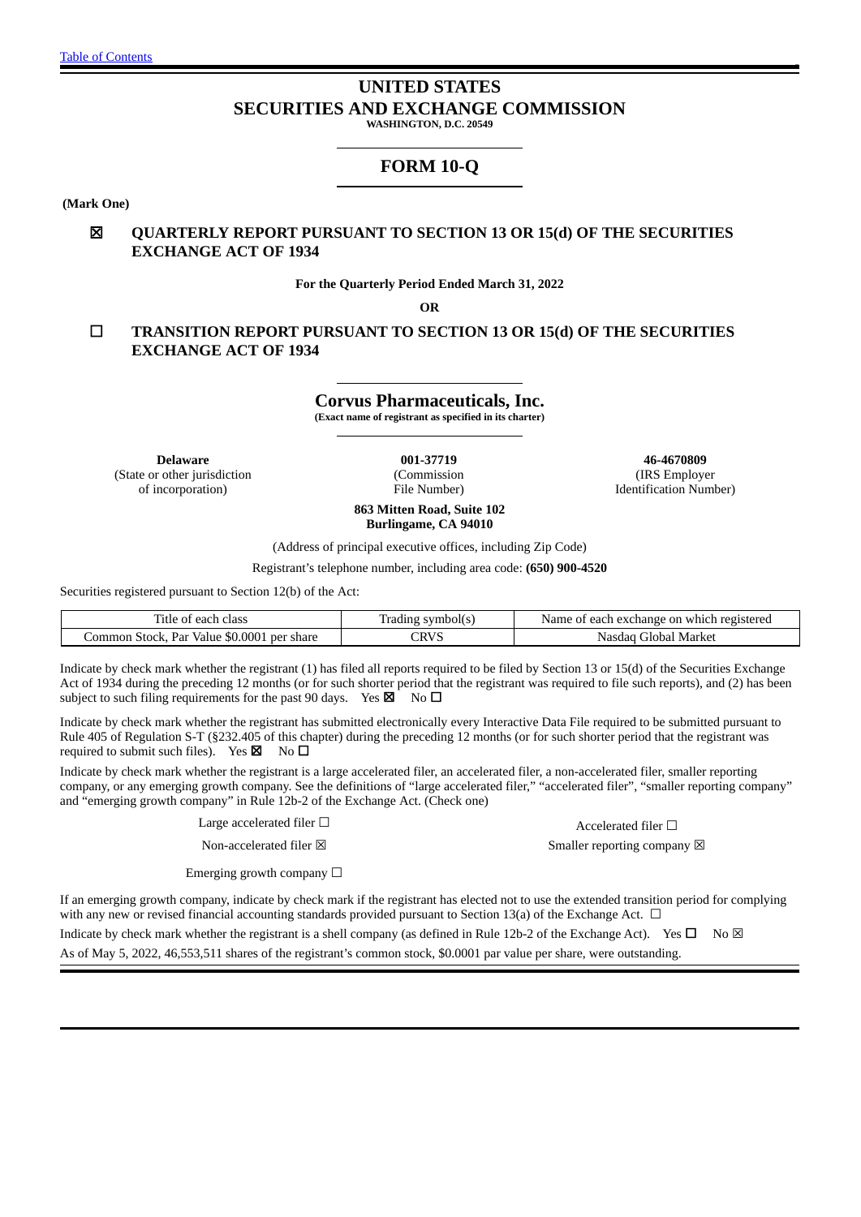Table of Contents

# UNITED STATES
# SECURITIES AND EXCHANGE COMMISSION

**WASHINGTON, D.C. 20549**

## FORM 10-Q

**(Mark One)**

☒ **QUARTERLY REPORT PURSUANT TO SECTION 13 OR 15(d) OF THE SECURITIES EXCHANGE ACT OF 1934**

**For the Quarterly Period Ended March 31, 2022**

**OR**

☐ **TRANSITION REPORT PURSUANT TO SECTION 13 OR 15(d) OF THE SECURITIES EXCHANGE ACT OF 1934**

## Corvus Pharmaceuticals, Inc.

**(Exact name of registrant as specified in its charter)**

| **Delaware** | **001-37719** | **46-4670809** |
|---|---|---|
| (State or other jurisdiction of incorporation) | (Commission File Number) | (IRS Employer Identification Number) |

**863 Mitten Road, Suite 102**
**Burlingame, CA 94010**

(Address of principal executive offices, including Zip Code)

Registrant's telephone number, including area code: **(650) 900-4520**

Securities registered pursuant to Section 12(b) of the Act:

| Title of each class | Trading symbol(s) | Name of each exchange on which registered |
|---|---|---|
| Common Stock, Par Value $0.0001 per share | CRVS | Nasdaq Global Market |

Indicate by check mark whether the registrant (1) has filed all reports required to be filed by Section 13 or 15(d) of the Securities Exchange Act of 1934 during the preceding 12 months (or for such shorter period that the registrant was required to file such reports), and (2) has been subject to such filing requirements for the past 90 days. Yes ☒ No ☐

Indicate by check mark whether the registrant has submitted electronically every Interactive Data File required to be submitted pursuant to Rule 405 of Regulation S-T (§232.405 of this chapter) during the preceding 12 months (or for such shorter period that the registrant was required to submit such files). Yes ☒ No ☐

Indicate by check mark whether the registrant is a large accelerated filer, an accelerated filer, a non-accelerated filer, smaller reporting company, or any emerging growth company. See the definitions of "large accelerated filer," "accelerated filer", "smaller reporting company" and "emerging growth company" in Rule 12b-2 of the Exchange Act. (Check one)

| | |
|---|---|
| Large accelerated filer ☐ | Accelerated filer ☐ |
| Non-accelerated filer ☒ | Smaller reporting company ☒ |
| Emerging growth company ☐ | |

If an emerging growth company, indicate by check mark if the registrant has elected not to use the extended transition period for complying with any new or revised financial accounting standards provided pursuant to Section 13(a) of the Exchange Act. ☐

Indicate by check mark whether the registrant is a shell company (as defined in Rule 12b-2 of the Exchange Act). Yes ☐ No ☒

As of May 5, 2022, 46,553,511 shares of the registrant's common stock, $0.0001 par value per share, were outstanding.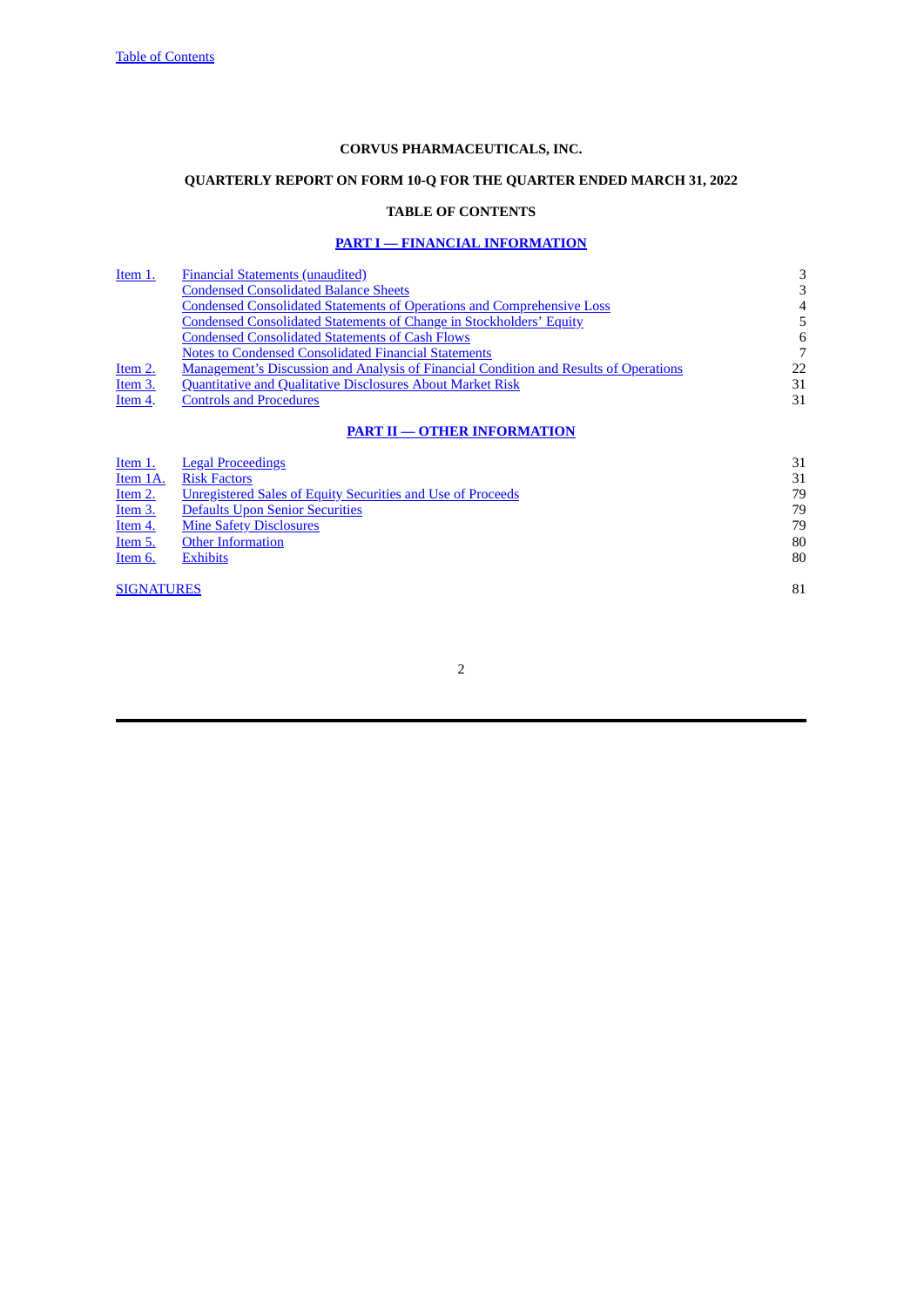**CORVUS PHARMACEUTICALS, INC.**

**QUARTERLY REPORT ON FORM 10-Q FOR THE QUARTER ENDED MARCH 31, 2022**

**TABLE OF CONTENTS**

**PART I — FINANCIAL INFORMATION**

| | | |
|---|---|---|
| Item 1. | Financial Statements (unaudited) | 3 |
| | Condensed Consolidated Balance Sheets | 3 |
| | Condensed Consolidated Statements of Operations and Comprehensive Loss | 4 |
| | Condensed Consolidated Statements of Change in Stockholders' Equity | 5 |
| | Condensed Consolidated Statements of Cash Flows | 6 |
| | Notes to Condensed Consolidated Financial Statements | 7 |
| Item 2. | Management's Discussion and Analysis of Financial Condition and Results of Operations | 22 |
| Item 3. | Quantitative and Qualitative Disclosures About Market Risk | 31 |
| Item 4. | Controls and Procedures | 31 |

**PART II — OTHER INFORMATION**

| | | |
|---|---|---|
| Item 1. | Legal Proceedings | 31 |
| Item 1A. | Risk Factors | 31 |
| Item 2. | Unregistered Sales of Equity Securities and Use of Proceeds | 79 |
| Item 3. | Defaults Upon Senior Securities | 79 |
| Item 4. | Mine Safety Disclosures | 79 |
| Item 5. | Other Information | 80 |
| Item 6. | Exhibits | 80 |
| | | |
| SIGNATURES | | 81 |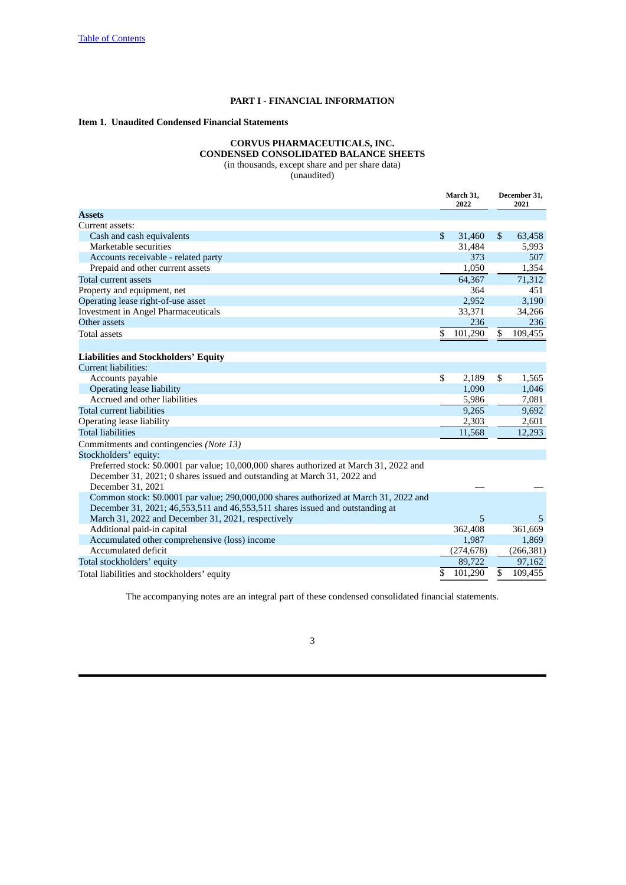[Table of Contents](#)

## PART I - FINANCIAL INFORMATION

### Item 1. Unaudited Condensed Financial Statements

**CORVUS PHARMACEUTICALS, INC.**
**CONDENSED CONSOLIDATED BALANCE SHEETS**
(in thousands, except share and per share data)
(unaudited)

| | March 31, 2022 | December 31, 2021 |
|---|---|---|
| **Assets** | | |
| Current assets: | | |
| Cash and cash equivalents | $ 31,460 | $ 63,458 |
| Marketable securities | 31,484 | 5,993 |
| Accounts receivable - related party | 373 | 507 |
| Prepaid and other current assets | 1,050 | 1,354 |
| Total current assets | 64,367 | 71,312 |
| Property and equipment, net | 364 | 451 |
| Operating lease right-of-use asset | 2,952 | 3,190 |
| Investment in Angel Pharmaceuticals | 33,371 | 34,266 |
| Other assets | 236 | 236 |
| Total assets | $ 101,290 | $ 109,455 |
| **Liabilities and Stockholders' Equity** | | |
| Current liabilities: | | |
| Accounts payable | $ 2,189 | $ 1,565 |
| Operating lease liability | 1,090 | 1,046 |
| Accrued and other liabilities | 5,986 | 7,081 |
| Total current liabilities | 9,265 | 9,692 |
| Operating lease liability | 2,303 | 2,601 |
| Total liabilities | 11,568 | 12,293 |
| Commitments and contingencies *(Note 13)* | | |
| Stockholders' equity: | | |
| Preferred stock: $0.0001 par value; 10,000,000 shares authorized at March 31, 2022 and December 31, 2021; 0 shares issued and outstanding at March 31, 2022 and December 31, 2021 | — | — |
| Common stock: $0.0001 par value; 290,000,000 shares authorized at March 31, 2022 and December 31, 2021; 46,553,511 and 46,553,511 shares issued and outstanding at March 31, 2022 and December 31, 2021, respectively | 5 | 5 |
| Additional paid-in capital | 362,408 | 361,669 |
| Accumulated other comprehensive (loss) income | 1,987 | 1,869 |
| Accumulated deficit | (274,678) | (266,381) |
| Total stockholders' equity | 89,722 | 97,162 |
| Total liabilities and stockholders' equity | $ 101,290 | $ 109,455 |

The accompanying notes are an integral part of these condensed consolidated financial statements.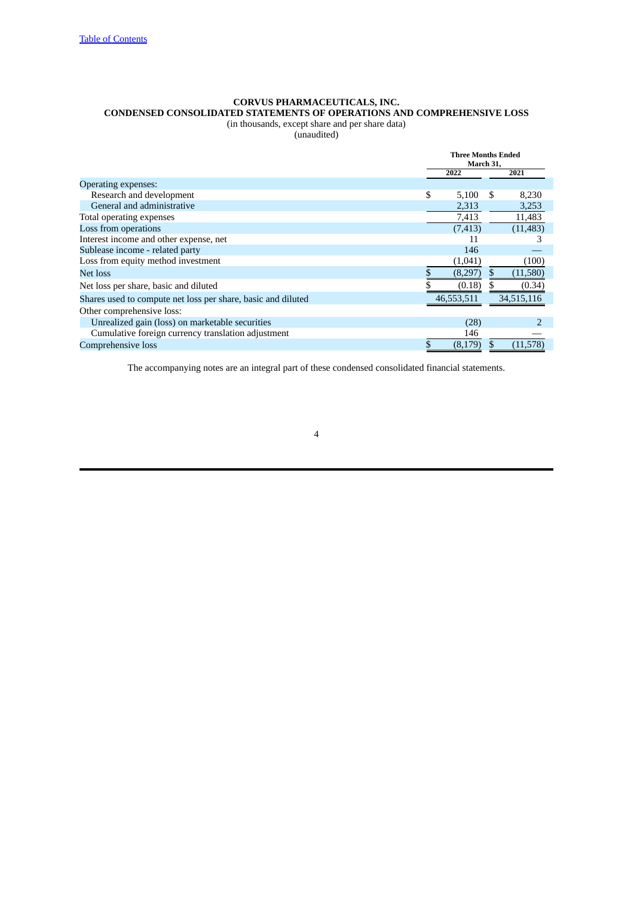Table of Contents

**CORVUS PHARMACEUTICALS, INC.**
**CONDENSED CONSOLIDATED STATEMENTS OF OPERATIONS AND COMPREHENSIVE LOSS**
(in thousands, except share and per share data)
(unaudited)

| | Three Months Ended March 31, | |
|---|---|---|
| | 2022 | 2021 |
| Operating expenses: | | |
| Research and development | $ 5,100 | $ 8,230 |
| General and administrative | 2,313 | 3,253 |
| Total operating expenses | 7,413 | 11,483 |
| Loss from operations | (7,413) | (11,483) |
| Interest income and other expense, net | 11 | 3 |
| Sublease income - related party | 146 | — |
| Loss from equity method investment | (1,041) | (100) |
| Net loss | $ (8,297) | $ (11,580) |
| Net loss per share, basic and diluted | $ (0.18) | $ (0.34) |
| Shares used to compute net loss per share, basic and diluted | 46,553,511 | 34,515,116 |
| Other comprehensive loss: | | |
| Unrealized gain (loss) on marketable securities | (28) | 2 |
| Cumulative foreign currency translation adjustment | 146 | — |
| Comprehensive loss | $ (8,179) | $ (11,578) |

The accompanying notes are an integral part of these condensed consolidated financial statements.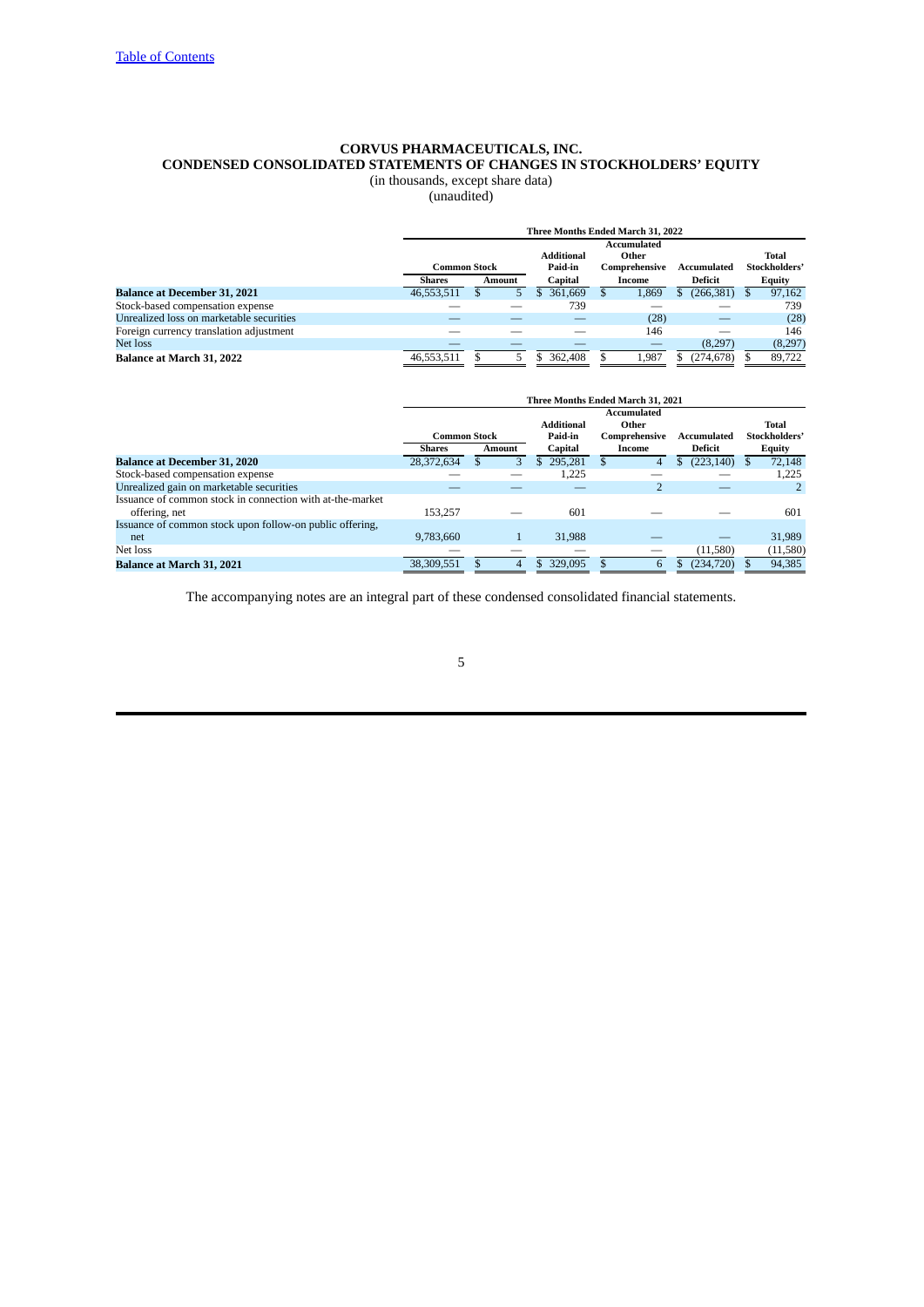# CORVUS PHARMACEUTICALS, INC.
## CONDENSED CONSOLIDATED STATEMENTS OF CHANGES IN STOCKHOLDERS' EQUITY
(in thousands, except share data)
(unaudited)

| | Three Months Ended March 31, 2022 | | | | | |
|---|---|---|---|---|---|---|
| | Common Stock | | Additional Paid-in | Accumulated Other Comprehensive | Accumulated | Total Stockholders' |
| | Shares | Amount | Capital | Income | Deficit | Equity |
| **Balance at December 31, 2021** | 46,553,511 | $ 5 | $ 361,669 | $ 1,869 | $ (266,381) | $ 97,162 |
| Stock-based compensation expense | — | — | 739 | — | — | 739 |
| Unrealized loss on marketable securities | — | — | — | (28) | — | (28) |
| Foreign currency translation adjustment | — | — | — | 146 | — | 146 |
| Net loss | — | — | — | — | (8,297) | (8,297) |
| **Balance at March 31, 2022** | 46,553,511 | $ 5 | $ 362,408 | $ 1,987 | $ (274,678) | $ 89,722 |

| | Three Months Ended March 31, 2021 | | | | | |
|---|---|---|---|---|---|---|
| | Common Stock | | Additional Paid-in | Accumulated Other Comprehensive | Accumulated | Total Stockholders' |
| | Shares | Amount | Capital | Income | Deficit | Equity |
| **Balance at December 31, 2020** | 28,372,634 | $ 3 | $ 295,281 | $ 4 | $ (223,140) | $ 72,148 |
| Stock-based compensation expense | — | — | 1,225 | — | — | 1,225 |
| Unrealized gain on marketable securities | — | — | — | 2 | — | 2 |
| Issuance of common stock in connection with at-the-market offering, net | 153,257 | — | 601 | — | — | 601 |
| Issuance of common stock upon follow-on public offering, net | 9,783,660 | 1 | 31,988 | — | — | 31,989 |
| Net loss | — | — | — | — | (11,580) | (11,580) |
| **Balance at March 31, 2021** | 38,309,551 | $ 4 | $ 329,095 | $ 6 | $ (234,720) | $ 94,385 |

The accompanying notes are an integral part of these condensed consolidated financial statements.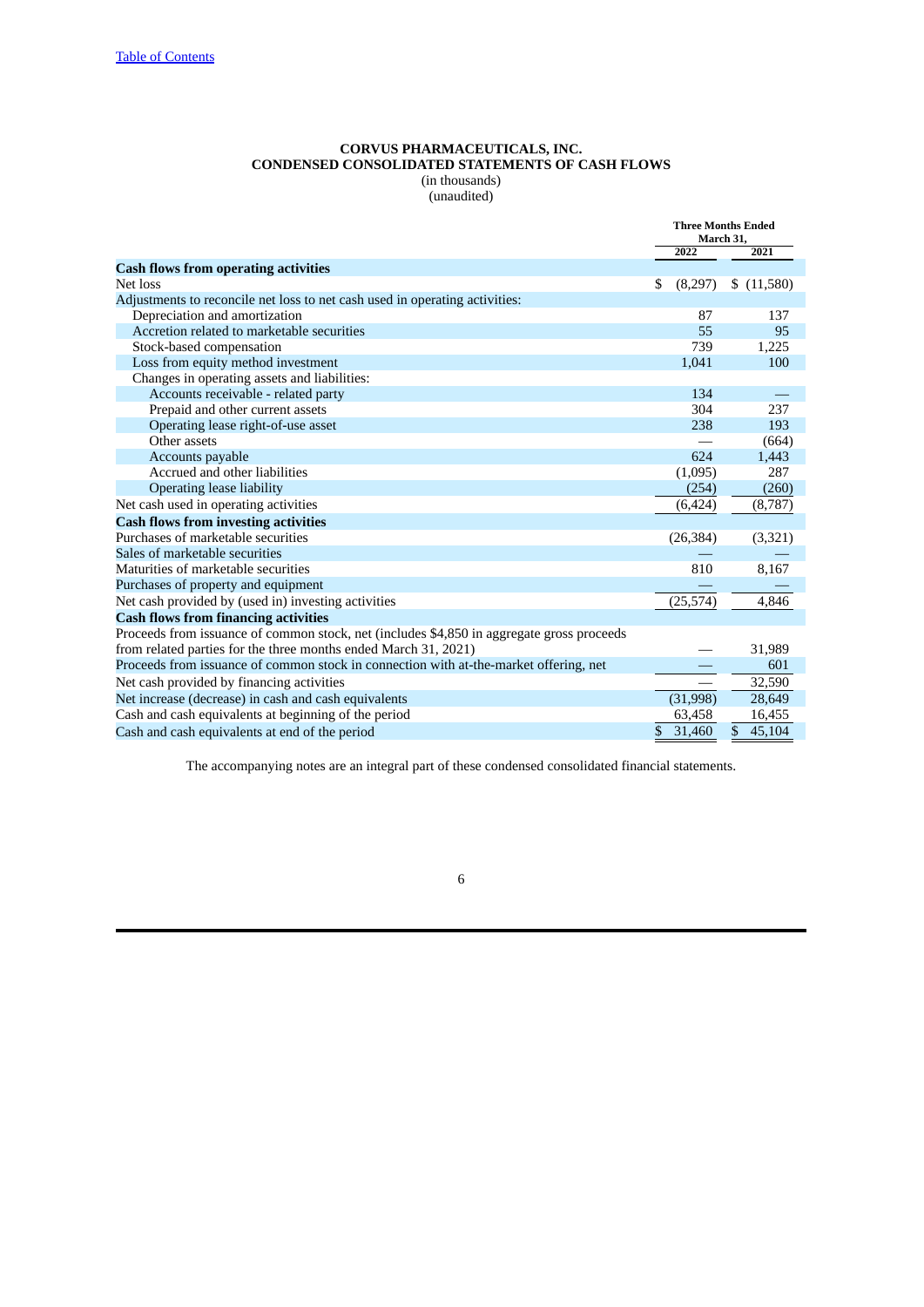**CORVUS PHARMACEUTICALS, INC.**
**CONDENSED CONSOLIDATED STATEMENTS OF CASH FLOWS**
(in thousands)
(unaudited)

| | Three Months Ended March 31, | |
|---|---|---|
| | 2022 | 2021 |
| **Cash flows from operating activities** | | |
| Net loss | $ (8,297) | $ (11,580) |
| Adjustments to reconcile net loss to net cash used in operating activities: | | |
| Depreciation and amortization | 87 | 137 |
| Accretion related to marketable securities | 55 | 95 |
| Stock-based compensation | 739 | 1,225 |
| Loss from equity method investment | 1,041 | 100 |
| Changes in operating assets and liabilities: | | |
| Accounts receivable - related party | 134 | — |
| Prepaid and other current assets | 304 | 237 |
| Operating lease right-of-use asset | 238 | 193 |
| Other assets | — | (664) |
| Accounts payable | 624 | 1,443 |
| Accrued and other liabilities | (1,095) | 287 |
| Operating lease liability | (254) | (260) |
| Net cash used in operating activities | (6,424) | (8,787) |
| **Cash flows from investing activities** | | |
| Purchases of marketable securities | (26,384) | (3,321) |
| Sales of marketable securities | — | — |
| Maturities of marketable securities | 810 | 8,167 |
| Purchases of property and equipment | — | — |
| Net cash provided by (used in) investing activities | (25,574) | 4,846 |
| **Cash flows from financing activities** | | |
| Proceeds from issuance of common stock, net (includes $4,850 in aggregate gross proceeds from related parties for the three months ended March 31, 2021) | — | 31,989 |
| Proceeds from issuance of common stock in connection with at-the-market offering, net | — | 601 |
| Net cash provided by financing activities | — | 32,590 |
| Net increase (decrease) in cash and cash equivalents | (31,998) | 28,649 |
| Cash and cash equivalents at beginning of the period | 63,458 | 16,455 |
| Cash and cash equivalents at end of the period | $ 31,460 | $ 45,104 |

The accompanying notes are an integral part of these condensed consolidated financial statements.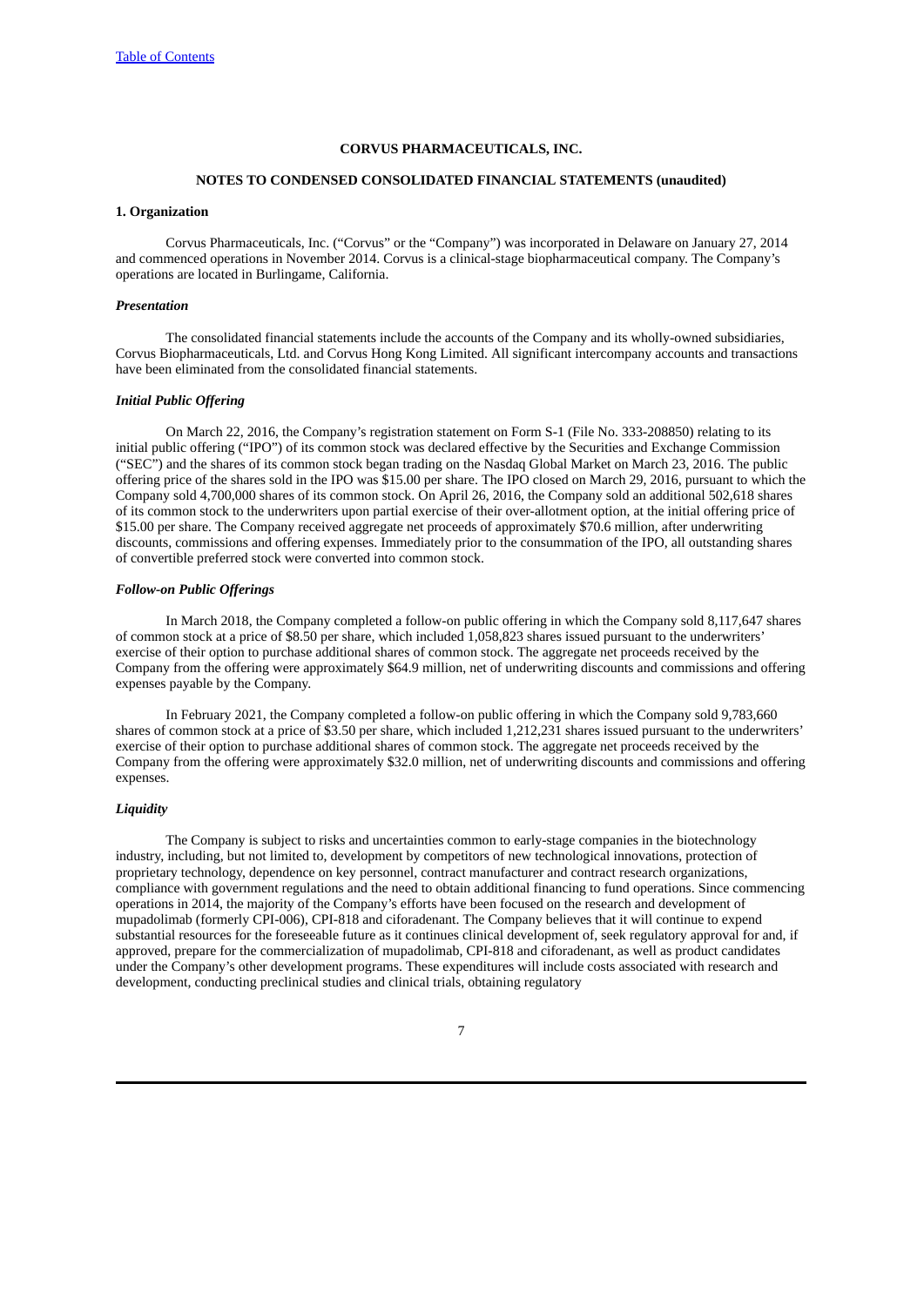**CORVUS PHARMACEUTICALS, INC.**

**NOTES TO CONDENSED CONSOLIDATED FINANCIAL STATEMENTS (unaudited)**

**1. Organization**

Corvus Pharmaceuticals, Inc. ("Corvus" or the "Company") was incorporated in Delaware on January 27, 2014 and commenced operations in November 2014. Corvus is a clinical-stage biopharmaceutical company. The Company's operations are located in Burlingame, California.

***Presentation***

The consolidated financial statements include the accounts of the Company and its wholly-owned subsidiaries, Corvus Biopharmaceuticals, Ltd. and Corvus Hong Kong Limited. All significant intercompany accounts and transactions have been eliminated from the consolidated financial statements.

***Initial Public Offering***

On March 22, 2016, the Company's registration statement on Form S-1 (File No. 333-208850) relating to its initial public offering ("IPO") of its common stock was declared effective by the Securities and Exchange Commission ("SEC") and the shares of its common stock began trading on the Nasdaq Global Market on March 23, 2016. The public offering price of the shares sold in the IPO was $15.00 per share. The IPO closed on March 29, 2016, pursuant to which the Company sold 4,700,000 shares of its common stock. On April 26, 2016, the Company sold an additional 502,618 shares of its common stock to the underwriters upon partial exercise of their over-allotment option, at the initial offering price of $15.00 per share. The Company received aggregate net proceeds of approximately $70.6 million, after underwriting discounts, commissions and offering expenses. Immediately prior to the consummation of the IPO, all outstanding shares of convertible preferred stock were converted into common stock.

***Follow-on Public Offerings***

In March 2018, the Company completed a follow-on public offering in which the Company sold 8,117,647 shares of common stock at a price of $8.50 per share, which included 1,058,823 shares issued pursuant to the underwriters' exercise of their option to purchase additional shares of common stock. The aggregate net proceeds received by the Company from the offering were approximately $64.9 million, net of underwriting discounts and commissions and offering expenses payable by the Company.

In February 2021, the Company completed a follow-on public offering in which the Company sold 9,783,660 shares of common stock at a price of $3.50 per share, which included 1,212,231 shares issued pursuant to the underwriters' exercise of their option to purchase additional shares of common stock. The aggregate net proceeds received by the Company from the offering were approximately $32.0 million, net of underwriting discounts and commissions and offering expenses.

***Liquidity***

The Company is subject to risks and uncertainties common to early-stage companies in the biotechnology industry, including, but not limited to, development by competitors of new technological innovations, protection of proprietary technology, dependence on key personnel, contract manufacturer and contract research organizations, compliance with government regulations and the need to obtain additional financing to fund operations. Since commencing operations in 2014, the majority of the Company's efforts have been focused on the research and development of mupadolimab (formerly CPI-006), CPI-818 and ciforadenant. The Company believes that it will continue to expend substantial resources for the foreseeable future as it continues clinical development of, seek regulatory approval for and, if approved, prepare for the commercialization of mupadolimab, CPI-818 and ciforadenant, as well as product candidates under the Company's other development programs. These expenditures will include costs associated with research and development, conducting preclinical studies and clinical trials, obtaining regulatory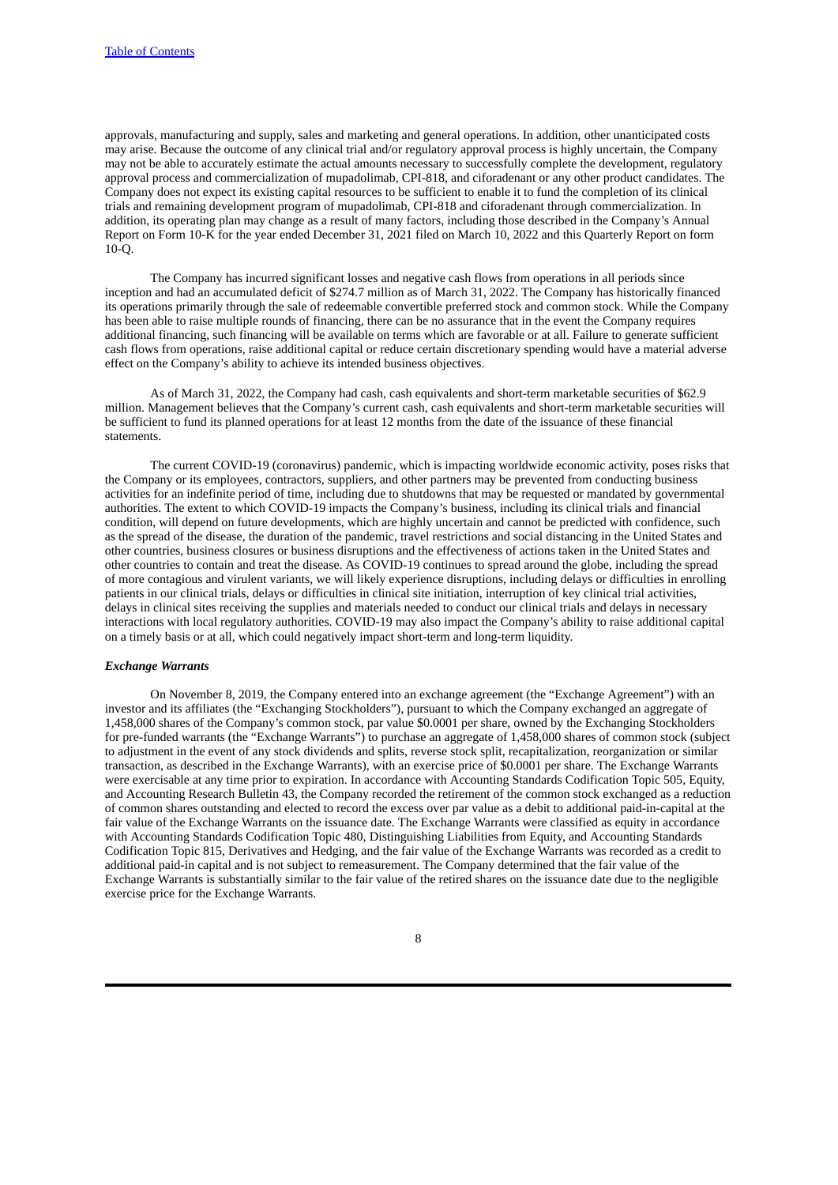approvals, manufacturing and supply, sales and marketing and general operations. In addition, other unanticipated costs may arise. Because the outcome of any clinical trial and/or regulatory approval process is highly uncertain, the Company may not be able to accurately estimate the actual amounts necessary to successfully complete the development, regulatory approval process and commercialization of mupadolimab, CPI-818, and ciforadenant or any other product candidates. The Company does not expect its existing capital resources to be sufficient to enable it to fund the completion of its clinical trials and remaining development program of mupadolimab, CPI-818 and ciforadenant through commercialization. In addition, its operating plan may change as a result of many factors, including those described in the Company's Annual Report on Form 10-K for the year ended December 31, 2021 filed on March 10, 2022 and this Quarterly Report on form 10-Q.

The Company has incurred significant losses and negative cash flows from operations in all periods since inception and had an accumulated deficit of $274.7 million as of March 31, 2022. The Company has historically financed its operations primarily through the sale of redeemable convertible preferred stock and common stock. While the Company has been able to raise multiple rounds of financing, there can be no assurance that in the event the Company requires additional financing, such financing will be available on terms which are favorable or at all. Failure to generate sufficient cash flows from operations, raise additional capital or reduce certain discretionary spending would have a material adverse effect on the Company's ability to achieve its intended business objectives.

As of March 31, 2022, the Company had cash, cash equivalents and short-term marketable securities of $62.9 million. Management believes that the Company's current cash, cash equivalents and short-term marketable securities will be sufficient to fund its planned operations for at least 12 months from the date of the issuance of these financial statements.

The current COVID-19 (coronavirus) pandemic, which is impacting worldwide economic activity, poses risks that the Company or its employees, contractors, suppliers, and other partners may be prevented from conducting business activities for an indefinite period of time, including due to shutdowns that may be requested or mandated by governmental authorities. The extent to which COVID-19 impacts the Company's business, including its clinical trials and financial condition, will depend on future developments, which are highly uncertain and cannot be predicted with confidence, such as the spread of the disease, the duration of the pandemic, travel restrictions and social distancing in the United States and other countries, business closures or business disruptions and the effectiveness of actions taken in the United States and other countries to contain and treat the disease. As COVID-19 continues to spread around the globe, including the spread of more contagious and virulent variants, we will likely experience disruptions, including delays or difficulties in enrolling patients in our clinical trials, delays or difficulties in clinical site initiation, interruption of key clinical trial activities, delays in clinical sites receiving the supplies and materials needed to conduct our clinical trials and delays in necessary interactions with local regulatory authorities. COVID-19 may also impact the Company's ability to raise additional capital on a timely basis or at all, which could negatively impact short-term and long-term liquidity.

***Exchange Warrants***

On November 8, 2019, the Company entered into an exchange agreement (the "Exchange Agreement") with an investor and its affiliates (the "Exchanging Stockholders"), pursuant to which the Company exchanged an aggregate of 1,458,000 shares of the Company's common stock, par value $0.0001 per share, owned by the Exchanging Stockholders for pre-funded warrants (the "Exchange Warrants") to purchase an aggregate of 1,458,000 shares of common stock (subject to adjustment in the event of any stock dividends and splits, reverse stock split, recapitalization, reorganization or similar transaction, as described in the Exchange Warrants), with an exercise price of $0.0001 per share. The Exchange Warrants were exercisable at any time prior to expiration. In accordance with Accounting Standards Codification Topic 505, Equity, and Accounting Research Bulletin 43, the Company recorded the retirement of the common stock exchanged as a reduction of common shares outstanding and elected to record the excess over par value as a debit to additional paid-in-capital at the fair value of the Exchange Warrants on the issuance date. The Exchange Warrants were classified as equity in accordance with Accounting Standards Codification Topic 480, Distinguishing Liabilities from Equity, and Accounting Standards Codification Topic 815, Derivatives and Hedging, and the fair value of the Exchange Warrants was recorded as a credit to additional paid-in capital and is not subject to remeasurement. The Company determined that the fair value of the Exchange Warrants is substantially similar to the fair value of the retired shares on the issuance date due to the negligible exercise price for the Exchange Warrants.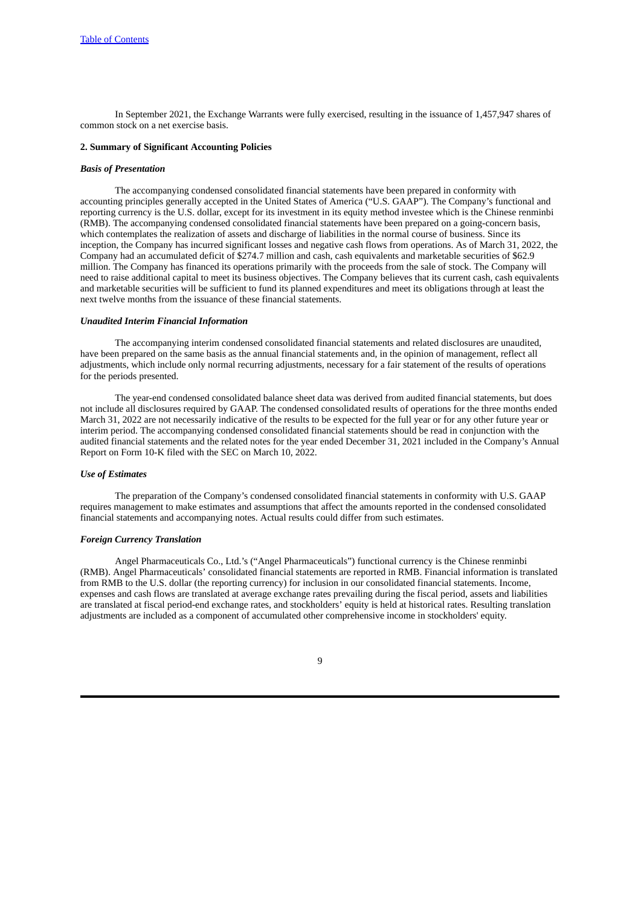In September 2021, the Exchange Warrants were fully exercised, resulting in the issuance of 1,457,947 shares of common stock on a net exercise basis.

## 2. Summary of Significant Accounting Policies

### *Basis of Presentation*

The accompanying condensed consolidated financial statements have been prepared in conformity with accounting principles generally accepted in the United States of America ("U.S. GAAP"). The Company's functional and reporting currency is the U.S. dollar, except for its investment in its equity method investee which is the Chinese renminbi (RMB). The accompanying condensed consolidated financial statements have been prepared on a going-concern basis, which contemplates the realization of assets and discharge of liabilities in the normal course of business. Since its inception, the Company has incurred significant losses and negative cash flows from operations. As of March 31, 2022, the Company had an accumulated deficit of $274.7 million and cash, cash equivalents and marketable securities of $62.9 million. The Company has financed its operations primarily with the proceeds from the sale of stock. The Company will need to raise additional capital to meet its business objectives. The Company believes that its current cash, cash equivalents and marketable securities will be sufficient to fund its planned expenditures and meet its obligations through at least the next twelve months from the issuance of these financial statements.

### *Unaudited Interim Financial Information*

The accompanying interim condensed consolidated financial statements and related disclosures are unaudited, have been prepared on the same basis as the annual financial statements and, in the opinion of management, reflect all adjustments, which include only normal recurring adjustments, necessary for a fair statement of the results of operations for the periods presented.

The year-end condensed consolidated balance sheet data was derived from audited financial statements, but does not include all disclosures required by GAAP. The condensed consolidated results of operations for the three months ended March 31, 2022 are not necessarily indicative of the results to be expected for the full year or for any other future year or interim period. The accompanying condensed consolidated financial statements should be read in conjunction with the audited financial statements and the related notes for the year ended December 31, 2021 included in the Company's Annual Report on Form 10-K filed with the SEC on March 10, 2022.

### *Use of Estimates*

The preparation of the Company's condensed consolidated financial statements in conformity with U.S. GAAP requires management to make estimates and assumptions that affect the amounts reported in the condensed consolidated financial statements and accompanying notes. Actual results could differ from such estimates.

### *Foreign Currency Translation*

Angel Pharmaceuticals Co., Ltd.'s ("Angel Pharmaceuticals") functional currency is the Chinese renminbi (RMB). Angel Pharmaceuticals' consolidated financial statements are reported in RMB. Financial information is translated from RMB to the U.S. dollar (the reporting currency) for inclusion in our consolidated financial statements. Income, expenses and cash flows are translated at average exchange rates prevailing during the fiscal period, assets and liabilities are translated at fiscal period-end exchange rates, and stockholders' equity is held at historical rates. Resulting translation adjustments are included as a component of accumulated other comprehensive income in stockholders' equity.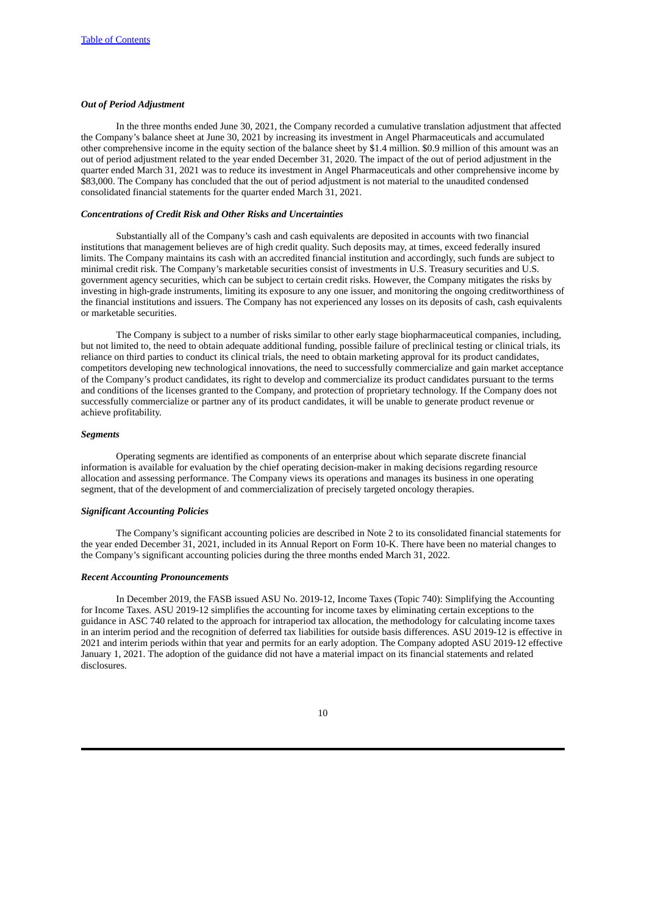### *Out of Period Adjustment*

In the three months ended June 30, 2021, the Company recorded a cumulative translation adjustment that affected the Company's balance sheet at June 30, 2021 by increasing its investment in Angel Pharmaceuticals and accumulated other comprehensive income in the equity section of the balance sheet by $1.4 million. $0.9 million of this amount was an out of period adjustment related to the year ended December 31, 2020. The impact of the out of period adjustment in the quarter ended March 31, 2021 was to reduce its investment in Angel Pharmaceuticals and other comprehensive income by $83,000. The Company has concluded that the out of period adjustment is not material to the unaudited condensed consolidated financial statements for the quarter ended March 31, 2021.

### *Concentrations of Credit Risk and Other Risks and Uncertainties*

Substantially all of the Company's cash and cash equivalents are deposited in accounts with two financial institutions that management believes are of high credit quality. Such deposits may, at times, exceed federally insured limits. The Company maintains its cash with an accredited financial institution and accordingly, such funds are subject to minimal credit risk. The Company's marketable securities consist of investments in U.S. Treasury securities and U.S. government agency securities, which can be subject to certain credit risks. However, the Company mitigates the risks by investing in high-grade instruments, limiting its exposure to any one issuer, and monitoring the ongoing creditworthiness of the financial institutions and issuers. The Company has not experienced any losses on its deposits of cash, cash equivalents or marketable securities.

The Company is subject to a number of risks similar to other early stage biopharmaceutical companies, including, but not limited to, the need to obtain adequate additional funding, possible failure of preclinical testing or clinical trials, its reliance on third parties to conduct its clinical trials, the need to obtain marketing approval for its product candidates, competitors developing new technological innovations, the need to successfully commercialize and gain market acceptance of the Company's product candidates, its right to develop and commercialize its product candidates pursuant to the terms and conditions of the licenses granted to the Company, and protection of proprietary technology. If the Company does not successfully commercialize or partner any of its product candidates, it will be unable to generate product revenue or achieve profitability.

### *Segments*

Operating segments are identified as components of an enterprise about which separate discrete financial information is available for evaluation by the chief operating decision-maker in making decisions regarding resource allocation and assessing performance. The Company views its operations and manages its business in one operating segment, that of the development of and commercialization of precisely targeted oncology therapies.

### *Significant Accounting Policies*

The Company's significant accounting policies are described in Note 2 to its consolidated financial statements for the year ended December 31, 2021, included in its Annual Report on Form 10-K. There have been no material changes to the Company's significant accounting policies during the three months ended March 31, 2022.

### *Recent Accounting Pronouncements*

In December 2019, the FASB issued ASU No. 2019-12, Income Taxes (Topic 740): Simplifying the Accounting for Income Taxes. ASU 2019-12 simplifies the accounting for income taxes by eliminating certain exceptions to the guidance in ASC 740 related to the approach for intraperiod tax allocation, the methodology for calculating income taxes in an interim period and the recognition of deferred tax liabilities for outside basis differences. ASU 2019-12 is effective in 2021 and interim periods within that year and permits for an early adoption. The Company adopted ASU 2019-12 effective January 1, 2021. The adoption of the guidance did not have a material impact on its financial statements and related disclosures.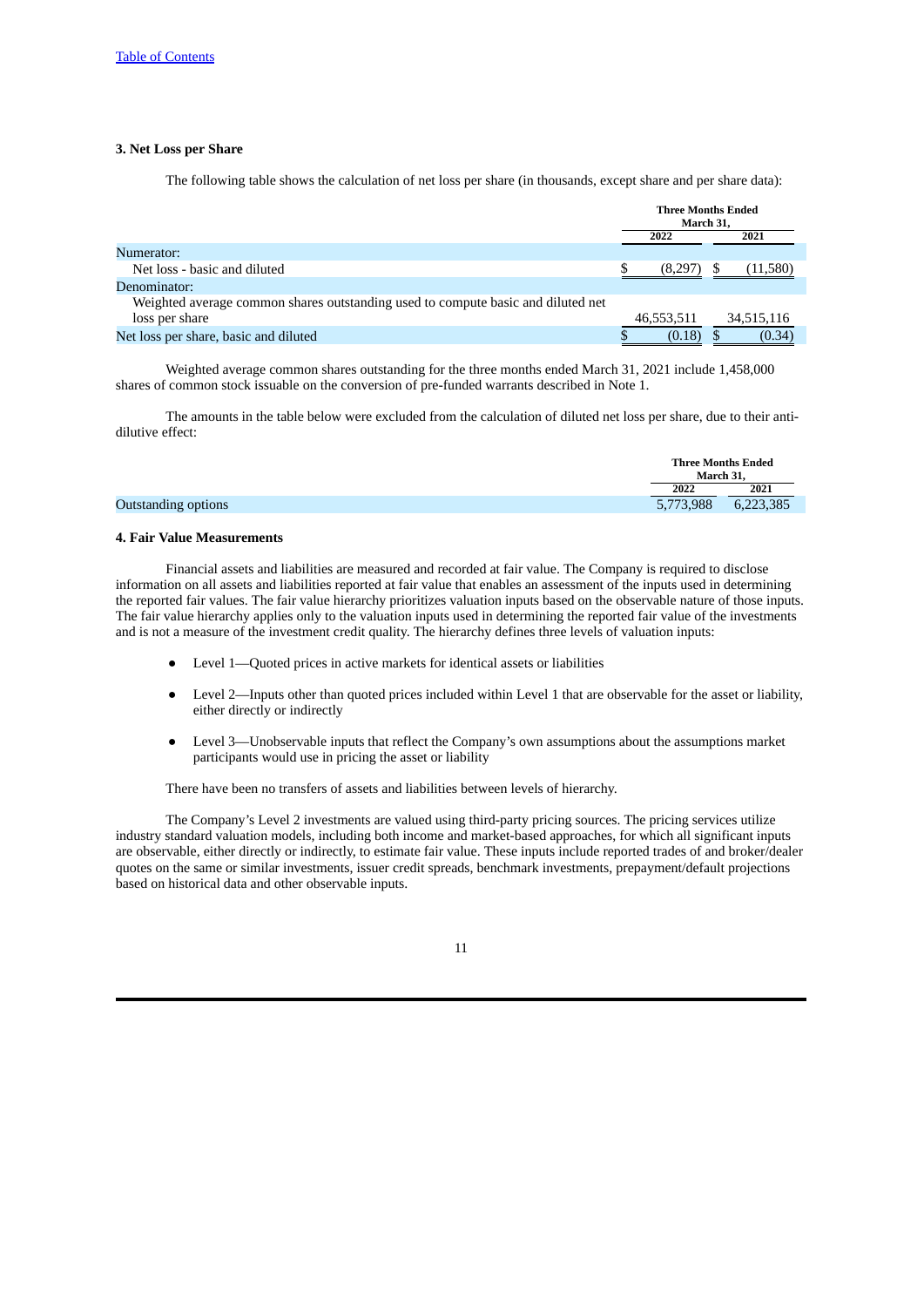### 3. Net Loss per Share

The following table shows the calculation of net loss per share (in thousands, except share and per share data):

| | Three Months Ended March 31, | |
|---|---|---|
| | 2022 | 2021 |
| Numerator: | | |
| Net loss - basic and diluted | $ (8,297) | $ (11,580) |
| Denominator: | | |
| Weighted average common shares outstanding used to compute basic and diluted net loss per share | 46,553,511 | 34,515,116 |
| Net loss per share, basic and diluted | $ (0.18) | $ (0.34) |

Weighted average common shares outstanding for the three months ended March 31, 2021 include 1,458,000 shares of common stock issuable on the conversion of pre-funded warrants described in Note 1.

The amounts in the table below were excluded from the calculation of diluted net loss per share, due to their anti-dilutive effect:

| | Three Months Ended March 31, | |
|---|---|---|
| | 2022 | 2021 |
| Outstanding options | 5,773,988 | 6,223,385 |

### 4. Fair Value Measurements

Financial assets and liabilities are measured and recorded at fair value. The Company is required to disclose information on all assets and liabilities reported at fair value that enables an assessment of the inputs used in determining the reported fair values. The fair value hierarchy prioritizes valuation inputs based on the observable nature of those inputs. The fair value hierarchy applies only to the valuation inputs used in determining the reported fair value of the investments and is not a measure of the investment credit quality. The hierarchy defines three levels of valuation inputs:

- Level 1—Quoted prices in active markets for identical assets or liabilities
- Level 2—Inputs other than quoted prices included within Level 1 that are observable for the asset or liability, either directly or indirectly
- Level 3—Unobservable inputs that reflect the Company's own assumptions about the assumptions market participants would use in pricing the asset or liability

There have been no transfers of assets and liabilities between levels of hierarchy.

The Company's Level 2 investments are valued using third-party pricing sources. The pricing services utilize industry standard valuation models, including both income and market-based approaches, for which all significant inputs are observable, either directly or indirectly, to estimate fair value. These inputs include reported trades of and broker/dealer quotes on the same or similar investments, issuer credit spreads, benchmark investments, prepayment/default projections based on historical data and other observable inputs.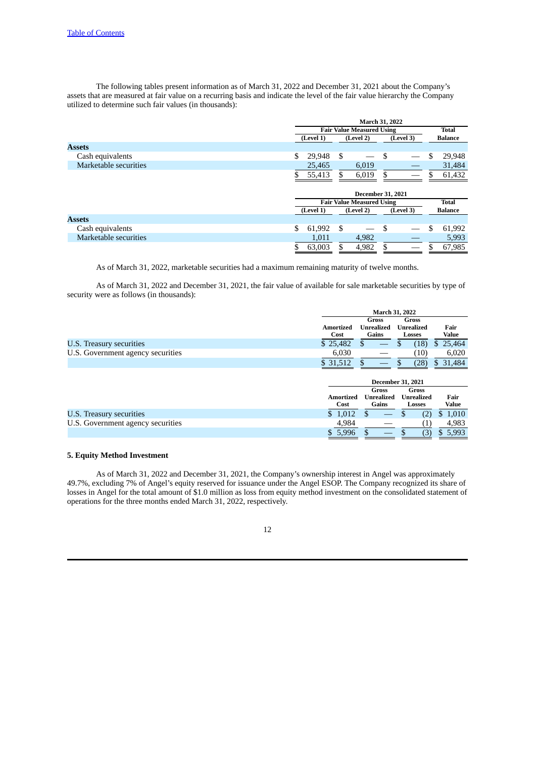The following tables present information as of March 31, 2022 and December 31, 2021 about the Company's assets that are measured at fair value on a recurring basis and indicate the level of the fair value hierarchy the Company utilized to determine such fair values (in thousands):

| | March 31, 2022 | | | |
|---|---|---|---|---|
| | Fair Value Measured Using | | | Total |
| | (Level 1) | (Level 2) | (Level 3) | Balance |
| **Assets** | | | | |
| Cash equivalents | $ 29,948 | $ — | $ — | $ 29,948 |
| Marketable securities | 25,465 | 6,019 | — | 31,484 |
| | $ 55,413 | $ 6,019 | $ — | $ 61,432 |

| | December 31, 2021 | | | |
|---|---|---|---|---|
| | Fair Value Measured Using | | | Total |
| | (Level 1) | (Level 2) | (Level 3) | Balance |
| **Assets** | | | | |
| Cash equivalents | $ 61,992 | $ — | $ — | $ 61,992 |
| Marketable securities | 1,011 | 4,982 | — | 5,993 |
| | $ 63,003 | $ 4,982 | $ — | $ 67,985 |

As of March 31, 2022, marketable securities had a maximum remaining maturity of twelve months.

As of March 31, 2022 and December 31, 2021, the fair value of available for sale marketable securities by type of security were as follows (in thousands):

| | March 31, 2022 | | | |
|---|---|---|---|---|
| | Amortized Cost | Gross Unrealized Gains | Gross Unrealized Losses | Fair Value |
| U.S. Treasury securities | $ 25,482 | $ — | $ (18) | $ 25,464 |
| U.S. Government agency securities | 6,030 | — | (10) | 6,020 |
| | $ 31,512 | $ — | $ (28) | $ 31,484 |

| | December 31, 2021 | | | |
|---|---|---|---|---|
| | Amortized Cost | Gross Unrealized Gains | Gross Unrealized Losses | Fair Value |
| U.S. Treasury securities | $ 1,012 | $ — | $ (2) | $ 1,010 |
| U.S. Government agency securities | 4,984 | — | (1) | 4,983 |
| | $ 5,996 | $ — | $ (3) | $ 5,993 |

### 5. Equity Method Investment

As of March 31, 2022 and December 31, 2021, the Company's ownership interest in Angel was approximately 49.7%, excluding 7% of Angel's equity reserved for issuance under the Angel ESOP. The Company recognized its share of losses in Angel for the total amount of $1.0 million as loss from equity method investment on the consolidated statement of operations for the three months ended March 31, 2022, respectively.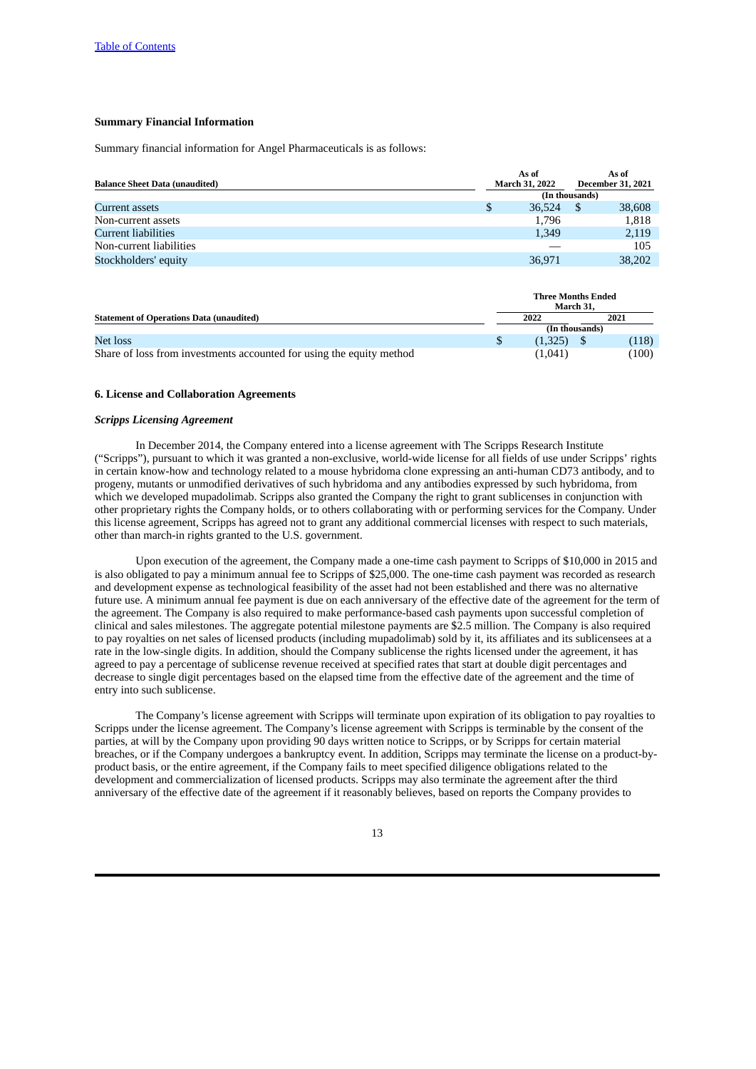**Summary Financial Information**

Summary financial information for Angel Pharmaceuticals is as follows:

| Balance Sheet Data (unaudited) | As of March 31, 2022 | As of December 31, 2021 |
|---|---|---|
| | (In thousands) | |
| Current assets | $ 36,524 | $ 38,608 |
| Non-current assets | 1,796 | 1,818 |
| Current liabilities | 1,349 | 2,119 |
| Non-current liabilities | — | 105 |
| Stockholders' equity | 36,971 | 38,202 |

| Statement of Operations Data (unaudited) | Three Months Ended March 31, | |
|---|---|---|
| | 2022 | 2021 |
| | (In thousands) | |
| Net loss | $ (1,325) | $ (118) |
| Share of loss from investments accounted for using the equity method | (1,041) | (100) |

**6. License and Collaboration Agreements**

***Scripps Licensing Agreement***

In December 2014, the Company entered into a license agreement with The Scripps Research Institute ("Scripps"), pursuant to which it was granted a non-exclusive, world-wide license for all fields of use under Scripps' rights in certain know-how and technology related to a mouse hybridoma clone expressing an anti-human CD73 antibody, and to progeny, mutants or unmodified derivatives of such hybridoma and any antibodies expressed by such hybridoma, from which we developed mupadolimab. Scripps also granted the Company the right to grant sublicenses in conjunction with other proprietary rights the Company holds, or to others collaborating with or performing services for the Company. Under this license agreement, Scripps has agreed not to grant any additional commercial licenses with respect to such materials, other than march-in rights granted to the U.S. government.

Upon execution of the agreement, the Company made a one-time cash payment to Scripps of $10,000 in 2015 and is also obligated to pay a minimum annual fee to Scripps of $25,000. The one-time cash payment was recorded as research and development expense as technological feasibility of the asset had not been established and there was no alternative future use. A minimum annual fee payment is due on each anniversary of the effective date of the agreement for the term of the agreement. The Company is also required to make performance-based cash payments upon successful completion of clinical and sales milestones. The aggregate potential milestone payments are $2.5 million. The Company is also required to pay royalties on net sales of licensed products (including mupadolimab) sold by it, its affiliates and its sublicensees at a rate in the low-single digits. In addition, should the Company sublicense the rights licensed under the agreement, it has agreed to pay a percentage of sublicense revenue received at specified rates that start at double digit percentages and decrease to single digit percentages based on the elapsed time from the effective date of the agreement and the time of entry into such sublicense.

The Company's license agreement with Scripps will terminate upon expiration of its obligation to pay royalties to Scripps under the license agreement. The Company's license agreement with Scripps is terminable by the consent of the parties, at will by the Company upon providing 90 days written notice to Scripps, or by Scripps for certain material breaches, or if the Company undergoes a bankruptcy event. In addition, Scripps may terminate the license on a product-by-product basis, or the entire agreement, if the Company fails to meet specified diligence obligations related to the development and commercialization of licensed products. Scripps may also terminate the agreement after the third anniversary of the effective date of the agreement if it reasonably believes, based on reports the Company provides to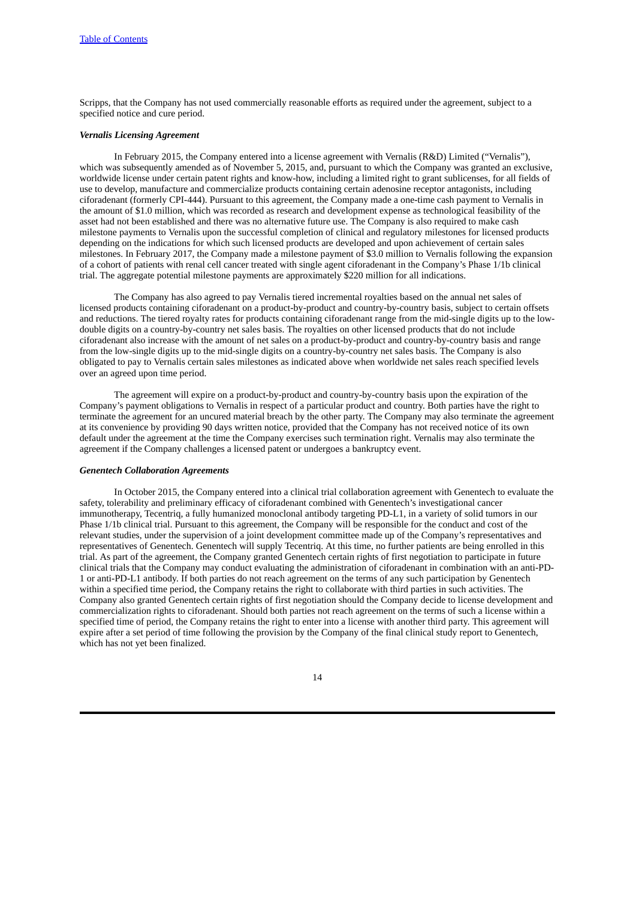Scripps, that the Company has not used commercially reasonable efforts as required under the agreement, subject to a specified notice and cure period.

### *Vernalis Licensing Agreement*

In February 2015, the Company entered into a license agreement with Vernalis (R&D) Limited ("Vernalis"), which was subsequently amended as of November 5, 2015, and, pursuant to which the Company was granted an exclusive, worldwide license under certain patent rights and know-how, including a limited right to grant sublicenses, for all fields of use to develop, manufacture and commercialize products containing certain adenosine receptor antagonists, including ciforadenant (formerly CPI-444). Pursuant to this agreement, the Company made a one-time cash payment to Vernalis in the amount of $1.0 million, which was recorded as research and development expense as technological feasibility of the asset had not been established and there was no alternative future use. The Company is also required to make cash milestone payments to Vernalis upon the successful completion of clinical and regulatory milestones for licensed products depending on the indications for which such licensed products are developed and upon achievement of certain sales milestones. In February 2017, the Company made a milestone payment of $3.0 million to Vernalis following the expansion of a cohort of patients with renal cell cancer treated with single agent ciforadenant in the Company's Phase 1/1b clinical trial. The aggregate potential milestone payments are approximately $220 million for all indications.

The Company has also agreed to pay Vernalis tiered incremental royalties based on the annual net sales of licensed products containing ciforadenant on a product-by-product and country-by-country basis, subject to certain offsets and reductions. The tiered royalty rates for products containing ciforadenant range from the mid-single digits up to the low-double digits on a country-by-country net sales basis. The royalties on other licensed products that do not include ciforadenant also increase with the amount of net sales on a product-by-product and country-by-country basis and range from the low-single digits up to the mid-single digits on a country-by-country net sales basis. The Company is also obligated to pay to Vernalis certain sales milestones as indicated above when worldwide net sales reach specified levels over an agreed upon time period.

The agreement will expire on a product-by-product and country-by-country basis upon the expiration of the Company's payment obligations to Vernalis in respect of a particular product and country. Both parties have the right to terminate the agreement for an uncured material breach by the other party. The Company may also terminate the agreement at its convenience by providing 90 days written notice, provided that the Company has not received notice of its own default under the agreement at the time the Company exercises such termination right. Vernalis may also terminate the agreement if the Company challenges a licensed patent or undergoes a bankruptcy event.

### *Genentech Collaboration Agreements*

In October 2015, the Company entered into a clinical trial collaboration agreement with Genentech to evaluate the safety, tolerability and preliminary efficacy of ciforadenant combined with Genentech's investigational cancer immunotherapy, Tecentriq, a fully humanized monoclonal antibody targeting PD-L1, in a variety of solid tumors in our Phase 1/1b clinical trial. Pursuant to this agreement, the Company will be responsible for the conduct and cost of the relevant studies, under the supervision of a joint development committee made up of the Company's representatives and representatives of Genentech. Genentech will supply Tecentriq. At this time, no further patients are being enrolled in this trial. As part of the agreement, the Company granted Genentech certain rights of first negotiation to participate in future clinical trials that the Company may conduct evaluating the administration of ciforadenant in combination with an anti-PD-1 or anti-PD-L1 antibody. If both parties do not reach agreement on the terms of any such participation by Genentech within a specified time period, the Company retains the right to collaborate with third parties in such activities. The Company also granted Genentech certain rights of first negotiation should the Company decide to license development and commercialization rights to ciforadenant. Should both parties not reach agreement on the terms of such a license within a specified time of period, the Company retains the right to enter into a license with another third party. This agreement will expire after a set period of time following the provision by the Company of the final clinical study report to Genentech, which has not yet been finalized.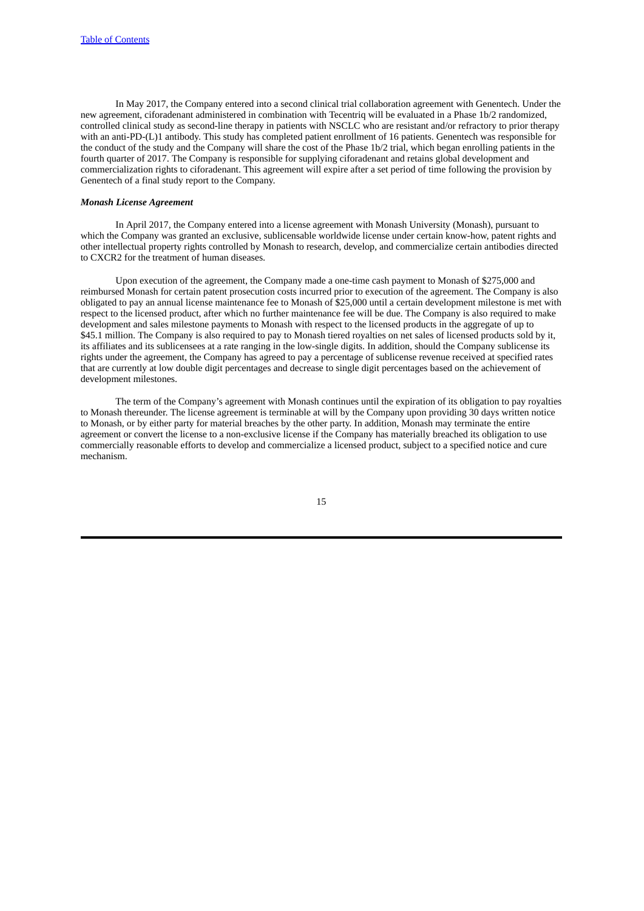In May 2017, the Company entered into a second clinical trial collaboration agreement with Genentech. Under the new agreement, ciforadenant administered in combination with Tecentriq will be evaluated in a Phase 1b/2 randomized, controlled clinical study as second-line therapy in patients with NSCLC who are resistant and/or refractory to prior therapy with an anti-PD-(L)1 antibody. This study has completed patient enrollment of 16 patients. Genentech was responsible for the conduct of the study and the Company will share the cost of the Phase 1b/2 trial, which began enrolling patients in the fourth quarter of 2017. The Company is responsible for supplying ciforadenant and retains global development and commercialization rights to ciforadenant. This agreement will expire after a set period of time following the provision by Genentech of a final study report to the Company.

***Monash License Agreement***

In April 2017, the Company entered into a license agreement with Monash University (Monash), pursuant to which the Company was granted an exclusive, sublicensable worldwide license under certain know-how, patent rights and other intellectual property rights controlled by Monash to research, develop, and commercialize certain antibodies directed to CXCR2 for the treatment of human diseases.

Upon execution of the agreement, the Company made a one-time cash payment to Monash of $275,000 and reimbursed Monash for certain patent prosecution costs incurred prior to execution of the agreement. The Company is also obligated to pay an annual license maintenance fee to Monash of $25,000 until a certain development milestone is met with respect to the licensed product, after which no further maintenance fee will be due. The Company is also required to make development and sales milestone payments to Monash with respect to the licensed products in the aggregate of up to $45.1 million. The Company is also required to pay to Monash tiered royalties on net sales of licensed products sold by it, its affiliates and its sublicensees at a rate ranging in the low-single digits. In addition, should the Company sublicense its rights under the agreement, the Company has agreed to pay a percentage of sublicense revenue received at specified rates that are currently at low double digit percentages and decrease to single digit percentages based on the achievement of development milestones.

The term of the Company's agreement with Monash continues until the expiration of its obligation to pay royalties to Monash thereunder. The license agreement is terminable at will by the Company upon providing 30 days written notice to Monash, or by either party for material breaches by the other party. In addition, Monash may terminate the entire agreement or convert the license to a non-exclusive license if the Company has materially breached its obligation to use commercially reasonable efforts to develop and commercialize a licensed product, subject to a specified notice and cure mechanism.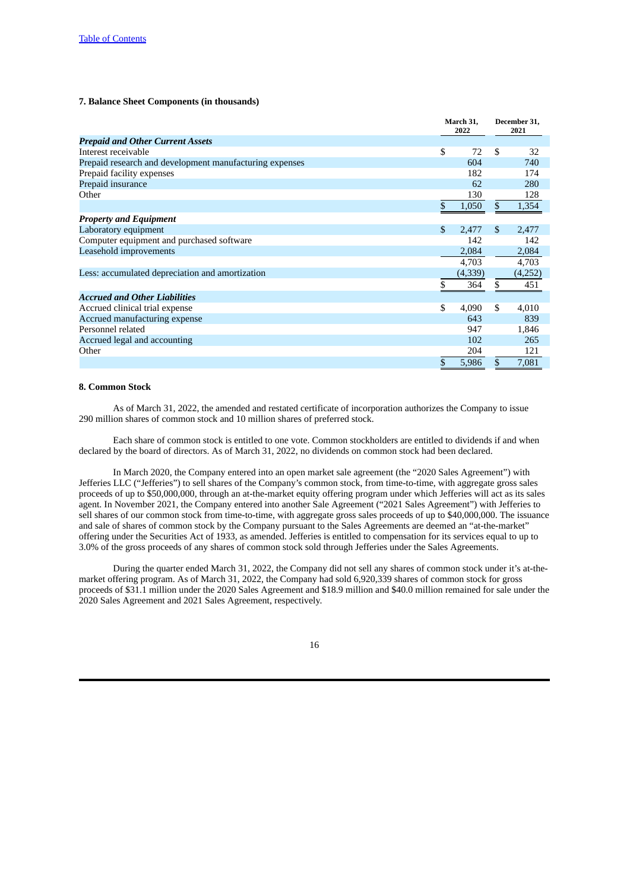### 7. Balance Sheet Components (in thousands)

| | March 31, 2022 | December 31, 2021 |
|---|---|---|
| ***Prepaid and Other Current Assets*** | | |
| Interest receivable | $ 72 | $ 32 |
| Prepaid research and development manufacturing expenses | 604 | 740 |
| Prepaid facility expenses | 182 | 174 |
| Prepaid insurance | 62 | 280 |
| Other | 130 | 128 |
| | $ 1,050 | $ 1,354 |
| ***Property and Equipment*** | | |
| Laboratory equipment | $ 2,477 | $ 2,477 |
| Computer equipment and purchased software | 142 | 142 |
| Leasehold improvements | 2,084 | 2,084 |
| | 4,703 | 4,703 |
| Less: accumulated depreciation and amortization | (4,339) | (4,252) |
| | $ 364 | $ 451 |
| ***Accrued and Other Liabilities*** | | |
| Accrued clinical trial expense | $ 4,090 | $ 4,010 |
| Accrued manufacturing expense | 643 | 839 |
| Personnel related | 947 | 1,846 |
| Accrued legal and accounting | 102 | 265 |
| Other | 204 | 121 |
| | $ 5,986 | $ 7,081 |

### 8. Common Stock

As of March 31, 2022, the amended and restated certificate of incorporation authorizes the Company to issue 290 million shares of common stock and 10 million shares of preferred stock.

Each share of common stock is entitled to one vote. Common stockholders are entitled to dividends if and when declared by the board of directors. As of March 31, 2022, no dividends on common stock had been declared.

In March 2020, the Company entered into an open market sale agreement (the "2020 Sales Agreement") with Jefferies LLC ("Jefferies") to sell shares of the Company's common stock, from time-to-time, with aggregate gross sales proceeds of up to $50,000,000, through an at-the-market equity offering program under which Jefferies will act as its sales agent. In November 2021, the Company entered into another Sale Agreement ("2021 Sales Agreement") with Jefferies to sell shares of our common stock from time-to-time, with aggregate gross sales proceeds of up to $40,000,000. The issuance and sale of shares of common stock by the Company pursuant to the Sales Agreements are deemed an "at-the-market" offering under the Securities Act of 1933, as amended. Jefferies is entitled to compensation for its services equal to up to 3.0% of the gross proceeds of any shares of common stock sold through Jefferies under the Sales Agreements.

During the quarter ended March 31, 2022, the Company did not sell any shares of common stock under it's at-the-market offering program. As of March 31, 2022, the Company had sold 6,920,339 shares of common stock for gross proceeds of $31.1 million under the 2020 Sales Agreement and $18.9 million and $40.0 million remained for sale under the 2020 Sales Agreement and 2021 Sales Agreement, respectively.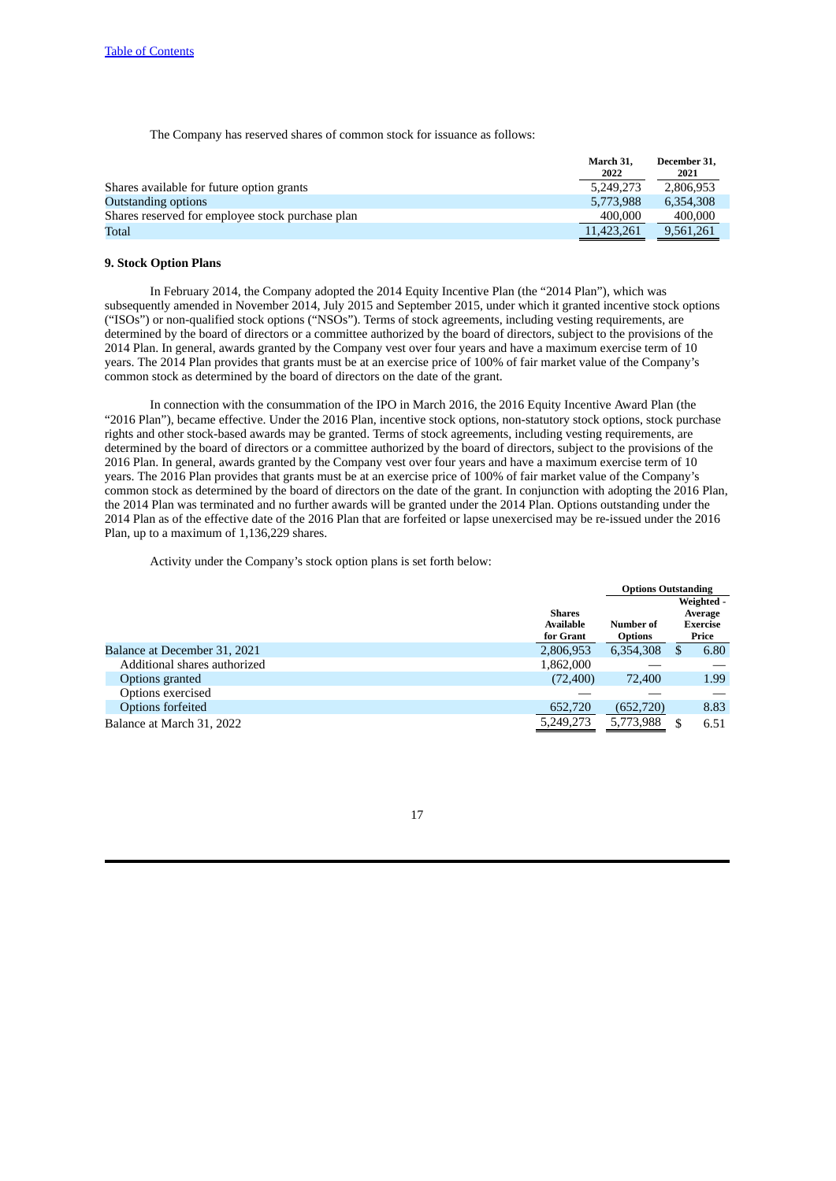[Table of Contents](#)

The Company has reserved shares of common stock for issuance as follows:

| | March 31, 2022 | December 31, 2021 |
|---|---|---|
| Shares available for future option grants | 5,249,273 | 2,806,953 |
| Outstanding options | 5,773,988 | 6,354,308 |
| Shares reserved for employee stock purchase plan | 400,000 | 400,000 |
| Total | 11,423,261 | 9,561,261 |

**9. Stock Option Plans**

In February 2014, the Company adopted the 2014 Equity Incentive Plan (the "2014 Plan"), which was subsequently amended in November 2014, July 2015 and September 2015, under which it granted incentive stock options ("ISOs") or non-qualified stock options ("NSOs"). Terms of stock agreements, including vesting requirements, are determined by the board of directors or a committee authorized by the board of directors, subject to the provisions of the 2014 Plan. In general, awards granted by the Company vest over four years and have a maximum exercise term of 10 years. The 2014 Plan provides that grants must be at an exercise price of 100% of fair market value of the Company's common stock as determined by the board of directors on the date of the grant.

In connection with the consummation of the IPO in March 2016, the 2016 Equity Incentive Award Plan (the "2016 Plan"), became effective. Under the 2016 Plan, incentive stock options, non-statutory stock options, stock purchase rights and other stock-based awards may be granted. Terms of stock agreements, including vesting requirements, are determined by the board of directors or a committee authorized by the board of directors, subject to the provisions of the 2016 Plan. In general, awards granted by the Company vest over four years and have a maximum exercise term of 10 years. The 2016 Plan provides that grants must be at an exercise price of 100% of fair market value of the Company's common stock as determined by the board of directors on the date of the grant. In conjunction with adopting the 2016 Plan, the 2014 Plan was terminated and no further awards will be granted under the 2014 Plan. Options outstanding under the 2014 Plan as of the effective date of the 2016 Plan that are forfeited or lapse unexercised may be re-issued under the 2016 Plan, up to a maximum of 1,136,229 shares.

Activity under the Company's stock option plans is set forth below:

| | | Options Outstanding | |
|---|---|---|---|
| | Shares Available for Grant | Number of Options | Weighted - Average Exercise Price |
| Balance at December 31, 2021 | 2,806,953 | 6,354,308 | $ 6.80 |
| Additional shares authorized | 1,862,000 | — | — |
| Options granted | (72,400) | 72,400 | 1.99 |
| Options exercised | — | — | — |
| Options forfeited | 652,720 | (652,720) | 8.83 |
| Balance at March 31, 2022 | 5,249,273 | 5,773,988 | $ 6.51 |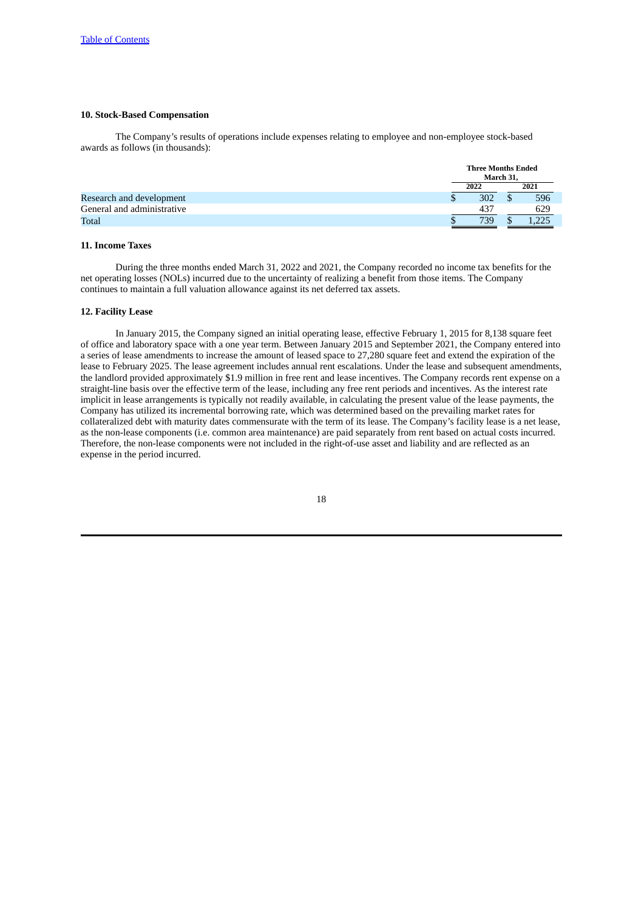[Table of Contents](#)

### 10. Stock-Based Compensation

The Company's results of operations include expenses relating to employee and non-employee stock-based awards as follows (in thousands):

| | Three Months Ended March 31, | |
|---|---|---|
| | 2022 | 2021 |
| Research and development | $ 302 | $ 596 |
| General and administrative | 437 | 629 |
| Total | $ 739 | $ 1,225 |

### 11. Income Taxes

During the three months ended March 31, 2022 and 2021, the Company recorded no income tax benefits for the net operating losses (NOLs) incurred due to the uncertainty of realizing a benefit from those items. The Company continues to maintain a full valuation allowance against its net deferred tax assets.

### 12. Facility Lease

In January 2015, the Company signed an initial operating lease, effective February 1, 2015 for 8,138 square feet of office and laboratory space with a one year term. Between January 2015 and September 2021, the Company entered into a series of lease amendments to increase the amount of leased space to 27,280 square feet and extend the expiration of the lease to February 2025. The lease agreement includes annual rent escalations. Under the lease and subsequent amendments, the landlord provided approximately $1.9 million in free rent and lease incentives. The Company records rent expense on a straight-line basis over the effective term of the lease, including any free rent periods and incentives. As the interest rate implicit in lease arrangements is typically not readily available, in calculating the present value of the lease payments, the Company has utilized its incremental borrowing rate, which was determined based on the prevailing market rates for collateralized debt with maturity dates commensurate with the term of its lease. The Company's facility lease is a net lease, as the non-lease components (i.e. common area maintenance) are paid separately from rent based on actual costs incurred. Therefore, the non-lease components were not included in the right-of-use asset and liability and are reflected as an expense in the period incurred.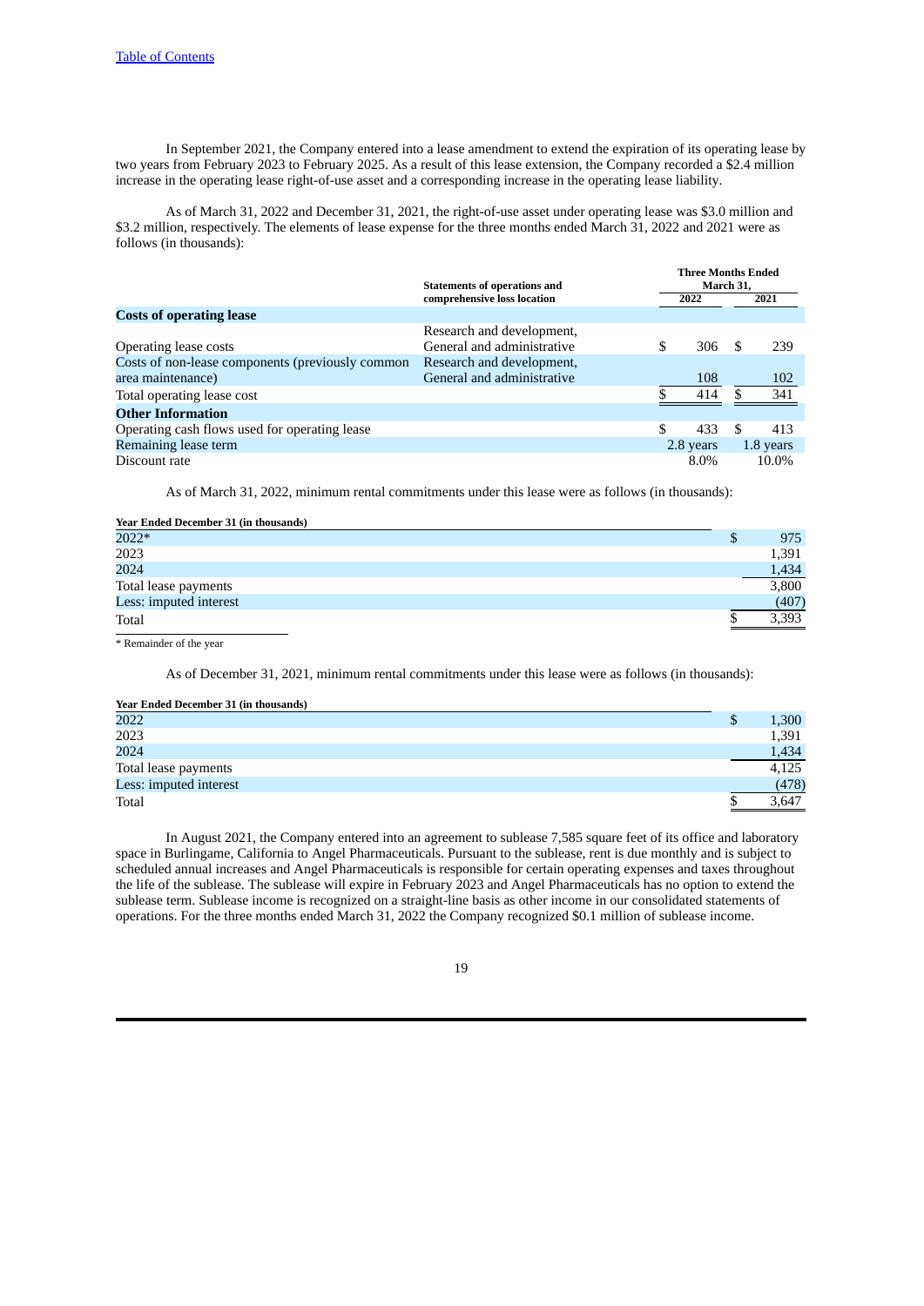In September 2021, the Company entered into a lease amendment to extend the expiration of its operating lease by two years from February 2023 to February 2025. As a result of this lease extension, the Company recorded a $2.4 million increase in the operating lease right-of-use asset and a corresponding increase in the operating lease liability.

As of March 31, 2022 and December 31, 2021, the right-of-use asset under operating lease was $3.0 million and $3.2 million, respectively. The elements of lease expense for the three months ended March 31, 2022 and 2021 were as follows (in thousands):

| | Statements of operations and comprehensive loss location | Three Months Ended March 31, | |
|---|---|---|---|
| | | 2022 | 2021 |
| **Costs of operating lease** | | | |
| Operating lease costs | Research and development, General and administrative | $ 306 | $ 239 |
| Costs of non-lease components (previously common area maintenance) | Research and development, General and administrative | 108 | 102 |
| Total operating lease cost | | $ 414 | $ 341 |
| **Other Information** | | | |
| Operating cash flows used for operating lease | | $ 433 | $ 413 |
| Remaining lease term | | 2.8 years | 1.8 years |
| Discount rate | | 8.0% | 10.0% |

As of March 31, 2022, minimum rental commitments under this lease were as follows (in thousands):

| Year Ended December 31 (in thousands) | |
|---|---|
| 2022* | $ 975 |
| 2023 | 1,391 |
| 2024 | 1,434 |
| Total lease payments | 3,800 |
| Less: imputed interest | (407) |
| Total | $ 3,393 |

\* Remainder of the year

As of December 31, 2021, minimum rental commitments under this lease were as follows (in thousands):

| Year Ended December 31 (in thousands) | |
|---|---|
| 2022 | $ 1,300 |
| 2023 | 1,391 |
| 2024 | 1,434 |
| Total lease payments | 4,125 |
| Less: imputed interest | (478) |
| Total | $ 3,647 |

In August 2021, the Company entered into an agreement to sublease 7,585 square feet of its office and laboratory space in Burlingame, California to Angel Pharmaceuticals. Pursuant to the sublease, rent is due monthly and is subject to scheduled annual increases and Angel Pharmaceuticals is responsible for certain operating expenses and taxes throughout the life of the sublease. The sublease will expire in February 2023 and Angel Pharmaceuticals has no option to extend the sublease term. Sublease income is recognized on a straight-line basis as other income in our consolidated statements of operations. For the three months ended March 31, 2022 the Company recognized $0.1 million of sublease income.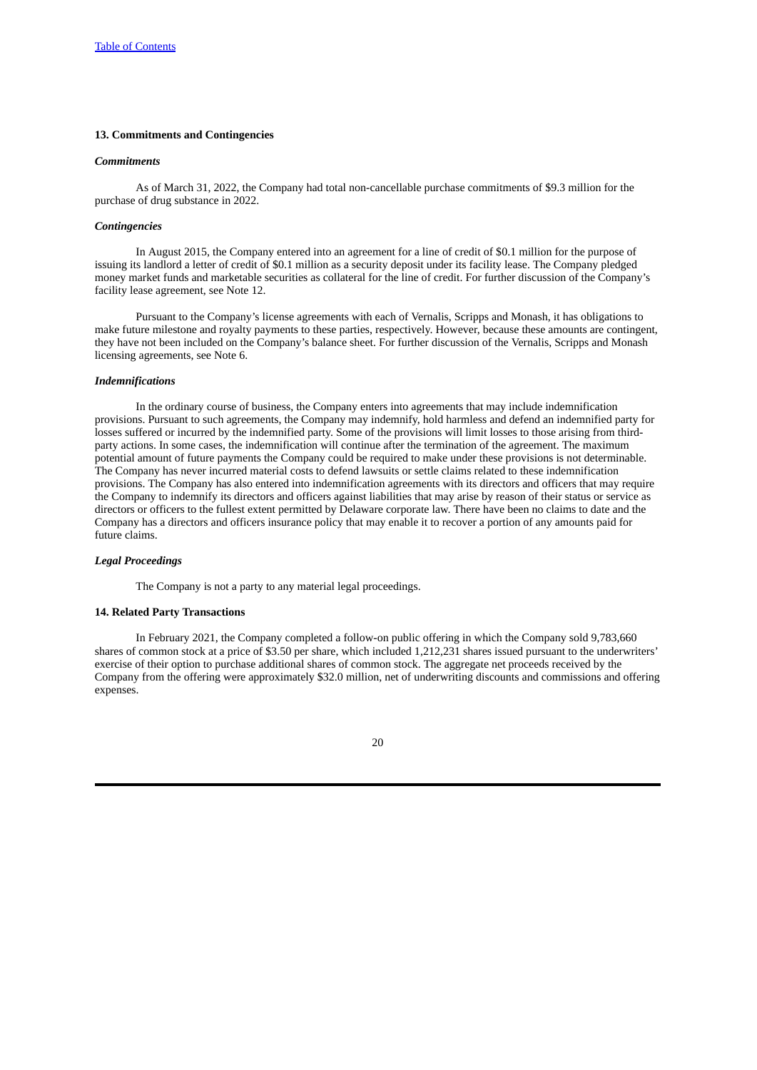### 13. Commitments and Contingencies

#### *Commitments*

As of March 31, 2022, the Company had total non-cancellable purchase commitments of $9.3 million for the purchase of drug substance in 2022.

#### *Contingencies*

In August 2015, the Company entered into an agreement for a line of credit of $0.1 million for the purpose of issuing its landlord a letter of credit of $0.1 million as a security deposit under its facility lease. The Company pledged money market funds and marketable securities as collateral for the line of credit. For further discussion of the Company's facility lease agreement, see Note 12.

Pursuant to the Company's license agreements with each of Vernalis, Scripps and Monash, it has obligations to make future milestone and royalty payments to these parties, respectively. However, because these amounts are contingent, they have not been included on the Company's balance sheet. For further discussion of the Vernalis, Scripps and Monash licensing agreements, see Note 6.

#### *Indemnifications*

In the ordinary course of business, the Company enters into agreements that may include indemnification provisions. Pursuant to such agreements, the Company may indemnify, hold harmless and defend an indemnified party for losses suffered or incurred by the indemnified party. Some of the provisions will limit losses to those arising from third-party actions. In some cases, the indemnification will continue after the termination of the agreement. The maximum potential amount of future payments the Company could be required to make under these provisions is not determinable. The Company has never incurred material costs to defend lawsuits or settle claims related to these indemnification provisions. The Company has also entered into indemnification agreements with its directors and officers that may require the Company to indemnify its directors and officers against liabilities that may arise by reason of their status or service as directors or officers to the fullest extent permitted by Delaware corporate law. There have been no claims to date and the Company has a directors and officers insurance policy that may enable it to recover a portion of any amounts paid for future claims.

#### *Legal Proceedings*

The Company is not a party to any material legal proceedings.

### 14. Related Party Transactions

In February 2021, the Company completed a follow-on public offering in which the Company sold 9,783,660 shares of common stock at a price of $3.50 per share, which included 1,212,231 shares issued pursuant to the underwriters' exercise of their option to purchase additional shares of common stock. The aggregate net proceeds received by the Company from the offering were approximately $32.0 million, net of underwriting discounts and commissions and offering expenses.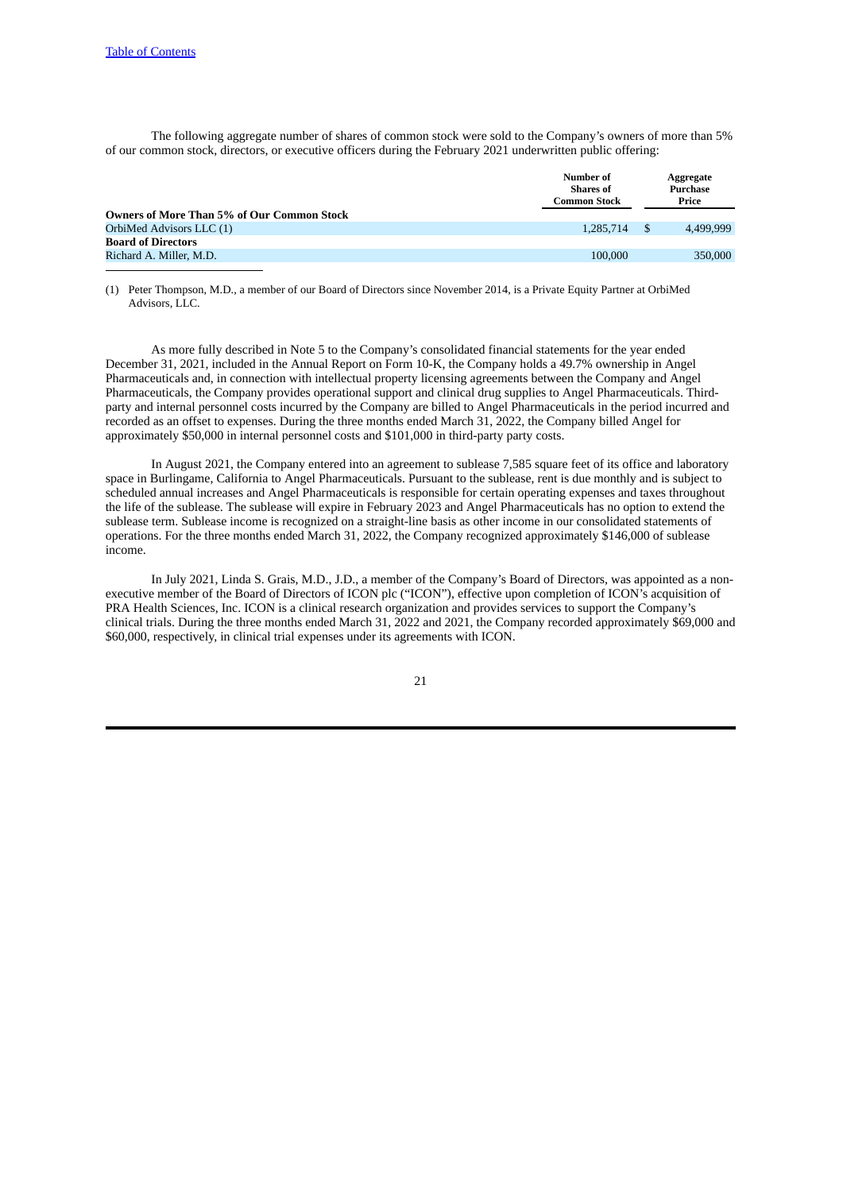The following aggregate number of shares of common stock were sold to the Company's owners of more than 5% of our common stock, directors, or executive officers during the February 2021 underwritten public offering:

| | Number of Shares of Common Stock | Aggregate Purchase Price |
|---|---|---|
| **Owners of More Than 5% of Our Common Stock** | | |
| OrbiMed Advisors LLC (1) | 1,285,714 | $ 4,499,999 |
| **Board of Directors** | | |
| Richard A. Miller, M.D. | 100,000 | 350,000 |

(1) Peter Thompson, M.D., a member of our Board of Directors since November 2014, is a Private Equity Partner at OrbiMed Advisors, LLC.

As more fully described in Note 5 to the Company's consolidated financial statements for the year ended December 31, 2021, included in the Annual Report on Form 10-K, the Company holds a 49.7% ownership in Angel Pharmaceuticals and, in connection with intellectual property licensing agreements between the Company and Angel Pharmaceuticals, the Company provides operational support and clinical drug supplies to Angel Pharmaceuticals. Third-party and internal personnel costs incurred by the Company are billed to Angel Pharmaceuticals in the period incurred and recorded as an offset to expenses. During the three months ended March 31, 2022, the Company billed Angel for approximately $50,000 in internal personnel costs and $101,000 in third-party party costs.

In August 2021, the Company entered into an agreement to sublease 7,585 square feet of its office and laboratory space in Burlingame, California to Angel Pharmaceuticals. Pursuant to the sublease, rent is due monthly and is subject to scheduled annual increases and Angel Pharmaceuticals is responsible for certain operating expenses and taxes throughout the life of the sublease. The sublease will expire in February 2023 and Angel Pharmaceuticals has no option to extend the sublease term. Sublease income is recognized on a straight-line basis as other income in our consolidated statements of operations. For the three months ended March 31, 2022, the Company recognized approximately $146,000 of sublease income.

In July 2021, Linda S. Grais, M.D., J.D., a member of the Company's Board of Directors, was appointed as a non-executive member of the Board of Directors of ICON plc ("ICON"), effective upon completion of ICON's acquisition of PRA Health Sciences, Inc. ICON is a clinical research organization and provides services to support the Company's clinical trials. During the three months ended March 31, 2022 and 2021, the Company recorded approximately $69,000 and $60,000, respectively, in clinical trial expenses under its agreements with ICON.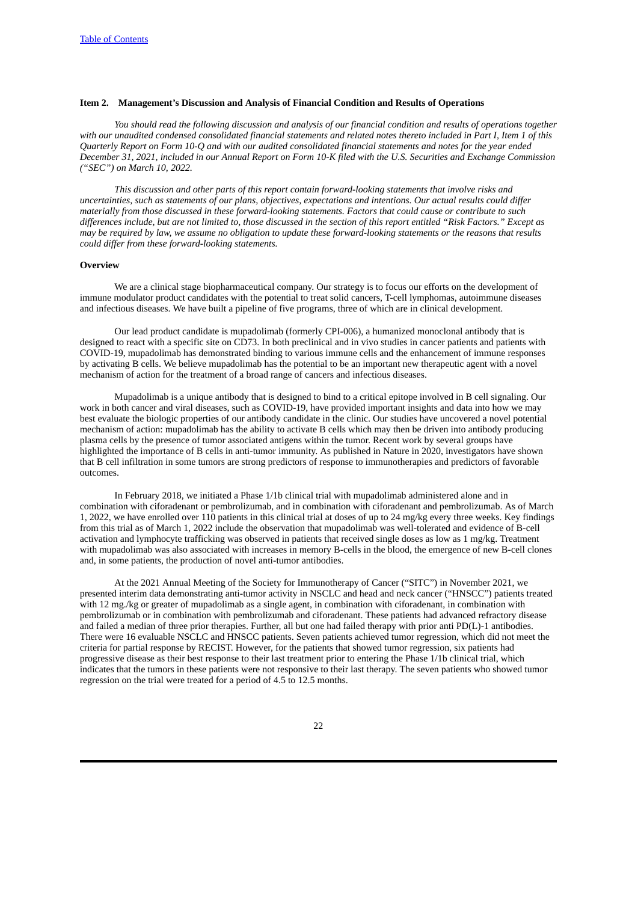## Item 2. Management's Discussion and Analysis of Financial Condition and Results of Operations

*You should read the following discussion and analysis of our financial condition and results of operations together with our unaudited condensed consolidated financial statements and related notes thereto included in Part I, Item 1 of this Quarterly Report on Form 10-Q and with our audited consolidated financial statements and notes for the year ended December 31, 2021, included in our Annual Report on Form 10-K filed with the U.S. Securities and Exchange Commission ("SEC") on March 10, 2022.*

*This discussion and other parts of this report contain forward-looking statements that involve risks and uncertainties, such as statements of our plans, objectives, expectations and intentions. Our actual results could differ materially from those discussed in these forward-looking statements. Factors that could cause or contribute to such differences include, but are not limited to, those discussed in the section of this report entitled "Risk Factors." Except as may be required by law, we assume no obligation to update these forward-looking statements or the reasons that results could differ from these forward-looking statements.*

### Overview

We are a clinical stage biopharmaceutical company. Our strategy is to focus our efforts on the development of immune modulator product candidates with the potential to treat solid cancers, T-cell lymphomas, autoimmune diseases and infectious diseases. We have built a pipeline of five programs, three of which are in clinical development.

Our lead product candidate is mupadolimab (formerly CPI-006), a humanized monoclonal antibody that is designed to react with a specific site on CD73. In both preclinical and in vivo studies in cancer patients and patients with COVID-19, mupadolimab has demonstrated binding to various immune cells and the enhancement of immune responses by activating B cells. We believe mupadolimab has the potential to be an important new therapeutic agent with a novel mechanism of action for the treatment of a broad range of cancers and infectious diseases.

Mupadolimab is a unique antibody that is designed to bind to a critical epitope involved in B cell signaling. Our work in both cancer and viral diseases, such as COVID-19, have provided important insights and data into how we may best evaluate the biologic properties of our antibody candidate in the clinic. Our studies have uncovered a novel potential mechanism of action: mupadolimab has the ability to activate B cells which may then be driven into antibody producing plasma cells by the presence of tumor associated antigens within the tumor. Recent work by several groups have highlighted the importance of B cells in anti-tumor immunity. As published in Nature in 2020, investigators have shown that B cell infiltration in some tumors are strong predictors of response to immunotherapies and predictors of favorable outcomes.

In February 2018, we initiated a Phase 1/1b clinical trial with mupadolimab administered alone and in combination with ciforadenant or pembrolizumab, and in combination with ciforadenant and pembrolizumab. As of March 1, 2022, we have enrolled over 110 patients in this clinical trial at doses of up to 24 mg/kg every three weeks. Key findings from this trial as of March 1, 2022 include the observation that mupadolimab was well-tolerated and evidence of B-cell activation and lymphocyte trafficking was observed in patients that received single doses as low as 1 mg/kg. Treatment with mupadolimab was also associated with increases in memory B-cells in the blood, the emergence of new B-cell clones and, in some patients, the production of novel anti-tumor antibodies.

At the 2021 Annual Meeting of the Society for Immunotherapy of Cancer ("SITC") in November 2021, we presented interim data demonstrating anti-tumor activity in NSCLC and head and neck cancer ("HNSCC") patients treated with 12 mg./kg or greater of mupadolimab as a single agent, in combination with ciforadenant, in combination with pembrolizumab or in combination with pembrolizumab and ciforadenant. These patients had advanced refractory disease and failed a median of three prior therapies. Further, all but one had failed therapy with prior anti PD(L)-1 antibodies. There were 16 evaluable NSCLC and HNSCC patients. Seven patients achieved tumor regression, which did not meet the criteria for partial response by RECIST. However, for the patients that showed tumor regression, six patients had progressive disease as their best response to their last treatment prior to entering the Phase 1/1b clinical trial, which indicates that the tumors in these patients were not responsive to their last therapy. The seven patients who showed tumor regression on the trial were treated for a period of 4.5 to 12.5 months.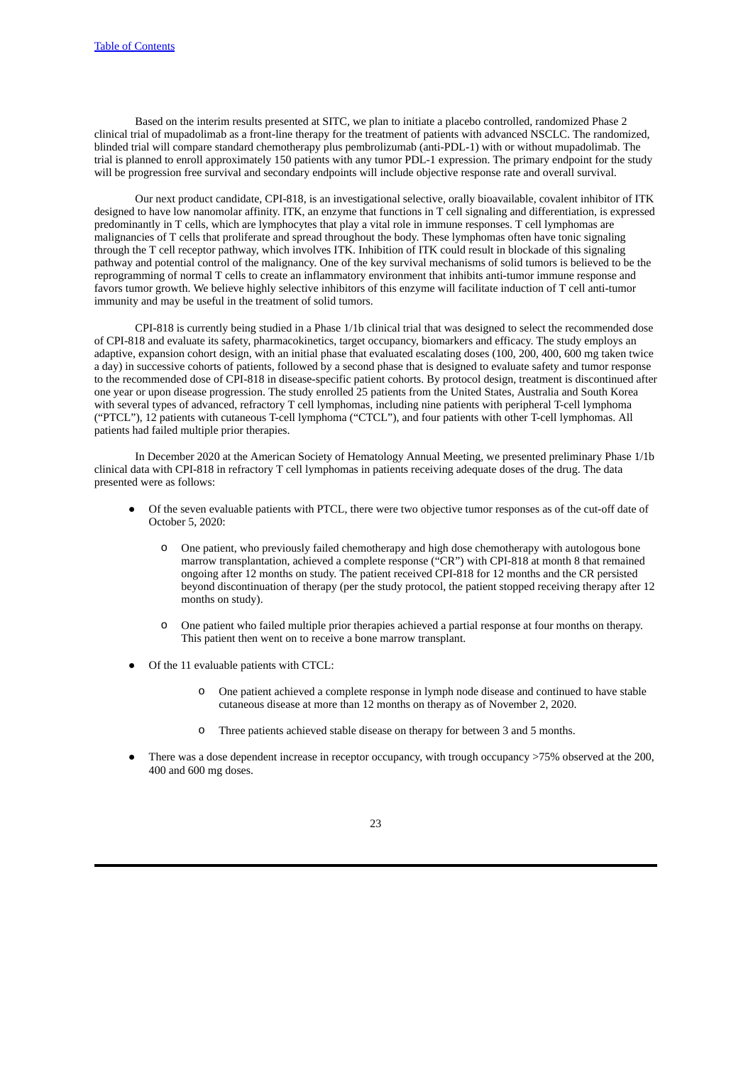Based on the interim results presented at SITC, we plan to initiate a placebo controlled, randomized Phase 2 clinical trial of mupadolimab as a front-line therapy for the treatment of patients with advanced NSCLC. The randomized, blinded trial will compare standard chemotherapy plus pembrolizumab (anti-PDL-1) with or without mupadolimab. The trial is planned to enroll approximately 150 patients with any tumor PDL-1 expression. The primary endpoint for the study will be progression free survival and secondary endpoints will include objective response rate and overall survival.

Our next product candidate, CPI-818, is an investigational selective, orally bioavailable, covalent inhibitor of ITK designed to have low nanomolar affinity. ITK, an enzyme that functions in T cell signaling and differentiation, is expressed predominantly in T cells, which are lymphocytes that play a vital role in immune responses. T cell lymphomas are malignancies of T cells that proliferate and spread throughout the body. These lymphomas often have tonic signaling through the T cell receptor pathway, which involves ITK. Inhibition of ITK could result in blockade of this signaling pathway and potential control of the malignancy. One of the key survival mechanisms of solid tumors is believed to be the reprogramming of normal T cells to create an inflammatory environment that inhibits anti-tumor immune response and favors tumor growth. We believe highly selective inhibitors of this enzyme will facilitate induction of T cell anti-tumor immunity and may be useful in the treatment of solid tumors.

CPI-818 is currently being studied in a Phase 1/1b clinical trial that was designed to select the recommended dose of CPI-818 and evaluate its safety, pharmacokinetics, target occupancy, biomarkers and efficacy. The study employs an adaptive, expansion cohort design, with an initial phase that evaluated escalating doses (100, 200, 400, 600 mg taken twice a day) in successive cohorts of patients, followed by a second phase that is designed to evaluate safety and tumor response to the recommended dose of CPI-818 in disease-specific patient cohorts. By protocol design, treatment is discontinued after one year or upon disease progression. The study enrolled 25 patients from the United States, Australia and South Korea with several types of advanced, refractory T cell lymphomas, including nine patients with peripheral T-cell lymphoma ("PTCL"), 12 patients with cutaneous T-cell lymphoma ("CTCL"), and four patients with other T-cell lymphomas. All patients had failed multiple prior therapies.

In December 2020 at the American Society of Hematology Annual Meeting, we presented preliminary Phase 1/1b clinical data with CPI-818 in refractory T cell lymphomas in patients receiving adequate doses of the drug. The data presented were as follows:

- Of the seven evaluable patients with PTCL, there were two objective tumor responses as of the cut-off date of October 5, 2020:
  - One patient, who previously failed chemotherapy and high dose chemotherapy with autologous bone marrow transplantation, achieved a complete response ("CR") with CPI-818 at month 8 that remained ongoing after 12 months on study. The patient received CPI-818 for 12 months and the CR persisted beyond discontinuation of therapy (per the study protocol, the patient stopped receiving therapy after 12 months on study).
  - One patient who failed multiple prior therapies achieved a partial response at four months on therapy. This patient then went on to receive a bone marrow transplant.
- Of the 11 evaluable patients with CTCL:
  - One patient achieved a complete response in lymph node disease and continued to have stable cutaneous disease at more than 12 months on therapy as of November 2, 2020.
  - Three patients achieved stable disease on therapy for between 3 and 5 months.
- There was a dose dependent increase in receptor occupancy, with trough occupancy >75% observed at the 200, 400 and 600 mg doses.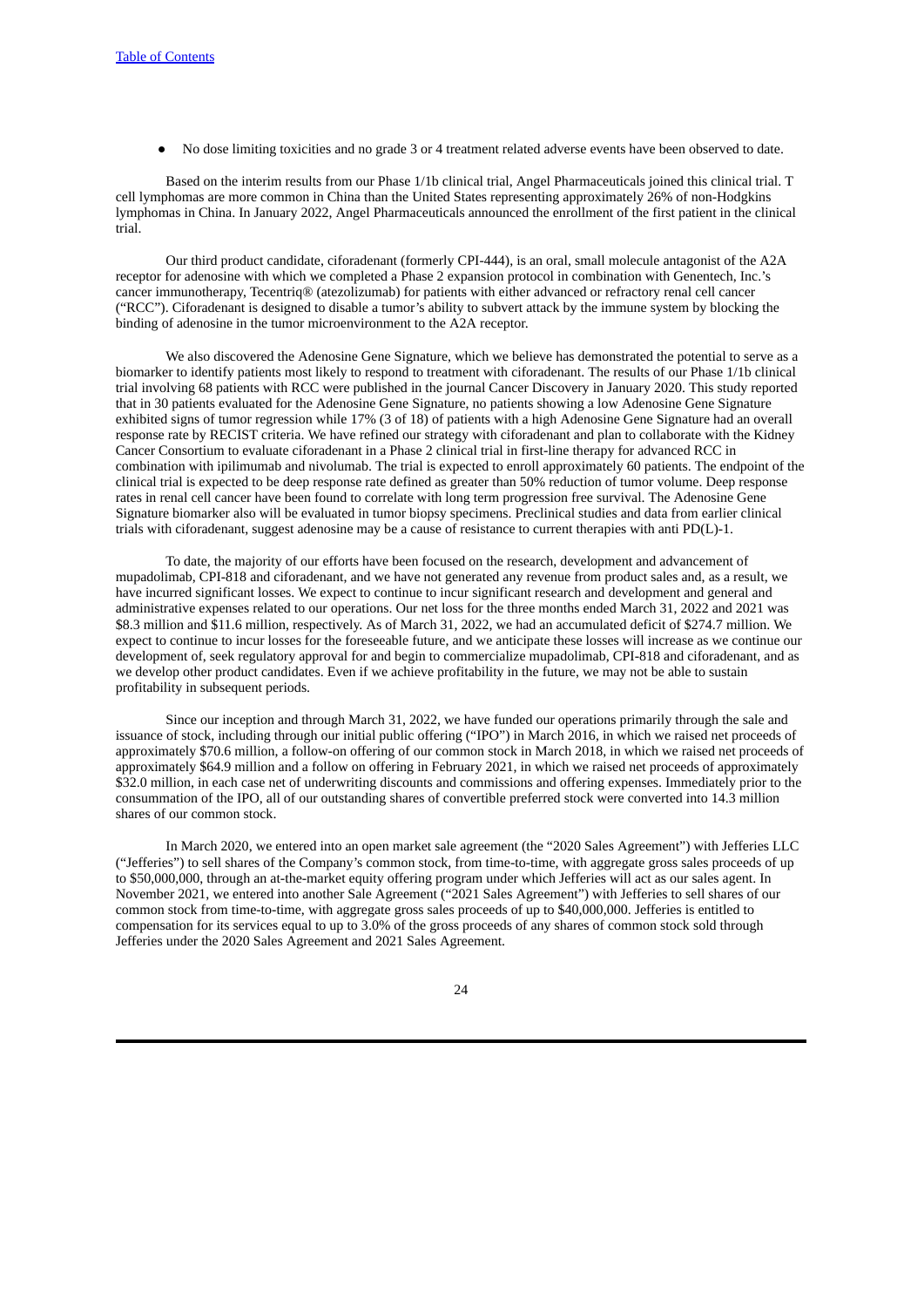- No dose limiting toxicities and no grade 3 or 4 treatment related adverse events have been observed to date.

Based on the interim results from our Phase 1/1b clinical trial, Angel Pharmaceuticals joined this clinical trial. T cell lymphomas are more common in China than the United States representing approximately 26% of non-Hodgkins lymphomas in China. In January 2022, Angel Pharmaceuticals announced the enrollment of the first patient in the clinical trial.

Our third product candidate, ciforadenant (formerly CPI-444), is an oral, small molecule antagonist of the A2A receptor for adenosine with which we completed a Phase 2 expansion protocol in combination with Genentech, Inc.'s cancer immunotherapy, Tecentriq® (atezolizumab) for patients with either advanced or refractory renal cell cancer ("RCC"). Ciforadenant is designed to disable a tumor's ability to subvert attack by the immune system by blocking the binding of adenosine in the tumor microenvironment to the A2A receptor.

We also discovered the Adenosine Gene Signature, which we believe has demonstrated the potential to serve as a biomarker to identify patients most likely to respond to treatment with ciforadenant. The results of our Phase 1/1b clinical trial involving 68 patients with RCC were published in the journal Cancer Discovery in January 2020. This study reported that in 30 patients evaluated for the Adenosine Gene Signature, no patients showing a low Adenosine Gene Signature exhibited signs of tumor regression while 17% (3 of 18) of patients with a high Adenosine Gene Signature had an overall response rate by RECIST criteria. We have refined our strategy with ciforadenant and plan to collaborate with the Kidney Cancer Consortium to evaluate ciforadenant in a Phase 2 clinical trial in first-line therapy for advanced RCC in combination with ipilimumab and nivolumab. The trial is expected to enroll approximately 60 patients. The endpoint of the clinical trial is expected to be deep response rate defined as greater than 50% reduction of tumor volume. Deep response rates in renal cell cancer have been found to correlate with long term progression free survival. The Adenosine Gene Signature biomarker also will be evaluated in tumor biopsy specimens. Preclinical studies and data from earlier clinical trials with ciforadenant, suggest adenosine may be a cause of resistance to current therapies with anti PD(L)-1.

To date, the majority of our efforts have been focused on the research, development and advancement of mupadolimab, CPI-818 and ciforadenant, and we have not generated any revenue from product sales and, as a result, we have incurred significant losses. We expect to continue to incur significant research and development and general and administrative expenses related to our operations. Our net loss for the three months ended March 31, 2022 and 2021 was $8.3 million and $11.6 million, respectively. As of March 31, 2022, we had an accumulated deficit of $274.7 million. We expect to continue to incur losses for the foreseeable future, and we anticipate these losses will increase as we continue our development of, seek regulatory approval for and begin to commercialize mupadolimab, CPI-818 and ciforadenant, and as we develop other product candidates. Even if we achieve profitability in the future, we may not be able to sustain profitability in subsequent periods.

Since our inception and through March 31, 2022, we have funded our operations primarily through the sale and issuance of stock, including through our initial public offering ("IPO") in March 2016, in which we raised net proceeds of approximately $70.6 million, a follow-on offering of our common stock in March 2018, in which we raised net proceeds of approximately $64.9 million and a follow on offering in February 2021, in which we raised net proceeds of approximately $32.0 million, in each case net of underwriting discounts and commissions and offering expenses. Immediately prior to the consummation of the IPO, all of our outstanding shares of convertible preferred stock were converted into 14.3 million shares of our common stock.

In March 2020, we entered into an open market sale agreement (the "2020 Sales Agreement") with Jefferies LLC ("Jefferies") to sell shares of the Company's common stock, from time-to-time, with aggregate gross sales proceeds of up to $50,000,000, through an at-the-market equity offering program under which Jefferies will act as our sales agent. In November 2021, we entered into another Sale Agreement ("2021 Sales Agreement") with Jefferies to sell shares of our common stock from time-to-time, with aggregate gross sales proceeds of up to $40,000,000. Jefferies is entitled to compensation for its services equal to up to 3.0% of the gross proceeds of any shares of common stock sold through Jefferies under the 2020 Sales Agreement and 2021 Sales Agreement.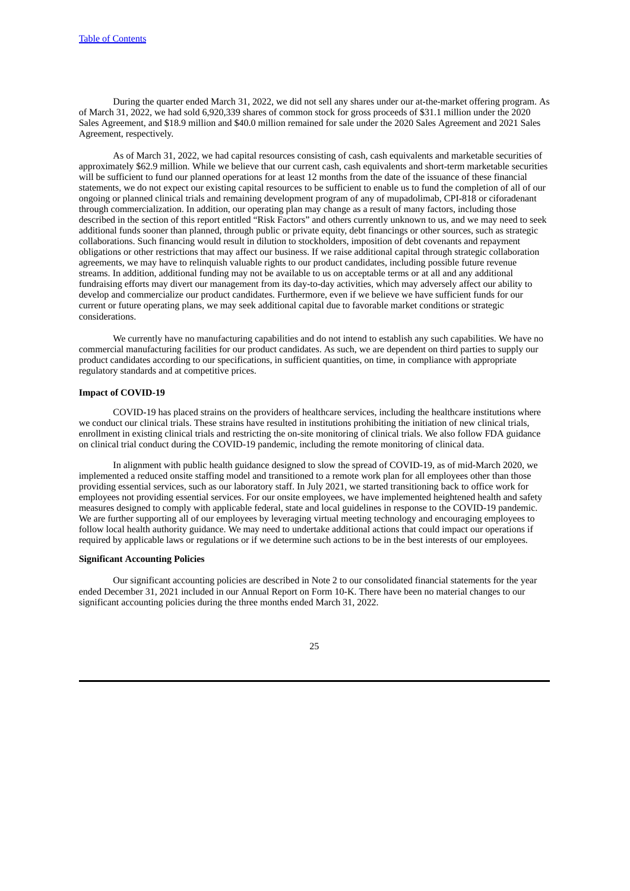During the quarter ended March 31, 2022, we did not sell any shares under our at-the-market offering program. As of March 31, 2022, we had sold 6,920,339 shares of common stock for gross proceeds of $31.1 million under the 2020 Sales Agreement, and $18.9 million and $40.0 million remained for sale under the 2020 Sales Agreement and 2021 Sales Agreement, respectively.

As of March 31, 2022, we had capital resources consisting of cash, cash equivalents and marketable securities of approximately $62.9 million. While we believe that our current cash, cash equivalents and short-term marketable securities will be sufficient to fund our planned operations for at least 12 months from the date of the issuance of these financial statements, we do not expect our existing capital resources to be sufficient to enable us to fund the completion of all of our ongoing or planned clinical trials and remaining development program of any of mupadolimab, CPI-818 or ciforadenant through commercialization. In addition, our operating plan may change as a result of many factors, including those described in the section of this report entitled "Risk Factors" and others currently unknown to us, and we may need to seek additional funds sooner than planned, through public or private equity, debt financings or other sources, such as strategic collaborations. Such financing would result in dilution to stockholders, imposition of debt covenants and repayment obligations or other restrictions that may affect our business. If we raise additional capital through strategic collaboration agreements, we may have to relinquish valuable rights to our product candidates, including possible future revenue streams. In addition, additional funding may not be available to us on acceptable terms or at all and any additional fundraising efforts may divert our management from its day-to-day activities, which may adversely affect our ability to develop and commercialize our product candidates. Furthermore, even if we believe we have sufficient funds for our current or future operating plans, we may seek additional capital due to favorable market conditions or strategic considerations.

We currently have no manufacturing capabilities and do not intend to establish any such capabilities. We have no commercial manufacturing facilities for our product candidates. As such, we are dependent on third parties to supply our product candidates according to our specifications, in sufficient quantities, on time, in compliance with appropriate regulatory standards and at competitive prices.

**Impact of COVID-19**

COVID-19 has placed strains on the providers of healthcare services, including the healthcare institutions where we conduct our clinical trials. These strains have resulted in institutions prohibiting the initiation of new clinical trials, enrollment in existing clinical trials and restricting the on-site monitoring of clinical trials. We also follow FDA guidance on clinical trial conduct during the COVID-19 pandemic, including the remote monitoring of clinical data.

In alignment with public health guidance designed to slow the spread of COVID-19, as of mid-March 2020, we implemented a reduced onsite staffing model and transitioned to a remote work plan for all employees other than those providing essential services, such as our laboratory staff. In July 2021, we started transitioning back to office work for employees not providing essential services. For our onsite employees, we have implemented heightened health and safety measures designed to comply with applicable federal, state and local guidelines in response to the COVID-19 pandemic. We are further supporting all of our employees by leveraging virtual meeting technology and encouraging employees to follow local health authority guidance. We may need to undertake additional actions that could impact our operations if required by applicable laws or regulations or if we determine such actions to be in the best interests of our employees.

**Significant Accounting Policies**

Our significant accounting policies are described in Note 2 to our consolidated financial statements for the year ended December 31, 2021 included in our Annual Report on Form 10-K. There have been no material changes to our significant accounting policies during the three months ended March 31, 2022.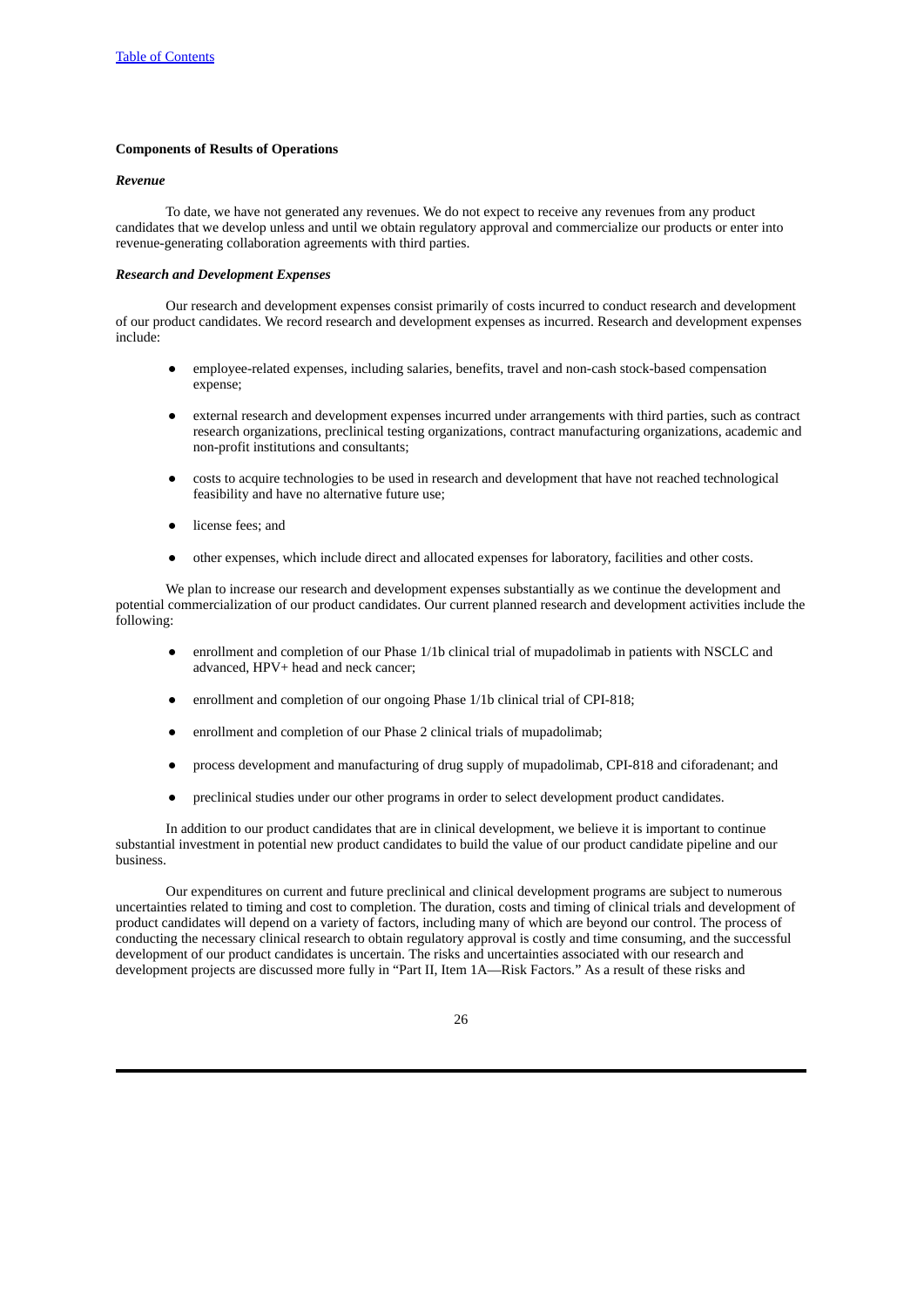**Components of Results of Operations**

***Revenue***

To date, we have not generated any revenues. We do not expect to receive any revenues from any product candidates that we develop unless and until we obtain regulatory approval and commercialize our products or enter into revenue-generating collaboration agreements with third parties.

***Research and Development Expenses***

Our research and development expenses consist primarily of costs incurred to conduct research and development of our product candidates. We record research and development expenses as incurred. Research and development expenses include:

- employee-related expenses, including salaries, benefits, travel and non-cash stock-based compensation expense;
- external research and development expenses incurred under arrangements with third parties, such as contract research organizations, preclinical testing organizations, contract manufacturing organizations, academic and non-profit institutions and consultants;
- costs to acquire technologies to be used in research and development that have not reached technological feasibility and have no alternative future use;
- license fees; and
- other expenses, which include direct and allocated expenses for laboratory, facilities and other costs.

We plan to increase our research and development expenses substantially as we continue the development and potential commercialization of our product candidates. Our current planned research and development activities include the following:

- enrollment and completion of our Phase 1/1b clinical trial of mupadolimab in patients with NSCLC and advanced, HPV+ head and neck cancer;
- enrollment and completion of our ongoing Phase 1/1b clinical trial of CPI-818;
- enrollment and completion of our Phase 2 clinical trials of mupadolimab;
- process development and manufacturing of drug supply of mupadolimab, CPI-818 and ciforadenant; and
- preclinical studies under our other programs in order to select development product candidates.

In addition to our product candidates that are in clinical development, we believe it is important to continue substantial investment in potential new product candidates to build the value of our product candidate pipeline and our business.

Our expenditures on current and future preclinical and clinical development programs are subject to numerous uncertainties related to timing and cost to completion. The duration, costs and timing of clinical trials and development of product candidates will depend on a variety of factors, including many of which are beyond our control. The process of conducting the necessary clinical research to obtain regulatory approval is costly and time consuming, and the successful development of our product candidates is uncertain. The risks and uncertainties associated with our research and development projects are discussed more fully in "Part II, Item 1A—Risk Factors." As a result of these risks and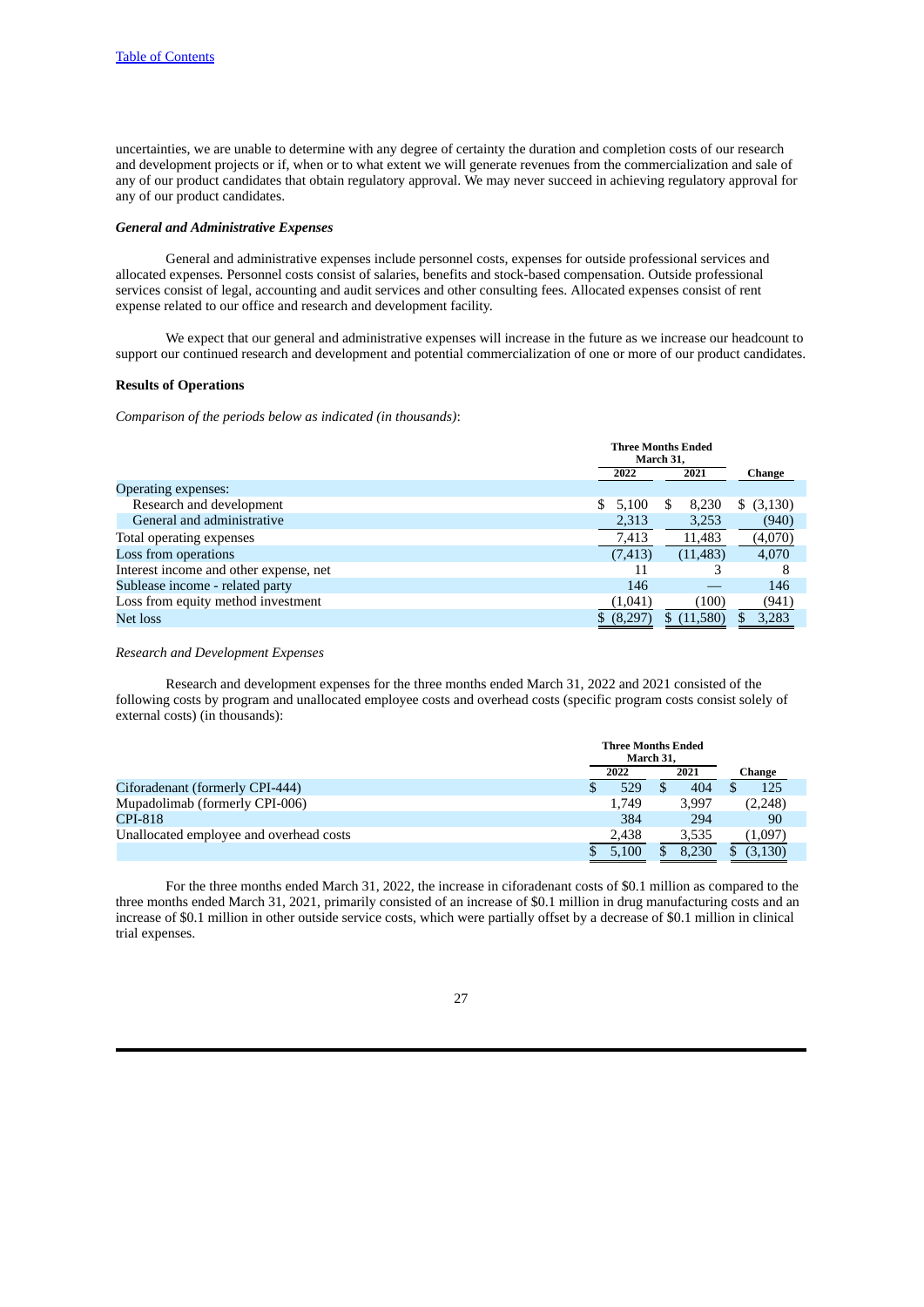uncertainties, we are unable to determine with any degree of certainty the duration and completion costs of our research and development projects or if, when or to what extent we will generate revenues from the commercialization and sale of any of our product candidates that obtain regulatory approval. We may never succeed in achieving regulatory approval for any of our product candidates.

***General and Administrative Expenses***

General and administrative expenses include personnel costs, expenses for outside professional services and allocated expenses. Personnel costs consist of salaries, benefits and stock-based compensation. Outside professional services consist of legal, accounting and audit services and other consulting fees. Allocated expenses consist of rent expense related to our office and research and development facility.

We expect that our general and administrative expenses will increase in the future as we increase our headcount to support our continued research and development and potential commercialization of one or more of our product candidates.

**Results of Operations**

*Comparison of the periods below as indicated (in thousands)*:

| | Three Months Ended March 31, | | |
|---|---|---|---|
| | 2022 | 2021 | Change |
| Operating expenses: | | | |
| Research and development | $ 5,100 | $ 8,230 | $ (3,130) |
| General and administrative | 2,313 | 3,253 | (940) |
| Total operating expenses | 7,413 | 11,483 | (4,070) |
| Loss from operations | (7,413) | (11,483) | 4,070 |
| Interest income and other expense, net | 11 | 3 | 8 |
| Sublease income - related party | 146 | — | 146 |
| Loss from equity method investment | (1,041) | (100) | (941) |
| Net loss | $ (8,297) | $ (11,580) | $ 3,283 |

*Research and Development Expenses*

Research and development expenses for the three months ended March 31, 2022 and 2021 consisted of the following costs by program and unallocated employee costs and overhead costs (specific program costs consist solely of external costs) (in thousands):

| | Three Months Ended March 31, | | |
|---|---|---|---|
| | 2022 | 2021 | Change |
| Ciforadenant (formerly CPI-444) | $ 529 | $ 404 | $ 125 |
| Mupadolimab (formerly CPI-006) | 1,749 | 3,997 | (2,248) |
| CPI-818 | 384 | 294 | 90 |
| Unallocated employee and overhead costs | 2,438 | 3,535 | (1,097) |
| | $ 5,100 | $ 8,230 | $ (3,130) |

For the three months ended March 31, 2022, the increase in ciforadenant costs of $0.1 million as compared to the three months ended March 31, 2021, primarily consisted of an increase of $0.1 million in drug manufacturing costs and an increase of $0.1 million in other outside service costs, which were partially offset by a decrease of $0.1 million in clinical trial expenses.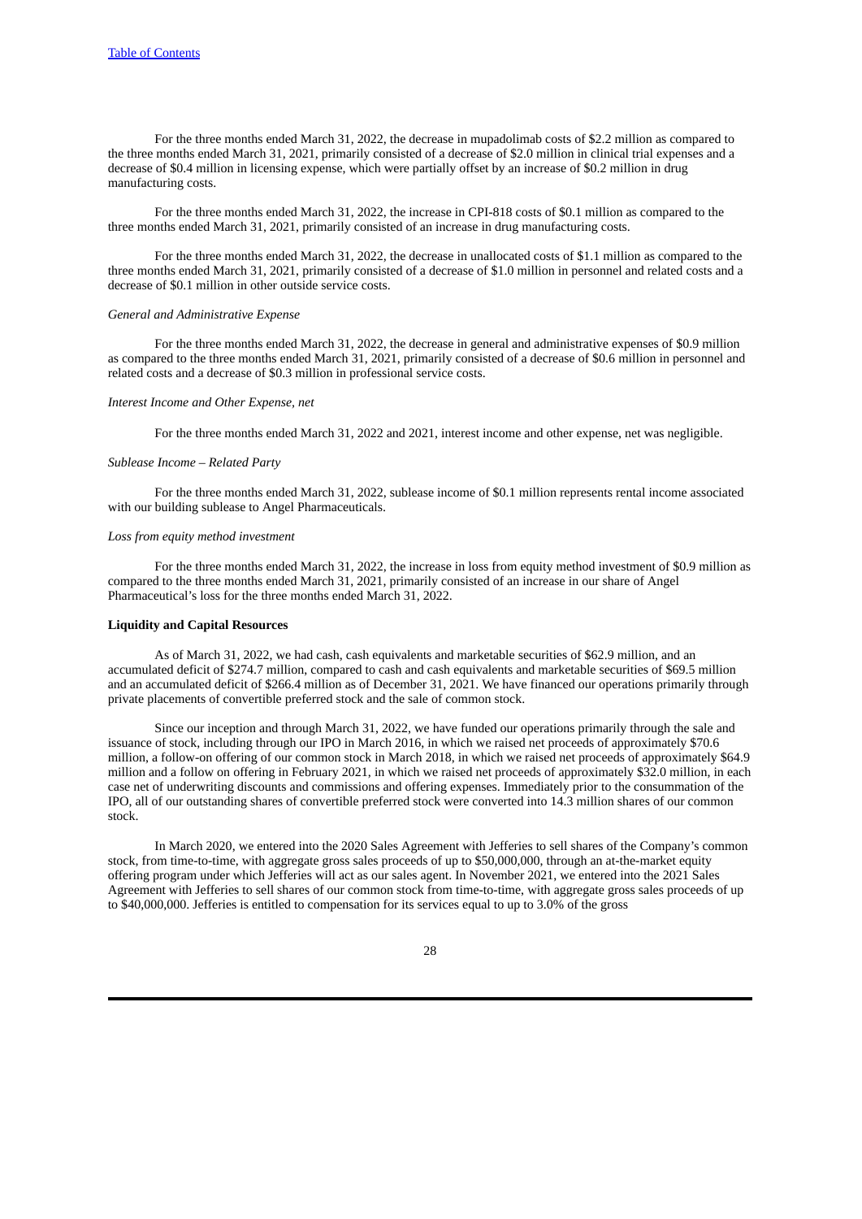For the three months ended March 31, 2022, the decrease in mupadolimab costs of $2.2 million as compared to the three months ended March 31, 2021, primarily consisted of a decrease of $2.0 million in clinical trial expenses and a decrease of $0.4 million in licensing expense, which were partially offset by an increase of $0.2 million in drug manufacturing costs.

For the three months ended March 31, 2022, the increase in CPI-818 costs of $0.1 million as compared to the three months ended March 31, 2021, primarily consisted of an increase in drug manufacturing costs.

For the three months ended March 31, 2022, the decrease in unallocated costs of $1.1 million as compared to the three months ended March 31, 2021, primarily consisted of a decrease of $1.0 million in personnel and related costs and a decrease of $0.1 million in other outside service costs.

*General and Administrative Expense*

For the three months ended March 31, 2022, the decrease in general and administrative expenses of $0.9 million as compared to the three months ended March 31, 2021, primarily consisted of a decrease of $0.6 million in personnel and related costs and a decrease of $0.3 million in professional service costs.

*Interest Income and Other Expense, net*

For the three months ended March 31, 2022 and 2021, interest income and other expense, net was negligible.

*Sublease Income – Related Party*

For the three months ended March 31, 2022, sublease income of $0.1 million represents rental income associated with our building sublease to Angel Pharmaceuticals.

*Loss from equity method investment*

For the three months ended March 31, 2022, the increase in loss from equity method investment of $0.9 million as compared to the three months ended March 31, 2021, primarily consisted of an increase in our share of Angel Pharmaceutical's loss for the three months ended March 31, 2022.

**Liquidity and Capital Resources**

As of March 31, 2022, we had cash, cash equivalents and marketable securities of $62.9 million, and an accumulated deficit of $274.7 million, compared to cash and cash equivalents and marketable securities of $69.5 million and an accumulated deficit of $266.4 million as of December 31, 2021. We have financed our operations primarily through private placements of convertible preferred stock and the sale of common stock.

Since our inception and through March 31, 2022, we have funded our operations primarily through the sale and issuance of stock, including through our IPO in March 2016, in which we raised net proceeds of approximately $70.6 million, a follow-on offering of our common stock in March 2018, in which we raised net proceeds of approximately $64.9 million and a follow on offering in February 2021, in which we raised net proceeds of approximately $32.0 million, in each case net of underwriting discounts and commissions and offering expenses. Immediately prior to the consummation of the IPO, all of our outstanding shares of convertible preferred stock were converted into 14.3 million shares of our common stock.

In March 2020, we entered into the 2020 Sales Agreement with Jefferies to sell shares of the Company's common stock, from time-to-time, with aggregate gross sales proceeds of up to $50,000,000, through an at-the-market equity offering program under which Jefferies will act as our sales agent. In November 2021, we entered into the 2021 Sales Agreement with Jefferies to sell shares of our common stock from time-to-time, with aggregate gross sales proceeds of up to $40,000,000. Jefferies is entitled to compensation for its services equal to up to 3.0% of the gross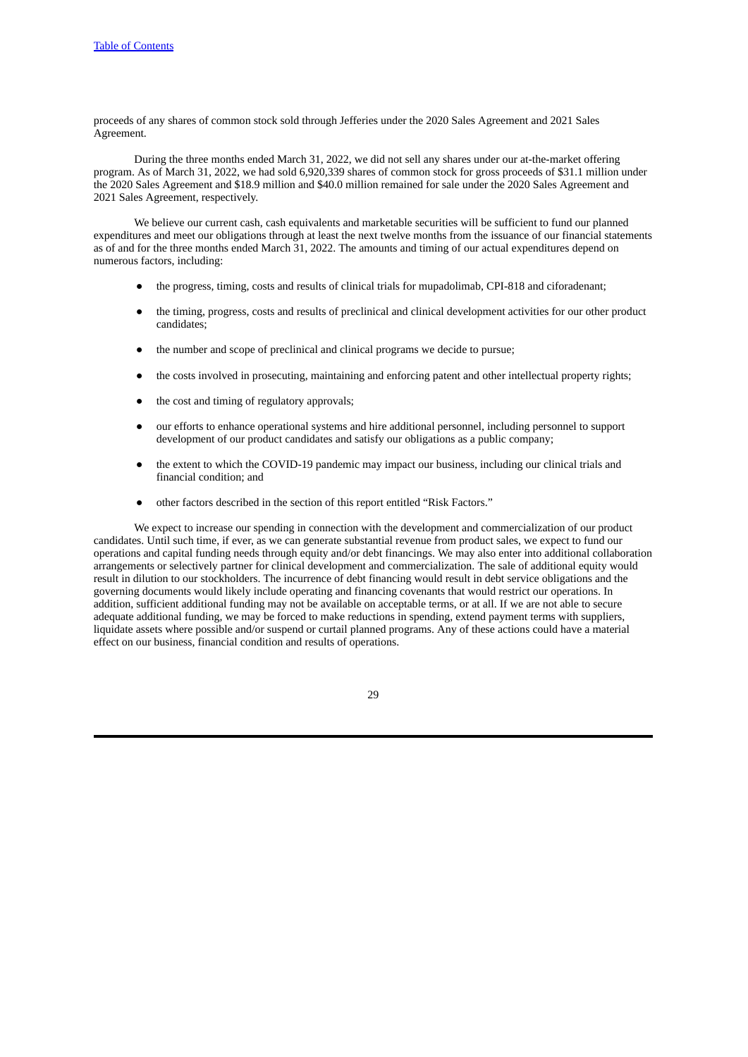proceeds of any shares of common stock sold through Jefferies under the 2020 Sales Agreement and 2021 Sales Agreement.

During the three months ended March 31, 2022, we did not sell any shares under our at-the-market offering program. As of March 31, 2022, we had sold 6,920,339 shares of common stock for gross proceeds of $31.1 million under the 2020 Sales Agreement and $18.9 million and $40.0 million remained for sale under the 2020 Sales Agreement and 2021 Sales Agreement, respectively.

We believe our current cash, cash equivalents and marketable securities will be sufficient to fund our planned expenditures and meet our obligations through at least the next twelve months from the issuance of our financial statements as of and for the three months ended March 31, 2022. The amounts and timing of our actual expenditures depend on numerous factors, including:

- the progress, timing, costs and results of clinical trials for mupadolimab, CPI-818 and ciforadenant;
- the timing, progress, costs and results of preclinical and clinical development activities for our other product candidates;
- the number and scope of preclinical and clinical programs we decide to pursue;
- the costs involved in prosecuting, maintaining and enforcing patent and other intellectual property rights;
- the cost and timing of regulatory approvals;
- our efforts to enhance operational systems and hire additional personnel, including personnel to support development of our product candidates and satisfy our obligations as a public company;
- the extent to which the COVID-19 pandemic may impact our business, including our clinical trials and financial condition; and
- other factors described in the section of this report entitled "Risk Factors."

We expect to increase our spending in connection with the development and commercialization of our product candidates. Until such time, if ever, as we can generate substantial revenue from product sales, we expect to fund our operations and capital funding needs through equity and/or debt financings. We may also enter into additional collaboration arrangements or selectively partner for clinical development and commercialization. The sale of additional equity would result in dilution to our stockholders. The incurrence of debt financing would result in debt service obligations and the governing documents would likely include operating and financing covenants that would restrict our operations. In addition, sufficient additional funding may not be available on acceptable terms, or at all. If we are not able to secure adequate additional funding, we may be forced to make reductions in spending, extend payment terms with suppliers, liquidate assets where possible and/or suspend or curtail planned programs. Any of these actions could have a material effect on our business, financial condition and results of operations.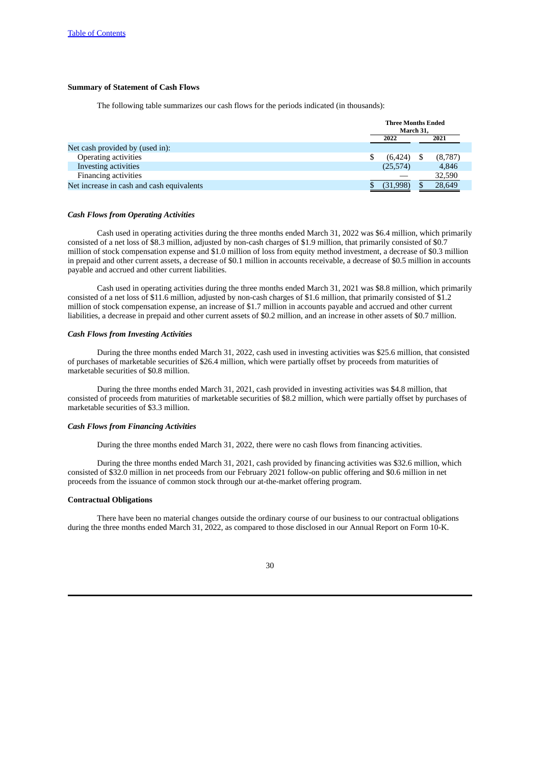**Summary of Statement of Cash Flows**

The following table summarizes our cash flows for the periods indicated (in thousands):

| | Three Months Ended March 31, | |
|---|---|---|
| | 2022 | 2021 |
| Net cash provided by (used in): | | |
| Operating activities | $ (6,424) | $ (8,787) |
| Investing activities | (25,574) | 4,846 |
| Financing activities | — | 32,590 |
| Net increase in cash and cash equivalents | $ (31,998) | $ 28,649 |

***Cash Flows from Operating Activities***

Cash used in operating activities during the three months ended March 31, 2022 was $6.4 million, which primarily consisted of a net loss of $8.3 million, adjusted by non-cash charges of $1.9 million, that primarily consisted of $0.7 million of stock compensation expense and $1.0 million of loss from equity method investment, a decrease of $0.3 million in prepaid and other current assets, a decrease of $0.1 million in accounts receivable, a decrease of $0.5 million in accounts payable and accrued and other current liabilities.

Cash used in operating activities during the three months ended March 31, 2021 was $8.8 million, which primarily consisted of a net loss of $11.6 million, adjusted by non-cash charges of $1.6 million, that primarily consisted of $1.2 million of stock compensation expense, an increase of $1.7 million in accounts payable and accrued and other current liabilities, a decrease in prepaid and other current assets of $0.2 million, and an increase in other assets of $0.7 million.

***Cash Flows from Investing Activities***

During the three months ended March 31, 2022, cash used in investing activities was $25.6 million, that consisted of purchases of marketable securities of $26.4 million, which were partially offset by proceeds from maturities of marketable securities of $0.8 million.

During the three months ended March 31, 2021, cash provided in investing activities was $4.8 million, that consisted of proceeds from maturities of marketable securities of $8.2 million, which were partially offset by purchases of marketable securities of $3.3 million.

***Cash Flows from Financing Activities***

During the three months ended March 31, 2022, there were no cash flows from financing activities.

During the three months ended March 31, 2021, cash provided by financing activities was $32.6 million, which consisted of $32.0 million in net proceeds from our February 2021 follow-on public offering and $0.6 million in net proceeds from the issuance of common stock through our at-the-market offering program.

**Contractual Obligations**

There have been no material changes outside the ordinary course of our business to our contractual obligations during the three months ended March 31, 2022, as compared to those disclosed in our Annual Report on Form 10-K.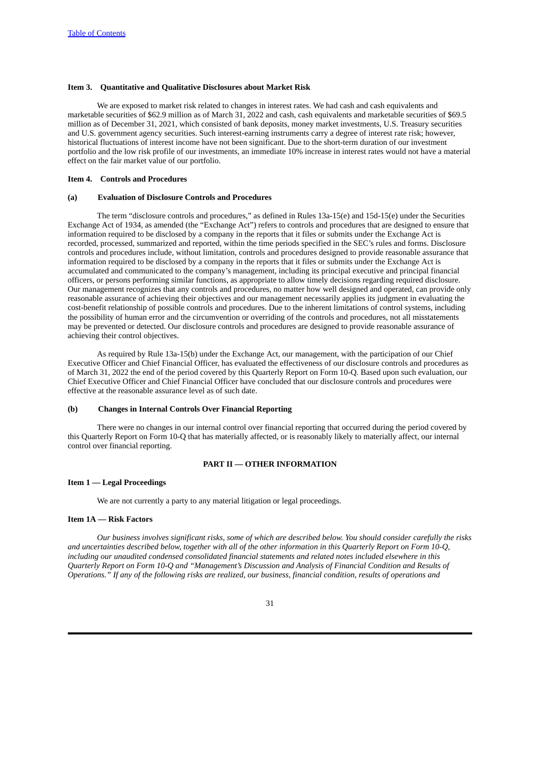### Item 3. Quantitative and Qualitative Disclosures about Market Risk

We are exposed to market risk related to changes in interest rates. We had cash and cash equivalents and marketable securities of $62.9 million as of March 31, 2022 and cash, cash equivalents and marketable securities of $69.5 million as of December 31, 2021, which consisted of bank deposits, money market investments, U.S. Treasury securities and U.S. government agency securities. Such interest-earning instruments carry a degree of interest rate risk; however, historical fluctuations of interest income have not been significant. Due to the short-term duration of our investment portfolio and the low risk profile of our investments, an immediate 10% increase in interest rates would not have a material effect on the fair market value of our portfolio.

### Item 4. Controls and Procedures

#### (a) Evaluation of Disclosure Controls and Procedures

The term "disclosure controls and procedures," as defined in Rules 13a-15(e) and 15d-15(e) under the Securities Exchange Act of 1934, as amended (the "Exchange Act") refers to controls and procedures that are designed to ensure that information required to be disclosed by a company in the reports that it files or submits under the Exchange Act is recorded, processed, summarized and reported, within the time periods specified in the SEC's rules and forms. Disclosure controls and procedures include, without limitation, controls and procedures designed to provide reasonable assurance that information required to be disclosed by a company in the reports that it files or submits under the Exchange Act is accumulated and communicated to the company's management, including its principal executive and principal financial officers, or persons performing similar functions, as appropriate to allow timely decisions regarding required disclosure. Our management recognizes that any controls and procedures, no matter how well designed and operated, can provide only reasonable assurance of achieving their objectives and our management necessarily applies its judgment in evaluating the cost-benefit relationship of possible controls and procedures. Due to the inherent limitations of control systems, including the possibility of human error and the circumvention or overriding of the controls and procedures, not all misstatements may be prevented or detected. Our disclosure controls and procedures are designed to provide reasonable assurance of achieving their control objectives.

As required by Rule 13a-15(b) under the Exchange Act, our management, with the participation of our Chief Executive Officer and Chief Financial Officer, has evaluated the effectiveness of our disclosure controls and procedures as of March 31, 2022 the end of the period covered by this Quarterly Report on Form 10-Q. Based upon such evaluation, our Chief Executive Officer and Chief Financial Officer have concluded that our disclosure controls and procedures were effective at the reasonable assurance level as of such date.

#### (b) Changes in Internal Controls Over Financial Reporting

There were no changes in our internal control over financial reporting that occurred during the period covered by this Quarterly Report on Form 10-Q that has materially affected, or is reasonably likely to materially affect, our internal control over financial reporting.

## PART II — OTHER INFORMATION

### Item 1 — Legal Proceedings

We are not currently a party to any material litigation or legal proceedings.

### Item 1A — Risk Factors

*Our business involves significant risks, some of which are described below. You should consider carefully the risks and uncertainties described below, together with all of the other information in this Quarterly Report on Form 10-Q, including our unaudited condensed consolidated financial statements and related notes included elsewhere in this Quarterly Report on Form 10-Q and "Management's Discussion and Analysis of Financial Condition and Results of Operations." If any of the following risks are realized, our business, financial condition, results of operations and*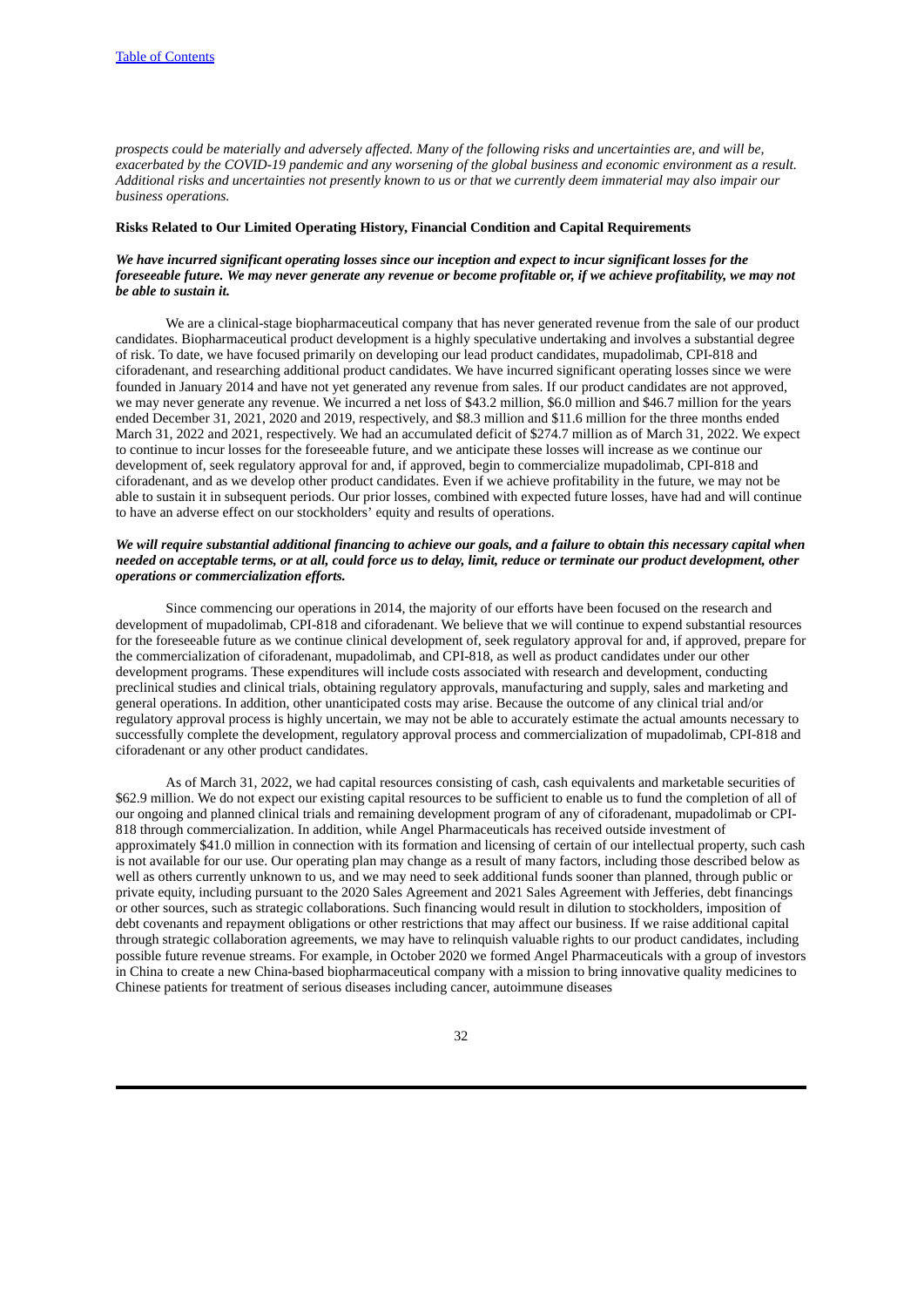*prospects could be materially and adversely affected. Many of the following risks and uncertainties are, and will be, exacerbated by the COVID-19 pandemic and any worsening of the global business and economic environment as a result. Additional risks and uncertainties not presently known to us or that we currently deem immaterial may also impair our business operations.*

**Risks Related to Our Limited Operating History, Financial Condition and Capital Requirements**

***We have incurred significant operating losses since our inception and expect to incur significant losses for the foreseeable future. We may never generate any revenue or become profitable or, if we achieve profitability, we may not be able to sustain it.***

We are a clinical-stage biopharmaceutical company that has never generated revenue from the sale of our product candidates. Biopharmaceutical product development is a highly speculative undertaking and involves a substantial degree of risk. To date, we have focused primarily on developing our lead product candidates, mupadolimab, CPI-818 and ciforadenant, and researching additional product candidates. We have incurred significant operating losses since we were founded in January 2014 and have not yet generated any revenue from sales. If our product candidates are not approved, we may never generate any revenue. We incurred a net loss of $43.2 million, $6.0 million and $46.7 million for the years ended December 31, 2021, 2020 and 2019, respectively, and $8.3 million and $11.6 million for the three months ended March 31, 2022 and 2021, respectively. We had an accumulated deficit of $274.7 million as of March 31, 2022. We expect to continue to incur losses for the foreseeable future, and we anticipate these losses will increase as we continue our development of, seek regulatory approval for and, if approved, begin to commercialize mupadolimab, CPI-818 and ciforadenant, and as we develop other product candidates. Even if we achieve profitability in the future, we may not be able to sustain it in subsequent periods. Our prior losses, combined with expected future losses, have had and will continue to have an adverse effect on our stockholders' equity and results of operations.

***We will require substantial additional financing to achieve our goals, and a failure to obtain this necessary capital when needed on acceptable terms, or at all, could force us to delay, limit, reduce or terminate our product development, other operations or commercialization efforts.***

Since commencing our operations in 2014, the majority of our efforts have been focused on the research and development of mupadolimab, CPI-818 and ciforadenant. We believe that we will continue to expend substantial resources for the foreseeable future as we continue clinical development of, seek regulatory approval for and, if approved, prepare for the commercialization of ciforadenant, mupadolimab, and CPI-818, as well as product candidates under our other development programs. These expenditures will include costs associated with research and development, conducting preclinical studies and clinical trials, obtaining regulatory approvals, manufacturing and supply, sales and marketing and general operations. In addition, other unanticipated costs may arise. Because the outcome of any clinical trial and/or regulatory approval process is highly uncertain, we may not be able to accurately estimate the actual amounts necessary to successfully complete the development, regulatory approval process and commercialization of mupadolimab, CPI-818 and ciforadenant or any other product candidates.

As of March 31, 2022, we had capital resources consisting of cash, cash equivalents and marketable securities of $62.9 million. We do not expect our existing capital resources to be sufficient to enable us to fund the completion of all of our ongoing and planned clinical trials and remaining development program of any of ciforadenant, mupadolimab or CPI-818 through commercialization. In addition, while Angel Pharmaceuticals has received outside investment of approximately $41.0 million in connection with its formation and licensing of certain of our intellectual property, such cash is not available for our use. Our operating plan may change as a result of many factors, including those described below as well as others currently unknown to us, and we may need to seek additional funds sooner than planned, through public or private equity, including pursuant to the 2020 Sales Agreement and 2021 Sales Agreement with Jefferies, debt financings or other sources, such as strategic collaborations. Such financing would result in dilution to stockholders, imposition of debt covenants and repayment obligations or other restrictions that may affect our business. If we raise additional capital through strategic collaboration agreements, we may have to relinquish valuable rights to our product candidates, including possible future revenue streams. For example, in October 2020 we formed Angel Pharmaceuticals with a group of investors in China to create a new China-based biopharmaceutical company with a mission to bring innovative quality medicines to Chinese patients for treatment of serious diseases including cancer, autoimmune diseases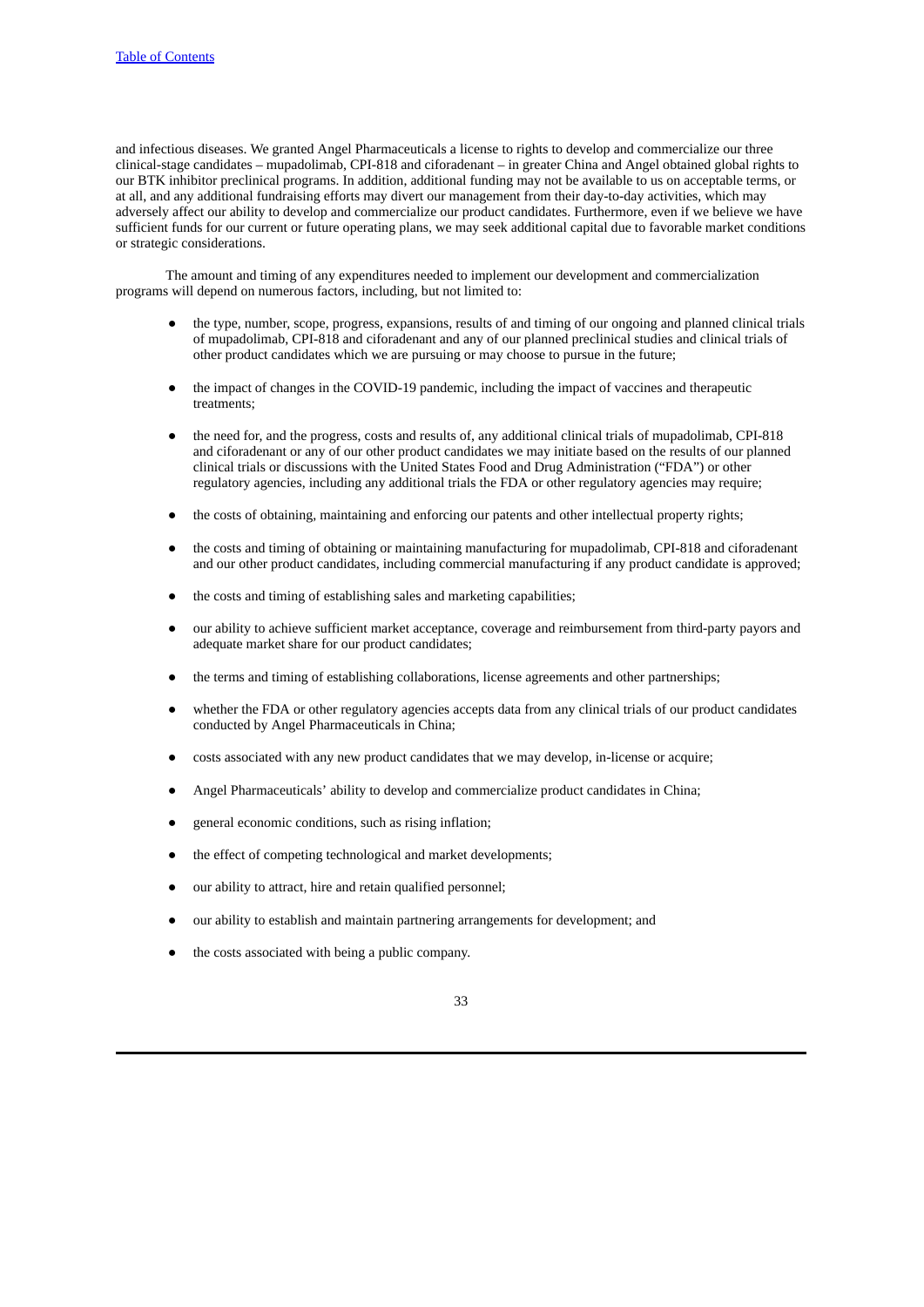and infectious diseases. We granted Angel Pharmaceuticals a license to rights to develop and commercialize our three clinical-stage candidates – mupadolimab, CPI-818 and ciforadenant – in greater China and Angel obtained global rights to our BTK inhibitor preclinical programs. In addition, additional funding may not be available to us on acceptable terms, or at all, and any additional fundraising efforts may divert our management from their day-to-day activities, which may adversely affect our ability to develop and commercialize our product candidates. Furthermore, even if we believe we have sufficient funds for our current or future operating plans, we may seek additional capital due to favorable market conditions or strategic considerations.

The amount and timing of any expenditures needed to implement our development and commercialization programs will depend on numerous factors, including, but not limited to:

- the type, number, scope, progress, expansions, results of and timing of our ongoing and planned clinical trials of mupadolimab, CPI-818 and ciforadenant and any of our planned preclinical studies and clinical trials of other product candidates which we are pursuing or may choose to pursue in the future;
- the impact of changes in the COVID-19 pandemic, including the impact of vaccines and therapeutic treatments;
- the need for, and the progress, costs and results of, any additional clinical trials of mupadolimab, CPI-818 and ciforadenant or any of our other product candidates we may initiate based on the results of our planned clinical trials or discussions with the United States Food and Drug Administration ("FDA") or other regulatory agencies, including any additional trials the FDA or other regulatory agencies may require;
- the costs of obtaining, maintaining and enforcing our patents and other intellectual property rights;
- the costs and timing of obtaining or maintaining manufacturing for mupadolimab, CPI-818 and ciforadenant and our other product candidates, including commercial manufacturing if any product candidate is approved;
- the costs and timing of establishing sales and marketing capabilities;
- our ability to achieve sufficient market acceptance, coverage and reimbursement from third-party payors and adequate market share for our product candidates;
- the terms and timing of establishing collaborations, license agreements and other partnerships;
- whether the FDA or other regulatory agencies accepts data from any clinical trials of our product candidates conducted by Angel Pharmaceuticals in China;
- costs associated with any new product candidates that we may develop, in-license or acquire;
- Angel Pharmaceuticals' ability to develop and commercialize product candidates in China;
- general economic conditions, such as rising inflation;
- the effect of competing technological and market developments;
- our ability to attract, hire and retain qualified personnel;
- our ability to establish and maintain partnering arrangements for development; and
- the costs associated with being a public company.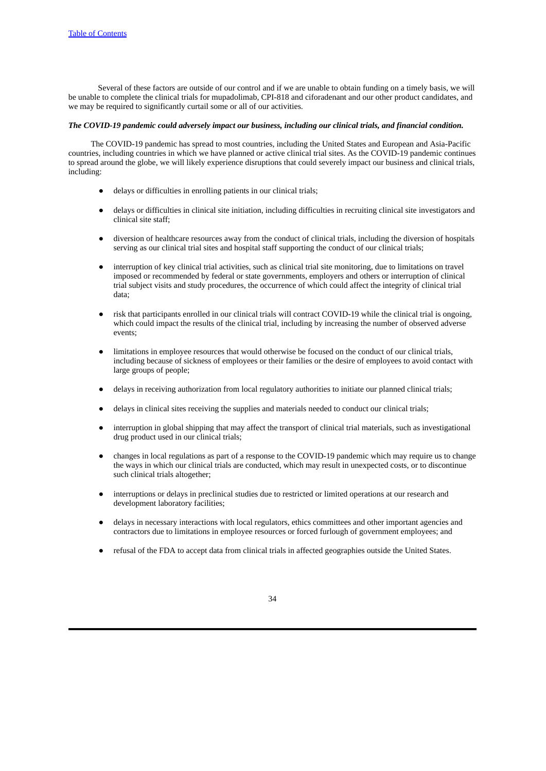Several of these factors are outside of our control and if we are unable to obtain funding on a timely basis, we will be unable to complete the clinical trials for mupadolimab, CPI-818 and ciforadenant and our other product candidates, and we may be required to significantly curtail some or all of our activities.

***The COVID-19 pandemic could adversely impact our business, including our clinical trials, and financial condition.***

The COVID-19 pandemic has spread to most countries, including the United States and European and Asia-Pacific countries, including countries in which we have planned or active clinical trial sites. As the COVID-19 pandemic continues to spread around the globe, we will likely experience disruptions that could severely impact our business and clinical trials, including:

- delays or difficulties in enrolling patients in our clinical trials;
- delays or difficulties in clinical site initiation, including difficulties in recruiting clinical site investigators and clinical site staff;
- diversion of healthcare resources away from the conduct of clinical trials, including the diversion of hospitals serving as our clinical trial sites and hospital staff supporting the conduct of our clinical trials;
- interruption of key clinical trial activities, such as clinical trial site monitoring, due to limitations on travel imposed or recommended by federal or state governments, employers and others or interruption of clinical trial subject visits and study procedures, the occurrence of which could affect the integrity of clinical trial data;
- risk that participants enrolled in our clinical trials will contract COVID-19 while the clinical trial is ongoing, which could impact the results of the clinical trial, including by increasing the number of observed adverse events;
- limitations in employee resources that would otherwise be focused on the conduct of our clinical trials, including because of sickness of employees or their families or the desire of employees to avoid contact with large groups of people;
- delays in receiving authorization from local regulatory authorities to initiate our planned clinical trials;
- delays in clinical sites receiving the supplies and materials needed to conduct our clinical trials;
- interruption in global shipping that may affect the transport of clinical trial materials, such as investigational drug product used in our clinical trials;
- changes in local regulations as part of a response to the COVID-19 pandemic which may require us to change the ways in which our clinical trials are conducted, which may result in unexpected costs, or to discontinue such clinical trials altogether;
- interruptions or delays in preclinical studies due to restricted or limited operations at our research and development laboratory facilities;
- delays in necessary interactions with local regulators, ethics committees and other important agencies and contractors due to limitations in employee resources or forced furlough of government employees; and
- refusal of the FDA to accept data from clinical trials in affected geographies outside the United States.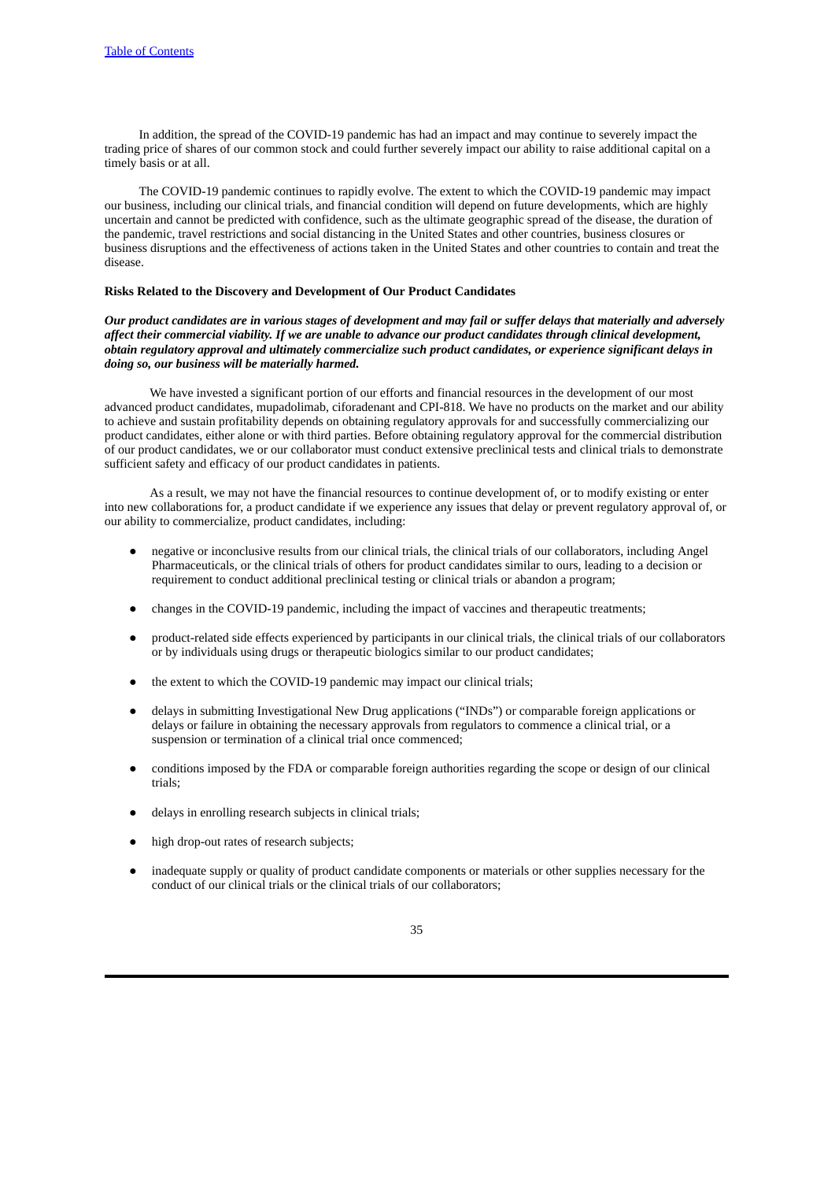In addition, the spread of the COVID-19 pandemic has had an impact and may continue to severely impact the trading price of shares of our common stock and could further severely impact our ability to raise additional capital on a timely basis or at all.

The COVID-19 pandemic continues to rapidly evolve. The extent to which the COVID-19 pandemic may impact our business, including our clinical trials, and financial condition will depend on future developments, which are highly uncertain and cannot be predicted with confidence, such as the ultimate geographic spread of the disease, the duration of the pandemic, travel restrictions and social distancing in the United States and other countries, business closures or business disruptions and the effectiveness of actions taken in the United States and other countries to contain and treat the disease.

**Risks Related to the Discovery and Development of Our Product Candidates**

***Our product candidates are in various stages of development and may fail or suffer delays that materially and adversely affect their commercial viability. If we are unable to advance our product candidates through clinical development, obtain regulatory approval and ultimately commercialize such product candidates, or experience significant delays in doing so, our business will be materially harmed.***

We have invested a significant portion of our efforts and financial resources in the development of our most advanced product candidates, mupadolimab, ciforadenant and CPI-818. We have no products on the market and our ability to achieve and sustain profitability depends on obtaining regulatory approvals for and successfully commercializing our product candidates, either alone or with third parties. Before obtaining regulatory approval for the commercial distribution of our product candidates, we or our collaborator must conduct extensive preclinical tests and clinical trials to demonstrate sufficient safety and efficacy of our product candidates in patients.

As a result, we may not have the financial resources to continue development of, or to modify existing or enter into new collaborations for, a product candidate if we experience any issues that delay or prevent regulatory approval of, or our ability to commercialize, product candidates, including:

- negative or inconclusive results from our clinical trials, the clinical trials of our collaborators, including Angel Pharmaceuticals, or the clinical trials of others for product candidates similar to ours, leading to a decision or requirement to conduct additional preclinical testing or clinical trials or abandon a program;
- changes in the COVID-19 pandemic, including the impact of vaccines and therapeutic treatments;
- product-related side effects experienced by participants in our clinical trials, the clinical trials of our collaborators or by individuals using drugs or therapeutic biologics similar to our product candidates;
- the extent to which the COVID-19 pandemic may impact our clinical trials;
- delays in submitting Investigational New Drug applications ("INDs") or comparable foreign applications or delays or failure in obtaining the necessary approvals from regulators to commence a clinical trial, or a suspension or termination of a clinical trial once commenced;
- conditions imposed by the FDA or comparable foreign authorities regarding the scope or design of our clinical trials;
- delays in enrolling research subjects in clinical trials;
- high drop-out rates of research subjects;
- inadequate supply or quality of product candidate components or materials or other supplies necessary for the conduct of our clinical trials or the clinical trials of our collaborators;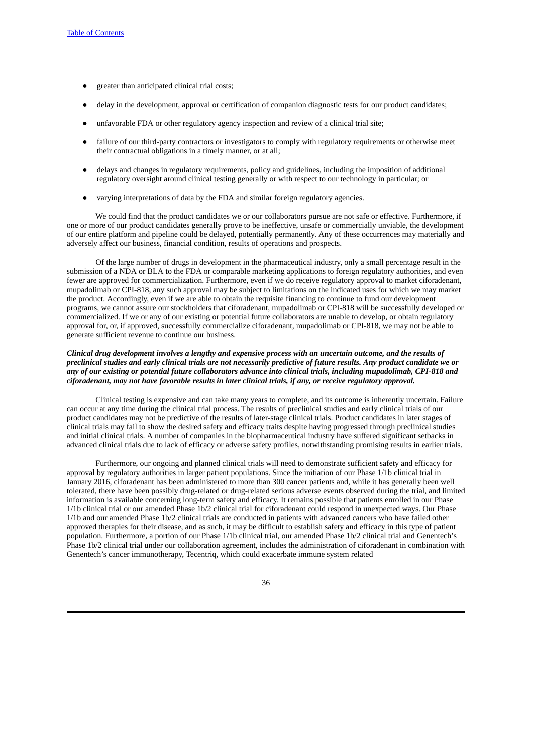- greater than anticipated clinical trial costs;
- delay in the development, approval or certification of companion diagnostic tests for our product candidates;
- unfavorable FDA or other regulatory agency inspection and review of a clinical trial site;
- failure of our third-party contractors or investigators to comply with regulatory requirements or otherwise meet their contractual obligations in a timely manner, or at all;
- delays and changes in regulatory requirements, policy and guidelines, including the imposition of additional regulatory oversight around clinical testing generally or with respect to our technology in particular; or
- varying interpretations of data by the FDA and similar foreign regulatory agencies.

We could find that the product candidates we or our collaborators pursue are not safe or effective. Furthermore, if one or more of our product candidates generally prove to be ineffective, unsafe or commercially unviable, the development of our entire platform and pipeline could be delayed, potentially permanently. Any of these occurrences may materially and adversely affect our business, financial condition, results of operations and prospects.

Of the large number of drugs in development in the pharmaceutical industry, only a small percentage result in the submission of a NDA or BLA to the FDA or comparable marketing applications to foreign regulatory authorities, and even fewer are approved for commercialization. Furthermore, even if we do receive regulatory approval to market ciforadenant, mupadolimab or CPI-818, any such approval may be subject to limitations on the indicated uses for which we may market the product. Accordingly, even if we are able to obtain the requisite financing to continue to fund our development programs, we cannot assure our stockholders that ciforadenant, mupadolimab or CPI-818 will be successfully developed or commercialized. If we or any of our existing or potential future collaborators are unable to develop, or obtain regulatory approval for, or, if approved, successfully commercialize ciforadenant, mupadolimab or CPI-818, we may not be able to generate sufficient revenue to continue our business.

***Clinical drug development involves a lengthy and expensive process with an uncertain outcome, and the results of preclinical studies and early clinical trials are not necessarily predictive of future results. Any product candidate we or any of our existing or potential future collaborators advance into clinical trials, including mupadolimab, CPI-818 and ciforadenant, may not have favorable results in later clinical trials, if any, or receive regulatory approval.***

Clinical testing is expensive and can take many years to complete, and its outcome is inherently uncertain. Failure can occur at any time during the clinical trial process. The results of preclinical studies and early clinical trials of our product candidates may not be predictive of the results of later-stage clinical trials. Product candidates in later stages of clinical trials may fail to show the desired safety and efficacy traits despite having progressed through preclinical studies and initial clinical trials. A number of companies in the biopharmaceutical industry have suffered significant setbacks in advanced clinical trials due to lack of efficacy or adverse safety profiles, notwithstanding promising results in earlier trials.

Furthermore, our ongoing and planned clinical trials will need to demonstrate sufficient safety and efficacy for approval by regulatory authorities in larger patient populations. Since the initiation of our Phase 1/1b clinical trial in January 2016, ciforadenant has been administered to more than 300 cancer patients and, while it has generally been well tolerated, there have been possibly drug-related or drug-related serious adverse events observed during the trial, and limited information is available concerning long-term safety and efficacy. It remains possible that patients enrolled in our Phase 1/1b clinical trial or our amended Phase 1b/2 clinical trial for ciforadenant could respond in unexpected ways. Our Phase 1/1b and our amended Phase 1b/2 clinical trials are conducted in patients with advanced cancers who have failed other approved therapies for their disease, and as such, it may be difficult to establish safety and efficacy in this type of patient population. Furthermore, a portion of our Phase 1/1b clinical trial, our amended Phase 1b/2 clinical trial and Genentech's Phase 1b/2 clinical trial under our collaboration agreement, includes the administration of ciforadenant in combination with Genentech's cancer immunotherapy, Tecentriq, which could exacerbate immune system related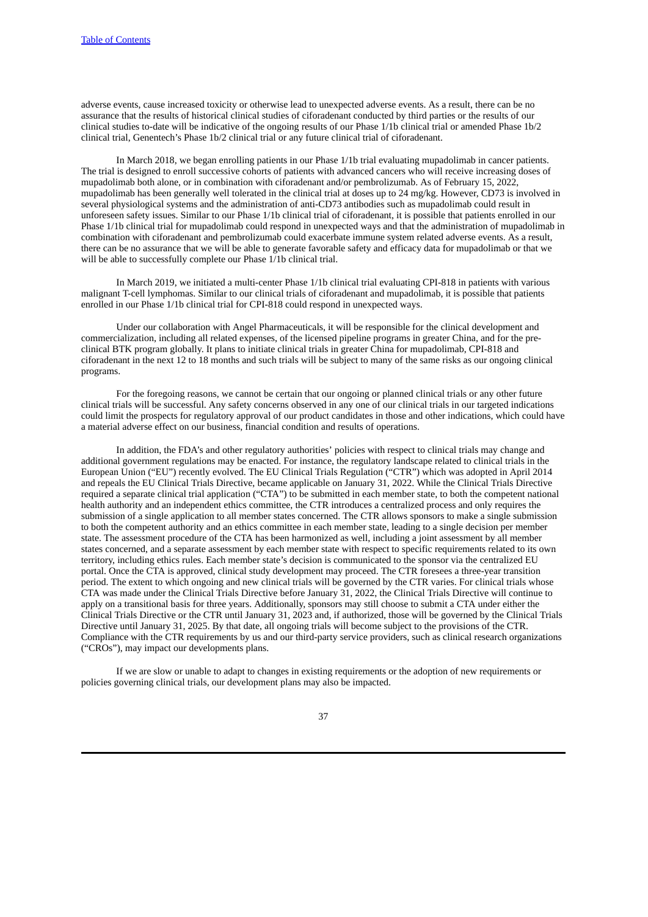adverse events, cause increased toxicity or otherwise lead to unexpected adverse events. As a result, there can be no assurance that the results of historical clinical studies of ciforadenant conducted by third parties or the results of our clinical studies to-date will be indicative of the ongoing results of our Phase 1/1b clinical trial or amended Phase 1b/2 clinical trial, Genentech's Phase 1b/2 clinical trial or any future clinical trial of ciforadenant.

In March 2018, we began enrolling patients in our Phase 1/1b trial evaluating mupadolimab in cancer patients. The trial is designed to enroll successive cohorts of patients with advanced cancers who will receive increasing doses of mupadolimab both alone, or in combination with ciforadenant and/or pembrolizumab. As of February 15, 2022, mupadolimab has been generally well tolerated in the clinical trial at doses up to 24 mg/kg. However, CD73 is involved in several physiological systems and the administration of anti-CD73 antibodies such as mupadolimab could result in unforeseen safety issues. Similar to our Phase 1/1b clinical trial of ciforadenant, it is possible that patients enrolled in our Phase 1/1b clinical trial for mupadolimab could respond in unexpected ways and that the administration of mupadolimab in combination with ciforadenant and pembrolizumab could exacerbate immune system related adverse events. As a result, there can be no assurance that we will be able to generate favorable safety and efficacy data for mupadolimab or that we will be able to successfully complete our Phase 1/1b clinical trial.

In March 2019, we initiated a multi-center Phase 1/1b clinical trial evaluating CPI-818 in patients with various malignant T-cell lymphomas. Similar to our clinical trials of ciforadenant and mupadolimab, it is possible that patients enrolled in our Phase 1/1b clinical trial for CPI-818 could respond in unexpected ways.

Under our collaboration with Angel Pharmaceuticals, it will be responsible for the clinical development and commercialization, including all related expenses, of the licensed pipeline programs in greater China, and for the pre-clinical BTK program globally. It plans to initiate clinical trials in greater China for mupadolimab, CPI-818 and ciforadenant in the next 12 to 18 months and such trials will be subject to many of the same risks as our ongoing clinical programs.

For the foregoing reasons, we cannot be certain that our ongoing or planned clinical trials or any other future clinical trials will be successful. Any safety concerns observed in any one of our clinical trials in our targeted indications could limit the prospects for regulatory approval of our product candidates in those and other indications, which could have a material adverse effect on our business, financial condition and results of operations.

In addition, the FDA's and other regulatory authorities' policies with respect to clinical trials may change and additional government regulations may be enacted. For instance, the regulatory landscape related to clinical trials in the European Union ("EU") recently evolved. The EU Clinical Trials Regulation ("CTR") which was adopted in April 2014 and repeals the EU Clinical Trials Directive, became applicable on January 31, 2022. While the Clinical Trials Directive required a separate clinical trial application ("CTA") to be submitted in each member state, to both the competent national health authority and an independent ethics committee, the CTR introduces a centralized process and only requires the submission of a single application to all member states concerned. The CTR allows sponsors to make a single submission to both the competent authority and an ethics committee in each member state, leading to a single decision per member state. The assessment procedure of the CTA has been harmonized as well, including a joint assessment by all member states concerned, and a separate assessment by each member state with respect to specific requirements related to its own territory, including ethics rules. Each member state's decision is communicated to the sponsor via the centralized EU portal. Once the CTA is approved, clinical study development may proceed. The CTR foresees a three-year transition period. The extent to which ongoing and new clinical trials will be governed by the CTR varies. For clinical trials whose CTA was made under the Clinical Trials Directive before January 31, 2022, the Clinical Trials Directive will continue to apply on a transitional basis for three years. Additionally, sponsors may still choose to submit a CTA under either the Clinical Trials Directive or the CTR until January 31, 2023 and, if authorized, those will be governed by the Clinical Trials Directive until January 31, 2025. By that date, all ongoing trials will become subject to the provisions of the CTR. Compliance with the CTR requirements by us and our third-party service providers, such as clinical research organizations ("CROs"), may impact our developments plans.

If we are slow or unable to adapt to changes in existing requirements or the adoption of new requirements or policies governing clinical trials, our development plans may also be impacted.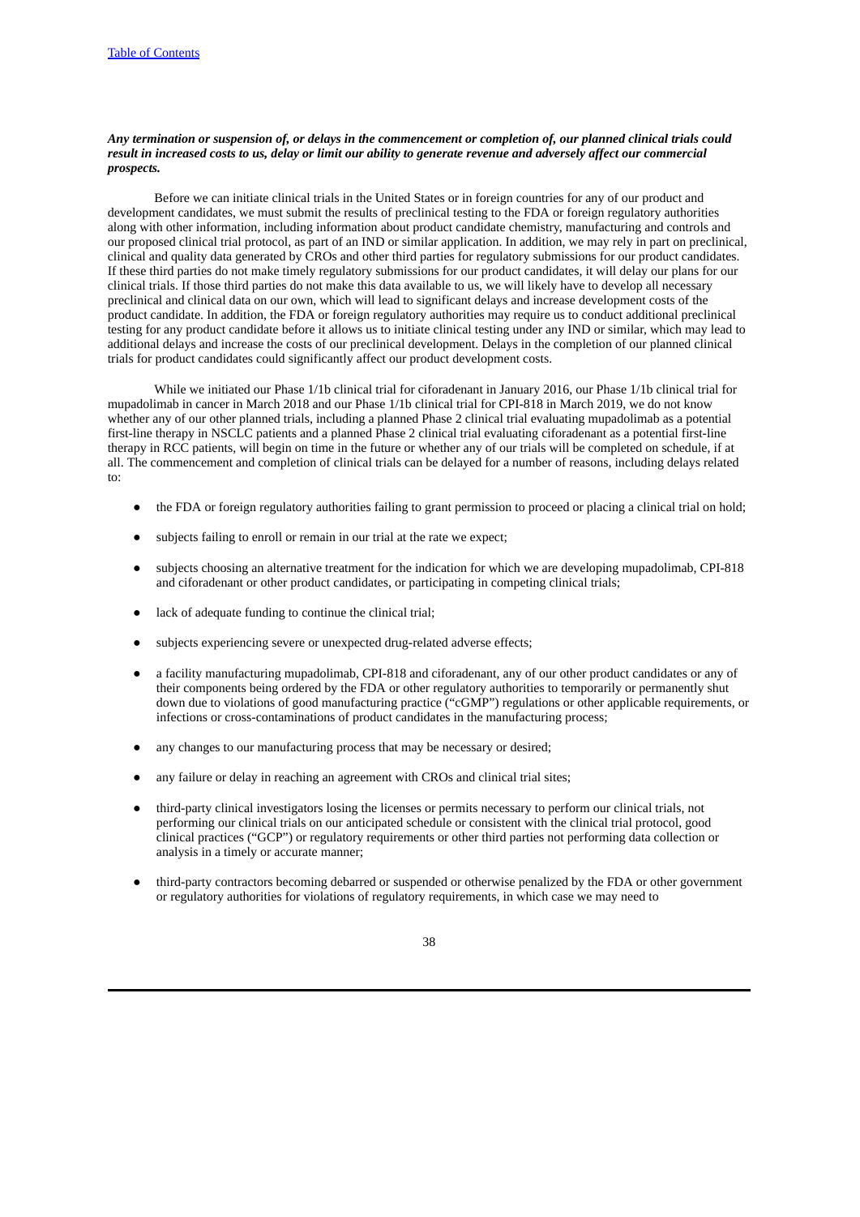***Any termination or suspension of, or delays in the commencement or completion of, our planned clinical trials could result in increased costs to us, delay or limit our ability to generate revenue and adversely affect our commercial prospects.***

Before we can initiate clinical trials in the United States or in foreign countries for any of our product and development candidates, we must submit the results of preclinical testing to the FDA or foreign regulatory authorities along with other information, including information about product candidate chemistry, manufacturing and controls and our proposed clinical trial protocol, as part of an IND or similar application. In addition, we may rely in part on preclinical, clinical and quality data generated by CROs and other third parties for regulatory submissions for our product candidates. If these third parties do not make timely regulatory submissions for our product candidates, it will delay our plans for our clinical trials. If those third parties do not make this data available to us, we will likely have to develop all necessary preclinical and clinical data on our own, which will lead to significant delays and increase development costs of the product candidate. In addition, the FDA or foreign regulatory authorities may require us to conduct additional preclinical testing for any product candidate before it allows us to initiate clinical testing under any IND or similar, which may lead to additional delays and increase the costs of our preclinical development. Delays in the completion of our planned clinical trials for product candidates could significantly affect our product development costs.

While we initiated our Phase 1/1b clinical trial for ciforadenant in January 2016, our Phase 1/1b clinical trial for mupadolimab in cancer in March 2018 and our Phase 1/1b clinical trial for CPI-818 in March 2019, we do not know whether any of our other planned trials, including a planned Phase 2 clinical trial evaluating mupadolimab as a potential first-line therapy in NSCLC patients and a planned Phase 2 clinical trial evaluating ciforadenant as a potential first-line therapy in RCC patients, will begin on time in the future or whether any of our trials will be completed on schedule, if at all. The commencement and completion of clinical trials can be delayed for a number of reasons, including delays related to:

- the FDA or foreign regulatory authorities failing to grant permission to proceed or placing a clinical trial on hold;
- subjects failing to enroll or remain in our trial at the rate we expect;
- subjects choosing an alternative treatment for the indication for which we are developing mupadolimab, CPI-818 and ciforadenant or other product candidates, or participating in competing clinical trials;
- lack of adequate funding to continue the clinical trial;
- subjects experiencing severe or unexpected drug-related adverse effects;
- a facility manufacturing mupadolimab, CPI-818 and ciforadenant, any of our other product candidates or any of their components being ordered by the FDA or other regulatory authorities to temporarily or permanently shut down due to violations of good manufacturing practice ("cGMP") regulations or other applicable requirements, or infections or cross-contaminations of product candidates in the manufacturing process;
- any changes to our manufacturing process that may be necessary or desired;
- any failure or delay in reaching an agreement with CROs and clinical trial sites;
- third-party clinical investigators losing the licenses or permits necessary to perform our clinical trials, not performing our clinical trials on our anticipated schedule or consistent with the clinical trial protocol, good clinical practices ("GCP") or regulatory requirements or other third parties not performing data collection or analysis in a timely or accurate manner;
- third-party contractors becoming debarred or suspended or otherwise penalized by the FDA or other government or regulatory authorities for violations of regulatory requirements, in which case we may need to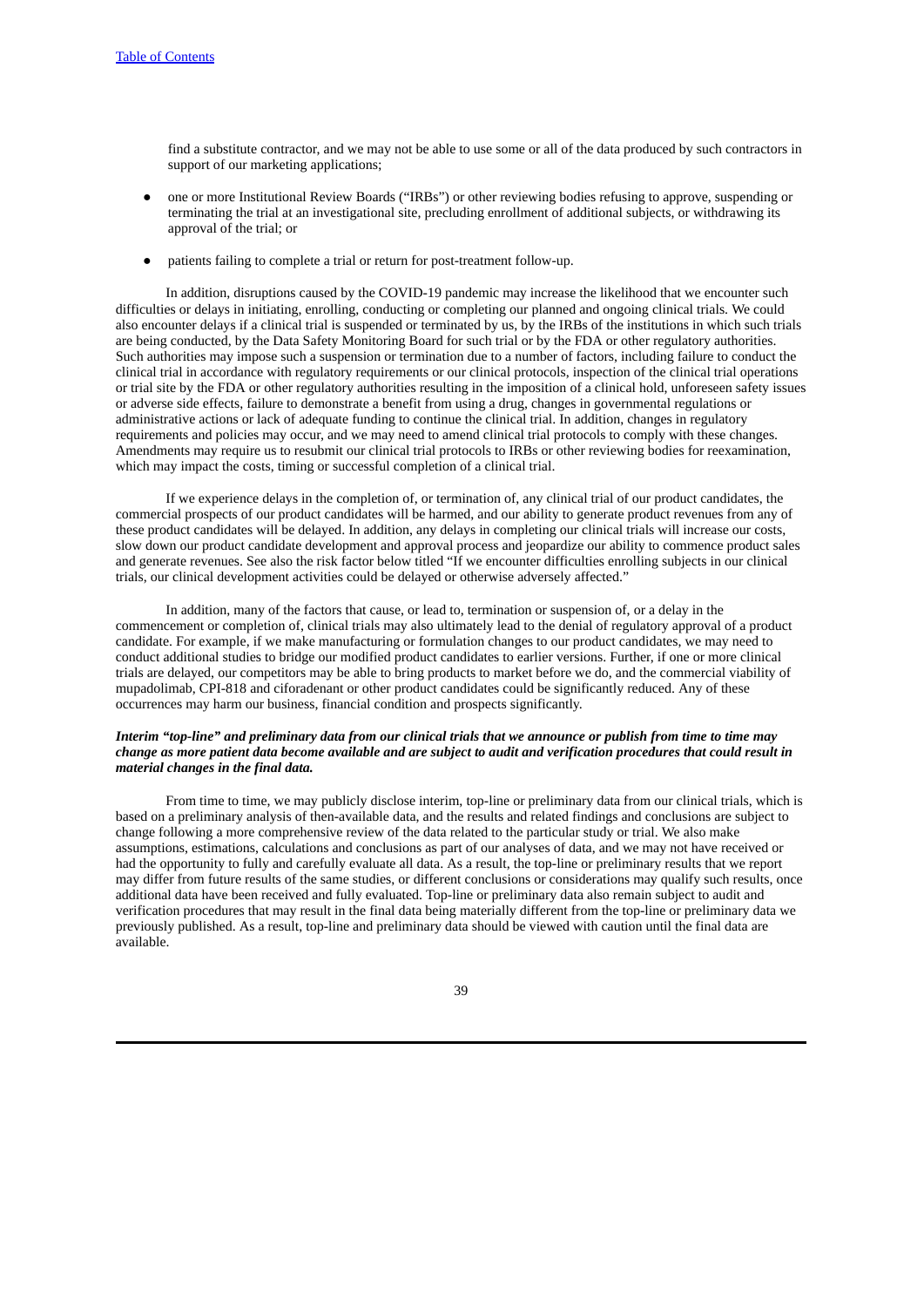find a substitute contractor, and we may not be able to use some or all of the data produced by such contractors in support of our marketing applications;

- one or more Institutional Review Boards ("IRBs") or other reviewing bodies refusing to approve, suspending or terminating the trial at an investigational site, precluding enrollment of additional subjects, or withdrawing its approval of the trial; or
- patients failing to complete a trial or return for post-treatment follow-up.

In addition, disruptions caused by the COVID-19 pandemic may increase the likelihood that we encounter such difficulties or delays in initiating, enrolling, conducting or completing our planned and ongoing clinical trials. We could also encounter delays if a clinical trial is suspended or terminated by us, by the IRBs of the institutions in which such trials are being conducted, by the Data Safety Monitoring Board for such trial or by the FDA or other regulatory authorities. Such authorities may impose such a suspension or termination due to a number of factors, including failure to conduct the clinical trial in accordance with regulatory requirements or our clinical protocols, inspection of the clinical trial operations or trial site by the FDA or other regulatory authorities resulting in the imposition of a clinical hold, unforeseen safety issues or adverse side effects, failure to demonstrate a benefit from using a drug, changes in governmental regulations or administrative actions or lack of adequate funding to continue the clinical trial. In addition, changes in regulatory requirements and policies may occur, and we may need to amend clinical trial protocols to comply with these changes. Amendments may require us to resubmit our clinical trial protocols to IRBs or other reviewing bodies for reexamination, which may impact the costs, timing or successful completion of a clinical trial.

If we experience delays in the completion of, or termination of, any clinical trial of our product candidates, the commercial prospects of our product candidates will be harmed, and our ability to generate product revenues from any of these product candidates will be delayed. In addition, any delays in completing our clinical trials will increase our costs, slow down our product candidate development and approval process and jeopardize our ability to commence product sales and generate revenues. See also the risk factor below titled "If we encounter difficulties enrolling subjects in our clinical trials, our clinical development activities could be delayed or otherwise adversely affected."

In addition, many of the factors that cause, or lead to, termination or suspension of, or a delay in the commencement or completion of, clinical trials may also ultimately lead to the denial of regulatory approval of a product candidate. For example, if we make manufacturing or formulation changes to our product candidates, we may need to conduct additional studies to bridge our modified product candidates to earlier versions. Further, if one or more clinical trials are delayed, our competitors may be able to bring products to market before we do, and the commercial viability of mupadolimab, CPI-818 and ciforadenant or other product candidates could be significantly reduced. Any of these occurrences may harm our business, financial condition and prospects significantly.

***Interim "top-line" and preliminary data from our clinical trials that we announce or publish from time to time may change as more patient data become available and are subject to audit and verification procedures that could result in material changes in the final data.***

From time to time, we may publicly disclose interim, top-line or preliminary data from our clinical trials, which is based on a preliminary analysis of then-available data, and the results and related findings and conclusions are subject to change following a more comprehensive review of the data related to the particular study or trial. We also make assumptions, estimations, calculations and conclusions as part of our analyses of data, and we may not have received or had the opportunity to fully and carefully evaluate all data. As a result, the top-line or preliminary results that we report may differ from future results of the same studies, or different conclusions or considerations may qualify such results, once additional data have been received and fully evaluated. Top-line or preliminary data also remain subject to audit and verification procedures that may result in the final data being materially different from the top-line or preliminary data we previously published. As a result, top-line and preliminary data should be viewed with caution until the final data are available.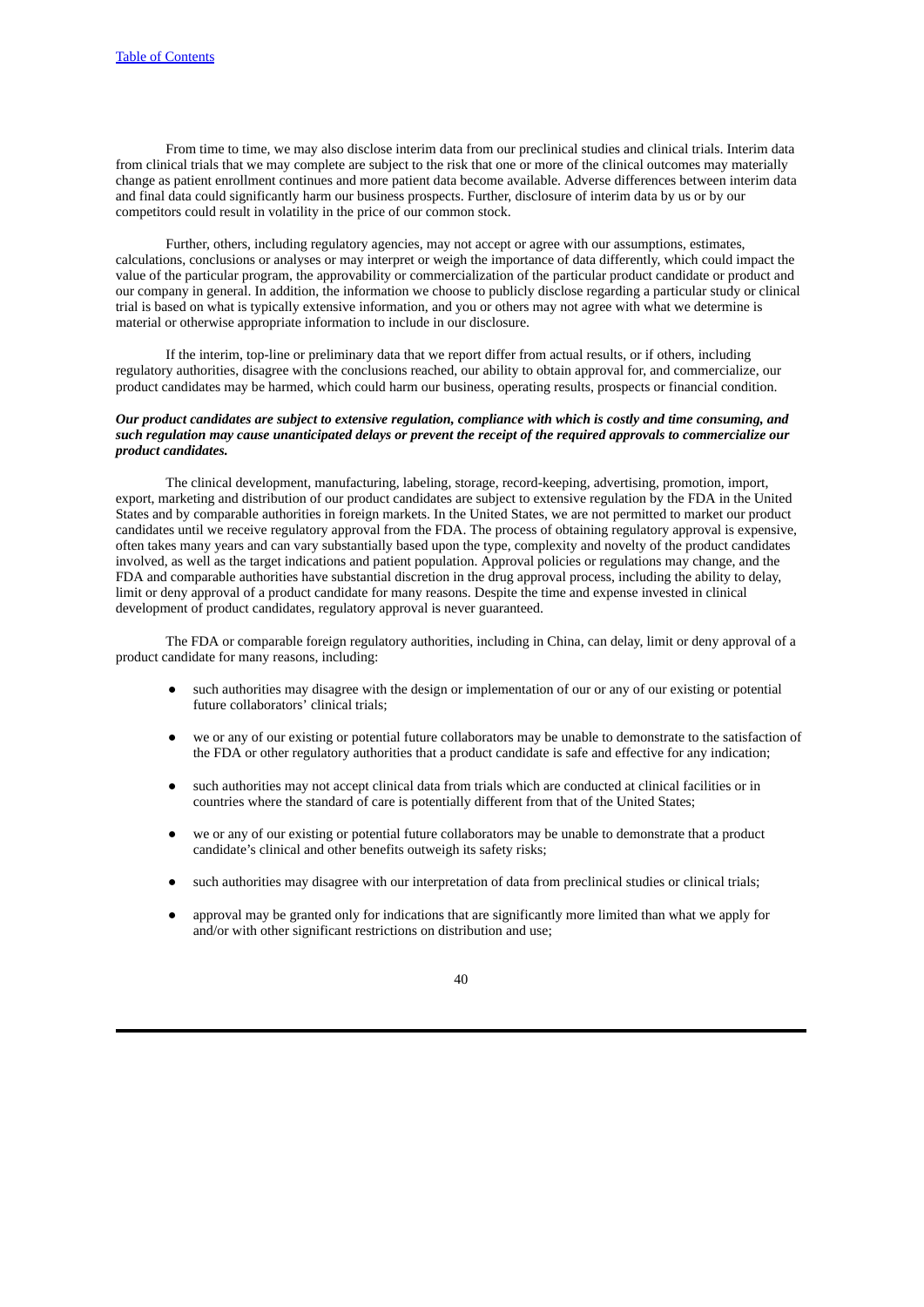From time to time, we may also disclose interim data from our preclinical studies and clinical trials. Interim data from clinical trials that we may complete are subject to the risk that one or more of the clinical outcomes may materially change as patient enrollment continues and more patient data become available. Adverse differences between interim data and final data could significantly harm our business prospects. Further, disclosure of interim data by us or by our competitors could result in volatility in the price of our common stock.

Further, others, including regulatory agencies, may not accept or agree with our assumptions, estimates, calculations, conclusions or analyses or may interpret or weigh the importance of data differently, which could impact the value of the particular program, the approvability or commercialization of the particular product candidate or product and our company in general. In addition, the information we choose to publicly disclose regarding a particular study or clinical trial is based on what is typically extensive information, and you or others may not agree with what we determine is material or otherwise appropriate information to include in our disclosure.

If the interim, top-line or preliminary data that we report differ from actual results, or if others, including regulatory authorities, disagree with the conclusions reached, our ability to obtain approval for, and commercialize, our product candidates may be harmed, which could harm our business, operating results, prospects or financial condition.

***Our product candidates are subject to extensive regulation, compliance with which is costly and time consuming, and such regulation may cause unanticipated delays or prevent the receipt of the required approvals to commercialize our product candidates.***

The clinical development, manufacturing, labeling, storage, record-keeping, advertising, promotion, import, export, marketing and distribution of our product candidates are subject to extensive regulation by the FDA in the United States and by comparable authorities in foreign markets. In the United States, we are not permitted to market our product candidates until we receive regulatory approval from the FDA. The process of obtaining regulatory approval is expensive, often takes many years and can vary substantially based upon the type, complexity and novelty of the product candidates involved, as well as the target indications and patient population. Approval policies or regulations may change, and the FDA and comparable authorities have substantial discretion in the drug approval process, including the ability to delay, limit or deny approval of a product candidate for many reasons. Despite the time and expense invested in clinical development of product candidates, regulatory approval is never guaranteed.

The FDA or comparable foreign regulatory authorities, including in China, can delay, limit or deny approval of a product candidate for many reasons, including:

- such authorities may disagree with the design or implementation of our or any of our existing or potential future collaborators' clinical trials;
- we or any of our existing or potential future collaborators may be unable to demonstrate to the satisfaction of the FDA or other regulatory authorities that a product candidate is safe and effective for any indication;
- such authorities may not accept clinical data from trials which are conducted at clinical facilities or in countries where the standard of care is potentially different from that of the United States;
- we or any of our existing or potential future collaborators may be unable to demonstrate that a product candidate's clinical and other benefits outweigh its safety risks;
- such authorities may disagree with our interpretation of data from preclinical studies or clinical trials;
- approval may be granted only for indications that are significantly more limited than what we apply for and/or with other significant restrictions on distribution and use;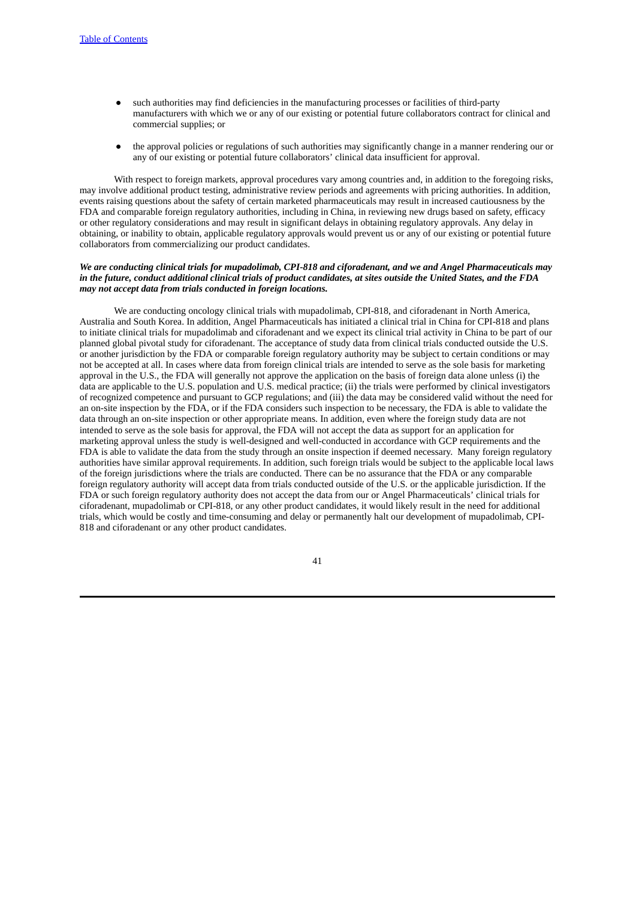- such authorities may find deficiencies in the manufacturing processes or facilities of third-party manufacturers with which we or any of our existing or potential future collaborators contract for clinical and commercial supplies; or
- the approval policies or regulations of such authorities may significantly change in a manner rendering our or any of our existing or potential future collaborators' clinical data insufficient for approval.

With respect to foreign markets, approval procedures vary among countries and, in addition to the foregoing risks, may involve additional product testing, administrative review periods and agreements with pricing authorities. In addition, events raising questions about the safety of certain marketed pharmaceuticals may result in increased cautiousness by the FDA and comparable foreign regulatory authorities, including in China, in reviewing new drugs based on safety, efficacy or other regulatory considerations and may result in significant delays in obtaining regulatory approvals. Any delay in obtaining, or inability to obtain, applicable regulatory approvals would prevent us or any of our existing or potential future collaborators from commercializing our product candidates.

***We are conducting clinical trials for mupadolimab, CPI-818 and ciforadenant, and we and Angel Pharmaceuticals may in the future, conduct additional clinical trials of product candidates, at sites outside the United States, and the FDA may not accept data from trials conducted in foreign locations.***

We are conducting oncology clinical trials with mupadolimab, CPI-818, and ciforadenant in North America, Australia and South Korea. In addition, Angel Pharmaceuticals has initiated a clinical trial in China for CPI-818 and plans to initiate clinical trials for mupadolimab and ciforadenant and we expect its clinical trial activity in China to be part of our planned global pivotal study for ciforadenant. The acceptance of study data from clinical trials conducted outside the U.S. or another jurisdiction by the FDA or comparable foreign regulatory authority may be subject to certain conditions or may not be accepted at all. In cases where data from foreign clinical trials are intended to serve as the sole basis for marketing approval in the U.S., the FDA will generally not approve the application on the basis of foreign data alone unless (i) the data are applicable to the U.S. population and U.S. medical practice; (ii) the trials were performed by clinical investigators of recognized competence and pursuant to GCP regulations; and (iii) the data may be considered valid without the need for an on-site inspection by the FDA, or if the FDA considers such inspection to be necessary, the FDA is able to validate the data through an on-site inspection or other appropriate means. In addition, even where the foreign study data are not intended to serve as the sole basis for approval, the FDA will not accept the data as support for an application for marketing approval unless the study is well-designed and well-conducted in accordance with GCP requirements and the FDA is able to validate the data from the study through an onsite inspection if deemed necessary. Many foreign regulatory authorities have similar approval requirements. In addition, such foreign trials would be subject to the applicable local laws of the foreign jurisdictions where the trials are conducted. There can be no assurance that the FDA or any comparable foreign regulatory authority will accept data from trials conducted outside of the U.S. or the applicable jurisdiction. If the FDA or such foreign regulatory authority does not accept the data from our or Angel Pharmaceuticals' clinical trials for ciforadenant, mupadolimab or CPI-818, or any other product candidates, it would likely result in the need for additional trials, which would be costly and time-consuming and delay or permanently halt our development of mupadolimab, CPI-818 and ciforadenant or any other product candidates.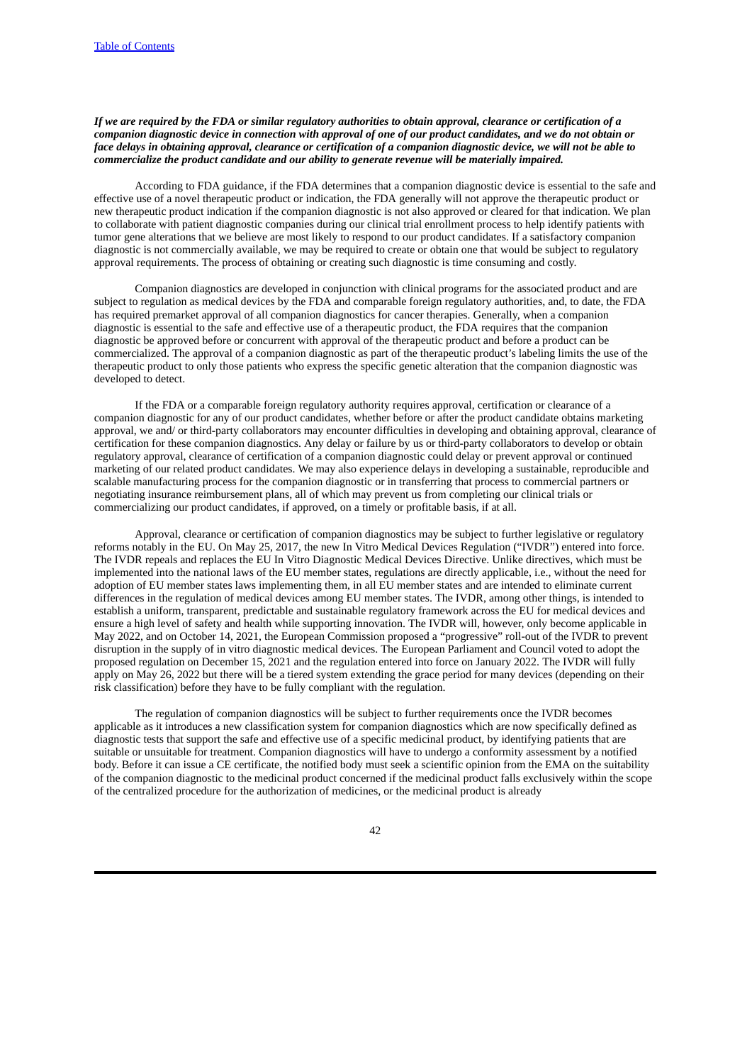***If we are required by the FDA or similar regulatory authorities to obtain approval, clearance or certification of a companion diagnostic device in connection with approval of one of our product candidates, and we do not obtain or face delays in obtaining approval, clearance or certification of a companion diagnostic device, we will not be able to commercialize the product candidate and our ability to generate revenue will be materially impaired.***

According to FDA guidance, if the FDA determines that a companion diagnostic device is essential to the safe and effective use of a novel therapeutic product or indication, the FDA generally will not approve the therapeutic product or new therapeutic product indication if the companion diagnostic is not also approved or cleared for that indication. We plan to collaborate with patient diagnostic companies during our clinical trial enrollment process to help identify patients with tumor gene alterations that we believe are most likely to respond to our product candidates. If a satisfactory companion diagnostic is not commercially available, we may be required to create or obtain one that would be subject to regulatory approval requirements. The process of obtaining or creating such diagnostic is time consuming and costly.

Companion diagnostics are developed in conjunction with clinical programs for the associated product and are subject to regulation as medical devices by the FDA and comparable foreign regulatory authorities, and, to date, the FDA has required premarket approval of all companion diagnostics for cancer therapies. Generally, when a companion diagnostic is essential to the safe and effective use of a therapeutic product, the FDA requires that the companion diagnostic be approved before or concurrent with approval of the therapeutic product and before a product can be commercialized. The approval of a companion diagnostic as part of the therapeutic product's labeling limits the use of the therapeutic product to only those patients who express the specific genetic alteration that the companion diagnostic was developed to detect.

If the FDA or a comparable foreign regulatory authority requires approval, certification or clearance of a companion diagnostic for any of our product candidates, whether before or after the product candidate obtains marketing approval, we and/ or third-party collaborators may encounter difficulties in developing and obtaining approval, clearance of certification for these companion diagnostics. Any delay or failure by us or third-party collaborators to develop or obtain regulatory approval, clearance of certification of a companion diagnostic could delay or prevent approval or continued marketing of our related product candidates. We may also experience delays in developing a sustainable, reproducible and scalable manufacturing process for the companion diagnostic or in transferring that process to commercial partners or negotiating insurance reimbursement plans, all of which may prevent us from completing our clinical trials or commercializing our product candidates, if approved, on a timely or profitable basis, if at all.

Approval, clearance or certification of companion diagnostics may be subject to further legislative or regulatory reforms notably in the EU. On May 25, 2017, the new In Vitro Medical Devices Regulation ("IVDR") entered into force. The IVDR repeals and replaces the EU In Vitro Diagnostic Medical Devices Directive. Unlike directives, which must be implemented into the national laws of the EU member states, regulations are directly applicable, i.e., without the need for adoption of EU member states laws implementing them, in all EU member states and are intended to eliminate current differences in the regulation of medical devices among EU member states. The IVDR, among other things, is intended to establish a uniform, transparent, predictable and sustainable regulatory framework across the EU for medical devices and ensure a high level of safety and health while supporting innovation. The IVDR will, however, only become applicable in May 2022, and on October 14, 2021, the European Commission proposed a "progressive" roll-out of the IVDR to prevent disruption in the supply of in vitro diagnostic medical devices. The European Parliament and Council voted to adopt the proposed regulation on December 15, 2021 and the regulation entered into force on January 2022. The IVDR will fully apply on May 26, 2022 but there will be a tiered system extending the grace period for many devices (depending on their risk classification) before they have to be fully compliant with the regulation.

The regulation of companion diagnostics will be subject to further requirements once the IVDR becomes applicable as it introduces a new classification system for companion diagnostics which are now specifically defined as diagnostic tests that support the safe and effective use of a specific medicinal product, by identifying patients that are suitable or unsuitable for treatment. Companion diagnostics will have to undergo a conformity assessment by a notified body. Before it can issue a CE certificate, the notified body must seek a scientific opinion from the EMA on the suitability of the companion diagnostic to the medicinal product concerned if the medicinal product falls exclusively within the scope of the centralized procedure for the authorization of medicines, or the medicinal product is already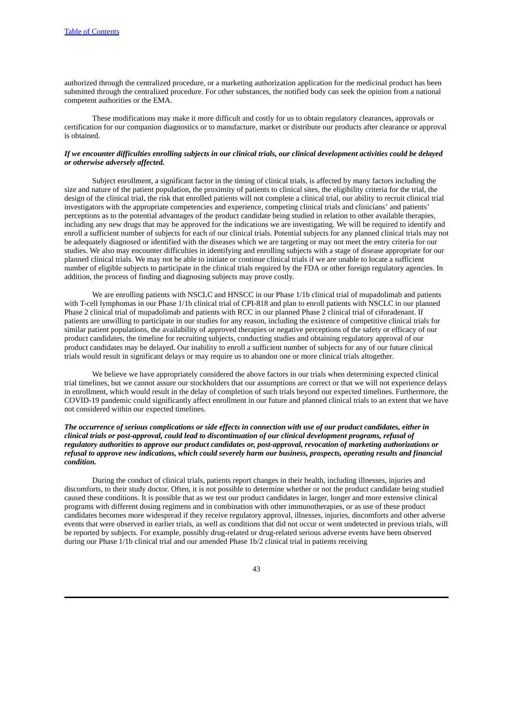authorized through the centralized procedure, or a marketing authorization application for the medicinal product has been submitted through the centralized procedure. For other substances, the notified body can seek the opinion from a national competent authorities or the EMA.

These modifications may make it more difficult and costly for us to obtain regulatory clearances, approvals or certification for our companion diagnostics or to manufacture, market or distribute our products after clearance or approval is obtained.

***If we encounter difficulties enrolling subjects in our clinical trials, our clinical development activities could be delayed or otherwise adversely affected.***

Subject enrollment, a significant factor in the timing of clinical trials, is affected by many factors including the size and nature of the patient population, the proximity of patients to clinical sites, the eligibility criteria for the trial, the design of the clinical trial, the risk that enrolled patients will not complete a clinical trial, our ability to recruit clinical trial investigators with the appropriate competencies and experience, competing clinical trials and clinicians' and patients' perceptions as to the potential advantages of the product candidate being studied in relation to other available therapies, including any new drugs that may be approved for the indications we are investigating. We will be required to identify and enroll a sufficient number of subjects for each of our clinical trials. Potential subjects for any planned clinical trials may not be adequately diagnosed or identified with the diseases which we are targeting or may not meet the entry criteria for our studies. We also may encounter difficulties in identifying and enrolling subjects with a stage of disease appropriate for our planned clinical trials. We may not be able to initiate or continue clinical trials if we are unable to locate a sufficient number of eligible subjects to participate in the clinical trials required by the FDA or other foreign regulatory agencies. In addition, the process of finding and diagnosing subjects may prove costly.

We are enrolling patients with NSCLC and HNSCC in our Phase 1/1b clinical trial of mupadolimab and patients with T-cell lymphomas in our Phase 1/1b clinical trial of CPI-818 and plan to enroll patients with NSCLC in our planned Phase 2 clinical trial of mupadolimab and patients with RCC in our planned Phase 2 clinical trial of ciforadenant. If patients are unwilling to participate in our studies for any reason, including the existence of competitive clinical trials for similar patient populations, the availability of approved therapies or negative perceptions of the safety or efficacy of our product candidates, the timeline for recruiting subjects, conducting studies and obtaining regulatory approval of our product candidates may be delayed. Our inability to enroll a sufficient number of subjects for any of our future clinical trials would result in significant delays or may require us to abandon one or more clinical trials altogether.

We believe we have appropriately considered the above factors in our trials when determining expected clinical trial timelines, but we cannot assure our stockholders that our assumptions are correct or that we will not experience delays in enrollment, which would result in the delay of completion of such trials beyond our expected timelines. Furthermore, the COVID-19 pandemic could significantly affect enrollment in our future and planned clinical trials to an extent that we have not considered within our expected timelines.

***The occurrence of serious complications or side effects in connection with use of our product candidates, either in clinical trials or post-approval, could lead to discontinuation of our clinical development programs, refusal of regulatory authorities to approve our product candidates or, post-approval, revocation of marketing authorizations or refusal to approve new indications, which could severely harm our business, prospects, operating results and financial condition.***

During the conduct of clinical trials, patients report changes in their health, including illnesses, injuries and discomforts, to their study doctor. Often, it is not possible to determine whether or not the product candidate being studied caused these conditions. It is possible that as we test our product candidates in larger, longer and more extensive clinical programs with different dosing regimens and in combination with other immunotherapies, or as use of these product candidates becomes more widespread if they receive regulatory approval, illnesses, injuries, discomforts and other adverse events that were observed in earlier trials, as well as conditions that did not occur or went undetected in previous trials, will be reported by subjects. For example, possibly drug-related or drug-related serious adverse events have been observed during our Phase 1/1b clinical trial and our amended Phase 1b/2 clinical trial in patients receiving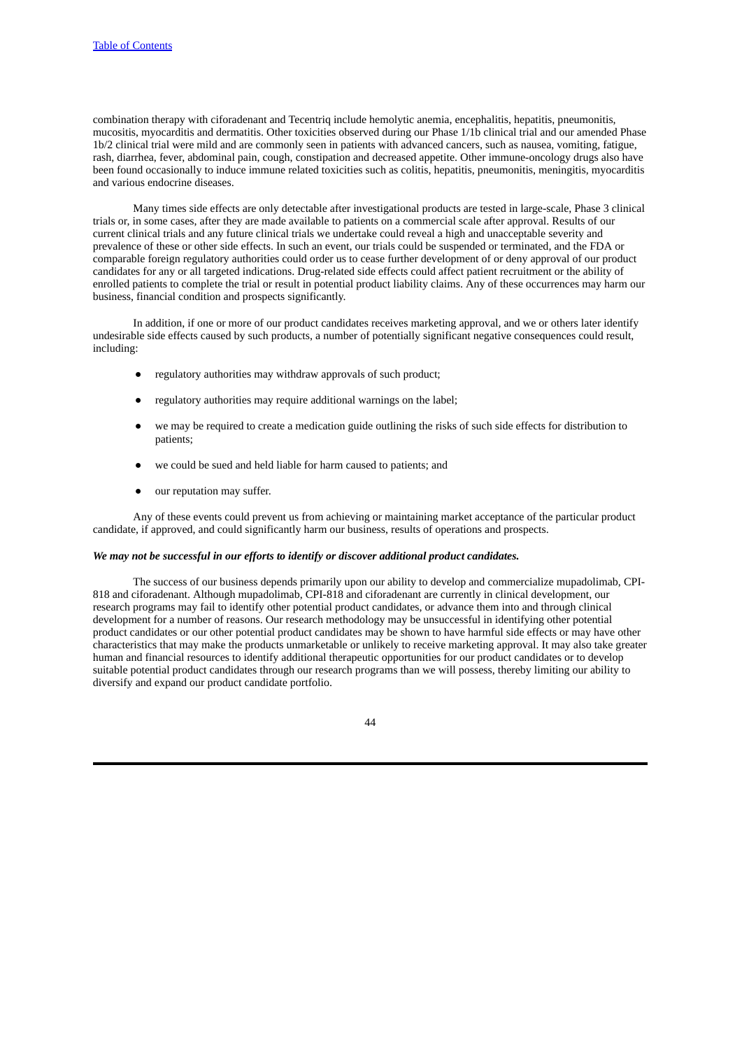combination therapy with ciforadenant and Tecentriq include hemolytic anemia, encephalitis, hepatitis, pneumonitis, mucositis, myocarditis and dermatitis. Other toxicities observed during our Phase 1/1b clinical trial and our amended Phase 1b/2 clinical trial were mild and are commonly seen in patients with advanced cancers, such as nausea, vomiting, fatigue, rash, diarrhea, fever, abdominal pain, cough, constipation and decreased appetite. Other immune-oncology drugs also have been found occasionally to induce immune related toxicities such as colitis, hepatitis, pneumonitis, meningitis, myocarditis and various endocrine diseases.

Many times side effects are only detectable after investigational products are tested in large-scale, Phase 3 clinical trials or, in some cases, after they are made available to patients on a commercial scale after approval. Results of our current clinical trials and any future clinical trials we undertake could reveal a high and unacceptable severity and prevalence of these or other side effects. In such an event, our trials could be suspended or terminated, and the FDA or comparable foreign regulatory authorities could order us to cease further development of or deny approval of our product candidates for any or all targeted indications. Drug-related side effects could affect patient recruitment or the ability of enrolled patients to complete the trial or result in potential product liability claims. Any of these occurrences may harm our business, financial condition and prospects significantly.

In addition, if one or more of our product candidates receives marketing approval, and we or others later identify undesirable side effects caused by such products, a number of potentially significant negative consequences could result, including:

- regulatory authorities may withdraw approvals of such product;
- regulatory authorities may require additional warnings on the label;
- we may be required to create a medication guide outlining the risks of such side effects for distribution to patients;
- we could be sued and held liable for harm caused to patients; and
- our reputation may suffer.

Any of these events could prevent us from achieving or maintaining market acceptance of the particular product candidate, if approved, and could significantly harm our business, results of operations and prospects.

***We may not be successful in our efforts to identify or discover additional product candidates.***

The success of our business depends primarily upon our ability to develop and commercialize mupadolimab, CPI-818 and ciforadenant. Although mupadolimab, CPI-818 and ciforadenant are currently in clinical development, our research programs may fail to identify other potential product candidates, or advance them into and through clinical development for a number of reasons. Our research methodology may be unsuccessful in identifying other potential product candidates or our other potential product candidates may be shown to have harmful side effects or may have other characteristics that may make the products unmarketable or unlikely to receive marketing approval. It may also take greater human and financial resources to identify additional therapeutic opportunities for our product candidates or to develop suitable potential product candidates through our research programs than we will possess, thereby limiting our ability to diversify and expand our product candidate portfolio.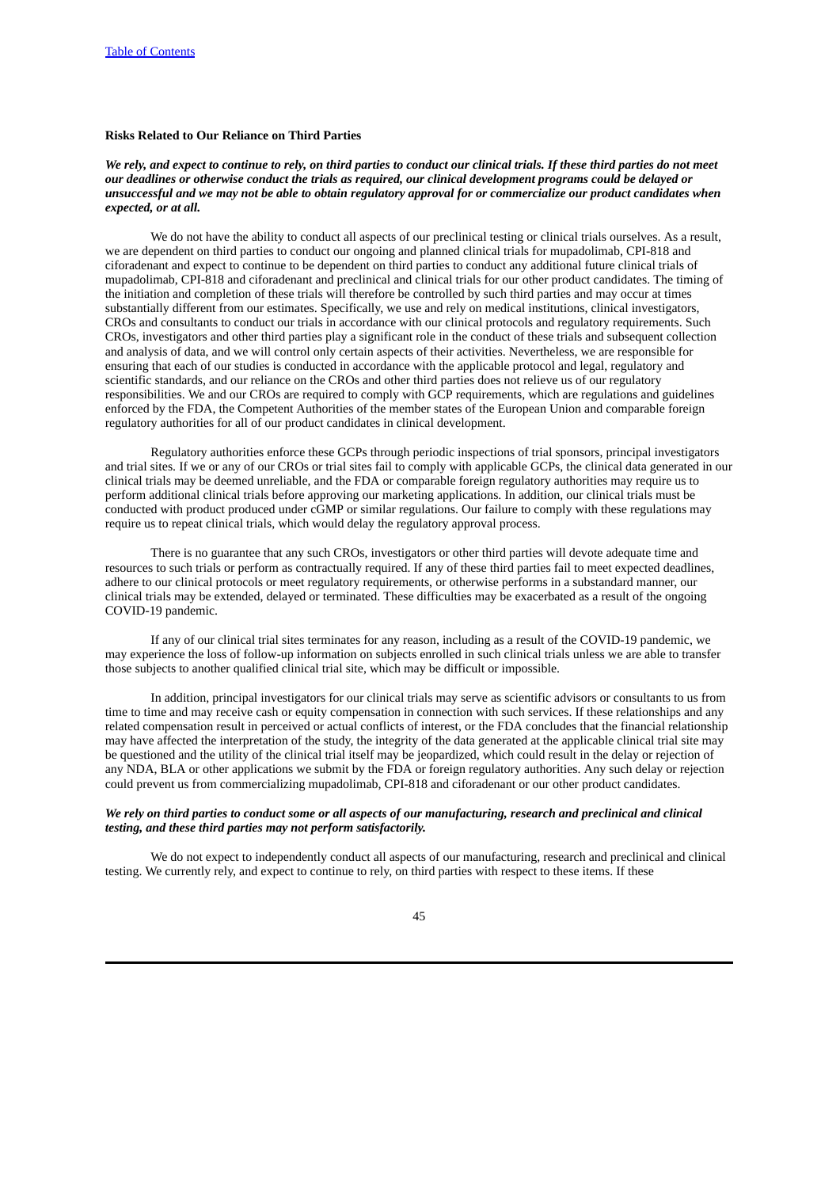**Risks Related to Our Reliance on Third Parties**

***We rely, and expect to continue to rely, on third parties to conduct our clinical trials. If these third parties do not meet our deadlines or otherwise conduct the trials as required, our clinical development programs could be delayed or unsuccessful and we may not be able to obtain regulatory approval for or commercialize our product candidates when expected, or at all.***

We do not have the ability to conduct all aspects of our preclinical testing or clinical trials ourselves. As a result, we are dependent on third parties to conduct our ongoing and planned clinical trials for mupadolimab, CPI-818 and ciforadenant and expect to continue to be dependent on third parties to conduct any additional future clinical trials of mupadolimab, CPI-818 and ciforadenant and preclinical and clinical trials for our other product candidates. The timing of the initiation and completion of these trials will therefore be controlled by such third parties and may occur at times substantially different from our estimates. Specifically, we use and rely on medical institutions, clinical investigators, CROs and consultants to conduct our trials in accordance with our clinical protocols and regulatory requirements. Such CROs, investigators and other third parties play a significant role in the conduct of these trials and subsequent collection and analysis of data, and we will control only certain aspects of their activities. Nevertheless, we are responsible for ensuring that each of our studies is conducted in accordance with the applicable protocol and legal, regulatory and scientific standards, and our reliance on the CROs and other third parties does not relieve us of our regulatory responsibilities. We and our CROs are required to comply with GCP requirements, which are regulations and guidelines enforced by the FDA, the Competent Authorities of the member states of the European Union and comparable foreign regulatory authorities for all of our product candidates in clinical development.

Regulatory authorities enforce these GCPs through periodic inspections of trial sponsors, principal investigators and trial sites. If we or any of our CROs or trial sites fail to comply with applicable GCPs, the clinical data generated in our clinical trials may be deemed unreliable, and the FDA or comparable foreign regulatory authorities may require us to perform additional clinical trials before approving our marketing applications. In addition, our clinical trials must be conducted with product produced under cGMP or similar regulations. Our failure to comply with these regulations may require us to repeat clinical trials, which would delay the regulatory approval process.

There is no guarantee that any such CROs, investigators or other third parties will devote adequate time and resources to such trials or perform as contractually required. If any of these third parties fail to meet expected deadlines, adhere to our clinical protocols or meet regulatory requirements, or otherwise performs in a substandard manner, our clinical trials may be extended, delayed or terminated. These difficulties may be exacerbated as a result of the ongoing COVID-19 pandemic.

If any of our clinical trial sites terminates for any reason, including as a result of the COVID-19 pandemic, we may experience the loss of follow-up information on subjects enrolled in such clinical trials unless we are able to transfer those subjects to another qualified clinical trial site, which may be difficult or impossible.

In addition, principal investigators for our clinical trials may serve as scientific advisors or consultants to us from time to time and may receive cash or equity compensation in connection with such services. If these relationships and any related compensation result in perceived or actual conflicts of interest, or the FDA concludes that the financial relationship may have affected the interpretation of the study, the integrity of the data generated at the applicable clinical trial site may be questioned and the utility of the clinical trial itself may be jeopardized, which could result in the delay or rejection of any NDA, BLA or other applications we submit by the FDA or foreign regulatory authorities. Any such delay or rejection could prevent us from commercializing mupadolimab, CPI-818 and ciforadenant or our other product candidates.

***We rely on third parties to conduct some or all aspects of our manufacturing, research and preclinical and clinical testing, and these third parties may not perform satisfactorily.***

We do not expect to independently conduct all aspects of our manufacturing, research and preclinical and clinical testing. We currently rely, and expect to continue to rely, on third parties with respect to these items. If these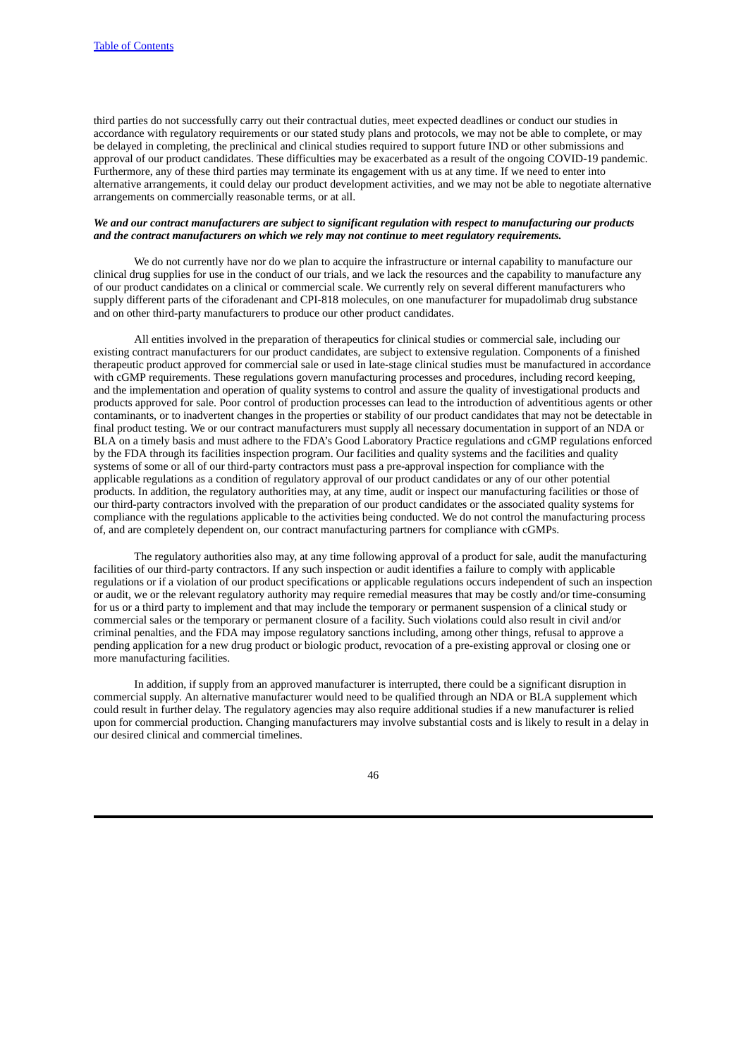third parties do not successfully carry out their contractual duties, meet expected deadlines or conduct our studies in accordance with regulatory requirements or our stated study plans and protocols, we may not be able to complete, or may be delayed in completing, the preclinical and clinical studies required to support future IND or other submissions and approval of our product candidates. These difficulties may be exacerbated as a result of the ongoing COVID-19 pandemic. Furthermore, any of these third parties may terminate its engagement with us at any time. If we need to enter into alternative arrangements, it could delay our product development activities, and we may not be able to negotiate alternative arrangements on commercially reasonable terms, or at all.

***We and our contract manufacturers are subject to significant regulation with respect to manufacturing our products and the contract manufacturers on which we rely may not continue to meet regulatory requirements.***

We do not currently have nor do we plan to acquire the infrastructure or internal capability to manufacture our clinical drug supplies for use in the conduct of our trials, and we lack the resources and the capability to manufacture any of our product candidates on a clinical or commercial scale. We currently rely on several different manufacturers who supply different parts of the ciforadenant and CPI-818 molecules, on one manufacturer for mupadolimab drug substance and on other third-party manufacturers to produce our other product candidates.

All entities involved in the preparation of therapeutics for clinical studies or commercial sale, including our existing contract manufacturers for our product candidates, are subject to extensive regulation. Components of a finished therapeutic product approved for commercial sale or used in late-stage clinical studies must be manufactured in accordance with cGMP requirements. These regulations govern manufacturing processes and procedures, including record keeping, and the implementation and operation of quality systems to control and assure the quality of investigational products and products approved for sale. Poor control of production processes can lead to the introduction of adventitious agents or other contaminants, or to inadvertent changes in the properties or stability of our product candidates that may not be detectable in final product testing. We or our contract manufacturers must supply all necessary documentation in support of an NDA or BLA on a timely basis and must adhere to the FDA's Good Laboratory Practice regulations and cGMP regulations enforced by the FDA through its facilities inspection program. Our facilities and quality systems and the facilities and quality systems of some or all of our third-party contractors must pass a pre-approval inspection for compliance with the applicable regulations as a condition of regulatory approval of our product candidates or any of our other potential products. In addition, the regulatory authorities may, at any time, audit or inspect our manufacturing facilities or those of our third-party contractors involved with the preparation of our product candidates or the associated quality systems for compliance with the regulations applicable to the activities being conducted. We do not control the manufacturing process of, and are completely dependent on, our contract manufacturing partners for compliance with cGMPs.

The regulatory authorities also may, at any time following approval of a product for sale, audit the manufacturing facilities of our third-party contractors. If any such inspection or audit identifies a failure to comply with applicable regulations or if a violation of our product specifications or applicable regulations occurs independent of such an inspection or audit, we or the relevant regulatory authority may require remedial measures that may be costly and/or time-consuming for us or a third party to implement and that may include the temporary or permanent suspension of a clinical study or commercial sales or the temporary or permanent closure of a facility. Such violations could also result in civil and/or criminal penalties, and the FDA may impose regulatory sanctions including, among other things, refusal to approve a pending application for a new drug product or biologic product, revocation of a pre-existing approval or closing one or more manufacturing facilities.

In addition, if supply from an approved manufacturer is interrupted, there could be a significant disruption in commercial supply. An alternative manufacturer would need to be qualified through an NDA or BLA supplement which could result in further delay. The regulatory agencies may also require additional studies if a new manufacturer is relied upon for commercial production. Changing manufacturers may involve substantial costs and is likely to result in a delay in our desired clinical and commercial timelines.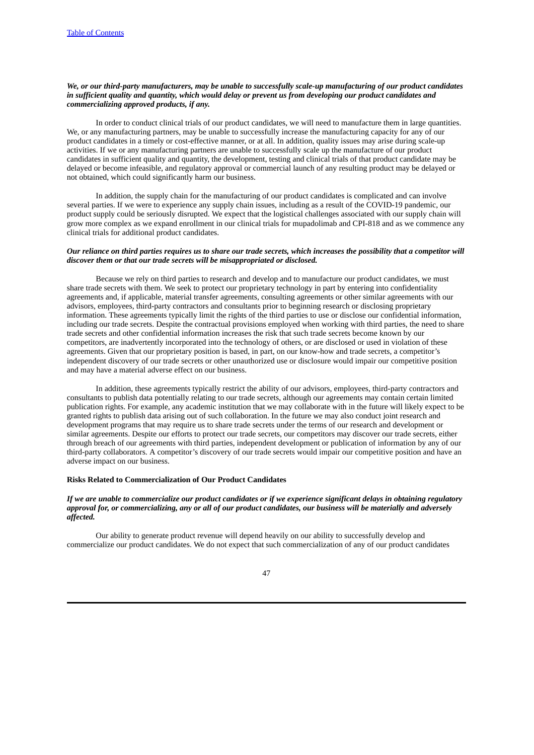***We, or our third-party manufacturers, may be unable to successfully scale-up manufacturing of our product candidates in sufficient quality and quantity, which would delay or prevent us from developing our product candidates and commercializing approved products, if any.***

In order to conduct clinical trials of our product candidates, we will need to manufacture them in large quantities. We, or any manufacturing partners, may be unable to successfully increase the manufacturing capacity for any of our product candidates in a timely or cost-effective manner, or at all. In addition, quality issues may arise during scale-up activities. If we or any manufacturing partners are unable to successfully scale up the manufacture of our product candidates in sufficient quality and quantity, the development, testing and clinical trials of that product candidate may be delayed or become infeasible, and regulatory approval or commercial launch of any resulting product may be delayed or not obtained, which could significantly harm our business.

In addition, the supply chain for the manufacturing of our product candidates is complicated and can involve several parties. If we were to experience any supply chain issues, including as a result of the COVID-19 pandemic, our product supply could be seriously disrupted. We expect that the logistical challenges associated with our supply chain will grow more complex as we expand enrollment in our clinical trials for mupadolimab and CPI-818 and as we commence any clinical trials for additional product candidates.

***Our reliance on third parties requires us to share our trade secrets, which increases the possibility that a competitor will discover them or that our trade secrets will be misappropriated or disclosed.***

Because we rely on third parties to research and develop and to manufacture our product candidates, we must share trade secrets with them. We seek to protect our proprietary technology in part by entering into confidentiality agreements and, if applicable, material transfer agreements, consulting agreements or other similar agreements with our advisors, employees, third-party contractors and consultants prior to beginning research or disclosing proprietary information. These agreements typically limit the rights of the third parties to use or disclose our confidential information, including our trade secrets. Despite the contractual provisions employed when working with third parties, the need to share trade secrets and other confidential information increases the risk that such trade secrets become known by our competitors, are inadvertently incorporated into the technology of others, or are disclosed or used in violation of these agreements. Given that our proprietary position is based, in part, on our know-how and trade secrets, a competitor's independent discovery of our trade secrets or other unauthorized use or disclosure would impair our competitive position and may have a material adverse effect on our business.

In addition, these agreements typically restrict the ability of our advisors, employees, third-party contractors and consultants to publish data potentially relating to our trade secrets, although our agreements may contain certain limited publication rights. For example, any academic institution that we may collaborate with in the future will likely expect to be granted rights to publish data arising out of such collaboration. In the future we may also conduct joint research and development programs that may require us to share trade secrets under the terms of our research and development or similar agreements. Despite our efforts to protect our trade secrets, our competitors may discover our trade secrets, either through breach of our agreements with third parties, independent development or publication of information by any of our third-party collaborators. A competitor's discovery of our trade secrets would impair our competitive position and have an adverse impact on our business.

**Risks Related to Commercialization of Our Product Candidates**

***If we are unable to commercialize our product candidates or if we experience significant delays in obtaining regulatory approval for, or commercializing, any or all of our product candidates, our business will be materially and adversely affected.***

Our ability to generate product revenue will depend heavily on our ability to successfully develop and commercialize our product candidates. We do not expect that such commercialization of any of our product candidates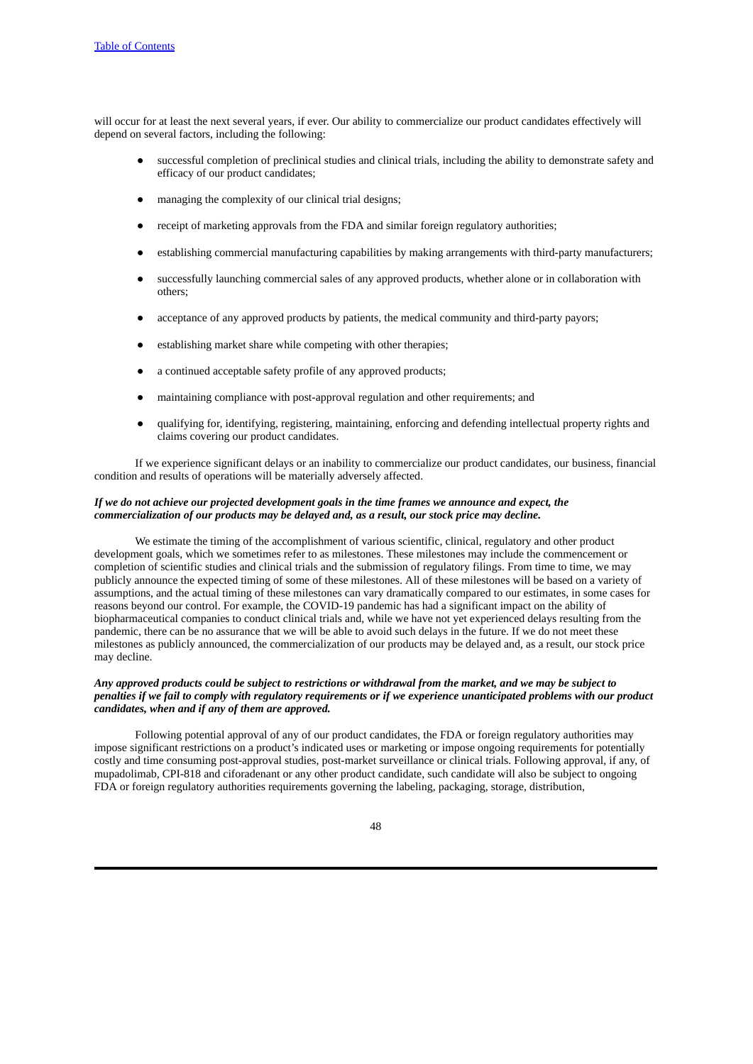will occur for at least the next several years, if ever. Our ability to commercialize our product candidates effectively will depend on several factors, including the following:

- successful completion of preclinical studies and clinical trials, including the ability to demonstrate safety and efficacy of our product candidates;
- managing the complexity of our clinical trial designs;
- receipt of marketing approvals from the FDA and similar foreign regulatory authorities;
- establishing commercial manufacturing capabilities by making arrangements with third-party manufacturers;
- successfully launching commercial sales of any approved products, whether alone or in collaboration with others;
- acceptance of any approved products by patients, the medical community and third-party payors;
- establishing market share while competing with other therapies;
- a continued acceptable safety profile of any approved products;
- maintaining compliance with post-approval regulation and other requirements; and
- qualifying for, identifying, registering, maintaining, enforcing and defending intellectual property rights and claims covering our product candidates.

If we experience significant delays or an inability to commercialize our product candidates, our business, financial condition and results of operations will be materially adversely affected.

***If we do not achieve our projected development goals in the time frames we announce and expect, the commercialization of our products may be delayed and, as a result, our stock price may decline.***

We estimate the timing of the accomplishment of various scientific, clinical, regulatory and other product development goals, which we sometimes refer to as milestones. These milestones may include the commencement or completion of scientific studies and clinical trials and the submission of regulatory filings. From time to time, we may publicly announce the expected timing of some of these milestones. All of these milestones will be based on a variety of assumptions, and the actual timing of these milestones can vary dramatically compared to our estimates, in some cases for reasons beyond our control. For example, the COVID-19 pandemic has had a significant impact on the ability of biopharmaceutical companies to conduct clinical trials and, while we have not yet experienced delays resulting from the pandemic, there can be no assurance that we will be able to avoid such delays in the future. If we do not meet these milestones as publicly announced, the commercialization of our products may be delayed and, as a result, our stock price may decline.

***Any approved products could be subject to restrictions or withdrawal from the market, and we may be subject to penalties if we fail to comply with regulatory requirements or if we experience unanticipated problems with our product candidates, when and if any of them are approved.***

Following potential approval of any of our product candidates, the FDA or foreign regulatory authorities may impose significant restrictions on a product's indicated uses or marketing or impose ongoing requirements for potentially costly and time consuming post-approval studies, post-market surveillance or clinical trials. Following approval, if any, of mupadolimab, CPI-818 and ciforadenant or any other product candidate, such candidate will also be subject to ongoing FDA or foreign regulatory authorities requirements governing the labeling, packaging, storage, distribution,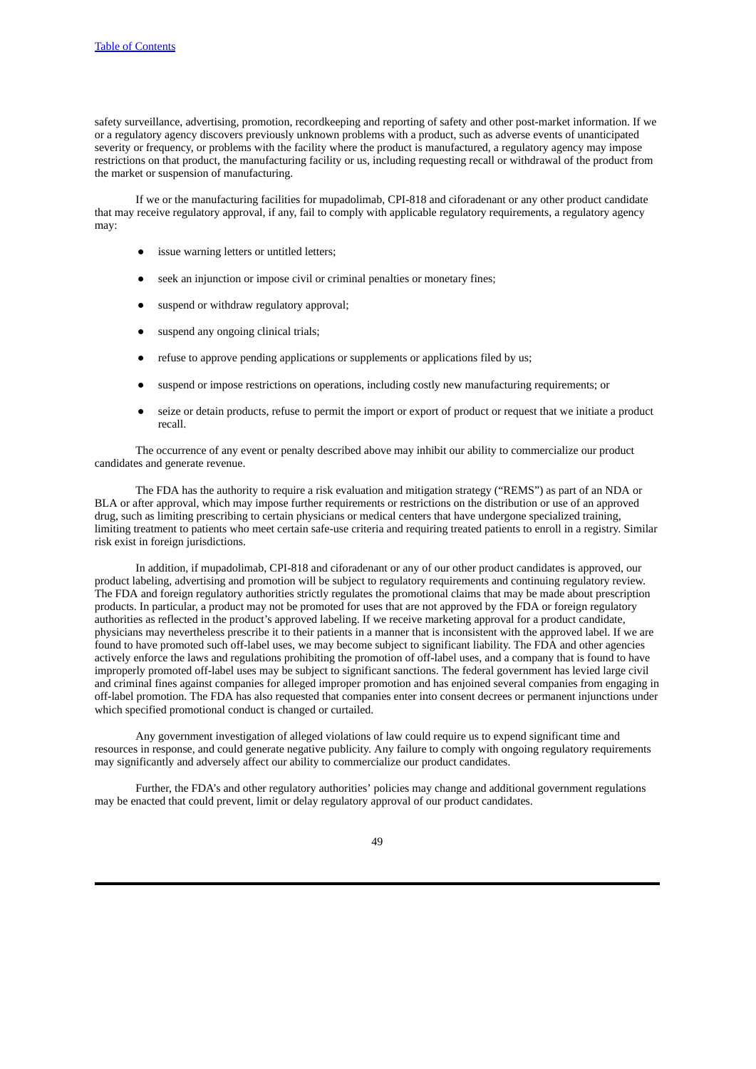safety surveillance, advertising, promotion, recordkeeping and reporting of safety and other post-market information. If we or a regulatory agency discovers previously unknown problems with a product, such as adverse events of unanticipated severity or frequency, or problems with the facility where the product is manufactured, a regulatory agency may impose restrictions on that product, the manufacturing facility or us, including requesting recall or withdrawal of the product from the market or suspension of manufacturing.

If we or the manufacturing facilities for mupadolimab, CPI-818 and ciforadenant or any other product candidate that may receive regulatory approval, if any, fail to comply with applicable regulatory requirements, a regulatory agency may:

- issue warning letters or untitled letters;
- seek an injunction or impose civil or criminal penalties or monetary fines;
- suspend or withdraw regulatory approval;
- suspend any ongoing clinical trials;
- refuse to approve pending applications or supplements or applications filed by us;
- suspend or impose restrictions on operations, including costly new manufacturing requirements; or
- seize or detain products, refuse to permit the import or export of product or request that we initiate a product recall.

The occurrence of any event or penalty described above may inhibit our ability to commercialize our product candidates and generate revenue.

The FDA has the authority to require a risk evaluation and mitigation strategy ("REMS") as part of an NDA or BLA or after approval, which may impose further requirements or restrictions on the distribution or use of an approved drug, such as limiting prescribing to certain physicians or medical centers that have undergone specialized training, limiting treatment to patients who meet certain safe-use criteria and requiring treated patients to enroll in a registry. Similar risk exist in foreign jurisdictions.

In addition, if mupadolimab, CPI-818 and ciforadenant or any of our other product candidates is approved, our product labeling, advertising and promotion will be subject to regulatory requirements and continuing regulatory review. The FDA and foreign regulatory authorities strictly regulates the promotional claims that may be made about prescription products. In particular, a product may not be promoted for uses that are not approved by the FDA or foreign regulatory authorities as reflected in the product's approved labeling. If we receive marketing approval for a product candidate, physicians may nevertheless prescribe it to their patients in a manner that is inconsistent with the approved label. If we are found to have promoted such off-label uses, we may become subject to significant liability. The FDA and other agencies actively enforce the laws and regulations prohibiting the promotion of off-label uses, and a company that is found to have improperly promoted off-label uses may be subject to significant sanctions. The federal government has levied large civil and criminal fines against companies for alleged improper promotion and has enjoined several companies from engaging in off-label promotion. The FDA has also requested that companies enter into consent decrees or permanent injunctions under which specified promotional conduct is changed or curtailed.

Any government investigation of alleged violations of law could require us to expend significant time and resources in response, and could generate negative publicity. Any failure to comply with ongoing regulatory requirements may significantly and adversely affect our ability to commercialize our product candidates.

Further, the FDA's and other regulatory authorities' policies may change and additional government regulations may be enacted that could prevent, limit or delay regulatory approval of our product candidates.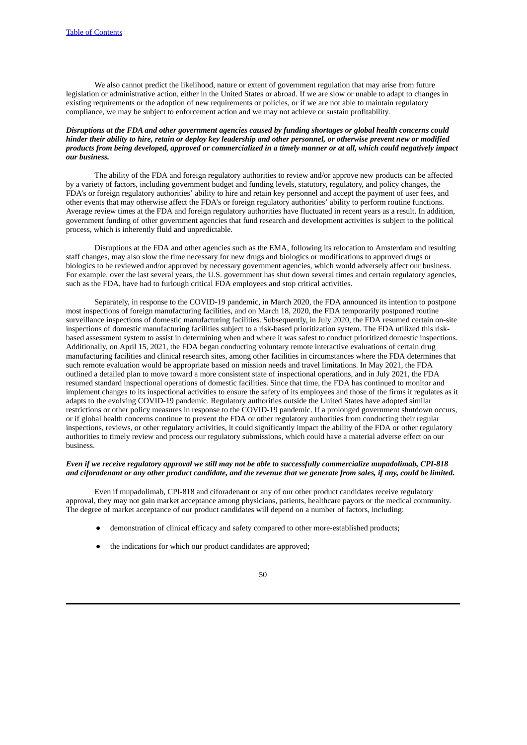We also cannot predict the likelihood, nature or extent of government regulation that may arise from future legislation or administrative action, either in the United States or abroad. If we are slow or unable to adapt to changes in existing requirements or the adoption of new requirements or policies, or if we are not able to maintain regulatory compliance, we may be subject to enforcement action and we may not achieve or sustain profitability.

***Disruptions at the FDA and other government agencies caused by funding shortages or global health concerns could hinder their ability to hire, retain or deploy key leadership and other personnel, or otherwise prevent new or modified products from being developed, approved or commercialized in a timely manner or at all, which could negatively impact our business.***

The ability of the FDA and foreign regulatory authorities to review and/or approve new products can be affected by a variety of factors, including government budget and funding levels, statutory, regulatory, and policy changes, the FDA's or foreign regulatory authorities' ability to hire and retain key personnel and accept the payment of user fees, and other events that may otherwise affect the FDA's or foreign regulatory authorities' ability to perform routine functions. Average review times at the FDA and foreign regulatory authorities have fluctuated in recent years as a result. In addition, government funding of other government agencies that fund research and development activities is subject to the political process, which is inherently fluid and unpredictable.

Disruptions at the FDA and other agencies such as the EMA, following its relocation to Amsterdam and resulting staff changes, may also slow the time necessary for new drugs and biologics or modifications to approved drugs or biologics to be reviewed and/or approved by necessary government agencies, which would adversely affect our business. For example, over the last several years, the U.S. government has shut down several times and certain regulatory agencies, such as the FDA, have had to furlough critical FDA employees and stop critical activities.

Separately, in response to the COVID-19 pandemic, in March 2020, the FDA announced its intention to postpone most inspections of foreign manufacturing facilities, and on March 18, 2020, the FDA temporarily postponed routine surveillance inspections of domestic manufacturing facilities. Subsequently, in July 2020, the FDA resumed certain on-site inspections of domestic manufacturing facilities subject to a risk-based prioritization system. The FDA utilized this risk-based assessment system to assist in determining when and where it was safest to conduct prioritized domestic inspections. Additionally, on April 15, 2021, the FDA began conducting voluntary remote interactive evaluations of certain drug manufacturing facilities and clinical research sites, among other facilities in circumstances where the FDA determines that such remote evaluation would be appropriate based on mission needs and travel limitations. In May 2021, the FDA outlined a detailed plan to move toward a more consistent state of inspectional operations, and in July 2021, the FDA resumed standard inspectional operations of domestic facilities. Since that time, the FDA has continued to monitor and implement changes to its inspectional activities to ensure the safety of its employees and those of the firms it regulates as it adapts to the evolving COVID-19 pandemic. Regulatory authorities outside the United States have adopted similar restrictions or other policy measures in response to the COVID-19 pandemic. If a prolonged government shutdown occurs, or if global health concerns continue to prevent the FDA or other regulatory authorities from conducting their regular inspections, reviews, or other regulatory activities, it could significantly impact the ability of the FDA or other regulatory authorities to timely review and process our regulatory submissions, which could have a material adverse effect on our business.

***Even if we receive regulatory approval we still may not be able to successfully commercialize mupadolimab, CPI-818 and ciforadenant or any other product candidate, and the revenue that we generate from sales, if any, could be limited.***

Even if mupadolimab, CPI-818 and ciforadenant or any of our other product candidates receive regulatory approval, they may not gain market acceptance among physicians, patients, healthcare payors or the medical community. The degree of market acceptance of our product candidates will depend on a number of factors, including:

- demonstration of clinical efficacy and safety compared to other more-established products;
- the indications for which our product candidates are approved;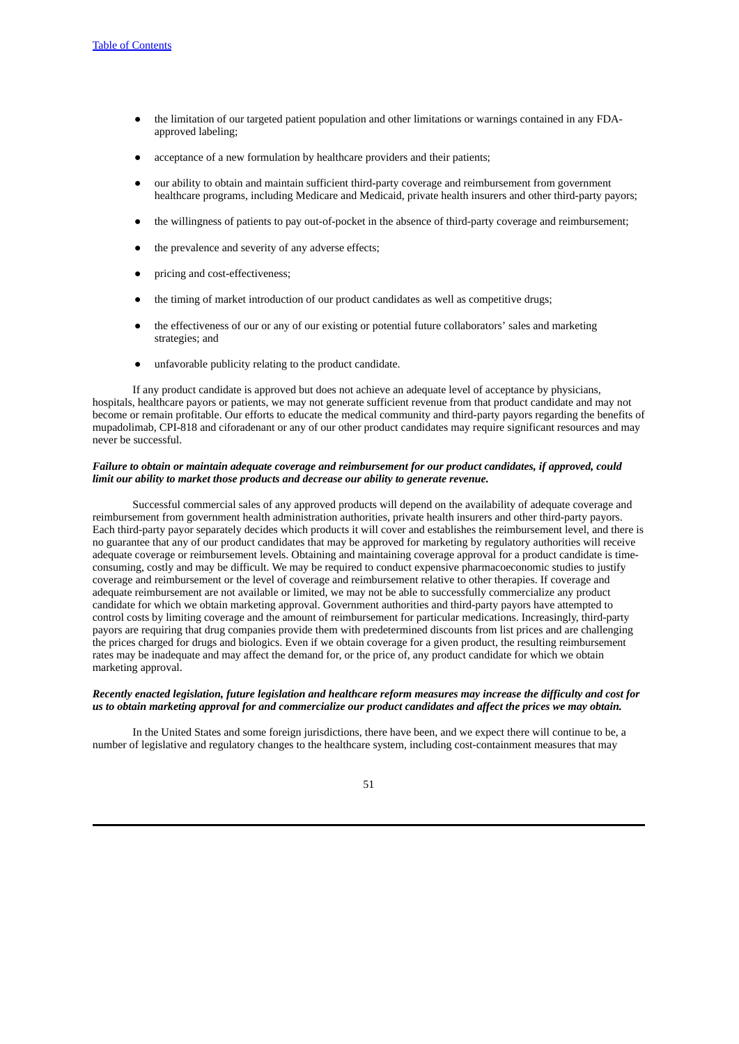- the limitation of our targeted patient population and other limitations or warnings contained in any FDA-approved labeling;
- acceptance of a new formulation by healthcare providers and their patients;
- our ability to obtain and maintain sufficient third-party coverage and reimbursement from government healthcare programs, including Medicare and Medicaid, private health insurers and other third-party payors;
- the willingness of patients to pay out-of-pocket in the absence of third-party coverage and reimbursement;
- the prevalence and severity of any adverse effects;
- pricing and cost-effectiveness;
- the timing of market introduction of our product candidates as well as competitive drugs;
- the effectiveness of our or any of our existing or potential future collaborators' sales and marketing strategies; and
- unfavorable publicity relating to the product candidate.

If any product candidate is approved but does not achieve an adequate level of acceptance by physicians, hospitals, healthcare payors or patients, we may not generate sufficient revenue from that product candidate and may not become or remain profitable. Our efforts to educate the medical community and third-party payors regarding the benefits of mupadolimab, CPI-818 and ciforadenant or any of our other product candidates may require significant resources and may never be successful.

***Failure to obtain or maintain adequate coverage and reimbursement for our product candidates, if approved, could limit our ability to market those products and decrease our ability to generate revenue.***

Successful commercial sales of any approved products will depend on the availability of adequate coverage and reimbursement from government health administration authorities, private health insurers and other third-party payors. Each third-party payor separately decides which products it will cover and establishes the reimbursement level, and there is no guarantee that any of our product candidates that may be approved for marketing by regulatory authorities will receive adequate coverage or reimbursement levels. Obtaining and maintaining coverage approval for a product candidate is time-consuming, costly and may be difficult. We may be required to conduct expensive pharmacoeconomic studies to justify coverage and reimbursement or the level of coverage and reimbursement relative to other therapies. If coverage and adequate reimbursement are not available or limited, we may not be able to successfully commercialize any product candidate for which we obtain marketing approval. Government authorities and third-party payors have attempted to control costs by limiting coverage and the amount of reimbursement for particular medications. Increasingly, third-party payors are requiring that drug companies provide them with predetermined discounts from list prices and are challenging the prices charged for drugs and biologics. Even if we obtain coverage for a given product, the resulting reimbursement rates may be inadequate and may affect the demand for, or the price of, any product candidate for which we obtain marketing approval.

***Recently enacted legislation, future legislation and healthcare reform measures may increase the difficulty and cost for us to obtain marketing approval for and commercialize our product candidates and affect the prices we may obtain.***

In the United States and some foreign jurisdictions, there have been, and we expect there will continue to be, a number of legislative and regulatory changes to the healthcare system, including cost-containment measures that may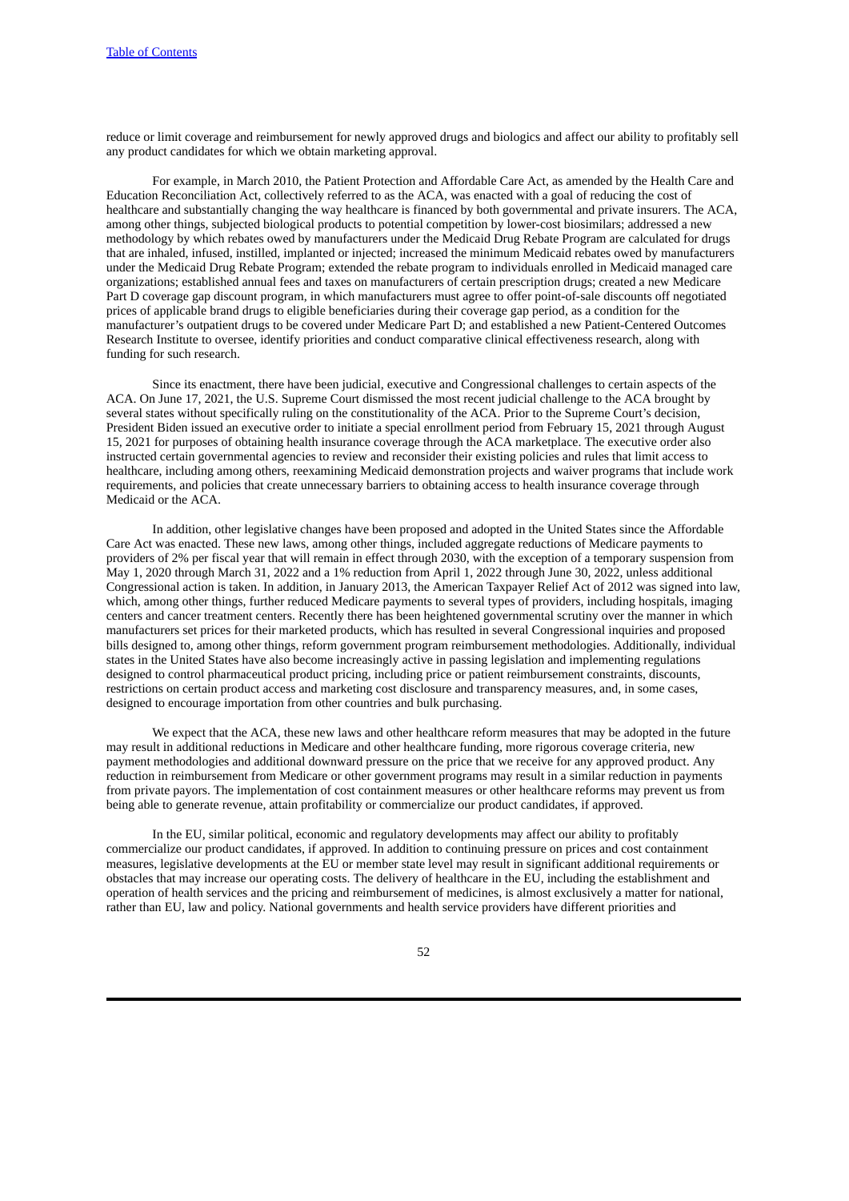reduce or limit coverage and reimbursement for newly approved drugs and biologics and affect our ability to profitably sell any product candidates for which we obtain marketing approval.

For example, in March 2010, the Patient Protection and Affordable Care Act, as amended by the Health Care and Education Reconciliation Act, collectively referred to as the ACA, was enacted with a goal of reducing the cost of healthcare and substantially changing the way healthcare is financed by both governmental and private insurers. The ACA, among other things, subjected biological products to potential competition by lower-cost biosimilars; addressed a new methodology by which rebates owed by manufacturers under the Medicaid Drug Rebate Program are calculated for drugs that are inhaled, infused, instilled, implanted or injected; increased the minimum Medicaid rebates owed by manufacturers under the Medicaid Drug Rebate Program; extended the rebate program to individuals enrolled in Medicaid managed care organizations; established annual fees and taxes on manufacturers of certain prescription drugs; created a new Medicare Part D coverage gap discount program, in which manufacturers must agree to offer point-of-sale discounts off negotiated prices of applicable brand drugs to eligible beneficiaries during their coverage gap period, as a condition for the manufacturer's outpatient drugs to be covered under Medicare Part D; and established a new Patient-Centered Outcomes Research Institute to oversee, identify priorities and conduct comparative clinical effectiveness research, along with funding for such research.

Since its enactment, there have been judicial, executive and Congressional challenges to certain aspects of the ACA. On June 17, 2021, the U.S. Supreme Court dismissed the most recent judicial challenge to the ACA brought by several states without specifically ruling on the constitutionality of the ACA. Prior to the Supreme Court's decision, President Biden issued an executive order to initiate a special enrollment period from February 15, 2021 through August 15, 2021 for purposes of obtaining health insurance coverage through the ACA marketplace. The executive order also instructed certain governmental agencies to review and reconsider their existing policies and rules that limit access to healthcare, including among others, reexamining Medicaid demonstration projects and waiver programs that include work requirements, and policies that create unnecessary barriers to obtaining access to health insurance coverage through Medicaid or the ACA.

In addition, other legislative changes have been proposed and adopted in the United States since the Affordable Care Act was enacted. These new laws, among other things, included aggregate reductions of Medicare payments to providers of 2% per fiscal year that will remain in effect through 2030, with the exception of a temporary suspension from May 1, 2020 through March 31, 2022 and a 1% reduction from April 1, 2022 through June 30, 2022, unless additional Congressional action is taken. In addition, in January 2013, the American Taxpayer Relief Act of 2012 was signed into law, which, among other things, further reduced Medicare payments to several types of providers, including hospitals, imaging centers and cancer treatment centers. Recently there has been heightened governmental scrutiny over the manner in which manufacturers set prices for their marketed products, which has resulted in several Congressional inquiries and proposed bills designed to, among other things, reform government program reimbursement methodologies. Additionally, individual states in the United States have also become increasingly active in passing legislation and implementing regulations designed to control pharmaceutical product pricing, including price or patient reimbursement constraints, discounts, restrictions on certain product access and marketing cost disclosure and transparency measures, and, in some cases, designed to encourage importation from other countries and bulk purchasing.

We expect that the ACA, these new laws and other healthcare reform measures that may be adopted in the future may result in additional reductions in Medicare and other healthcare funding, more rigorous coverage criteria, new payment methodologies and additional downward pressure on the price that we receive for any approved product. Any reduction in reimbursement from Medicare or other government programs may result in a similar reduction in payments from private payors. The implementation of cost containment measures or other healthcare reforms may prevent us from being able to generate revenue, attain profitability or commercialize our product candidates, if approved.

In the EU, similar political, economic and regulatory developments may affect our ability to profitably commercialize our product candidates, if approved. In addition to continuing pressure on prices and cost containment measures, legislative developments at the EU or member state level may result in significant additional requirements or obstacles that may increase our operating costs. The delivery of healthcare in the EU, including the establishment and operation of health services and the pricing and reimbursement of medicines, is almost exclusively a matter for national, rather than EU, law and policy. National governments and health service providers have different priorities and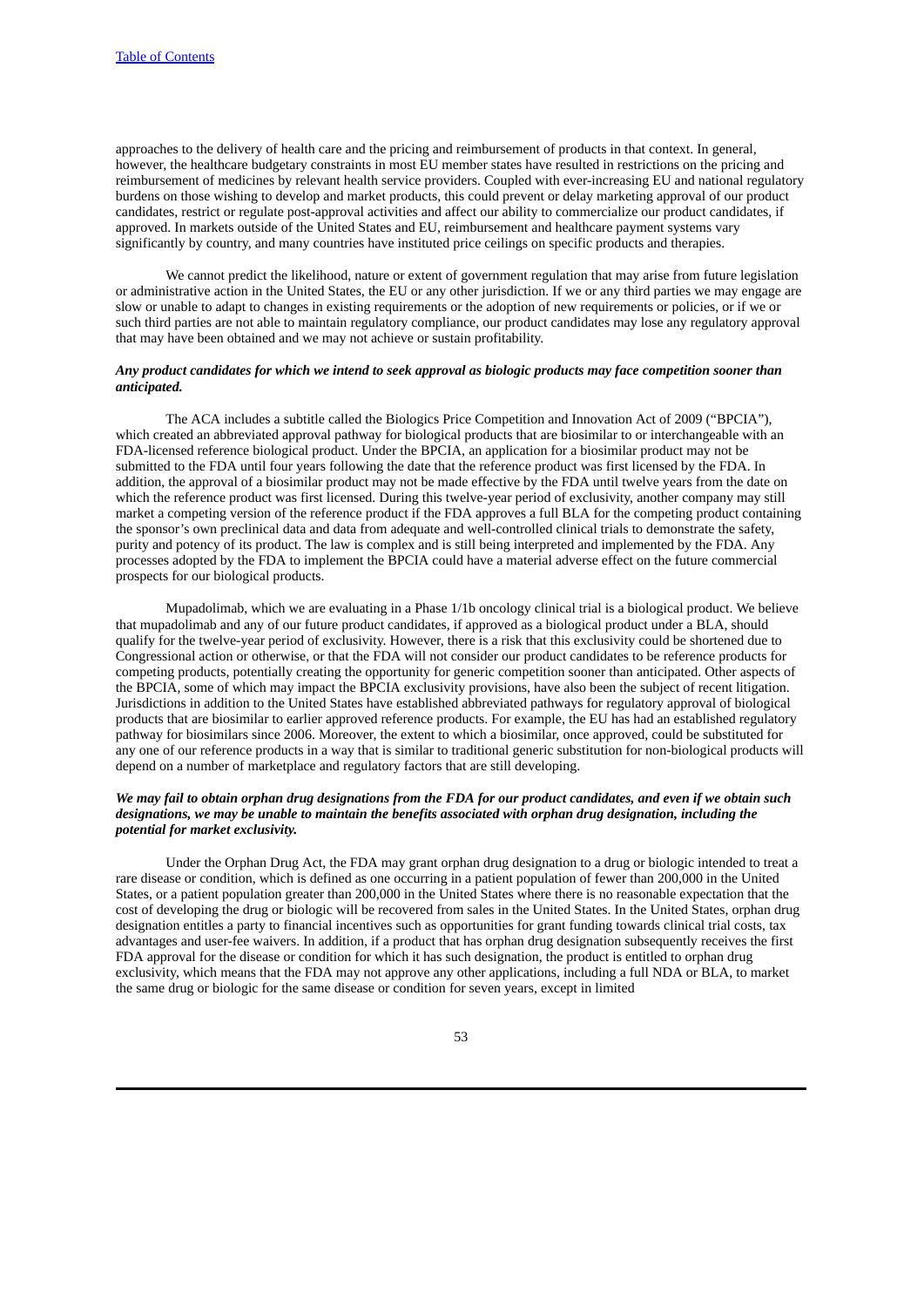approaches to the delivery of health care and the pricing and reimbursement of products in that context. In general, however, the healthcare budgetary constraints in most EU member states have resulted in restrictions on the pricing and reimbursement of medicines by relevant health service providers. Coupled with ever-increasing EU and national regulatory burdens on those wishing to develop and market products, this could prevent or delay marketing approval of our product candidates, restrict or regulate post-approval activities and affect our ability to commercialize our product candidates, if approved. In markets outside of the United States and EU, reimbursement and healthcare payment systems vary significantly by country, and many countries have instituted price ceilings on specific products and therapies.

We cannot predict the likelihood, nature or extent of government regulation that may arise from future legislation or administrative action in the United States, the EU or any other jurisdiction. If we or any third parties we may engage are slow or unable to adapt to changes in existing requirements or the adoption of new requirements or policies, or if we or such third parties are not able to maintain regulatory compliance, our product candidates may lose any regulatory approval that may have been obtained and we may not achieve or sustain profitability.

***Any product candidates for which we intend to seek approval as biologic products may face competition sooner than anticipated.***

The ACA includes a subtitle called the Biologics Price Competition and Innovation Act of 2009 ("BPCIA"), which created an abbreviated approval pathway for biological products that are biosimilar to or interchangeable with an FDA-licensed reference biological product. Under the BPCIA, an application for a biosimilar product may not be submitted to the FDA until four years following the date that the reference product was first licensed by the FDA. In addition, the approval of a biosimilar product may not be made effective by the FDA until twelve years from the date on which the reference product was first licensed. During this twelve-year period of exclusivity, another company may still market a competing version of the reference product if the FDA approves a full BLA for the competing product containing the sponsor's own preclinical data and data from adequate and well-controlled clinical trials to demonstrate the safety, purity and potency of its product. The law is complex and is still being interpreted and implemented by the FDA. Any processes adopted by the FDA to implement the BPCIA could have a material adverse effect on the future commercial prospects for our biological products.

Mupadolimab, which we are evaluating in a Phase 1/1b oncology clinical trial is a biological product. We believe that mupadolimab and any of our future product candidates, if approved as a biological product under a BLA, should qualify for the twelve-year period of exclusivity. However, there is a risk that this exclusivity could be shortened due to Congressional action or otherwise, or that the FDA will not consider our product candidates to be reference products for competing products, potentially creating the opportunity for generic competition sooner than anticipated. Other aspects of the BPCIA, some of which may impact the BPCIA exclusivity provisions, have also been the subject of recent litigation. Jurisdictions in addition to the United States have established abbreviated pathways for regulatory approval of biological products that are biosimilar to earlier approved reference products. For example, the EU has had an established regulatory pathway for biosimilars since 2006. Moreover, the extent to which a biosimilar, once approved, could be substituted for any one of our reference products in a way that is similar to traditional generic substitution for non-biological products will depend on a number of marketplace and regulatory factors that are still developing.

***We may fail to obtain orphan drug designations from the FDA for our product candidates, and even if we obtain such designations, we may be unable to maintain the benefits associated with orphan drug designation, including the potential for market exclusivity.***

Under the Orphan Drug Act, the FDA may grant orphan drug designation to a drug or biologic intended to treat a rare disease or condition, which is defined as one occurring in a patient population of fewer than 200,000 in the United States, or a patient population greater than 200,000 in the United States where there is no reasonable expectation that the cost of developing the drug or biologic will be recovered from sales in the United States. In the United States, orphan drug designation entitles a party to financial incentives such as opportunities for grant funding towards clinical trial costs, tax advantages and user-fee waivers. In addition, if a product that has orphan drug designation subsequently receives the first FDA approval for the disease or condition for which it has such designation, the product is entitled to orphan drug exclusivity, which means that the FDA may not approve any other applications, including a full NDA or BLA, to market the same drug or biologic for the same disease or condition for seven years, except in limited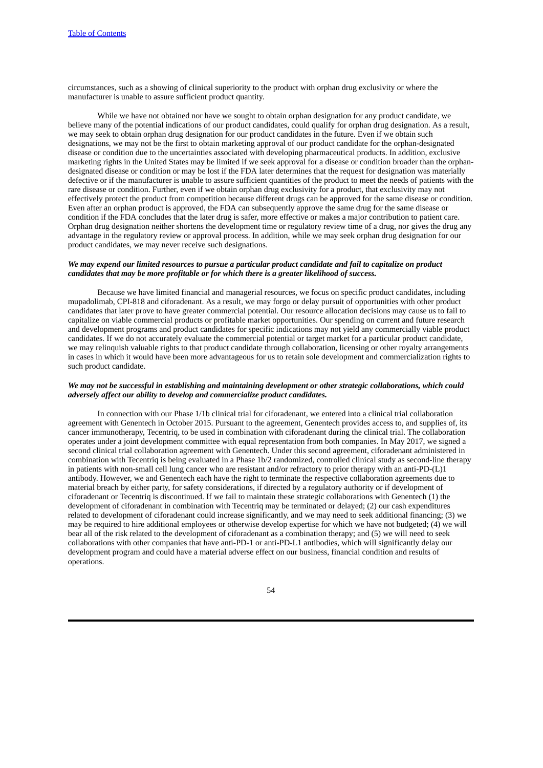circumstances, such as a showing of clinical superiority to the product with orphan drug exclusivity or where the manufacturer is unable to assure sufficient product quantity.

While we have not obtained nor have we sought to obtain orphan designation for any product candidate, we believe many of the potential indications of our product candidates, could qualify for orphan drug designation. As a result, we may seek to obtain orphan drug designation for our product candidates in the future. Even if we obtain such designations, we may not be the first to obtain marketing approval of our product candidate for the orphan-designated disease or condition due to the uncertainties associated with developing pharmaceutical products. In addition, exclusive marketing rights in the United States may be limited if we seek approval for a disease or condition broader than the orphan-designated disease or condition or may be lost if the FDA later determines that the request for designation was materially defective or if the manufacturer is unable to assure sufficient quantities of the product to meet the needs of patients with the rare disease or condition. Further, even if we obtain orphan drug exclusivity for a product, that exclusivity may not effectively protect the product from competition because different drugs can be approved for the same disease or condition. Even after an orphan product is approved, the FDA can subsequently approve the same drug for the same disease or condition if the FDA concludes that the later drug is safer, more effective or makes a major contribution to patient care. Orphan drug designation neither shortens the development time or regulatory review time of a drug, nor gives the drug any advantage in the regulatory review or approval process. In addition, while we may seek orphan drug designation for our product candidates, we may never receive such designations.

***We may expend our limited resources to pursue a particular product candidate and fail to capitalize on product candidates that may be more profitable or for which there is a greater likelihood of success.***

Because we have limited financial and managerial resources, we focus on specific product candidates, including mupadolimab, CPI-818 and ciforadenant. As a result, we may forgo or delay pursuit of opportunities with other product candidates that later prove to have greater commercial potential. Our resource allocation decisions may cause us to fail to capitalize on viable commercial products or profitable market opportunities. Our spending on current and future research and development programs and product candidates for specific indications may not yield any commercially viable product candidates. If we do not accurately evaluate the commercial potential or target market for a particular product candidate, we may relinquish valuable rights to that product candidate through collaboration, licensing or other royalty arrangements in cases in which it would have been more advantageous for us to retain sole development and commercialization rights to such product candidate.

***We may not be successful in establishing and maintaining development or other strategic collaborations, which could adversely affect our ability to develop and commercialize product candidates.***

In connection with our Phase 1/1b clinical trial for ciforadenant, we entered into a clinical trial collaboration agreement with Genentech in October 2015. Pursuant to the agreement, Genentech provides access to, and supplies of, its cancer immunotherapy, Tecentriq, to be used in combination with ciforadenant during the clinical trial. The collaboration operates under a joint development committee with equal representation from both companies. In May 2017, we signed a second clinical trial collaboration agreement with Genentech. Under this second agreement, ciforadenant administered in combination with Tecentriq is being evaluated in a Phase 1b/2 randomized, controlled clinical study as second-line therapy in patients with non-small cell lung cancer who are resistant and/or refractory to prior therapy with an anti-PD-(L)1 antibody. However, we and Genentech each have the right to terminate the respective collaboration agreements due to material breach by either party, for safety considerations, if directed by a regulatory authority or if development of ciforadenant or Tecentriq is discontinued. If we fail to maintain these strategic collaborations with Genentech (1) the development of ciforadenant in combination with Tecentriq may be terminated or delayed; (2) our cash expenditures related to development of ciforadenant could increase significantly, and we may need to seek additional financing; (3) we may be required to hire additional employees or otherwise develop expertise for which we have not budgeted; (4) we will bear all of the risk related to the development of ciforadenant as a combination therapy; and (5) we will need to seek collaborations with other companies that have anti-PD-1 or anti-PD-L1 antibodies, which will significantly delay our development program and could have a material adverse effect on our business, financial condition and results of operations.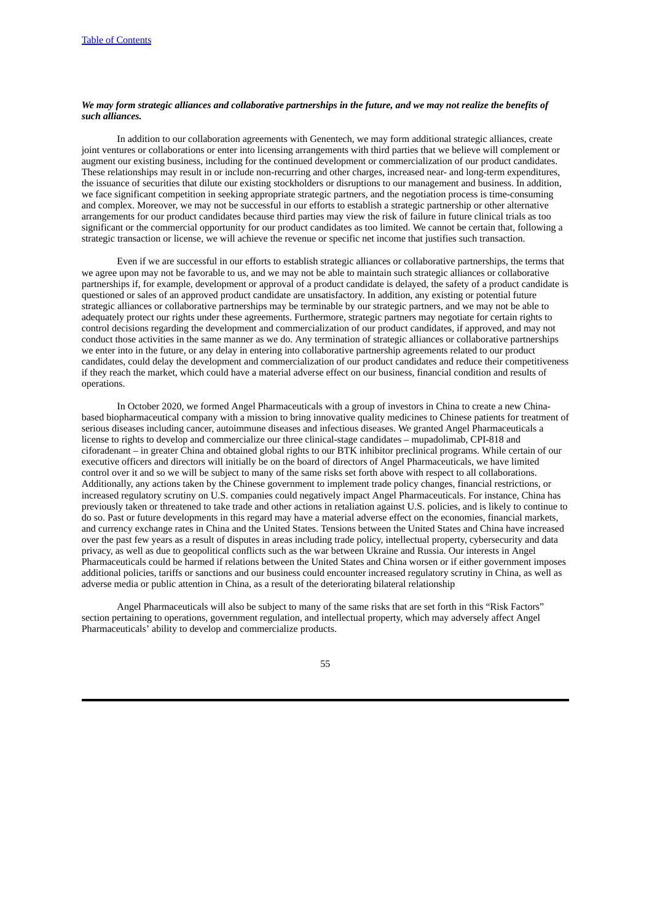***We may form strategic alliances and collaborative partnerships in the future, and we may not realize the benefits of such alliances.***

In addition to our collaboration agreements with Genentech, we may form additional strategic alliances, create joint ventures or collaborations or enter into licensing arrangements with third parties that we believe will complement or augment our existing business, including for the continued development or commercialization of our product candidates. These relationships may result in or include non-recurring and other charges, increased near- and long-term expenditures, the issuance of securities that dilute our existing stockholders or disruptions to our management and business. In addition, we face significant competition in seeking appropriate strategic partners, and the negotiation process is time-consuming and complex. Moreover, we may not be successful in our efforts to establish a strategic partnership or other alternative arrangements for our product candidates because third parties may view the risk of failure in future clinical trials as too significant or the commercial opportunity for our product candidates as too limited. We cannot be certain that, following a strategic transaction or license, we will achieve the revenue or specific net income that justifies such transaction.

Even if we are successful in our efforts to establish strategic alliances or collaborative partnerships, the terms that we agree upon may not be favorable to us, and we may not be able to maintain such strategic alliances or collaborative partnerships if, for example, development or approval of a product candidate is delayed, the safety of a product candidate is questioned or sales of an approved product candidate are unsatisfactory. In addition, any existing or potential future strategic alliances or collaborative partnerships may be terminable by our strategic partners, and we may not be able to adequately protect our rights under these agreements. Furthermore, strategic partners may negotiate for certain rights to control decisions regarding the development and commercialization of our product candidates, if approved, and may not conduct those activities in the same manner as we do. Any termination of strategic alliances or collaborative partnerships we enter into in the future, or any delay in entering into collaborative partnership agreements related to our product candidates, could delay the development and commercialization of our product candidates and reduce their competitiveness if they reach the market, which could have a material adverse effect on our business, financial condition and results of operations.

In October 2020, we formed Angel Pharmaceuticals with a group of investors in China to create a new China-based biopharmaceutical company with a mission to bring innovative quality medicines to Chinese patients for treatment of serious diseases including cancer, autoimmune diseases and infectious diseases. We granted Angel Pharmaceuticals a license to rights to develop and commercialize our three clinical-stage candidates – mupadolimab, CPI-818 and ciforadenant – in greater China and obtained global rights to our BTK inhibitor preclinical programs. While certain of our executive officers and directors will initially be on the board of directors of Angel Pharmaceuticals, we have limited control over it and so we will be subject to many of the same risks set forth above with respect to all collaborations. Additionally, any actions taken by the Chinese government to implement trade policy changes, financial restrictions, or increased regulatory scrutiny on U.S. companies could negatively impact Angel Pharmaceuticals. For instance, China has previously taken or threatened to take trade and other actions in retaliation against U.S. policies, and is likely to continue to do so. Past or future developments in this regard may have a material adverse effect on the economies, financial markets, and currency exchange rates in China and the United States. Tensions between the United States and China have increased over the past few years as a result of disputes in areas including trade policy, intellectual property, cybersecurity and data privacy, as well as due to geopolitical conflicts such as the war between Ukraine and Russia. Our interests in Angel Pharmaceuticals could be harmed if relations between the United States and China worsen or if either government imposes additional policies, tariffs or sanctions and our business could encounter increased regulatory scrutiny in China, as well as adverse media or public attention in China, as a result of the deteriorating bilateral relationship

Angel Pharmaceuticals will also be subject to many of the same risks that are set forth in this "Risk Factors" section pertaining to operations, government regulation, and intellectual property, which may adversely affect Angel Pharmaceuticals' ability to develop and commercialize products.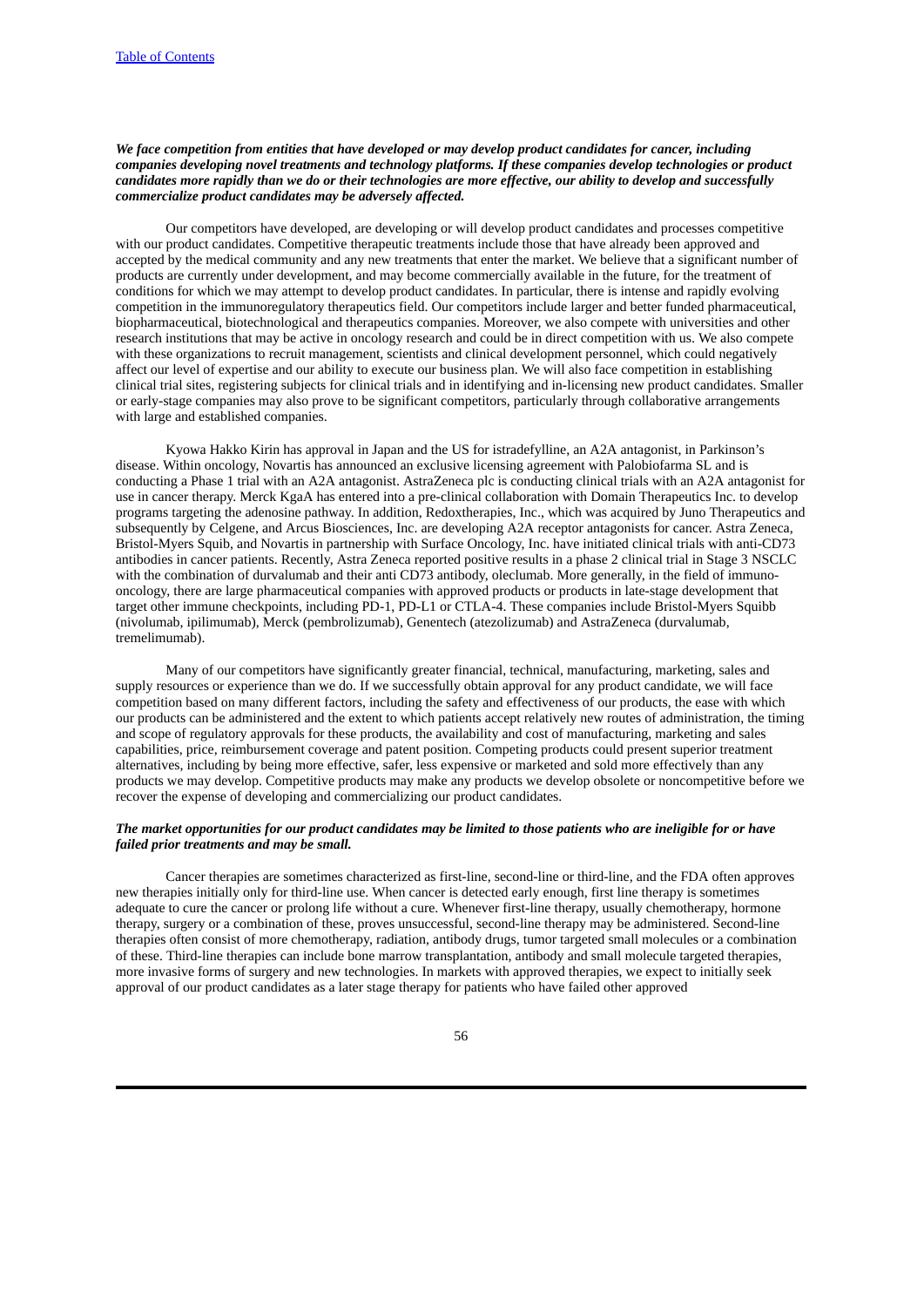***We face competition from entities that have developed or may develop product candidates for cancer, including companies developing novel treatments and technology platforms. If these companies develop technologies or product candidates more rapidly than we do or their technologies are more effective, our ability to develop and successfully commercialize product candidates may be adversely affected.***

Our competitors have developed, are developing or will develop product candidates and processes competitive with our product candidates. Competitive therapeutic treatments include those that have already been approved and accepted by the medical community and any new treatments that enter the market. We believe that a significant number of products are currently under development, and may become commercially available in the future, for the treatment of conditions for which we may attempt to develop product candidates. In particular, there is intense and rapidly evolving competition in the immunoregulatory therapeutics field. Our competitors include larger and better funded pharmaceutical, biopharmaceutical, biotechnological and therapeutics companies. Moreover, we also compete with universities and other research institutions that may be active in oncology research and could be in direct competition with us. We also compete with these organizations to recruit management, scientists and clinical development personnel, which could negatively affect our level of expertise and our ability to execute our business plan. We will also face competition in establishing clinical trial sites, registering subjects for clinical trials and in identifying and in-licensing new product candidates. Smaller or early-stage companies may also prove to be significant competitors, particularly through collaborative arrangements with large and established companies.

Kyowa Hakko Kirin has approval in Japan and the US for istradefylline, an A2A antagonist, in Parkinson's disease. Within oncology, Novartis has announced an exclusive licensing agreement with Palobiofarma SL and is conducting a Phase 1 trial with an A2A antagonist. AstraZeneca plc is conducting clinical trials with an A2A antagonist for use in cancer therapy. Merck KgaA has entered into a pre-clinical collaboration with Domain Therapeutics Inc. to develop programs targeting the adenosine pathway. In addition, Redoxtherapies, Inc., which was acquired by Juno Therapeutics and subsequently by Celgene, and Arcus Biosciences, Inc. are developing A2A receptor antagonists for cancer. Astra Zeneca, Bristol-Myers Squib, and Novartis in partnership with Surface Oncology, Inc. have initiated clinical trials with anti-CD73 antibodies in cancer patients. Recently, Astra Zeneca reported positive results in a phase 2 clinical trial in Stage 3 NSCLC with the combination of durvalumab and their anti CD73 antibody, oleclumab. More generally, in the field of immuno-oncology, there are large pharmaceutical companies with approved products or products in late-stage development that target other immune checkpoints, including PD-1, PD-L1 or CTLA-4. These companies include Bristol-Myers Squibb (nivolumab, ipilimumab), Merck (pembrolizumab), Genentech (atezolizumab) and AstraZeneca (durvalumab, tremelimumab).

Many of our competitors have significantly greater financial, technical, manufacturing, marketing, sales and supply resources or experience than we do. If we successfully obtain approval for any product candidate, we will face competition based on many different factors, including the safety and effectiveness of our products, the ease with which our products can be administered and the extent to which patients accept relatively new routes of administration, the timing and scope of regulatory approvals for these products, the availability and cost of manufacturing, marketing and sales capabilities, price, reimbursement coverage and patent position. Competing products could present superior treatment alternatives, including by being more effective, safer, less expensive or marketed and sold more effectively than any products we may develop. Competitive products may make any products we develop obsolete or noncompetitive before we recover the expense of developing and commercializing our product candidates.

***The market opportunities for our product candidates may be limited to those patients who are ineligible for or have failed prior treatments and may be small.***

Cancer therapies are sometimes characterized as first-line, second-line or third-line, and the FDA often approves new therapies initially only for third-line use. When cancer is detected early enough, first line therapy is sometimes adequate to cure the cancer or prolong life without a cure. Whenever first-line therapy, usually chemotherapy, hormone therapy, surgery or a combination of these, proves unsuccessful, second-line therapy may be administered. Second-line therapies often consist of more chemotherapy, radiation, antibody drugs, tumor targeted small molecules or a combination of these. Third-line therapies can include bone marrow transplantation, antibody and small molecule targeted therapies, more invasive forms of surgery and new technologies. In markets with approved therapies, we expect to initially seek approval of our product candidates as a later stage therapy for patients who have failed other approved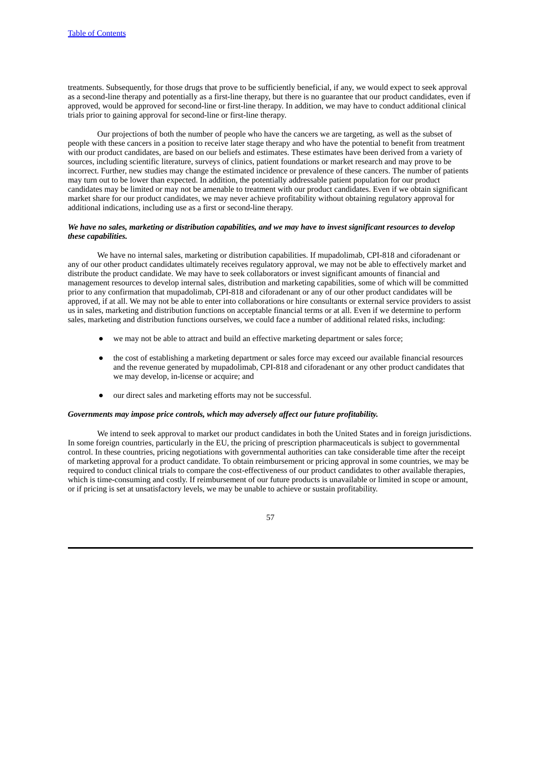treatments. Subsequently, for those drugs that prove to be sufficiently beneficial, if any, we would expect to seek approval as a second-line therapy and potentially as a first-line therapy, but there is no guarantee that our product candidates, even if approved, would be approved for second-line or first-line therapy. In addition, we may have to conduct additional clinical trials prior to gaining approval for second-line or first-line therapy.

Our projections of both the number of people who have the cancers we are targeting, as well as the subset of people with these cancers in a position to receive later stage therapy and who have the potential to benefit from treatment with our product candidates, are based on our beliefs and estimates. These estimates have been derived from a variety of sources, including scientific literature, surveys of clinics, patient foundations or market research and may prove to be incorrect. Further, new studies may change the estimated incidence or prevalence of these cancers. The number of patients may turn out to be lower than expected. In addition, the potentially addressable patient population for our product candidates may be limited or may not be amenable to treatment with our product candidates. Even if we obtain significant market share for our product candidates, we may never achieve profitability without obtaining regulatory approval for additional indications, including use as a first or second-line therapy.

***We have no sales, marketing or distribution capabilities, and we may have to invest significant resources to develop these capabilities.***

We have no internal sales, marketing or distribution capabilities. If mupadolimab, CPI-818 and ciforadenant or any of our other product candidates ultimately receives regulatory approval, we may not be able to effectively market and distribute the product candidate. We may have to seek collaborators or invest significant amounts of financial and management resources to develop internal sales, distribution and marketing capabilities, some of which will be committed prior to any confirmation that mupadolimab, CPI-818 and ciforadenant or any of our other product candidates will be approved, if at all. We may not be able to enter into collaborations or hire consultants or external service providers to assist us in sales, marketing and distribution functions on acceptable financial terms or at all. Even if we determine to perform sales, marketing and distribution functions ourselves, we could face a number of additional related risks, including:

- we may not be able to attract and build an effective marketing department or sales force;
- the cost of establishing a marketing department or sales force may exceed our available financial resources and the revenue generated by mupadolimab, CPI-818 and ciforadenant or any other product candidates that we may develop, in-license or acquire; and
- our direct sales and marketing efforts may not be successful.

***Governments may impose price controls, which may adversely affect our future profitability.***

We intend to seek approval to market our product candidates in both the United States and in foreign jurisdictions. In some foreign countries, particularly in the EU, the pricing of prescription pharmaceuticals is subject to governmental control. In these countries, pricing negotiations with governmental authorities can take considerable time after the receipt of marketing approval for a product candidate. To obtain reimbursement or pricing approval in some countries, we may be required to conduct clinical trials to compare the cost-effectiveness of our product candidates to other available therapies, which is time-consuming and costly. If reimbursement of our future products is unavailable or limited in scope or amount, or if pricing is set at unsatisfactory levels, we may be unable to achieve or sustain profitability.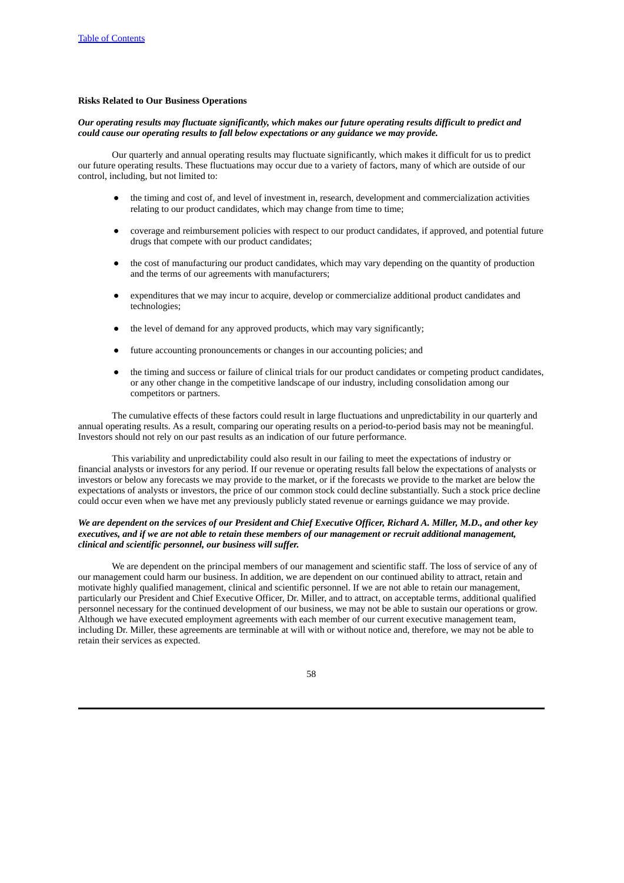**Risks Related to Our Business Operations**

***Our operating results may fluctuate significantly, which makes our future operating results difficult to predict and could cause our operating results to fall below expectations or any guidance we may provide.***

Our quarterly and annual operating results may fluctuate significantly, which makes it difficult for us to predict our future operating results. These fluctuations may occur due to a variety of factors, many of which are outside of our control, including, but not limited to:

- the timing and cost of, and level of investment in, research, development and commercialization activities relating to our product candidates, which may change from time to time;
- coverage and reimbursement policies with respect to our product candidates, if approved, and potential future drugs that compete with our product candidates;
- the cost of manufacturing our product candidates, which may vary depending on the quantity of production and the terms of our agreements with manufacturers;
- expenditures that we may incur to acquire, develop or commercialize additional product candidates and technologies;
- the level of demand for any approved products, which may vary significantly;
- future accounting pronouncements or changes in our accounting policies; and
- the timing and success or failure of clinical trials for our product candidates or competing product candidates, or any other change in the competitive landscape of our industry, including consolidation among our competitors or partners.

The cumulative effects of these factors could result in large fluctuations and unpredictability in our quarterly and annual operating results. As a result, comparing our operating results on a period-to-period basis may not be meaningful. Investors should not rely on our past results as an indication of our future performance.

This variability and unpredictability could also result in our failing to meet the expectations of industry or financial analysts or investors for any period. If our revenue or operating results fall below the expectations of analysts or investors or below any forecasts we may provide to the market, or if the forecasts we provide to the market are below the expectations of analysts or investors, the price of our common stock could decline substantially. Such a stock price decline could occur even when we have met any previously publicly stated revenue or earnings guidance we may provide.

***We are dependent on the services of our President and Chief Executive Officer, Richard A. Miller, M.D., and other key executives, and if we are not able to retain these members of our management or recruit additional management, clinical and scientific personnel, our business will suffer.***

We are dependent on the principal members of our management and scientific staff. The loss of service of any of our management could harm our business. In addition, we are dependent on our continued ability to attract, retain and motivate highly qualified management, clinical and scientific personnel. If we are not able to retain our management, particularly our President and Chief Executive Officer, Dr. Miller, and to attract, on acceptable terms, additional qualified personnel necessary for the continued development of our business, we may not be able to sustain our operations or grow. Although we have executed employment agreements with each member of our current executive management team, including Dr. Miller, these agreements are terminable at will with or without notice and, therefore, we may not be able to retain their services as expected.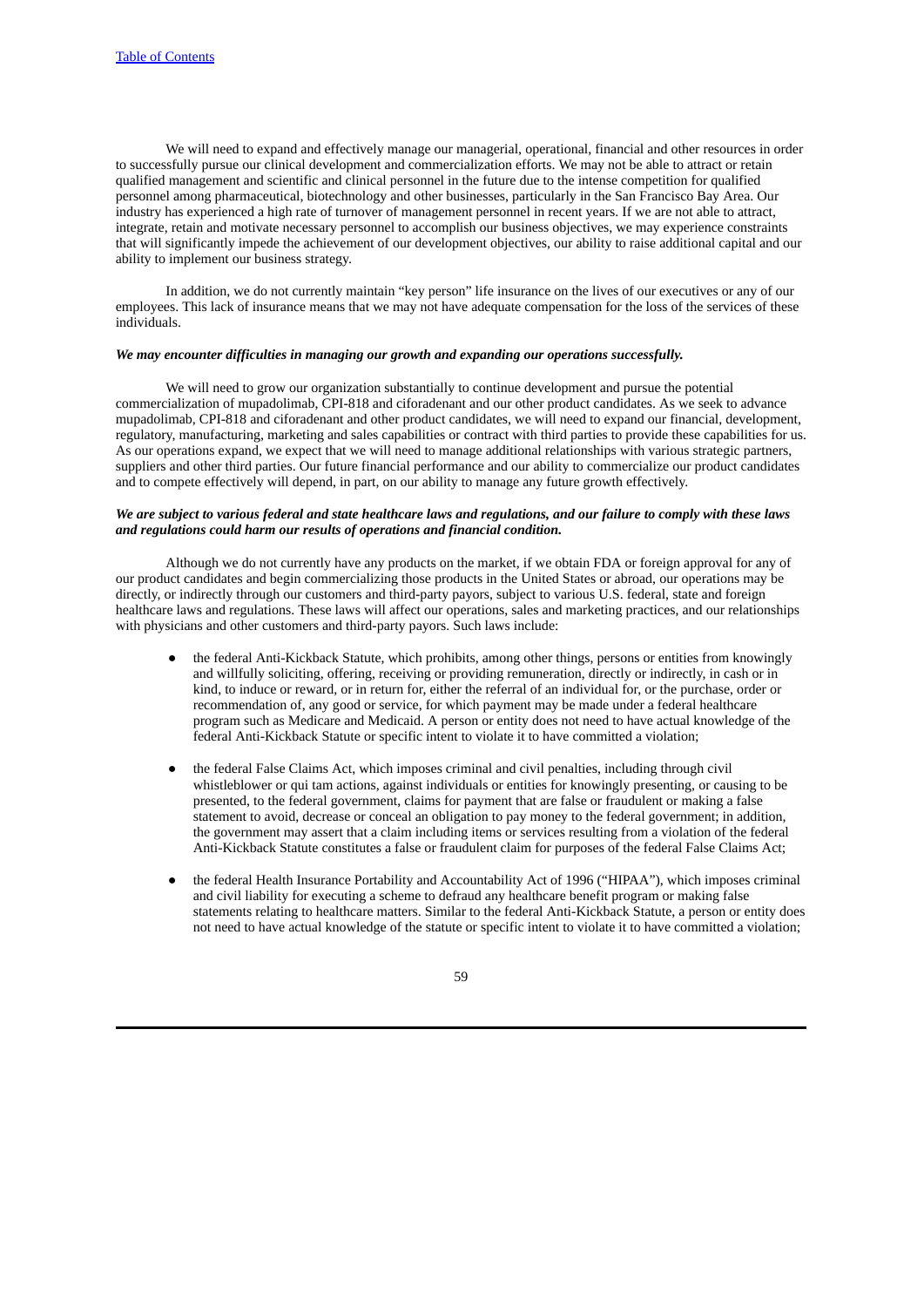We will need to expand and effectively manage our managerial, operational, financial and other resources in order to successfully pursue our clinical development and commercialization efforts. We may not be able to attract or retain qualified management and scientific and clinical personnel in the future due to the intense competition for qualified personnel among pharmaceutical, biotechnology and other businesses, particularly in the San Francisco Bay Area. Our industry has experienced a high rate of turnover of management personnel in recent years. If we are not able to attract, integrate, retain and motivate necessary personnel to accomplish our business objectives, we may experience constraints that will significantly impede the achievement of our development objectives, our ability to raise additional capital and our ability to implement our business strategy.

In addition, we do not currently maintain "key person" life insurance on the lives of our executives or any of our employees. This lack of insurance means that we may not have adequate compensation for the loss of the services of these individuals.

***We may encounter difficulties in managing our growth and expanding our operations successfully.***

We will need to grow our organization substantially to continue development and pursue the potential commercialization of mupadolimab, CPI-818 and ciforadenant and our other product candidates. As we seek to advance mupadolimab, CPI-818 and ciforadenant and other product candidates, we will need to expand our financial, development, regulatory, manufacturing, marketing and sales capabilities or contract with third parties to provide these capabilities for us. As our operations expand, we expect that we will need to manage additional relationships with various strategic partners, suppliers and other third parties. Our future financial performance and our ability to commercialize our product candidates and to compete effectively will depend, in part, on our ability to manage any future growth effectively.

***We are subject to various federal and state healthcare laws and regulations, and our failure to comply with these laws and regulations could harm our results of operations and financial condition.***

Although we do not currently have any products on the market, if we obtain FDA or foreign approval for any of our product candidates and begin commercializing those products in the United States or abroad, our operations may be directly, or indirectly through our customers and third-party payors, subject to various U.S. federal, state and foreign healthcare laws and regulations. These laws will affect our operations, sales and marketing practices, and our relationships with physicians and other customers and third-party payors. Such laws include:

- the federal Anti-Kickback Statute, which prohibits, among other things, persons or entities from knowingly and willfully soliciting, offering, receiving or providing remuneration, directly or indirectly, in cash or in kind, to induce or reward, or in return for, either the referral of an individual for, or the purchase, order or recommendation of, any good or service, for which payment may be made under a federal healthcare program such as Medicare and Medicaid. A person or entity does not need to have actual knowledge of the federal Anti-Kickback Statute or specific intent to violate it to have committed a violation;

- the federal False Claims Act, which imposes criminal and civil penalties, including through civil whistleblower or qui tam actions, against individuals or entities for knowingly presenting, or causing to be presented, to the federal government, claims for payment that are false or fraudulent or making a false statement to avoid, decrease or conceal an obligation to pay money to the federal government; in addition, the government may assert that a claim including items or services resulting from a violation of the federal Anti-Kickback Statute constitutes a false or fraudulent claim for purposes of the federal False Claims Act;

- the federal Health Insurance Portability and Accountability Act of 1996 ("HIPAA"), which imposes criminal and civil liability for executing a scheme to defraud any healthcare benefit program or making false statements relating to healthcare matters. Similar to the federal Anti-Kickback Statute, a person or entity does not need to have actual knowledge of the statute or specific intent to violate it to have committed a violation;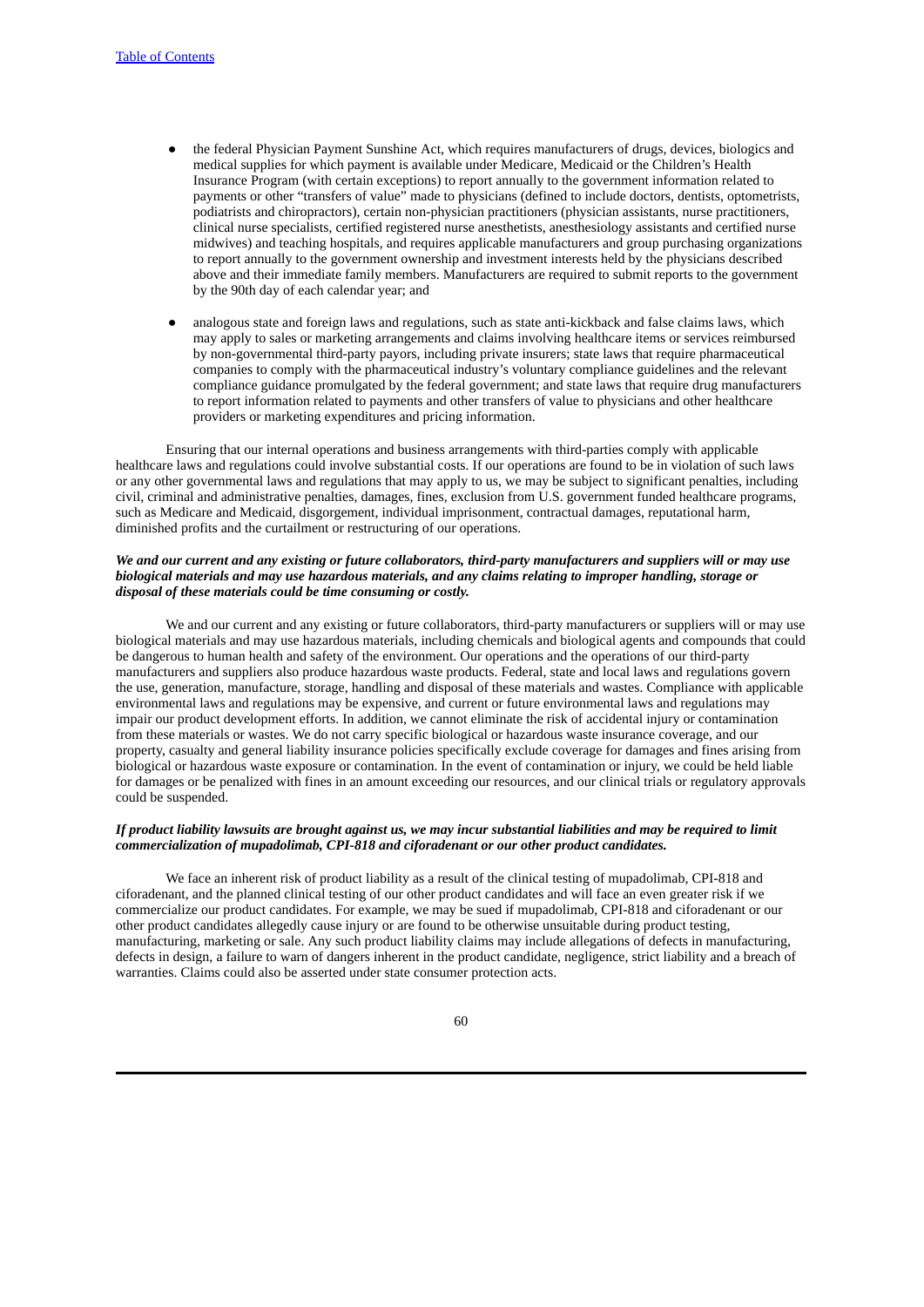- the federal Physician Payment Sunshine Act, which requires manufacturers of drugs, devices, biologics and medical supplies for which payment is available under Medicare, Medicaid or the Children's Health Insurance Program (with certain exceptions) to report annually to the government information related to payments or other "transfers of value" made to physicians (defined to include doctors, dentists, optometrists, podiatrists and chiropractors), certain non-physician practitioners (physician assistants, nurse practitioners, clinical nurse specialists, certified registered nurse anesthetists, anesthesiology assistants and certified nurse midwives) and teaching hospitals, and requires applicable manufacturers and group purchasing organizations to report annually to the government ownership and investment interests held by the physicians described above and their immediate family members. Manufacturers are required to submit reports to the government by the 90th day of each calendar year; and
- analogous state and foreign laws and regulations, such as state anti-kickback and false claims laws, which may apply to sales or marketing arrangements and claims involving healthcare items or services reimbursed by non-governmental third-party payors, including private insurers; state laws that require pharmaceutical companies to comply with the pharmaceutical industry's voluntary compliance guidelines and the relevant compliance guidance promulgated by the federal government; and state laws that require drug manufacturers to report information related to payments and other transfers of value to physicians and other healthcare providers or marketing expenditures and pricing information.

Ensuring that our internal operations and business arrangements with third-parties comply with applicable healthcare laws and regulations could involve substantial costs. If our operations are found to be in violation of such laws or any other governmental laws and regulations that may apply to us, we may be subject to significant penalties, including civil, criminal and administrative penalties, damages, fines, exclusion from U.S. government funded healthcare programs, such as Medicare and Medicaid, disgorgement, individual imprisonment, contractual damages, reputational harm, diminished profits and the curtailment or restructuring of our operations.

***We and our current and any existing or future collaborators, third-party manufacturers and suppliers will or may use biological materials and may use hazardous materials, and any claims relating to improper handling, storage or disposal of these materials could be time consuming or costly.***

We and our current and any existing or future collaborators, third-party manufacturers or suppliers will or may use biological materials and may use hazardous materials, including chemicals and biological agents and compounds that could be dangerous to human health and safety of the environment. Our operations and the operations of our third-party manufacturers and suppliers also produce hazardous waste products. Federal, state and local laws and regulations govern the use, generation, manufacture, storage, handling and disposal of these materials and wastes. Compliance with applicable environmental laws and regulations may be expensive, and current or future environmental laws and regulations may impair our product development efforts. In addition, we cannot eliminate the risk of accidental injury or contamination from these materials or wastes. We do not carry specific biological or hazardous waste insurance coverage, and our property, casualty and general liability insurance policies specifically exclude coverage for damages and fines arising from biological or hazardous waste exposure or contamination. In the event of contamination or injury, we could be held liable for damages or be penalized with fines in an amount exceeding our resources, and our clinical trials or regulatory approvals could be suspended.

***If product liability lawsuits are brought against us, we may incur substantial liabilities and may be required to limit commercialization of mupadolimab, CPI-818 and ciforadenant or our other product candidates.***

We face an inherent risk of product liability as a result of the clinical testing of mupadolimab, CPI-818 and ciforadenant, and the planned clinical testing of our other product candidates and will face an even greater risk if we commercialize our product candidates. For example, we may be sued if mupadolimab, CPI-818 and ciforadenant or our other product candidates allegedly cause injury or are found to be otherwise unsuitable during product testing, manufacturing, marketing or sale. Any such product liability claims may include allegations of defects in manufacturing, defects in design, a failure to warn of dangers inherent in the product candidate, negligence, strict liability and a breach of warranties. Claims could also be asserted under state consumer protection acts.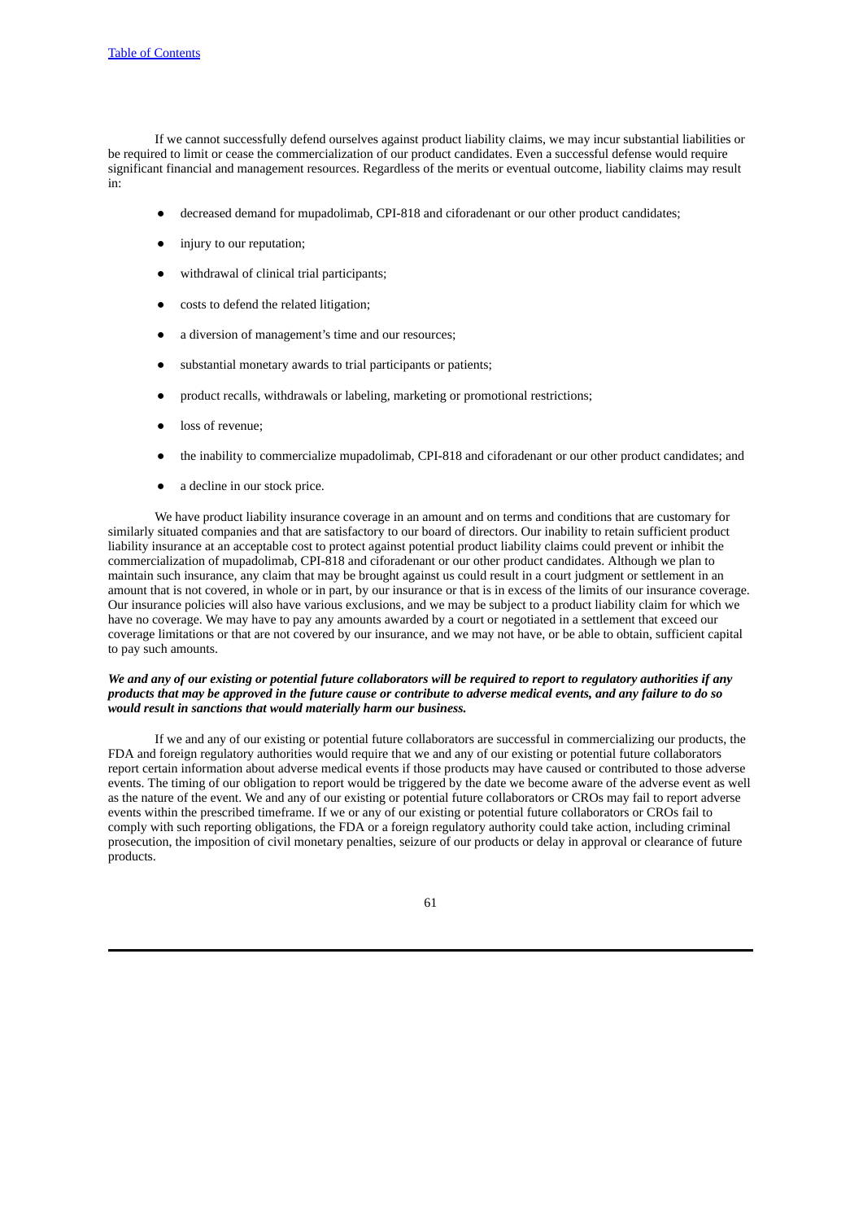If we cannot successfully defend ourselves against product liability claims, we may incur substantial liabilities or be required to limit or cease the commercialization of our product candidates. Even a successful defense would require significant financial and management resources. Regardless of the merits or eventual outcome, liability claims may result in:

- decreased demand for mupadolimab, CPI-818 and ciforadenant or our other product candidates;
- injury to our reputation;
- withdrawal of clinical trial participants;
- costs to defend the related litigation;
- a diversion of management's time and our resources;
- substantial monetary awards to trial participants or patients;
- product recalls, withdrawals or labeling, marketing or promotional restrictions;
- loss of revenue;
- the inability to commercialize mupadolimab, CPI-818 and ciforadenant or our other product candidates; and
- a decline in our stock price.

We have product liability insurance coverage in an amount and on terms and conditions that are customary for similarly situated companies and that are satisfactory to our board of directors. Our inability to retain sufficient product liability insurance at an acceptable cost to protect against potential product liability claims could prevent or inhibit the commercialization of mupadolimab, CPI-818 and ciforadenant or our other product candidates. Although we plan to maintain such insurance, any claim that may be brought against us could result in a court judgment or settlement in an amount that is not covered, in whole or in part, by our insurance or that is in excess of the limits of our insurance coverage. Our insurance policies will also have various exclusions, and we may be subject to a product liability claim for which we have no coverage. We may have to pay any amounts awarded by a court or negotiated in a settlement that exceed our coverage limitations or that are not covered by our insurance, and we may not have, or be able to obtain, sufficient capital to pay such amounts.

***We and any of our existing or potential future collaborators will be required to report to regulatory authorities if any products that may be approved in the future cause or contribute to adverse medical events, and any failure to do so would result in sanctions that would materially harm our business.***

If we and any of our existing or potential future collaborators are successful in commercializing our products, the FDA and foreign regulatory authorities would require that we and any of our existing or potential future collaborators report certain information about adverse medical events if those products may have caused or contributed to those adverse events. The timing of our obligation to report would be triggered by the date we become aware of the adverse event as well as the nature of the event. We and any of our existing or potential future collaborators or CROs may fail to report adverse events within the prescribed timeframe. If we or any of our existing or potential future collaborators or CROs fail to comply with such reporting obligations, the FDA or a foreign regulatory authority could take action, including criminal prosecution, the imposition of civil monetary penalties, seizure of our products or delay in approval or clearance of future products.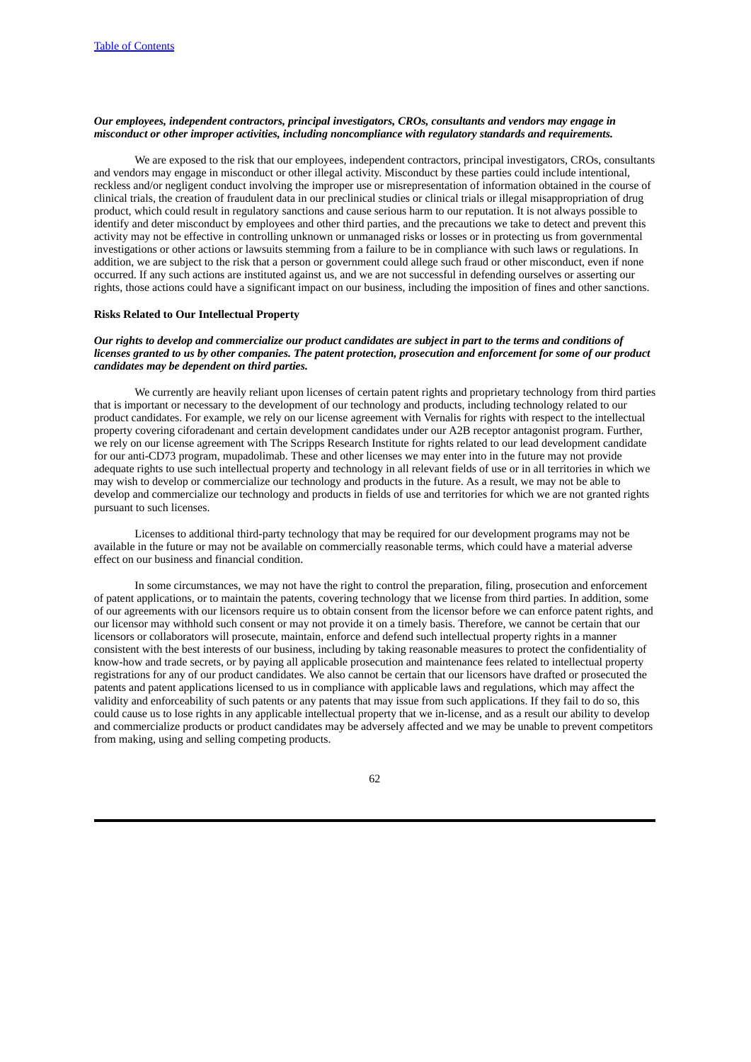***Our employees, independent contractors, principal investigators, CROs, consultants and vendors may engage in misconduct or other improper activities, including noncompliance with regulatory standards and requirements.***

We are exposed to the risk that our employees, independent contractors, principal investigators, CROs, consultants and vendors may engage in misconduct or other illegal activity. Misconduct by these parties could include intentional, reckless and/or negligent conduct involving the improper use or misrepresentation of information obtained in the course of clinical trials, the creation of fraudulent data in our preclinical studies or clinical trials or illegal misappropriation of drug product, which could result in regulatory sanctions and cause serious harm to our reputation. It is not always possible to identify and deter misconduct by employees and other third parties, and the precautions we take to detect and prevent this activity may not be effective in controlling unknown or unmanaged risks or losses or in protecting us from governmental investigations or other actions or lawsuits stemming from a failure to be in compliance with such laws or regulations. In addition, we are subject to the risk that a person or government could allege such fraud or other misconduct, even if none occurred. If any such actions are instituted against us, and we are not successful in defending ourselves or asserting our rights, those actions could have a significant impact on our business, including the imposition of fines and other sanctions.

**Risks Related to Our Intellectual Property**

***Our rights to develop and commercialize our product candidates are subject in part to the terms and conditions of licenses granted to us by other companies. The patent protection, prosecution and enforcement for some of our product candidates may be dependent on third parties.***

We currently are heavily reliant upon licenses of certain patent rights and proprietary technology from third parties that is important or necessary to the development of our technology and products, including technology related to our product candidates. For example, we rely on our license agreement with Vernalis for rights with respect to the intellectual property covering ciforadenant and certain development candidates under our A2B receptor antagonist program. Further, we rely on our license agreement with The Scripps Research Institute for rights related to our lead development candidate for our anti-CD73 program, mupadolimab. These and other licenses we may enter into in the future may not provide adequate rights to use such intellectual property and technology in all relevant fields of use or in all territories in which we may wish to develop or commercialize our technology and products in the future. As a result, we may not be able to develop and commercialize our technology and products in fields of use and territories for which we are not granted rights pursuant to such licenses.

Licenses to additional third-party technology that may be required for our development programs may not be available in the future or may not be available on commercially reasonable terms, which could have a material adverse effect on our business and financial condition.

In some circumstances, we may not have the right to control the preparation, filing, prosecution and enforcement of patent applications, or to maintain the patents, covering technology that we license from third parties. In addition, some of our agreements with our licensors require us to obtain consent from the licensor before we can enforce patent rights, and our licensor may withhold such consent or may not provide it on a timely basis. Therefore, we cannot be certain that our licensors or collaborators will prosecute, maintain, enforce and defend such intellectual property rights in a manner consistent with the best interests of our business, including by taking reasonable measures to protect the confidentiality of know-how and trade secrets, or by paying all applicable prosecution and maintenance fees related to intellectual property registrations for any of our product candidates. We also cannot be certain that our licensors have drafted or prosecuted the patents and patent applications licensed to us in compliance with applicable laws and regulations, which may affect the validity and enforceability of such patents or any patents that may issue from such applications. If they fail to do so, this could cause us to lose rights in any applicable intellectual property that we in-license, and as a result our ability to develop and commercialize products or product candidates may be adversely affected and we may be unable to prevent competitors from making, using and selling competing products.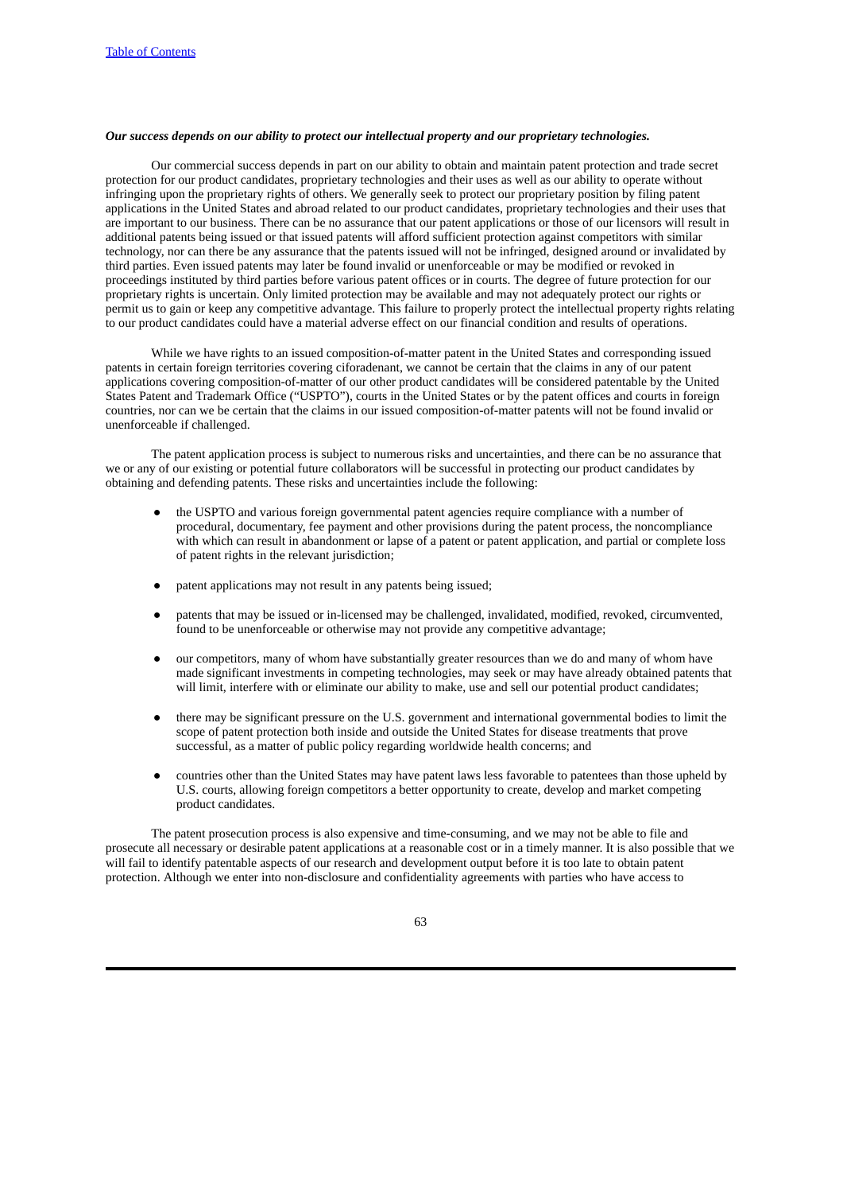***Our success depends on our ability to protect our intellectual property and our proprietary technologies.***

Our commercial success depends in part on our ability to obtain and maintain patent protection and trade secret protection for our product candidates, proprietary technologies and their uses as well as our ability to operate without infringing upon the proprietary rights of others. We generally seek to protect our proprietary position by filing patent applications in the United States and abroad related to our product candidates, proprietary technologies and their uses that are important to our business. There can be no assurance that our patent applications or those of our licensors will result in additional patents being issued or that issued patents will afford sufficient protection against competitors with similar technology, nor can there be any assurance that the patents issued will not be infringed, designed around or invalidated by third parties. Even issued patents may later be found invalid or unenforceable or may be modified or revoked in proceedings instituted by third parties before various patent offices or in courts. The degree of future protection for our proprietary rights is uncertain. Only limited protection may be available and may not adequately protect our rights or permit us to gain or keep any competitive advantage. This failure to properly protect the intellectual property rights relating to our product candidates could have a material adverse effect on our financial condition and results of operations.

While we have rights to an issued composition-of-matter patent in the United States and corresponding issued patents in certain foreign territories covering ciforadenant, we cannot be certain that the claims in any of our patent applications covering composition-of-matter of our other product candidates will be considered patentable by the United States Patent and Trademark Office ("USPTO"), courts in the United States or by the patent offices and courts in foreign countries, nor can we be certain that the claims in our issued composition-of-matter patents will not be found invalid or unenforceable if challenged.

The patent application process is subject to numerous risks and uncertainties, and there can be no assurance that we or any of our existing or potential future collaborators will be successful in protecting our product candidates by obtaining and defending patents. These risks and uncertainties include the following:

- the USPTO and various foreign governmental patent agencies require compliance with a number of procedural, documentary, fee payment and other provisions during the patent process, the noncompliance with which can result in abandonment or lapse of a patent or patent application, and partial or complete loss of patent rights in the relevant jurisdiction;
- patent applications may not result in any patents being issued;
- patents that may be issued or in-licensed may be challenged, invalidated, modified, revoked, circumvented, found to be unenforceable or otherwise may not provide any competitive advantage;
- our competitors, many of whom have substantially greater resources than we do and many of whom have made significant investments in competing technologies, may seek or may have already obtained patents that will limit, interfere with or eliminate our ability to make, use and sell our potential product candidates;
- there may be significant pressure on the U.S. government and international governmental bodies to limit the scope of patent protection both inside and outside the United States for disease treatments that prove successful, as a matter of public policy regarding worldwide health concerns; and
- countries other than the United States may have patent laws less favorable to patentees than those upheld by U.S. courts, allowing foreign competitors a better opportunity to create, develop and market competing product candidates.

The patent prosecution process is also expensive and time-consuming, and we may not be able to file and prosecute all necessary or desirable patent applications at a reasonable cost or in a timely manner. It is also possible that we will fail to identify patentable aspects of our research and development output before it is too late to obtain patent protection. Although we enter into non-disclosure and confidentiality agreements with parties who have access to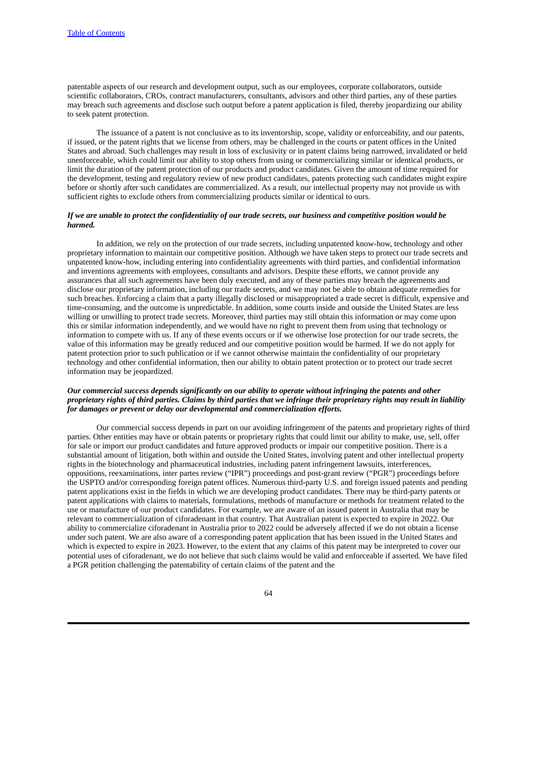patentable aspects of our research and development output, such as our employees, corporate collaborators, outside scientific collaborators, CROs, contract manufacturers, consultants, advisors and other third parties, any of these parties may breach such agreements and disclose such output before a patent application is filed, thereby jeopardizing our ability to seek patent protection.

The issuance of a patent is not conclusive as to its inventorship, scope, validity or enforceability, and our patents, if issued, or the patent rights that we license from others, may be challenged in the courts or patent offices in the United States and abroad. Such challenges may result in loss of exclusivity or in patent claims being narrowed, invalidated or held unenforceable, which could limit our ability to stop others from using or commercializing similar or identical products, or limit the duration of the patent protection of our products and product candidates. Given the amount of time required for the development, testing and regulatory review of new product candidates, patents protecting such candidates might expire before or shortly after such candidates are commercialized. As a result, our intellectual property may not provide us with sufficient rights to exclude others from commercializing products similar or identical to ours.

***If we are unable to protect the confidentiality of our trade secrets, our business and competitive position would be harmed.***

In addition, we rely on the protection of our trade secrets, including unpatented know-how, technology and other proprietary information to maintain our competitive position. Although we have taken steps to protect our trade secrets and unpatented know-how, including entering into confidentiality agreements with third parties, and confidential information and inventions agreements with employees, consultants and advisors. Despite these efforts, we cannot provide any assurances that all such agreements have been duly executed, and any of these parties may breach the agreements and disclose our proprietary information, including our trade secrets, and we may not be able to obtain adequate remedies for such breaches. Enforcing a claim that a party illegally disclosed or misappropriated a trade secret is difficult, expensive and time-consuming, and the outcome is unpredictable. In addition, some courts inside and outside the United States are less willing or unwilling to protect trade secrets. Moreover, third parties may still obtain this information or may come upon this or similar information independently, and we would have no right to prevent them from using that technology or information to compete with us. If any of these events occurs or if we otherwise lose protection for our trade secrets, the value of this information may be greatly reduced and our competitive position would be harmed. If we do not apply for patent protection prior to such publication or if we cannot otherwise maintain the confidentiality of our proprietary technology and other confidential information, then our ability to obtain patent protection or to protect our trade secret information may be jeopardized.

***Our commercial success depends significantly on our ability to operate without infringing the patents and other proprietary rights of third parties. Claims by third parties that we infringe their proprietary rights may result in liability for damages or prevent or delay our developmental and commercialization efforts.***

Our commercial success depends in part on our avoiding infringement of the patents and proprietary rights of third parties. Other entities may have or obtain patents or proprietary rights that could limit our ability to make, use, sell, offer for sale or import our product candidates and future approved products or impair our competitive position. There is a substantial amount of litigation, both within and outside the United States, involving patent and other intellectual property rights in the biotechnology and pharmaceutical industries, including patent infringement lawsuits, interferences, oppositions, reexaminations, inter partes review ("IPR") proceedings and post-grant review ("PGR") proceedings before the USPTO and/or corresponding foreign patent offices. Numerous third-party U.S. and foreign issued patents and pending patent applications exist in the fields in which we are developing product candidates. There may be third-party patents or patent applications with claims to materials, formulations, methods of manufacture or methods for treatment related to the use or manufacture of our product candidates. For example, we are aware of an issued patent in Australia that may be relevant to commercialization of ciforadenant in that country. That Australian patent is expected to expire in 2022. Our ability to commercialize ciforadenant in Australia prior to 2022 could be adversely affected if we do not obtain a license under such patent. We are also aware of a corresponding patent application that has been issued in the United States and which is expected to expire in 2023. However, to the extent that any claims of this patent may be interpreted to cover our potential uses of ciforadenant, we do not believe that such claims would be valid and enforceable if asserted. We have filed a PGR petition challenging the patentability of certain claims of the patent and the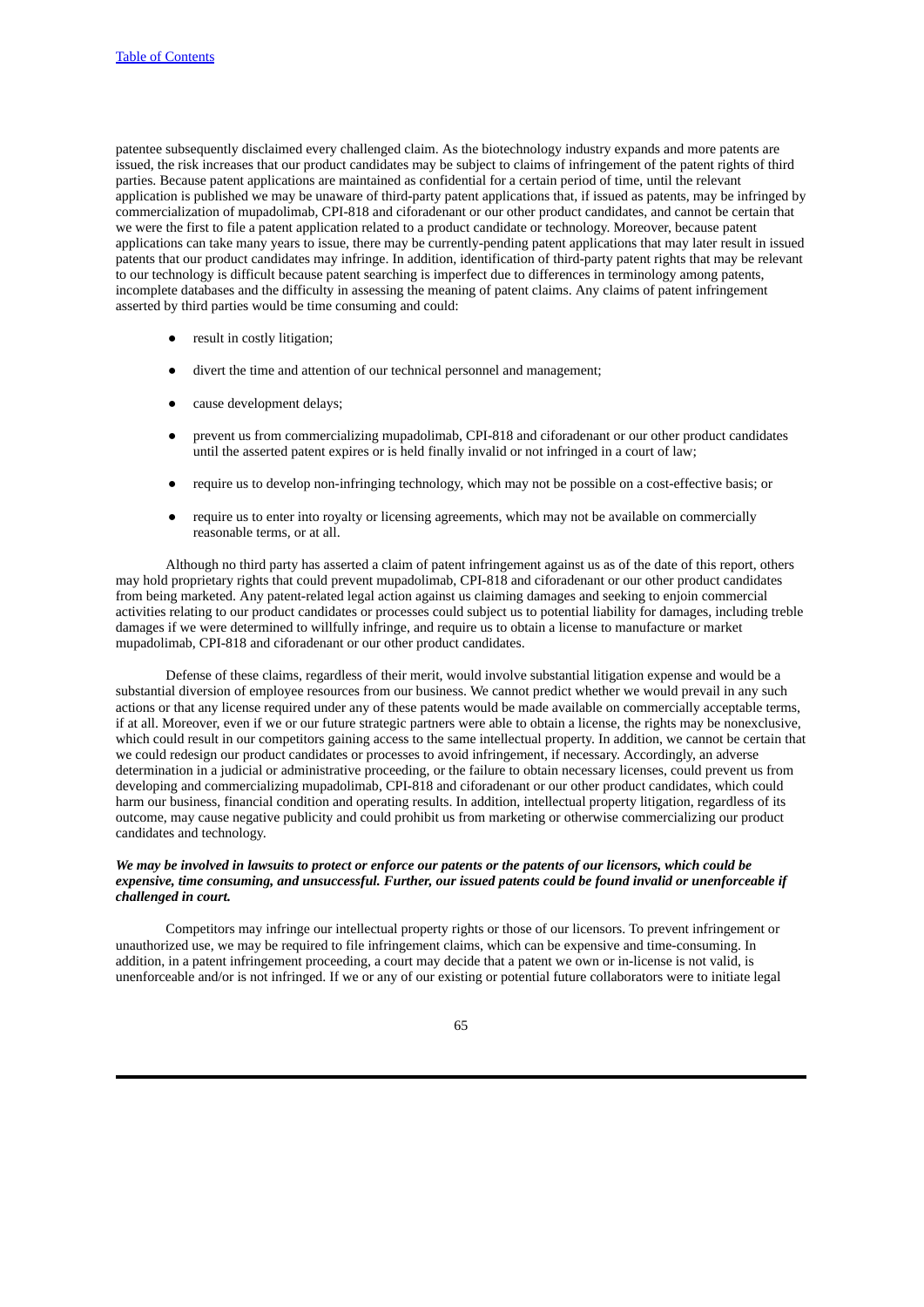patentee subsequently disclaimed every challenged claim. As the biotechnology industry expands and more patents are issued, the risk increases that our product candidates may be subject to claims of infringement of the patent rights of third parties. Because patent applications are maintained as confidential for a certain period of time, until the relevant application is published we may be unaware of third-party patent applications that, if issued as patents, may be infringed by commercialization of mupadolimab, CPI-818 and ciforadenant or our other product candidates, and cannot be certain that we were the first to file a patent application related to a product candidate or technology. Moreover, because patent applications can take many years to issue, there may be currently-pending patent applications that may later result in issued patents that our product candidates may infringe. In addition, identification of third-party patent rights that may be relevant to our technology is difficult because patent searching is imperfect due to differences in terminology among patents, incomplete databases and the difficulty in assessing the meaning of patent claims. Any claims of patent infringement asserted by third parties would be time consuming and could:

- result in costly litigation;
- divert the time and attention of our technical personnel and management;
- cause development delays;
- prevent us from commercializing mupadolimab, CPI-818 and ciforadenant or our other product candidates until the asserted patent expires or is held finally invalid or not infringed in a court of law;
- require us to develop non-infringing technology, which may not be possible on a cost-effective basis; or
- require us to enter into royalty or licensing agreements, which may not be available on commercially reasonable terms, or at all.

Although no third party has asserted a claim of patent infringement against us as of the date of this report, others may hold proprietary rights that could prevent mupadolimab, CPI-818 and ciforadenant or our other product candidates from being marketed. Any patent-related legal action against us claiming damages and seeking to enjoin commercial activities relating to our product candidates or processes could subject us to potential liability for damages, including treble damages if we were determined to willfully infringe, and require us to obtain a license to manufacture or market mupadolimab, CPI-818 and ciforadenant or our other product candidates.

Defense of these claims, regardless of their merit, would involve substantial litigation expense and would be a substantial diversion of employee resources from our business. We cannot predict whether we would prevail in any such actions or that any license required under any of these patents would be made available on commercially acceptable terms, if at all. Moreover, even if we or our future strategic partners were able to obtain a license, the rights may be nonexclusive, which could result in our competitors gaining access to the same intellectual property. In addition, we cannot be certain that we could redesign our product candidates or processes to avoid infringement, if necessary. Accordingly, an adverse determination in a judicial or administrative proceeding, or the failure to obtain necessary licenses, could prevent us from developing and commercializing mupadolimab, CPI-818 and ciforadenant or our other product candidates, which could harm our business, financial condition and operating results. In addition, intellectual property litigation, regardless of its outcome, may cause negative publicity and could prohibit us from marketing or otherwise commercializing our product candidates and technology.

***We may be involved in lawsuits to protect or enforce our patents or the patents of our licensors, which could be expensive, time consuming, and unsuccessful. Further, our issued patents could be found invalid or unenforceable if challenged in court.***

Competitors may infringe our intellectual property rights or those of our licensors. To prevent infringement or unauthorized use, we may be required to file infringement claims, which can be expensive and time-consuming. In addition, in a patent infringement proceeding, a court may decide that a patent we own or in-license is not valid, is unenforceable and/or is not infringed. If we or any of our existing or potential future collaborators were to initiate legal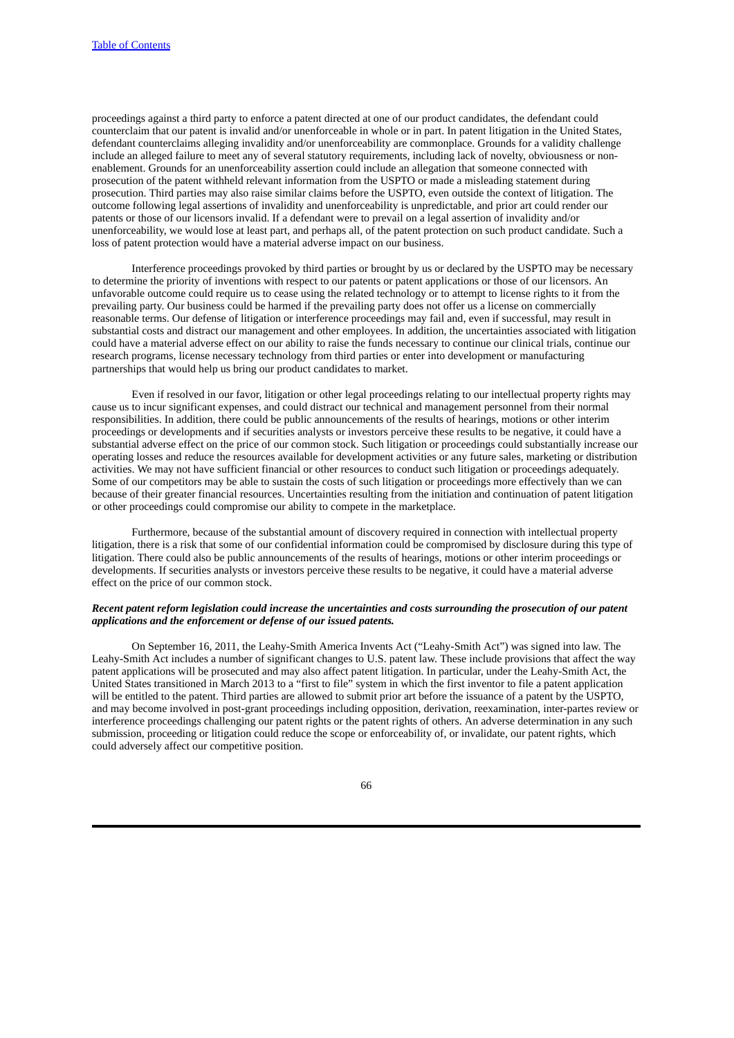proceedings against a third party to enforce a patent directed at one of our product candidates, the defendant could counterclaim that our patent is invalid and/or unenforceable in whole or in part. In patent litigation in the United States, defendant counterclaims alleging invalidity and/or unenforceability are commonplace. Grounds for a validity challenge include an alleged failure to meet any of several statutory requirements, including lack of novelty, obviousness or non-enablement. Grounds for an unenforceability assertion could include an allegation that someone connected with prosecution of the patent withheld relevant information from the USPTO or made a misleading statement during prosecution. Third parties may also raise similar claims before the USPTO, even outside the context of litigation. The outcome following legal assertions of invalidity and unenforceability is unpredictable, and prior art could render our patents or those of our licensors invalid. If a defendant were to prevail on a legal assertion of invalidity and/or unenforceability, we would lose at least part, and perhaps all, of the patent protection on such product candidate. Such a loss of patent protection would have a material adverse impact on our business.

Interference proceedings provoked by third parties or brought by us or declared by the USPTO may be necessary to determine the priority of inventions with respect to our patents or patent applications or those of our licensors. An unfavorable outcome could require us to cease using the related technology or to attempt to license rights to it from the prevailing party. Our business could be harmed if the prevailing party does not offer us a license on commercially reasonable terms. Our defense of litigation or interference proceedings may fail and, even if successful, may result in substantial costs and distract our management and other employees. In addition, the uncertainties associated with litigation could have a material adverse effect on our ability to raise the funds necessary to continue our clinical trials, continue our research programs, license necessary technology from third parties or enter into development or manufacturing partnerships that would help us bring our product candidates to market.

Even if resolved in our favor, litigation or other legal proceedings relating to our intellectual property rights may cause us to incur significant expenses, and could distract our technical and management personnel from their normal responsibilities. In addition, there could be public announcements of the results of hearings, motions or other interim proceedings or developments and if securities analysts or investors perceive these results to be negative, it could have a substantial adverse effect on the price of our common stock. Such litigation or proceedings could substantially increase our operating losses and reduce the resources available for development activities or any future sales, marketing or distribution activities. We may not have sufficient financial or other resources to conduct such litigation or proceedings adequately. Some of our competitors may be able to sustain the costs of such litigation or proceedings more effectively than we can because of their greater financial resources. Uncertainties resulting from the initiation and continuation of patent litigation or other proceedings could compromise our ability to compete in the marketplace.

Furthermore, because of the substantial amount of discovery required in connection with intellectual property litigation, there is a risk that some of our confidential information could be compromised by disclosure during this type of litigation. There could also be public announcements of the results of hearings, motions or other interim proceedings or developments. If securities analysts or investors perceive these results to be negative, it could have a material adverse effect on the price of our common stock.

***Recent patent reform legislation could increase the uncertainties and costs surrounding the prosecution of our patent applications and the enforcement or defense of our issued patents.***

On September 16, 2011, the Leahy-Smith America Invents Act ("Leahy-Smith Act") was signed into law. The Leahy-Smith Act includes a number of significant changes to U.S. patent law. These include provisions that affect the way patent applications will be prosecuted and may also affect patent litigation. In particular, under the Leahy-Smith Act, the United States transitioned in March 2013 to a "first to file" system in which the first inventor to file a patent application will be entitled to the patent. Third parties are allowed to submit prior art before the issuance of a patent by the USPTO, and may become involved in post-grant proceedings including opposition, derivation, reexamination, inter-partes review or interference proceedings challenging our patent rights or the patent rights of others. An adverse determination in any such submission, proceeding or litigation could reduce the scope or enforceability of, or invalidate, our patent rights, which could adversely affect our competitive position.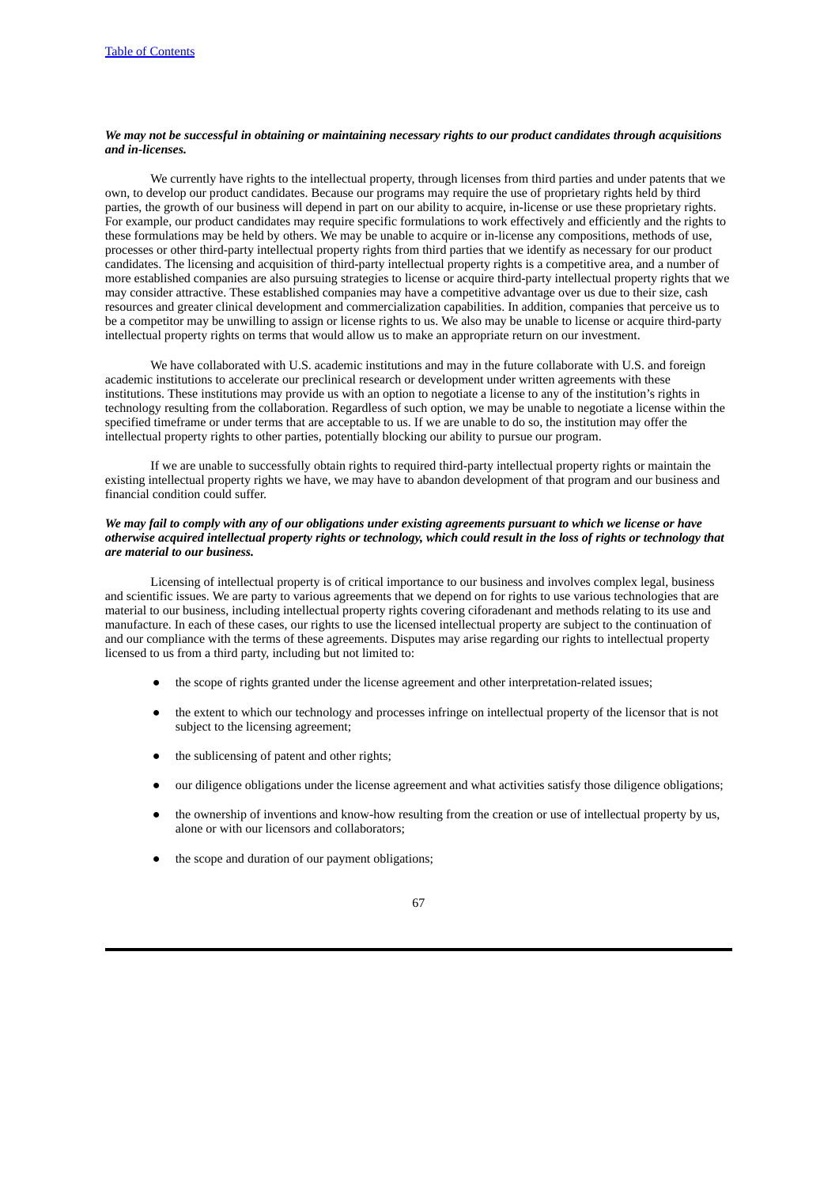***We may not be successful in obtaining or maintaining necessary rights to our product candidates through acquisitions and in-licenses.***

We currently have rights to the intellectual property, through licenses from third parties and under patents that we own, to develop our product candidates. Because our programs may require the use of proprietary rights held by third parties, the growth of our business will depend in part on our ability to acquire, in-license or use these proprietary rights. For example, our product candidates may require specific formulations to work effectively and efficiently and the rights to these formulations may be held by others. We may be unable to acquire or in-license any compositions, methods of use, processes or other third-party intellectual property rights from third parties that we identify as necessary for our product candidates. The licensing and acquisition of third-party intellectual property rights is a competitive area, and a number of more established companies are also pursuing strategies to license or acquire third-party intellectual property rights that we may consider attractive. These established companies may have a competitive advantage over us due to their size, cash resources and greater clinical development and commercialization capabilities. In addition, companies that perceive us to be a competitor may be unwilling to assign or license rights to us. We also may be unable to license or acquire third-party intellectual property rights on terms that would allow us to make an appropriate return on our investment.

We have collaborated with U.S. academic institutions and may in the future collaborate with U.S. and foreign academic institutions to accelerate our preclinical research or development under written agreements with these institutions. These institutions may provide us with an option to negotiate a license to any of the institution's rights in technology resulting from the collaboration. Regardless of such option, we may be unable to negotiate a license within the specified timeframe or under terms that are acceptable to us. If we are unable to do so, the institution may offer the intellectual property rights to other parties, potentially blocking our ability to pursue our program.

If we are unable to successfully obtain rights to required third-party intellectual property rights or maintain the existing intellectual property rights we have, we may have to abandon development of that program and our business and financial condition could suffer.

***We may fail to comply with any of our obligations under existing agreements pursuant to which we license or have otherwise acquired intellectual property rights or technology, which could result in the loss of rights or technology that are material to our business.***

Licensing of intellectual property is of critical importance to our business and involves complex legal, business and scientific issues. We are party to various agreements that we depend on for rights to use various technologies that are material to our business, including intellectual property rights covering ciforadenant and methods relating to its use and manufacture. In each of these cases, our rights to use the licensed intellectual property are subject to the continuation of and our compliance with the terms of these agreements. Disputes may arise regarding our rights to intellectual property licensed to us from a third party, including but not limited to:

- the scope of rights granted under the license agreement and other interpretation-related issues;
- the extent to which our technology and processes infringe on intellectual property of the licensor that is not subject to the licensing agreement;
- the sublicensing of patent and other rights;
- our diligence obligations under the license agreement and what activities satisfy those diligence obligations;
- the ownership of inventions and know-how resulting from the creation or use of intellectual property by us, alone or with our licensors and collaborators;
- the scope and duration of our payment obligations;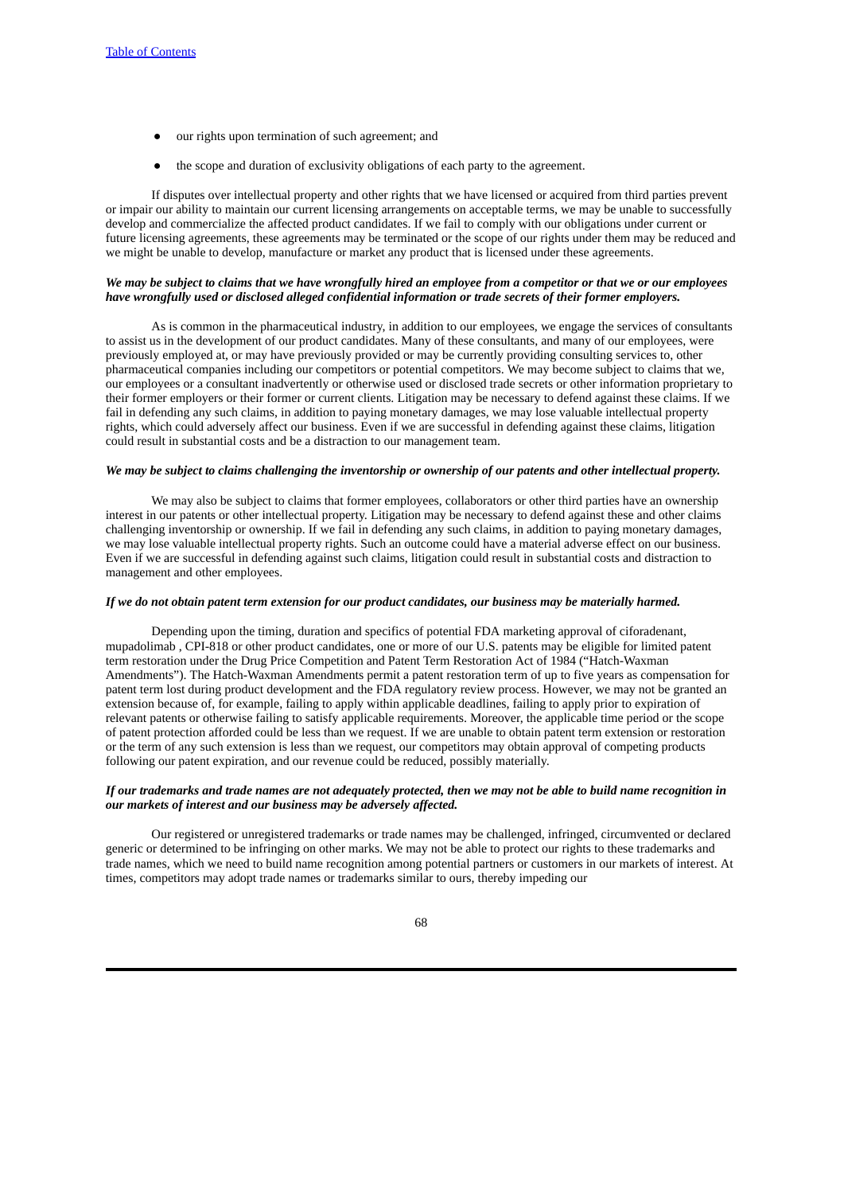- our rights upon termination of such agreement; and
- the scope and duration of exclusivity obligations of each party to the agreement.

If disputes over intellectual property and other rights that we have licensed or acquired from third parties prevent or impair our ability to maintain our current licensing arrangements on acceptable terms, we may be unable to successfully develop and commercialize the affected product candidates. If we fail to comply with our obligations under current or future licensing agreements, these agreements may be terminated or the scope of our rights under them may be reduced and we might be unable to develop, manufacture or market any product that is licensed under these agreements.

***We may be subject to claims that we have wrongfully hired an employee from a competitor or that we or our employees have wrongfully used or disclosed alleged confidential information or trade secrets of their former employers.***

As is common in the pharmaceutical industry, in addition to our employees, we engage the services of consultants to assist us in the development of our product candidates. Many of these consultants, and many of our employees, were previously employed at, or may have previously provided or may be currently providing consulting services to, other pharmaceutical companies including our competitors or potential competitors. We may become subject to claims that we, our employees or a consultant inadvertently or otherwise used or disclosed trade secrets or other information proprietary to their former employers or their former or current clients. Litigation may be necessary to defend against these claims. If we fail in defending any such claims, in addition to paying monetary damages, we may lose valuable intellectual property rights, which could adversely affect our business. Even if we are successful in defending against these claims, litigation could result in substantial costs and be a distraction to our management team.

***We may be subject to claims challenging the inventorship or ownership of our patents and other intellectual property.***

We may also be subject to claims that former employees, collaborators or other third parties have an ownership interest in our patents or other intellectual property. Litigation may be necessary to defend against these and other claims challenging inventorship or ownership. If we fail in defending any such claims, in addition to paying monetary damages, we may lose valuable intellectual property rights. Such an outcome could have a material adverse effect on our business. Even if we are successful in defending against such claims, litigation could result in substantial costs and distraction to management and other employees.

***If we do not obtain patent term extension for our product candidates, our business may be materially harmed.***

Depending upon the timing, duration and specifics of potential FDA marketing approval of ciforadenant, mupadolimab , CPI-818 or other product candidates, one or more of our U.S. patents may be eligible for limited patent term restoration under the Drug Price Competition and Patent Term Restoration Act of 1984 ("Hatch-Waxman Amendments"). The Hatch-Waxman Amendments permit a patent restoration term of up to five years as compensation for patent term lost during product development and the FDA regulatory review process. However, we may not be granted an extension because of, for example, failing to apply within applicable deadlines, failing to apply prior to expiration of relevant patents or otherwise failing to satisfy applicable requirements. Moreover, the applicable time period or the scope of patent protection afforded could be less than we request. If we are unable to obtain patent term extension or restoration or the term of any such extension is less than we request, our competitors may obtain approval of competing products following our patent expiration, and our revenue could be reduced, possibly materially.

***If our trademarks and trade names are not adequately protected, then we may not be able to build name recognition in our markets of interest and our business may be adversely affected.***

Our registered or unregistered trademarks or trade names may be challenged, infringed, circumvented or declared generic or determined to be infringing on other marks. We may not be able to protect our rights to these trademarks and trade names, which we need to build name recognition among potential partners or customers in our markets of interest. At times, competitors may adopt trade names or trademarks similar to ours, thereby impeding our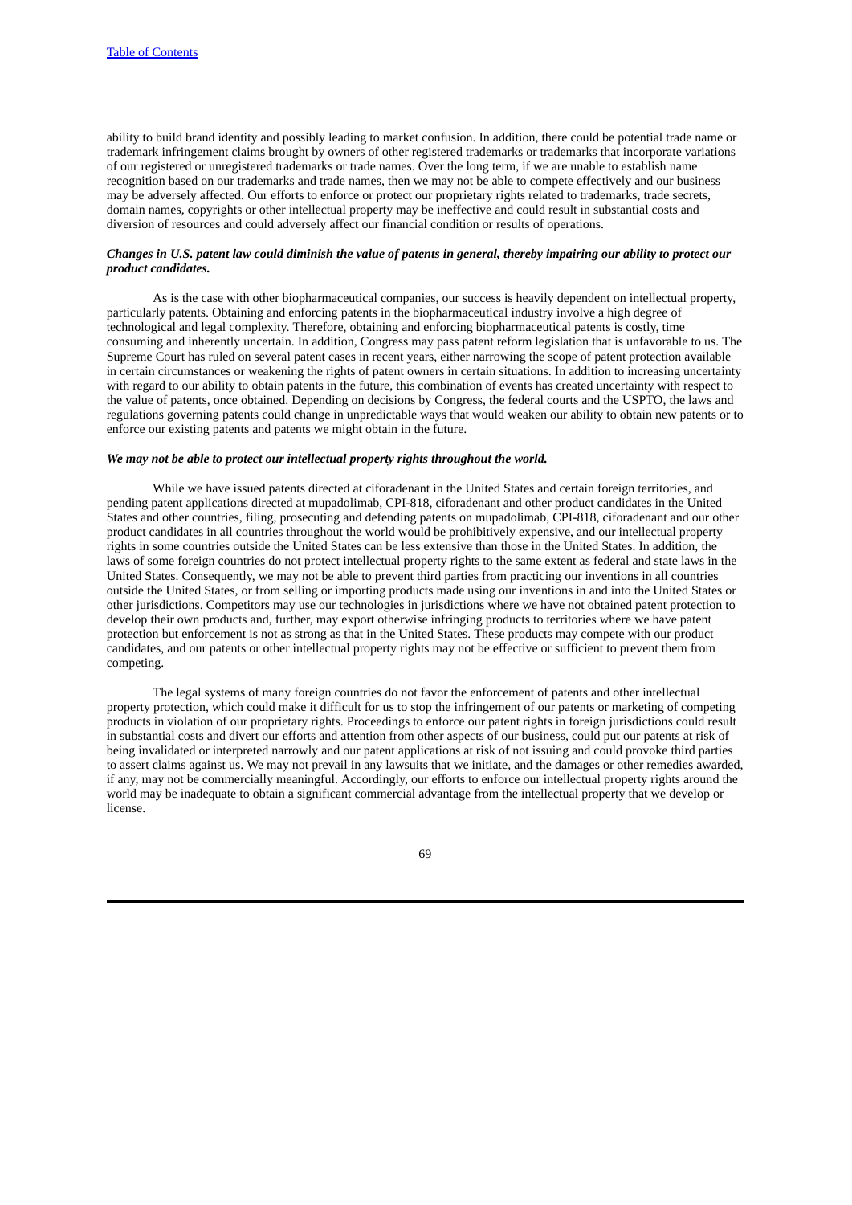ability to build brand identity and possibly leading to market confusion. In addition, there could be potential trade name or trademark infringement claims brought by owners of other registered trademarks or trademarks that incorporate variations of our registered or unregistered trademarks or trade names. Over the long term, if we are unable to establish name recognition based on our trademarks and trade names, then we may not be able to compete effectively and our business may be adversely affected. Our efforts to enforce or protect our proprietary rights related to trademarks, trade secrets, domain names, copyrights or other intellectual property may be ineffective and could result in substantial costs and diversion of resources and could adversely affect our financial condition or results of operations.

***Changes in U.S. patent law could diminish the value of patents in general, thereby impairing our ability to protect our product candidates.***

As is the case with other biopharmaceutical companies, our success is heavily dependent on intellectual property, particularly patents. Obtaining and enforcing patents in the biopharmaceutical industry involve a high degree of technological and legal complexity. Therefore, obtaining and enforcing biopharmaceutical patents is costly, time consuming and inherently uncertain. In addition, Congress may pass patent reform legislation that is unfavorable to us. The Supreme Court has ruled on several patent cases in recent years, either narrowing the scope of patent protection available in certain circumstances or weakening the rights of patent owners in certain situations. In addition to increasing uncertainty with regard to our ability to obtain patents in the future, this combination of events has created uncertainty with respect to the value of patents, once obtained. Depending on decisions by Congress, the federal courts and the USPTO, the laws and regulations governing patents could change in unpredictable ways that would weaken our ability to obtain new patents or to enforce our existing patents and patents we might obtain in the future.

***We may not be able to protect our intellectual property rights throughout the world.***

While we have issued patents directed at ciforadenant in the United States and certain foreign territories, and pending patent applications directed at mupadolimab, CPI-818, ciforadenant and other product candidates in the United States and other countries, filing, prosecuting and defending patents on mupadolimab, CPI-818, ciforadenant and our other product candidates in all countries throughout the world would be prohibitively expensive, and our intellectual property rights in some countries outside the United States can be less extensive than those in the United States. In addition, the laws of some foreign countries do not protect intellectual property rights to the same extent as federal and state laws in the United States. Consequently, we may not be able to prevent third parties from practicing our inventions in all countries outside the United States, or from selling or importing products made using our inventions in and into the United States or other jurisdictions. Competitors may use our technologies in jurisdictions where we have not obtained patent protection to develop their own products and, further, may export otherwise infringing products to territories where we have patent protection but enforcement is not as strong as that in the United States. These products may compete with our product candidates, and our patents or other intellectual property rights may not be effective or sufficient to prevent them from competing.

The legal systems of many foreign countries do not favor the enforcement of patents and other intellectual property protection, which could make it difficult for us to stop the infringement of our patents or marketing of competing products in violation of our proprietary rights. Proceedings to enforce our patent rights in foreign jurisdictions could result in substantial costs and divert our efforts and attention from other aspects of our business, could put our patents at risk of being invalidated or interpreted narrowly and our patent applications at risk of not issuing and could provoke third parties to assert claims against us. We may not prevail in any lawsuits that we initiate, and the damages or other remedies awarded, if any, may not be commercially meaningful. Accordingly, our efforts to enforce our intellectual property rights around the world may be inadequate to obtain a significant commercial advantage from the intellectual property that we develop or license.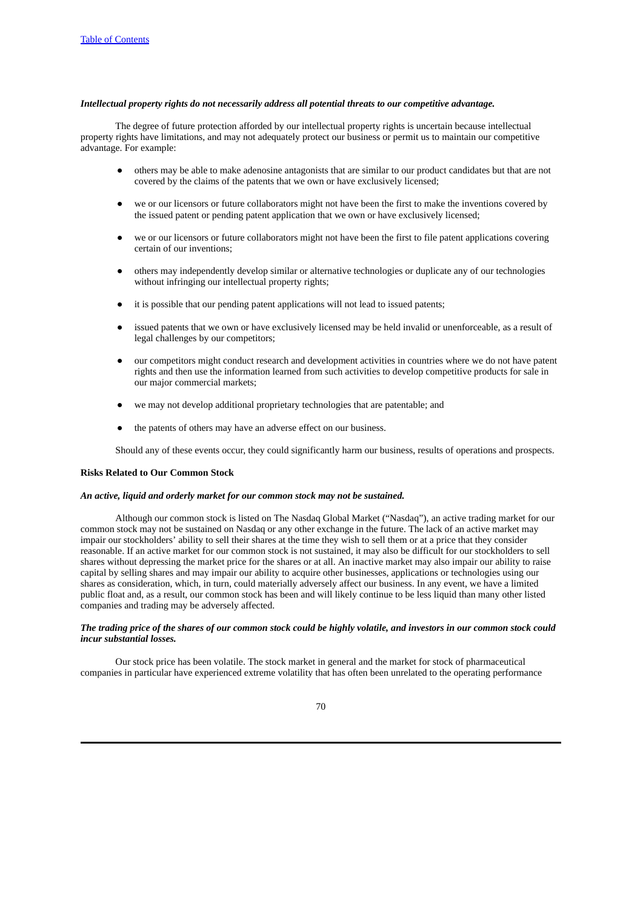***Intellectual property rights do not necessarily address all potential threats to our competitive advantage.***

The degree of future protection afforded by our intellectual property rights is uncertain because intellectual property rights have limitations, and may not adequately protect our business or permit us to maintain our competitive advantage. For example:

- others may be able to make adenosine antagonists that are similar to our product candidates but that are not covered by the claims of the patents that we own or have exclusively licensed;
- we or our licensors or future collaborators might not have been the first to make the inventions covered by the issued patent or pending patent application that we own or have exclusively licensed;
- we or our licensors or future collaborators might not have been the first to file patent applications covering certain of our inventions;
- others may independently develop similar or alternative technologies or duplicate any of our technologies without infringing our intellectual property rights;
- it is possible that our pending patent applications will not lead to issued patents;
- issued patents that we own or have exclusively licensed may be held invalid or unenforceable, as a result of legal challenges by our competitors;
- our competitors might conduct research and development activities in countries where we do not have patent rights and then use the information learned from such activities to develop competitive products for sale in our major commercial markets;
- we may not develop additional proprietary technologies that are patentable; and
- the patents of others may have an adverse effect on our business.

Should any of these events occur, they could significantly harm our business, results of operations and prospects.

**Risks Related to Our Common Stock**

***An active, liquid and orderly market for our common stock may not be sustained.***

Although our common stock is listed on The Nasdaq Global Market ("Nasdaq"), an active trading market for our common stock may not be sustained on Nasdaq or any other exchange in the future. The lack of an active market may impair our stockholders' ability to sell their shares at the time they wish to sell them or at a price that they consider reasonable. If an active market for our common stock is not sustained, it may also be difficult for our stockholders to sell shares without depressing the market price for the shares or at all. An inactive market may also impair our ability to raise capital by selling shares and may impair our ability to acquire other businesses, applications or technologies using our shares as consideration, which, in turn, could materially adversely affect our business. In any event, we have a limited public float and, as a result, our common stock has been and will likely continue to be less liquid than many other listed companies and trading may be adversely affected.

***The trading price of the shares of our common stock could be highly volatile, and investors in our common stock could incur substantial losses.***

Our stock price has been volatile. The stock market in general and the market for stock of pharmaceutical companies in particular have experienced extreme volatility that has often been unrelated to the operating performance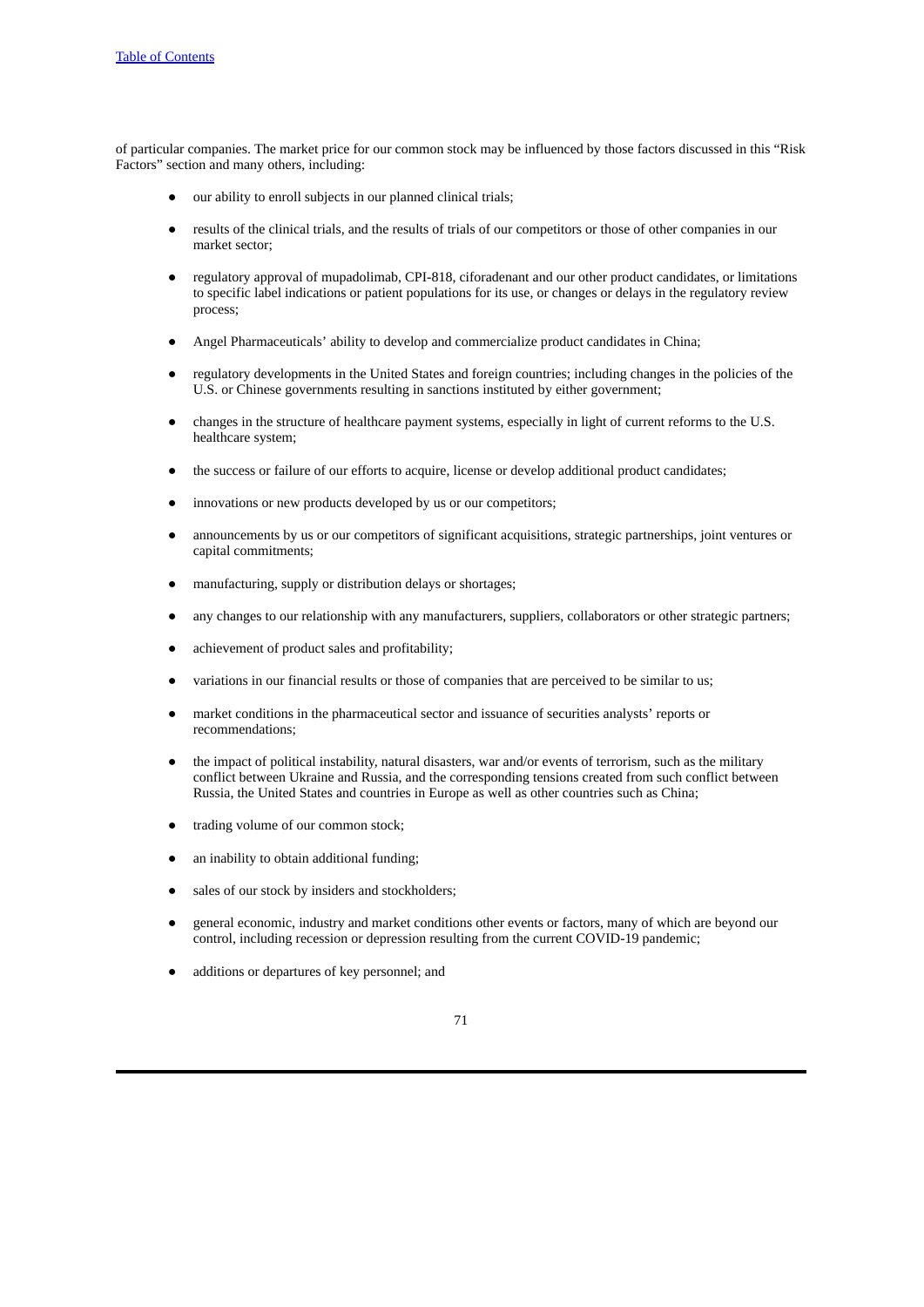of particular companies. The market price for our common stock may be influenced by those factors discussed in this “Risk Factors” section and many others, including:

- our ability to enroll subjects in our planned clinical trials;
- results of the clinical trials, and the results of trials of our competitors or those of other companies in our market sector;
- regulatory approval of mupadolimab, CPI-818, ciforadenant and our other product candidates, or limitations to specific label indications or patient populations for its use, or changes or delays in the regulatory review process;
- Angel Pharmaceuticals’ ability to develop and commercialize product candidates in China;
- regulatory developments in the United States and foreign countries; including changes in the policies of the U.S. or Chinese governments resulting in sanctions instituted by either government;
- changes in the structure of healthcare payment systems, especially in light of current reforms to the U.S. healthcare system;
- the success or failure of our efforts to acquire, license or develop additional product candidates;
- innovations or new products developed by us or our competitors;
- announcements by us or our competitors of significant acquisitions, strategic partnerships, joint ventures or capital commitments;
- manufacturing, supply or distribution delays or shortages;
- any changes to our relationship with any manufacturers, suppliers, collaborators or other strategic partners;
- achievement of product sales and profitability;
- variations in our financial results or those of companies that are perceived to be similar to us;
- market conditions in the pharmaceutical sector and issuance of securities analysts’ reports or recommendations;
- the impact of political instability, natural disasters, war and/or events of terrorism, such as the military conflict between Ukraine and Russia, and the corresponding tensions created from such conflict between Russia, the United States and countries in Europe as well as other countries such as China;
- trading volume of our common stock;
- an inability to obtain additional funding;
- sales of our stock by insiders and stockholders;
- general economic, industry and market conditions other events or factors, many of which are beyond our control, including recession or depression resulting from the current COVID-19 pandemic;
- additions or departures of key personnel; and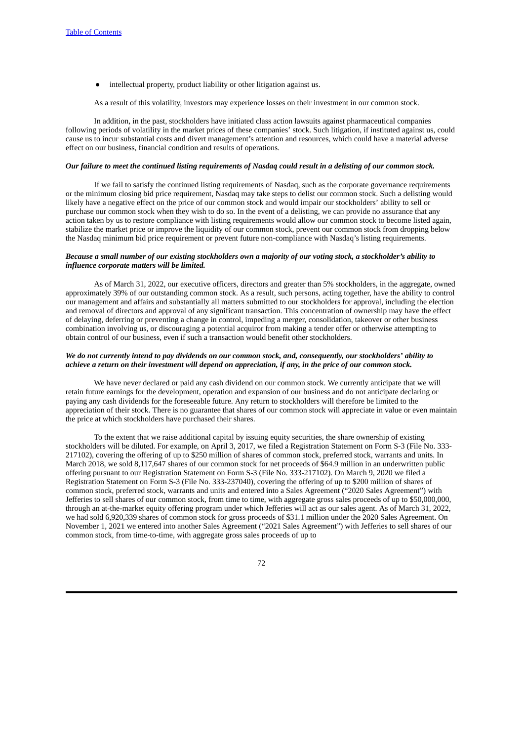- intellectual property, product liability or other litigation against us.

As a result of this volatility, investors may experience losses on their investment in our common stock.

In addition, in the past, stockholders have initiated class action lawsuits against pharmaceutical companies following periods of volatility in the market prices of these companies' stock. Such litigation, if instituted against us, could cause us to incur substantial costs and divert management's attention and resources, which could have a material adverse effect on our business, financial condition and results of operations.

***Our failure to meet the continued listing requirements of Nasdaq could result in a delisting of our common stock.***

If we fail to satisfy the continued listing requirements of Nasdaq, such as the corporate governance requirements or the minimum closing bid price requirement, Nasdaq may take steps to delist our common stock. Such a delisting would likely have a negative effect on the price of our common stock and would impair our stockholders' ability to sell or purchase our common stock when they wish to do so. In the event of a delisting, we can provide no assurance that any action taken by us to restore compliance with listing requirements would allow our common stock to become listed again, stabilize the market price or improve the liquidity of our common stock, prevent our common stock from dropping below the Nasdaq minimum bid price requirement or prevent future non-compliance with Nasdaq's listing requirements.

***Because a small number of our existing stockholders own a majority of our voting stock, a stockholder's ability to influence corporate matters will be limited.***

As of March 31, 2022, our executive officers, directors and greater than 5% stockholders, in the aggregate, owned approximately 39% of our outstanding common stock. As a result, such persons, acting together, have the ability to control our management and affairs and substantially all matters submitted to our stockholders for approval, including the election and removal of directors and approval of any significant transaction. This concentration of ownership may have the effect of delaying, deferring or preventing a change in control, impeding a merger, consolidation, takeover or other business combination involving us, or discouraging a potential acquiror from making a tender offer or otherwise attempting to obtain control of our business, even if such a transaction would benefit other stockholders.

***We do not currently intend to pay dividends on our common stock, and, consequently, our stockholders' ability to achieve a return on their investment will depend on appreciation, if any, in the price of our common stock.***

We have never declared or paid any cash dividend on our common stock. We currently anticipate that we will retain future earnings for the development, operation and expansion of our business and do not anticipate declaring or paying any cash dividends for the foreseeable future. Any return to stockholders will therefore be limited to the appreciation of their stock. There is no guarantee that shares of our common stock will appreciate in value or even maintain the price at which stockholders have purchased their shares.

To the extent that we raise additional capital by issuing equity securities, the share ownership of existing stockholders will be diluted. For example, on April 3, 2017, we filed a Registration Statement on Form S-3 (File No. 333-217102), covering the offering of up to $250 million of shares of common stock, preferred stock, warrants and units. In March 2018, we sold 8,117,647 shares of our common stock for net proceeds of $64.9 million in an underwritten public offering pursuant to our Registration Statement on Form S-3 (File No. 333-217102). On March 9, 2020 we filed a Registration Statement on Form S-3 (File No. 333-237040), covering the offering of up to $200 million of shares of common stock, preferred stock, warrants and units and entered into a Sales Agreement ("2020 Sales Agreement") with Jefferies to sell shares of our common stock, from time to time, with aggregate gross sales proceeds of up to $50,000,000, through an at-the-market equity offering program under which Jefferies will act as our sales agent. As of March 31, 2022, we had sold 6,920,339 shares of common stock for gross proceeds of $31.1 million under the 2020 Sales Agreement. On November 1, 2021 we entered into another Sales Agreement ("2021 Sales Agreement") with Jefferies to sell shares of our common stock, from time-to-time, with aggregate gross sales proceeds of up to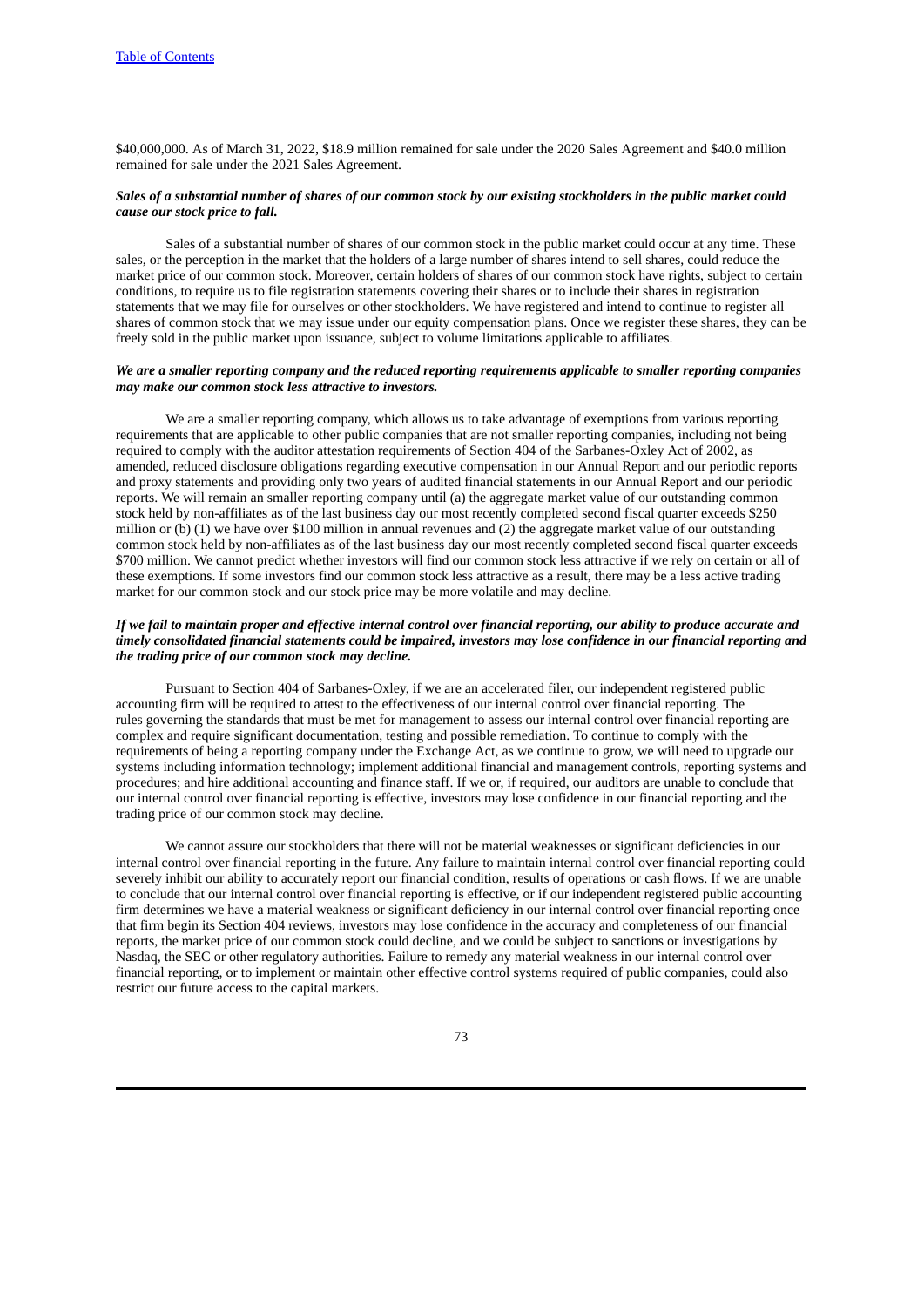$40,000,000. As of March 31, 2022, $18.9 million remained for sale under the 2020 Sales Agreement and $40.0 million remained for sale under the 2021 Sales Agreement.

***Sales of a substantial number of shares of our common stock by our existing stockholders in the public market could cause our stock price to fall.***

Sales of a substantial number of shares of our common stock in the public market could occur at any time. These sales, or the perception in the market that the holders of a large number of shares intend to sell shares, could reduce the market price of our common stock. Moreover, certain holders of shares of our common stock have rights, subject to certain conditions, to require us to file registration statements covering their shares or to include their shares in registration statements that we may file for ourselves or other stockholders. We have registered and intend to continue to register all shares of common stock that we may issue under our equity compensation plans. Once we register these shares, they can be freely sold in the public market upon issuance, subject to volume limitations applicable to affiliates.

***We are a smaller reporting company and the reduced reporting requirements applicable to smaller reporting companies may make our common stock less attractive to investors.***

We are a smaller reporting company, which allows us to take advantage of exemptions from various reporting requirements that are applicable to other public companies that are not smaller reporting companies, including not being required to comply with the auditor attestation requirements of Section 404 of the Sarbanes-Oxley Act of 2002, as amended, reduced disclosure obligations regarding executive compensation in our Annual Report and our periodic reports and proxy statements and providing only two years of audited financial statements in our Annual Report and our periodic reports. We will remain an smaller reporting company until (a) the aggregate market value of our outstanding common stock held by non-affiliates as of the last business day our most recently completed second fiscal quarter exceeds $250 million or (b) (1) we have over $100 million in annual revenues and (2) the aggregate market value of our outstanding common stock held by non-affiliates as of the last business day our most recently completed second fiscal quarter exceeds $700 million. We cannot predict whether investors will find our common stock less attractive if we rely on certain or all of these exemptions. If some investors find our common stock less attractive as a result, there may be a less active trading market for our common stock and our stock price may be more volatile and may decline.

***If we fail to maintain proper and effective internal control over financial reporting, our ability to produce accurate and timely consolidated financial statements could be impaired, investors may lose confidence in our financial reporting and the trading price of our common stock may decline.***

Pursuant to Section 404 of Sarbanes-Oxley, if we are an accelerated filer, our independent registered public accounting firm will be required to attest to the effectiveness of our internal control over financial reporting. The rules governing the standards that must be met for management to assess our internal control over financial reporting are complex and require significant documentation, testing and possible remediation. To continue to comply with the requirements of being a reporting company under the Exchange Act, as we continue to grow, we will need to upgrade our systems including information technology; implement additional financial and management controls, reporting systems and procedures; and hire additional accounting and finance staff. If we or, if required, our auditors are unable to conclude that our internal control over financial reporting is effective, investors may lose confidence in our financial reporting and the trading price of our common stock may decline.

We cannot assure our stockholders that there will not be material weaknesses or significant deficiencies in our internal control over financial reporting in the future. Any failure to maintain internal control over financial reporting could severely inhibit our ability to accurately report our financial condition, results of operations or cash flows. If we are unable to conclude that our internal control over financial reporting is effective, or if our independent registered public accounting firm determines we have a material weakness or significant deficiency in our internal control over financial reporting once that firm begin its Section 404 reviews, investors may lose confidence in the accuracy and completeness of our financial reports, the market price of our common stock could decline, and we could be subject to sanctions or investigations by Nasdaq, the SEC or other regulatory authorities. Failure to remedy any material weakness in our internal control over financial reporting, or to implement or maintain other effective control systems required of public companies, could also restrict our future access to the capital markets.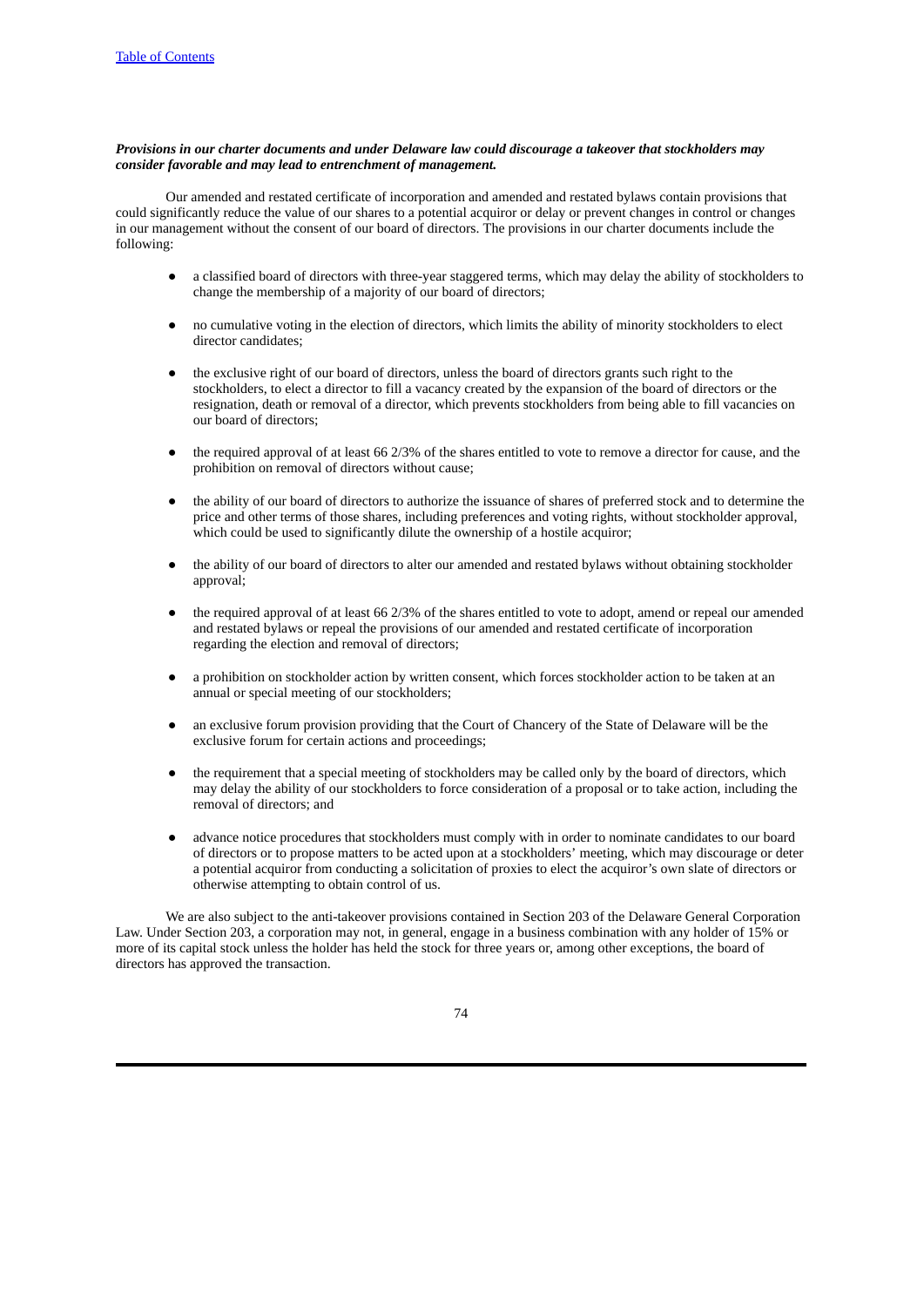***Provisions in our charter documents and under Delaware law could discourage a takeover that stockholders may consider favorable and may lead to entrenchment of management.***

Our amended and restated certificate of incorporation and amended and restated bylaws contain provisions that could significantly reduce the value of our shares to a potential acquiror or delay or prevent changes in control or changes in our management without the consent of our board of directors. The provisions in our charter documents include the following:

- a classified board of directors with three-year staggered terms, which may delay the ability of stockholders to change the membership of a majority of our board of directors;
- no cumulative voting in the election of directors, which limits the ability of minority stockholders to elect director candidates;
- the exclusive right of our board of directors, unless the board of directors grants such right to the stockholders, to elect a director to fill a vacancy created by the expansion of the board of directors or the resignation, death or removal of a director, which prevents stockholders from being able to fill vacancies on our board of directors;
- the required approval of at least 66 2/3% of the shares entitled to vote to remove a director for cause, and the prohibition on removal of directors without cause;
- the ability of our board of directors to authorize the issuance of shares of preferred stock and to determine the price and other terms of those shares, including preferences and voting rights, without stockholder approval, which could be used to significantly dilute the ownership of a hostile acquiror;
- the ability of our board of directors to alter our amended and restated bylaws without obtaining stockholder approval;
- the required approval of at least 66 2/3% of the shares entitled to vote to adopt, amend or repeal our amended and restated bylaws or repeal the provisions of our amended and restated certificate of incorporation regarding the election and removal of directors;
- a prohibition on stockholder action by written consent, which forces stockholder action to be taken at an annual or special meeting of our stockholders;
- an exclusive forum provision providing that the Court of Chancery of the State of Delaware will be the exclusive forum for certain actions and proceedings;
- the requirement that a special meeting of stockholders may be called only by the board of directors, which may delay the ability of our stockholders to force consideration of a proposal or to take action, including the removal of directors; and
- advance notice procedures that stockholders must comply with in order to nominate candidates to our board of directors or to propose matters to be acted upon at a stockholders' meeting, which may discourage or deter a potential acquiror from conducting a solicitation of proxies to elect the acquiror's own slate of directors or otherwise attempting to obtain control of us.

We are also subject to the anti-takeover provisions contained in Section 203 of the Delaware General Corporation Law. Under Section 203, a corporation may not, in general, engage in a business combination with any holder of 15% or more of its capital stock unless the holder has held the stock for three years or, among other exceptions, the board of directors has approved the transaction.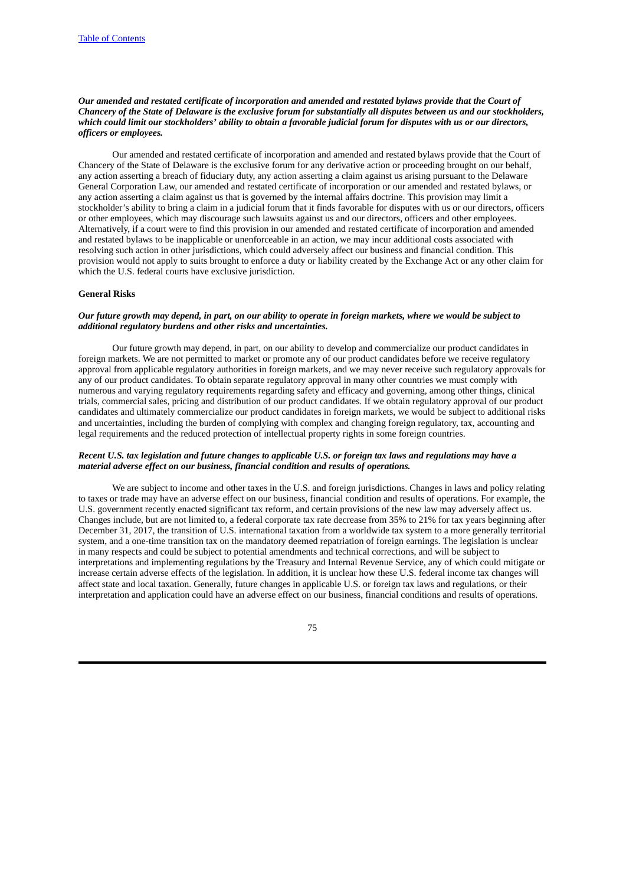***Our amended and restated certificate of incorporation and amended and restated bylaws provide that the Court of Chancery of the State of Delaware is the exclusive forum for substantially all disputes between us and our stockholders, which could limit our stockholders' ability to obtain a favorable judicial forum for disputes with us or our directors, officers or employees.***

Our amended and restated certificate of incorporation and amended and restated bylaws provide that the Court of Chancery of the State of Delaware is the exclusive forum for any derivative action or proceeding brought on our behalf, any action asserting a breach of fiduciary duty, any action asserting a claim against us arising pursuant to the Delaware General Corporation Law, our amended and restated certificate of incorporation or our amended and restated bylaws, or any action asserting a claim against us that is governed by the internal affairs doctrine. This provision may limit a stockholder's ability to bring a claim in a judicial forum that it finds favorable for disputes with us or our directors, officers or other employees, which may discourage such lawsuits against us and our directors, officers and other employees. Alternatively, if a court were to find this provision in our amended and restated certificate of incorporation and amended and restated bylaws to be inapplicable or unenforceable in an action, we may incur additional costs associated with resolving such action in other jurisdictions, which could adversely affect our business and financial condition. This provision would not apply to suits brought to enforce a duty or liability created by the Exchange Act or any other claim for which the U.S. federal courts have exclusive jurisdiction.

**General Risks**

***Our future growth may depend, in part, on our ability to operate in foreign markets, where we would be subject to additional regulatory burdens and other risks and uncertainties.***

Our future growth may depend, in part, on our ability to develop and commercialize our product candidates in foreign markets. We are not permitted to market or promote any of our product candidates before we receive regulatory approval from applicable regulatory authorities in foreign markets, and we may never receive such regulatory approvals for any of our product candidates. To obtain separate regulatory approval in many other countries we must comply with numerous and varying regulatory requirements regarding safety and efficacy and governing, among other things, clinical trials, commercial sales, pricing and distribution of our product candidates. If we obtain regulatory approval of our product candidates and ultimately commercialize our product candidates in foreign markets, we would be subject to additional risks and uncertainties, including the burden of complying with complex and changing foreign regulatory, tax, accounting and legal requirements and the reduced protection of intellectual property rights in some foreign countries.

***Recent U.S. tax legislation and future changes to applicable U.S. or foreign tax laws and regulations may have a material adverse effect on our business, financial condition and results of operations.***

We are subject to income and other taxes in the U.S. and foreign jurisdictions. Changes in laws and policy relating to taxes or trade may have an adverse effect on our business, financial condition and results of operations. For example, the U.S. government recently enacted significant tax reform, and certain provisions of the new law may adversely affect us. Changes include, but are not limited to, a federal corporate tax rate decrease from 35% to 21% for tax years beginning after December 31, 2017, the transition of U.S. international taxation from a worldwide tax system to a more generally territorial system, and a one-time transition tax on the mandatory deemed repatriation of foreign earnings. The legislation is unclear in many respects and could be subject to potential amendments and technical corrections, and will be subject to interpretations and implementing regulations by the Treasury and Internal Revenue Service, any of which could mitigate or increase certain adverse effects of the legislation. In addition, it is unclear how these U.S. federal income tax changes will affect state and local taxation. Generally, future changes in applicable U.S. or foreign tax laws and regulations, or their interpretation and application could have an adverse effect on our business, financial conditions and results of operations.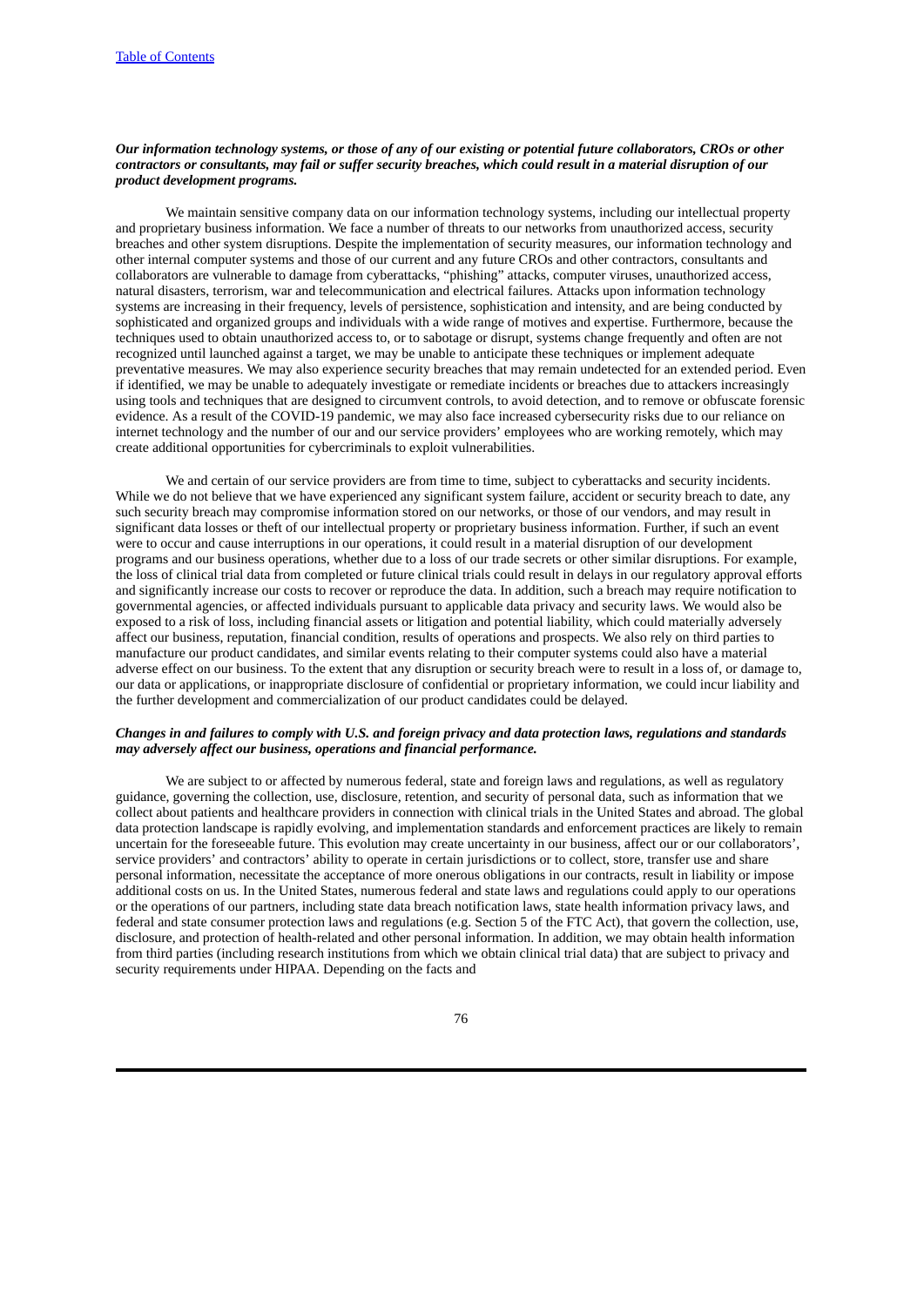***Our information technology systems, or those of any of our existing or potential future collaborators, CROs or other contractors or consultants, may fail or suffer security breaches, which could result in a material disruption of our product development programs.***

We maintain sensitive company data on our information technology systems, including our intellectual property and proprietary business information. We face a number of threats to our networks from unauthorized access, security breaches and other system disruptions. Despite the implementation of security measures, our information technology and other internal computer systems and those of our current and any future CROs and other contractors, consultants and collaborators are vulnerable to damage from cyberattacks, "phishing" attacks, computer viruses, unauthorized access, natural disasters, terrorism, war and telecommunication and electrical failures. Attacks upon information technology systems are increasing in their frequency, levels of persistence, sophistication and intensity, and are being conducted by sophisticated and organized groups and individuals with a wide range of motives and expertise. Furthermore, because the techniques used to obtain unauthorized access to, or to sabotage or disrupt, systems change frequently and often are not recognized until launched against a target, we may be unable to anticipate these techniques or implement adequate preventative measures. We may also experience security breaches that may remain undetected for an extended period. Even if identified, we may be unable to adequately investigate or remediate incidents or breaches due to attackers increasingly using tools and techniques that are designed to circumvent controls, to avoid detection, and to remove or obfuscate forensic evidence. As a result of the COVID-19 pandemic, we may also face increased cybersecurity risks due to our reliance on internet technology and the number of our and our service providers' employees who are working remotely, which may create additional opportunities for cybercriminals to exploit vulnerabilities.

We and certain of our service providers are from time to time, subject to cyberattacks and security incidents. While we do not believe that we have experienced any significant system failure, accident or security breach to date, any such security breach may compromise information stored on our networks, or those of our vendors, and may result in significant data losses or theft of our intellectual property or proprietary business information. Further, if such an event were to occur and cause interruptions in our operations, it could result in a material disruption of our development programs and our business operations, whether due to a loss of our trade secrets or other similar disruptions. For example, the loss of clinical trial data from completed or future clinical trials could result in delays in our regulatory approval efforts and significantly increase our costs to recover or reproduce the data. In addition, such a breach may require notification to governmental agencies, or affected individuals pursuant to applicable data privacy and security laws. We would also be exposed to a risk of loss, including financial assets or litigation and potential liability, which could materially adversely affect our business, reputation, financial condition, results of operations and prospects. We also rely on third parties to manufacture our product candidates, and similar events relating to their computer systems could also have a material adverse effect on our business. To the extent that any disruption or security breach were to result in a loss of, or damage to, our data or applications, or inappropriate disclosure of confidential or proprietary information, we could incur liability and the further development and commercialization of our product candidates could be delayed.

***Changes in and failures to comply with U.S. and foreign privacy and data protection laws, regulations and standards may adversely affect our business, operations and financial performance.***

We are subject to or affected by numerous federal, state and foreign laws and regulations, as well as regulatory guidance, governing the collection, use, disclosure, retention, and security of personal data, such as information that we collect about patients and healthcare providers in connection with clinical trials in the United States and abroad. The global data protection landscape is rapidly evolving, and implementation standards and enforcement practices are likely to remain uncertain for the foreseeable future. This evolution may create uncertainty in our business, affect our or our collaborators', service providers' and contractors' ability to operate in certain jurisdictions or to collect, store, transfer use and share personal information, necessitate the acceptance of more onerous obligations in our contracts, result in liability or impose additional costs on us. In the United States, numerous federal and state laws and regulations could apply to our operations or the operations of our partners, including state data breach notification laws, state health information privacy laws, and federal and state consumer protection laws and regulations (e.g. Section 5 of the FTC Act), that govern the collection, use, disclosure, and protection of health-related and other personal information. In addition, we may obtain health information from third parties (including research institutions from which we obtain clinical trial data) that are subject to privacy and security requirements under HIPAA. Depending on the facts and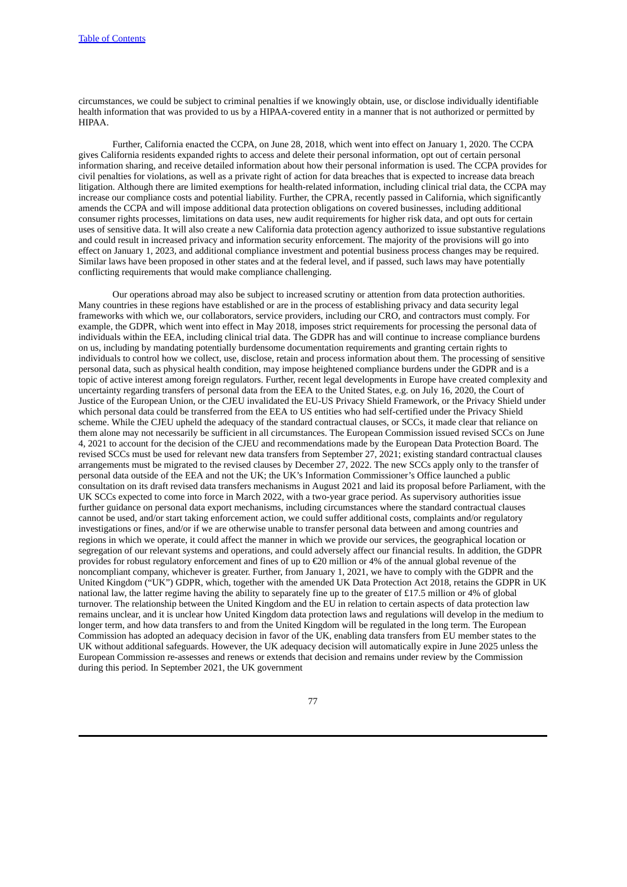circumstances, we could be subject to criminal penalties if we knowingly obtain, use, or disclose individually identifiable health information that was provided to us by a HIPAA-covered entity in a manner that is not authorized or permitted by HIPAA.

Further, California enacted the CCPA, on June 28, 2018, which went into effect on January 1, 2020. The CCPA gives California residents expanded rights to access and delete their personal information, opt out of certain personal information sharing, and receive detailed information about how their personal information is used. The CCPA provides for civil penalties for violations, as well as a private right of action for data breaches that is expected to increase data breach litigation. Although there are limited exemptions for health-related information, including clinical trial data, the CCPA may increase our compliance costs and potential liability. Further, the CPRA, recently passed in California, which significantly amends the CCPA and will impose additional data protection obligations on covered businesses, including additional consumer rights processes, limitations on data uses, new audit requirements for higher risk data, and opt outs for certain uses of sensitive data. It will also create a new California data protection agency authorized to issue substantive regulations and could result in increased privacy and information security enforcement. The majority of the provisions will go into effect on January 1, 2023, and additional compliance investment and potential business process changes may be required. Similar laws have been proposed in other states and at the federal level, and if passed, such laws may have potentially conflicting requirements that would make compliance challenging.

Our operations abroad may also be subject to increased scrutiny or attention from data protection authorities. Many countries in these regions have established or are in the process of establishing privacy and data security legal frameworks with which we, our collaborators, service providers, including our CRO, and contractors must comply. For example, the GDPR, which went into effect in May 2018, imposes strict requirements for processing the personal data of individuals within the EEA, including clinical trial data. The GDPR has and will continue to increase compliance burdens on us, including by mandating potentially burdensome documentation requirements and granting certain rights to individuals to control how we collect, use, disclose, retain and process information about them. The processing of sensitive personal data, such as physical health condition, may impose heightened compliance burdens under the GDPR and is a topic of active interest among foreign regulators. Further, recent legal developments in Europe have created complexity and uncertainty regarding transfers of personal data from the EEA to the United States, e.g. on July 16, 2020, the Court of Justice of the European Union, or the CJEU invalidated the EU-US Privacy Shield Framework, or the Privacy Shield under which personal data could be transferred from the EEA to US entities who had self-certified under the Privacy Shield scheme. While the CJEU upheld the adequacy of the standard contractual clauses, or SCCs, it made clear that reliance on them alone may not necessarily be sufficient in all circumstances. The European Commission issued revised SCCs on June 4, 2021 to account for the decision of the CJEU and recommendations made by the European Data Protection Board. The revised SCCs must be used for relevant new data transfers from September 27, 2021; existing standard contractual clauses arrangements must be migrated to the revised clauses by December 27, 2022. The new SCCs apply only to the transfer of personal data outside of the EEA and not the UK; the UK's Information Commissioner's Office launched a public consultation on its draft revised data transfers mechanisms in August 2021 and laid its proposal before Parliament, with the UK SCCs expected to come into force in March 2022, with a two-year grace period. As supervisory authorities issue further guidance on personal data export mechanisms, including circumstances where the standard contractual clauses cannot be used, and/or start taking enforcement action, we could suffer additional costs, complaints and/or regulatory investigations or fines, and/or if we are otherwise unable to transfer personal data between and among countries and regions in which we operate, it could affect the manner in which we provide our services, the geographical location or segregation of our relevant systems and operations, and could adversely affect our financial results. In addition, the GDPR provides for robust regulatory enforcement and fines of up to €20 million or 4% of the annual global revenue of the noncompliant company, whichever is greater. Further, from January 1, 2021, we have to comply with the GDPR and the United Kingdom ("UK") GDPR, which, together with the amended UK Data Protection Act 2018, retains the GDPR in UK national law, the latter regime having the ability to separately fine up to the greater of £17.5 million or 4% of global turnover. The relationship between the United Kingdom and the EU in relation to certain aspects of data protection law remains unclear, and it is unclear how United Kingdom data protection laws and regulations will develop in the medium to longer term, and how data transfers to and from the United Kingdom will be regulated in the long term. The European Commission has adopted an adequacy decision in favor of the UK, enabling data transfers from EU member states to the UK without additional safeguards. However, the UK adequacy decision will automatically expire in June 2025 unless the European Commission re-assesses and renews or extends that decision and remains under review by the Commission during this period. In September 2021, the UK government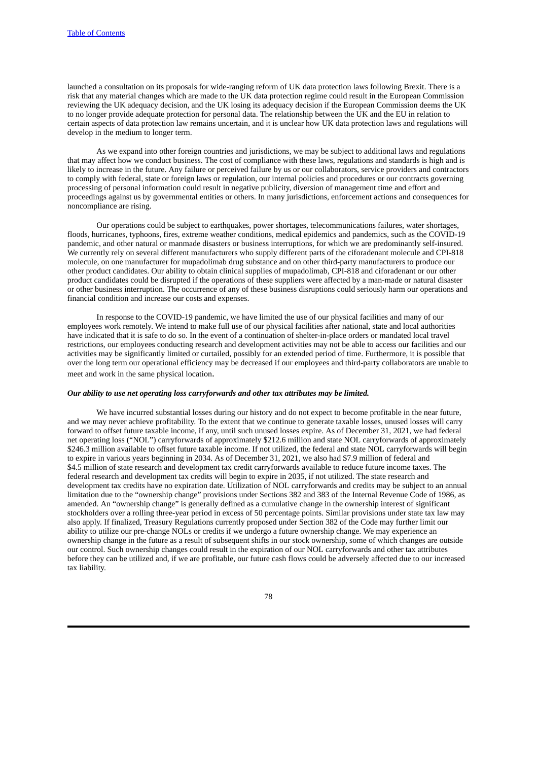launched a consultation on its proposals for wide-ranging reform of UK data protection laws following Brexit. There is a risk that any material changes which are made to the UK data protection regime could result in the European Commission reviewing the UK adequacy decision, and the UK losing its adequacy decision if the European Commission deems the UK to no longer provide adequate protection for personal data. The relationship between the UK and the EU in relation to certain aspects of data protection law remains uncertain, and it is unclear how UK data protection laws and regulations will develop in the medium to longer term.

As we expand into other foreign countries and jurisdictions, we may be subject to additional laws and regulations that may affect how we conduct business. The cost of compliance with these laws, regulations and standards is high and is likely to increase in the future. Any failure or perceived failure by us or our collaborators, service providers and contractors to comply with federal, state or foreign laws or regulation, our internal policies and procedures or our contracts governing processing of personal information could result in negative publicity, diversion of management time and effort and proceedings against us by governmental entities or others. In many jurisdictions, enforcement actions and consequences for noncompliance are rising.

Our operations could be subject to earthquakes, power shortages, telecommunications failures, water shortages, floods, hurricanes, typhoons, fires, extreme weather conditions, medical epidemics and pandemics, such as the COVID-19 pandemic, and other natural or manmade disasters or business interruptions, for which we are predominantly self-insured. We currently rely on several different manufacturers who supply different parts of the ciforadenant molecule and CPI-818 molecule, on one manufacturer for mupadolimab drug substance and on other third-party manufacturers to produce our other product candidates. Our ability to obtain clinical supplies of mupadolimab, CPI-818 and ciforadenant or our other product candidates could be disrupted if the operations of these suppliers were affected by a man-made or natural disaster or other business interruption. The occurrence of any of these business disruptions could seriously harm our operations and financial condition and increase our costs and expenses.

In response to the COVID-19 pandemic, we have limited the use of our physical facilities and many of our employees work remotely. We intend to make full use of our physical facilities after national, state and local authorities have indicated that it is safe to do so. In the event of a continuation of shelter-in-place orders or mandated local travel restrictions, our employees conducting research and development activities may not be able to access our facilities and our activities may be significantly limited or curtailed, possibly for an extended period of time. Furthermore, it is possible that over the long term our operational efficiency may be decreased if our employees and third-party collaborators are unable to meet and work in the same physical location.

***Our ability to use net operating loss carryforwards and other tax attributes may be limited.***

We have incurred substantial losses during our history and do not expect to become profitable in the near future, and we may never achieve profitability. To the extent that we continue to generate taxable losses, unused losses will carry forward to offset future taxable income, if any, until such unused losses expire. As of December 31, 2021, we had federal net operating loss ("NOL") carryforwards of approximately $212.6 million and state NOL carryforwards of approximately $246.3 million available to offset future taxable income. If not utilized, the federal and state NOL carryforwards will begin to expire in various years beginning in 2034. As of December 31, 2021, we also had $7.9 million of federal and $4.5 million of state research and development tax credit carryforwards available to reduce future income taxes. The federal research and development tax credits will begin to expire in 2035, if not utilized. The state research and development tax credits have no expiration date. Utilization of NOL carryforwards and credits may be subject to an annual limitation due to the "ownership change" provisions under Sections 382 and 383 of the Internal Revenue Code of 1986, as amended. An "ownership change" is generally defined as a cumulative change in the ownership interest of significant stockholders over a rolling three-year period in excess of 50 percentage points. Similar provisions under state tax law may also apply. If finalized, Treasury Regulations currently proposed under Section 382 of the Code may further limit our ability to utilize our pre-change NOLs or credits if we undergo a future ownership change. We may experience an ownership change in the future as a result of subsequent shifts in our stock ownership, some of which changes are outside our control. Such ownership changes could result in the expiration of our NOL carryforwards and other tax attributes before they can be utilized and, if we are profitable, our future cash flows could be adversely affected due to our increased tax liability.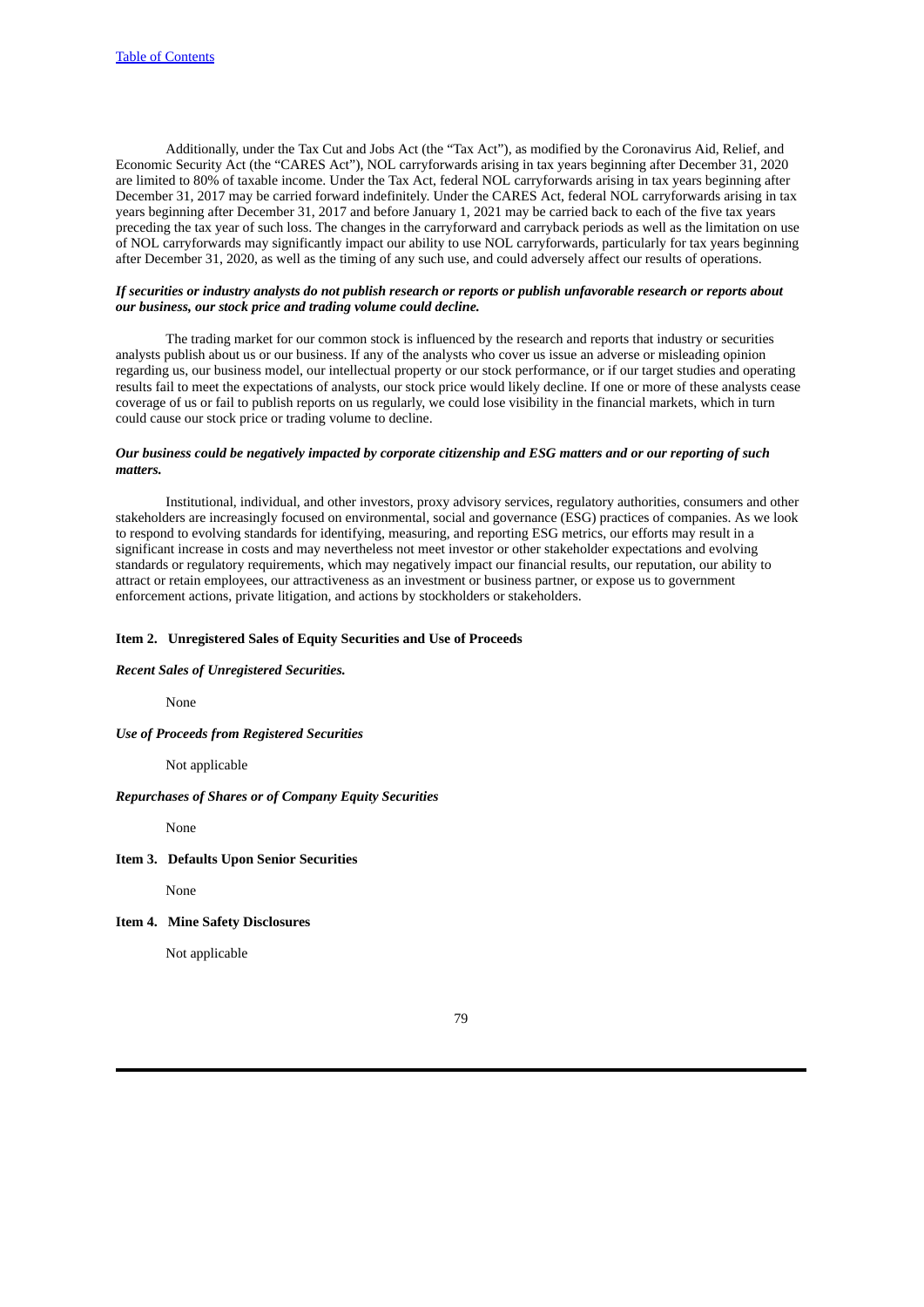Additionally, under the Tax Cut and Jobs Act (the "Tax Act"), as modified by the Coronavirus Aid, Relief, and Economic Security Act (the "CARES Act"), NOL carryforwards arising in tax years beginning after December 31, 2020 are limited to 80% of taxable income. Under the Tax Act, federal NOL carryforwards arising in tax years beginning after December 31, 2017 may be carried forward indefinitely. Under the CARES Act, federal NOL carryforwards arising in tax years beginning after December 31, 2017 and before January 1, 2021 may be carried back to each of the five tax years preceding the tax year of such loss. The changes in the carryforward and carryback periods as well as the limitation on use of NOL carryforwards may significantly impact our ability to use NOL carryforwards, particularly for tax years beginning after December 31, 2020, as well as the timing of any such use, and could adversely affect our results of operations.

***If securities or industry analysts do not publish research or reports or publish unfavorable research or reports about our business, our stock price and trading volume could decline.***

The trading market for our common stock is influenced by the research and reports that industry or securities analysts publish about us or our business. If any of the analysts who cover us issue an adverse or misleading opinion regarding us, our business model, our intellectual property or our stock performance, or if our target studies and operating results fail to meet the expectations of analysts, our stock price would likely decline. If one or more of these analysts cease coverage of us or fail to publish reports on us regularly, we could lose visibility in the financial markets, which in turn could cause our stock price or trading volume to decline.

***Our business could be negatively impacted by corporate citizenship and ESG matters and or our reporting of such matters.***

Institutional, individual, and other investors, proxy advisory services, regulatory authorities, consumers and other stakeholders are increasingly focused on environmental, social and governance (ESG) practices of companies. As we look to respond to evolving standards for identifying, measuring, and reporting ESG metrics, our efforts may result in a significant increase in costs and may nevertheless not meet investor or other stakeholder expectations and evolving standards or regulatory requirements, which may negatively impact our financial results, our reputation, our ability to attract or retain employees, our attractiveness as an investment or business partner, or expose us to government enforcement actions, private litigation, and actions by stockholders or stakeholders.

## Item 2. Unregistered Sales of Equity Securities and Use of Proceeds

***Recent Sales of Unregistered Securities.***

None

***Use of Proceeds from Registered Securities***

Not applicable

***Repurchases of Shares or of Company Equity Securities***

None

## Item 3. Defaults Upon Senior Securities

None

## Item 4. Mine Safety Disclosures

Not applicable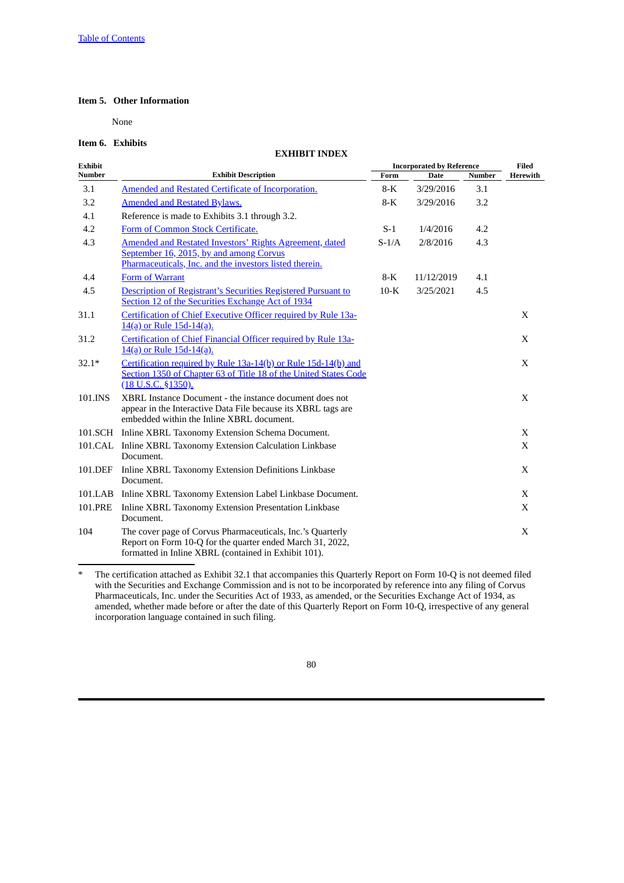[Table of Contents](#)

**Item 5. Other Information**

None

**Item 6. Exhibits**

**EXHIBIT INDEX**

| Exhibit Number | Exhibit Description | Incorporated by Reference | | | Filed Herewith |
|---|---|---|---|---|---|
| | | Form | Date | Number | |
| 3.1 | Amended and Restated Certificate of Incorporation. | 8-K | 3/29/2016 | 3.1 | |
| 3.2 | Amended and Restated Bylaws. | 8-K | 3/29/2016 | 3.2 | |
| 4.1 | Reference is made to Exhibits 3.1 through 3.2. | | | | |
| 4.2 | Form of Common Stock Certificate. | S-1 | 1/4/2016 | 4.2 | |
| 4.3 | Amended and Restated Investors' Rights Agreement, dated September 16, 2015, by and among Corvus Pharmaceuticals, Inc. and the investors listed therein. | S-1/A | 2/8/2016 | 4.3 | |
| 4.4 | Form of Warrant | 8-K | 11/12/2019 | 4.1 | |
| 4.5 | Description of Registrant's Securities Registered Pursuant to Section 12 of the Securities Exchange Act of 1934 | 10-K | 3/25/2021 | 4.5 | |
| 31.1 | Certification of Chief Executive Officer required by Rule 13a-14(a) or Rule 15d-14(a). | | | | X |
| 31.2 | Certification of Chief Financial Officer required by Rule 13a-14(a) or Rule 15d-14(a). | | | | X |
| 32.1* | Certification required by Rule 13a-14(b) or Rule 15d-14(b) and Section 1350 of Chapter 63 of Title 18 of the United States Code (18 U.S.C. §1350). | | | | X |
| 101.INS | XBRL Instance Document - the instance document does not appear in the Interactive Data File because its XBRL tags are embedded within the Inline XBRL document. | | | | X |
| 101.SCH | Inline XBRL Taxonomy Extension Schema Document. | | | | X |
| 101.CAL | Inline XBRL Taxonomy Extension Calculation Linkbase Document. | | | | X |
| 101.DEF | Inline XBRL Taxonomy Extension Definitions Linkbase Document. | | | | X |
| 101.LAB | Inline XBRL Taxonomy Extension Label Linkbase Document. | | | | X |
| 101.PRE | Inline XBRL Taxonomy Extension Presentation Linkbase Document. | | | | X |
| 104 | The cover page of Corvus Pharmaceuticals, Inc.'s Quarterly Report on Form 10-Q for the quarter ended March 31, 2022, formatted in Inline XBRL (contained in Exhibit 101). | | | | X |

\* The certification attached as Exhibit 32.1 that accompanies this Quarterly Report on Form 10-Q is not deemed filed with the Securities and Exchange Commission and is not to be incorporated by reference into any filing of Corvus Pharmaceuticals, Inc. under the Securities Act of 1933, as amended, or the Securities Exchange Act of 1934, as amended, whether made before or after the date of this Quarterly Report on Form 10-Q, irrespective of any general incorporation language contained in such filing.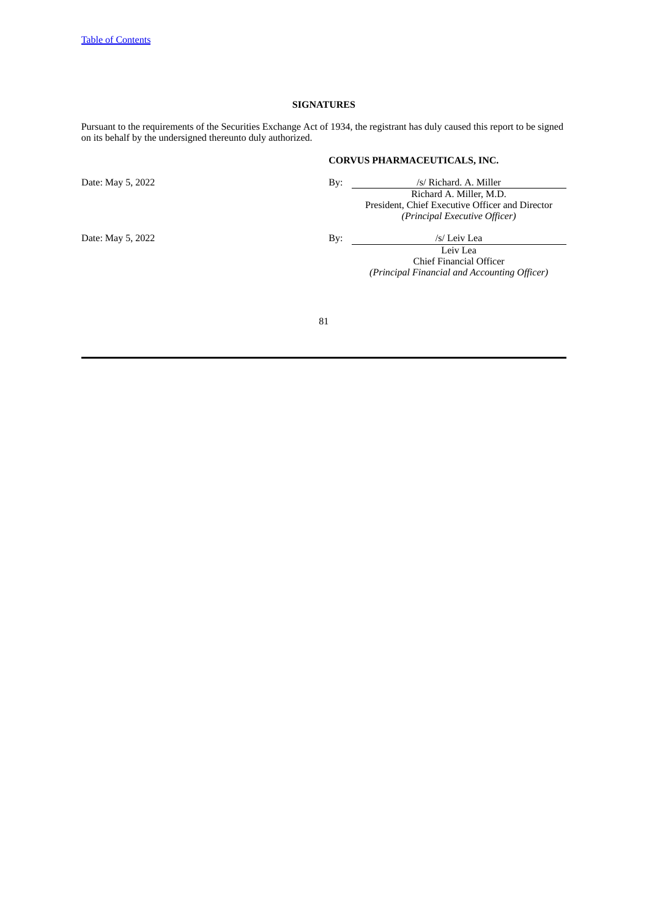## SIGNATURES

Pursuant to the requirements of the Securities Exchange Act of 1934, the registrant has duly caused this report to be signed on its behalf by the undersigned thereunto duly authorized.

**CORVUS PHARMACEUTICALS, INC.**

| | | |
|---|---|---|
| Date: May 5, 2022 | By: | /s/ Richard. A. Miller |
| | | Richard A. Miller, M.D. |
| | | President, Chief Executive Officer and Director |
| | | *(Principal Executive Officer)* |
| Date: May 5, 2022 | By: | /s/ Leiv Lea |
| | | Leiv Lea |
| | | Chief Financial Officer |
| | | *(Principal Financial and Accounting Officer)* |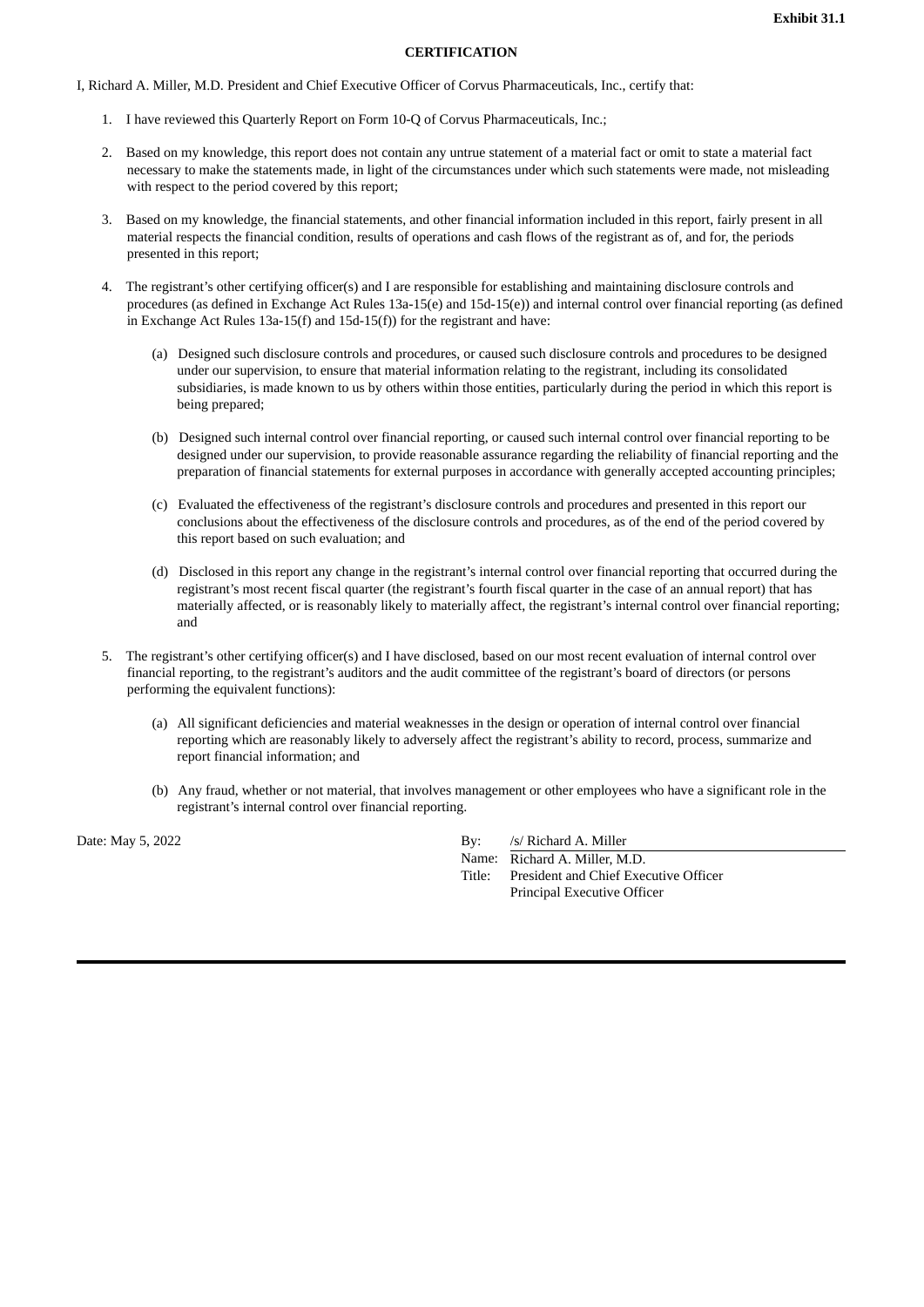**Exhibit 31.1**

**CERTIFICATION**

I, Richard A. Miller, M.D. President and Chief Executive Officer of Corvus Pharmaceuticals, Inc., certify that:

1. I have reviewed this Quarterly Report on Form 10-Q of Corvus Pharmaceuticals, Inc.;

2. Based on my knowledge, this report does not contain any untrue statement of a material fact or omit to state a material fact necessary to make the statements made, in light of the circumstances under which such statements were made, not misleading with respect to the period covered by this report;

3. Based on my knowledge, the financial statements, and other financial information included in this report, fairly present in all material respects the financial condition, results of operations and cash flows of the registrant as of, and for, the periods presented in this report;

4. The registrant's other certifying officer(s) and I are responsible for establishing and maintaining disclosure controls and procedures (as defined in Exchange Act Rules 13a-15(e) and 15d-15(e)) and internal control over financial reporting (as defined in Exchange Act Rules 13a-15(f) and 15d-15(f)) for the registrant and have:

   (a) Designed such disclosure controls and procedures, or caused such disclosure controls and procedures to be designed under our supervision, to ensure that material information relating to the registrant, including its consolidated subsidiaries, is made known to us by others within those entities, particularly during the period in which this report is being prepared;

   (b) Designed such internal control over financial reporting, or caused such internal control over financial reporting to be designed under our supervision, to provide reasonable assurance regarding the reliability of financial reporting and the preparation of financial statements for external purposes in accordance with generally accepted accounting principles;

   (c) Evaluated the effectiveness of the registrant's disclosure controls and procedures and presented in this report our conclusions about the effectiveness of the disclosure controls and procedures, as of the end of the period covered by this report based on such evaluation; and

   (d) Disclosed in this report any change in the registrant's internal control over financial reporting that occurred during the registrant's most recent fiscal quarter (the registrant's fourth fiscal quarter in the case of an annual report) that has materially affected, or is reasonably likely to materially affect, the registrant's internal control over financial reporting; and

5. The registrant's other certifying officer(s) and I have disclosed, based on our most recent evaluation of internal control over financial reporting, to the registrant's auditors and the audit committee of the registrant's board of directors (or persons performing the equivalent functions):

   (a) All significant deficiencies and material weaknesses in the design or operation of internal control over financial reporting which are reasonably likely to adversely affect the registrant's ability to record, process, summarize and report financial information; and

   (b) Any fraud, whether or not material, that involves management or other employees who have a significant role in the registrant's internal control over financial reporting.

Date: May 5, 2022

By: /s/ Richard A. Miller
Name: Richard A. Miller, M.D.
Title: President and Chief Executive Officer
Principal Executive Officer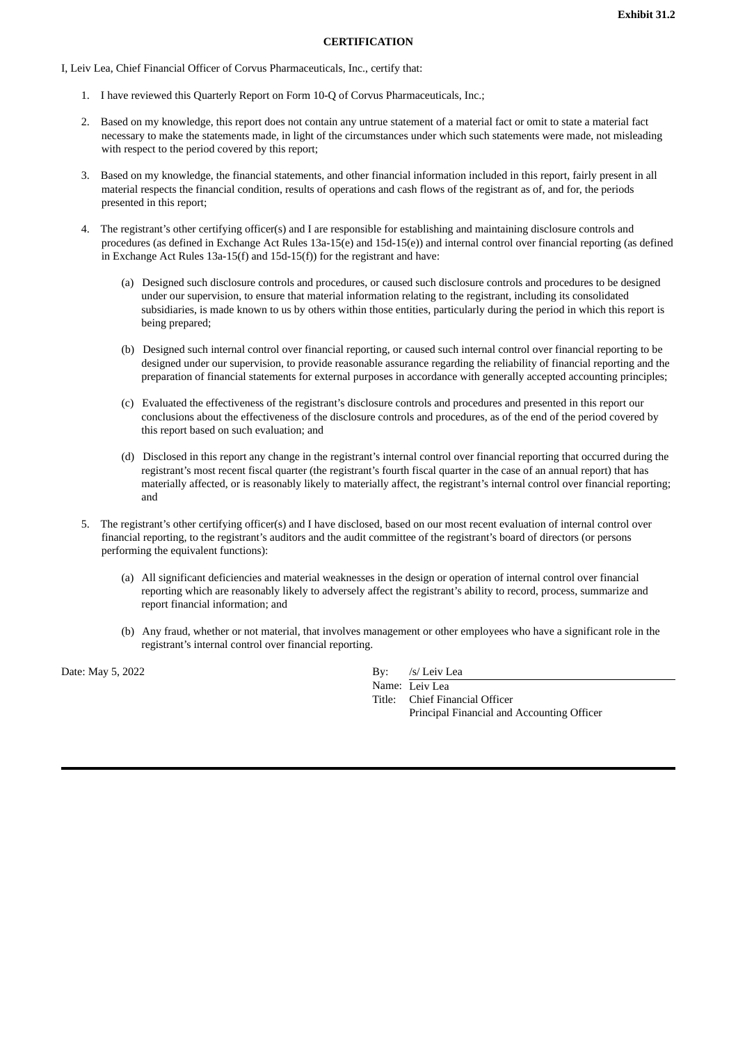**Exhibit 31.2**

**CERTIFICATION**

I, Leiv Lea, Chief Financial Officer of Corvus Pharmaceuticals, Inc., certify that:

1. I have reviewed this Quarterly Report on Form 10-Q of Corvus Pharmaceuticals, Inc.;

2. Based on my knowledge, this report does not contain any untrue statement of a material fact or omit to state a material fact necessary to make the statements made, in light of the circumstances under which such statements were made, not misleading with respect to the period covered by this report;

3. Based on my knowledge, the financial statements, and other financial information included in this report, fairly present in all material respects the financial condition, results of operations and cash flows of the registrant as of, and for, the periods presented in this report;

4. The registrant's other certifying officer(s) and I are responsible for establishing and maintaining disclosure controls and procedures (as defined in Exchange Act Rules 13a-15(e) and 15d-15(e)) and internal control over financial reporting (as defined in Exchange Act Rules 13a-15(f) and 15d-15(f)) for the registrant and have:

   (a) Designed such disclosure controls and procedures, or caused such disclosure controls and procedures to be designed under our supervision, to ensure that material information relating to the registrant, including its consolidated subsidiaries, is made known to us by others within those entities, particularly during the period in which this report is being prepared;

   (b) Designed such internal control over financial reporting, or caused such internal control over financial reporting to be designed under our supervision, to provide reasonable assurance regarding the reliability of financial reporting and the preparation of financial statements for external purposes in accordance with generally accepted accounting principles;

   (c) Evaluated the effectiveness of the registrant's disclosure controls and procedures and presented in this report our conclusions about the effectiveness of the disclosure controls and procedures, as of the end of the period covered by this report based on such evaluation; and

   (d) Disclosed in this report any change in the registrant's internal control over financial reporting that occurred during the registrant's most recent fiscal quarter (the registrant's fourth fiscal quarter in the case of an annual report) that has materially affected, or is reasonably likely to materially affect, the registrant's internal control over financial reporting; and

5. The registrant's other certifying officer(s) and I have disclosed, based on our most recent evaluation of internal control over financial reporting, to the registrant's auditors and the audit committee of the registrant's board of directors (or persons performing the equivalent functions):

   (a) All significant deficiencies and material weaknesses in the design or operation of internal control over financial reporting which are reasonably likely to adversely affect the registrant's ability to record, process, summarize and report financial information; and

   (b) Any fraud, whether or not material, that involves management or other employees who have a significant role in the registrant's internal control over financial reporting.

Date: May 5, 2022

By: /s/ Leiv Lea
Name: Leiv Lea
Title: Chief Financial Officer
Principal Financial and Accounting Officer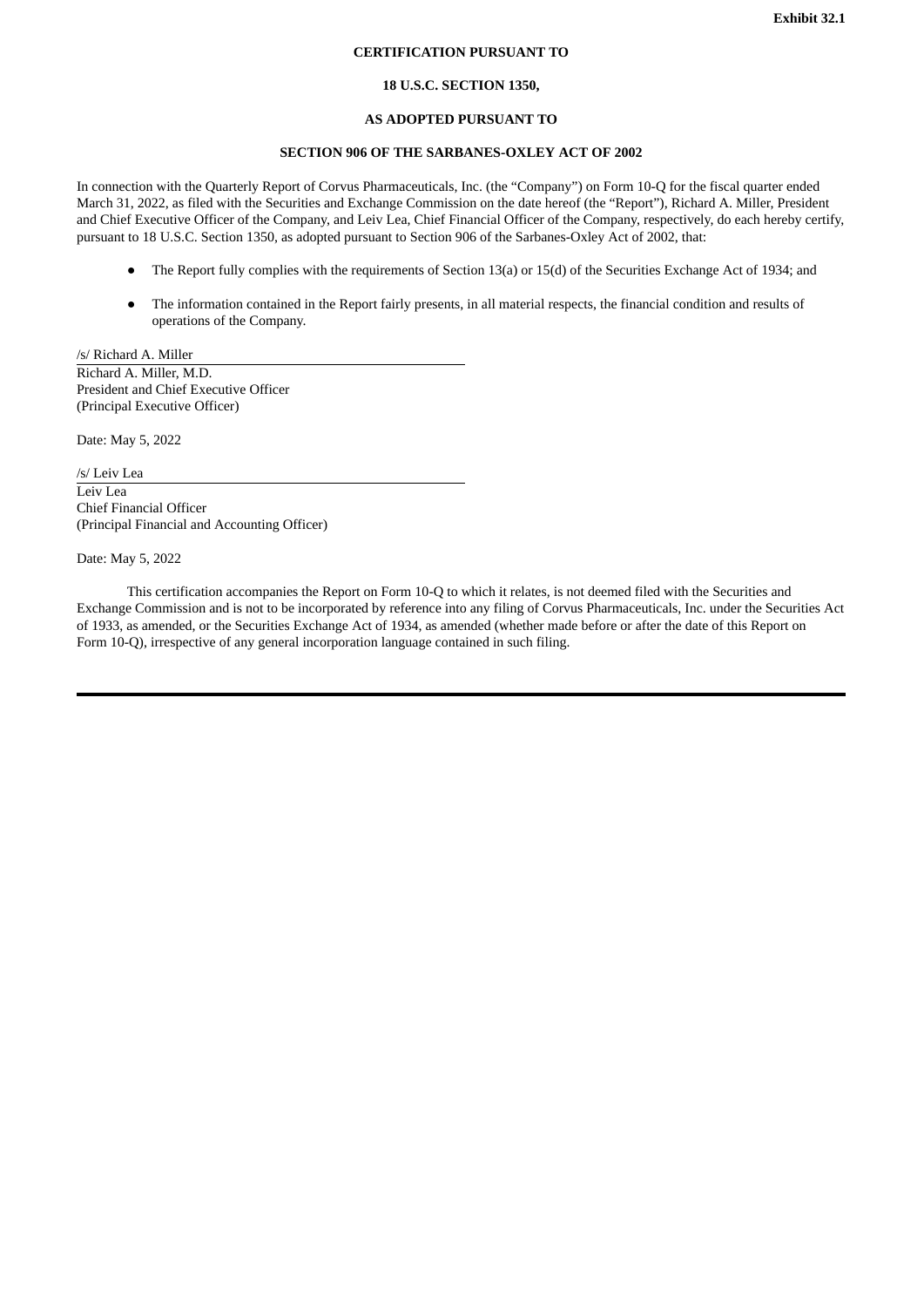**Exhibit 32.1**

**CERTIFICATION PURSUANT TO**

**18 U.S.C. SECTION 1350,**

**AS ADOPTED PURSUANT TO**

**SECTION 906 OF THE SARBANES-OXLEY ACT OF 2002**

In connection with the Quarterly Report of Corvus Pharmaceuticals, Inc. (the "Company") on Form 10-Q for the fiscal quarter ended March 31, 2022, as filed with the Securities and Exchange Commission on the date hereof (the "Report"), Richard A. Miller, President and Chief Executive Officer of the Company, and Leiv Lea, Chief Financial Officer of the Company, respectively, do each hereby certify, pursuant to 18 U.S.C. Section 1350, as adopted pursuant to Section 906 of the Sarbanes-Oxley Act of 2002, that:

- The Report fully complies with the requirements of Section 13(a) or 15(d) of the Securities Exchange Act of 1934; and
- The information contained in the Report fairly presents, in all material respects, the financial condition and results of operations of the Company.

/s/ Richard A. Miller

Richard A. Miller, M.D.
President and Chief Executive Officer
(Principal Executive Officer)

Date: May 5, 2022

/s/ Leiv Lea

Leiv Lea
Chief Financial Officer
(Principal Financial and Accounting Officer)

Date: May 5, 2022

This certification accompanies the Report on Form 10-Q to which it relates, is not deemed filed with the Securities and Exchange Commission and is not to be incorporated by reference into any filing of Corvus Pharmaceuticals, Inc. under the Securities Act of 1933, as amended, or the Securities Exchange Act of 1934, as amended (whether made before or after the date of this Report on Form 10-Q), irrespective of any general incorporation language contained in such filing.